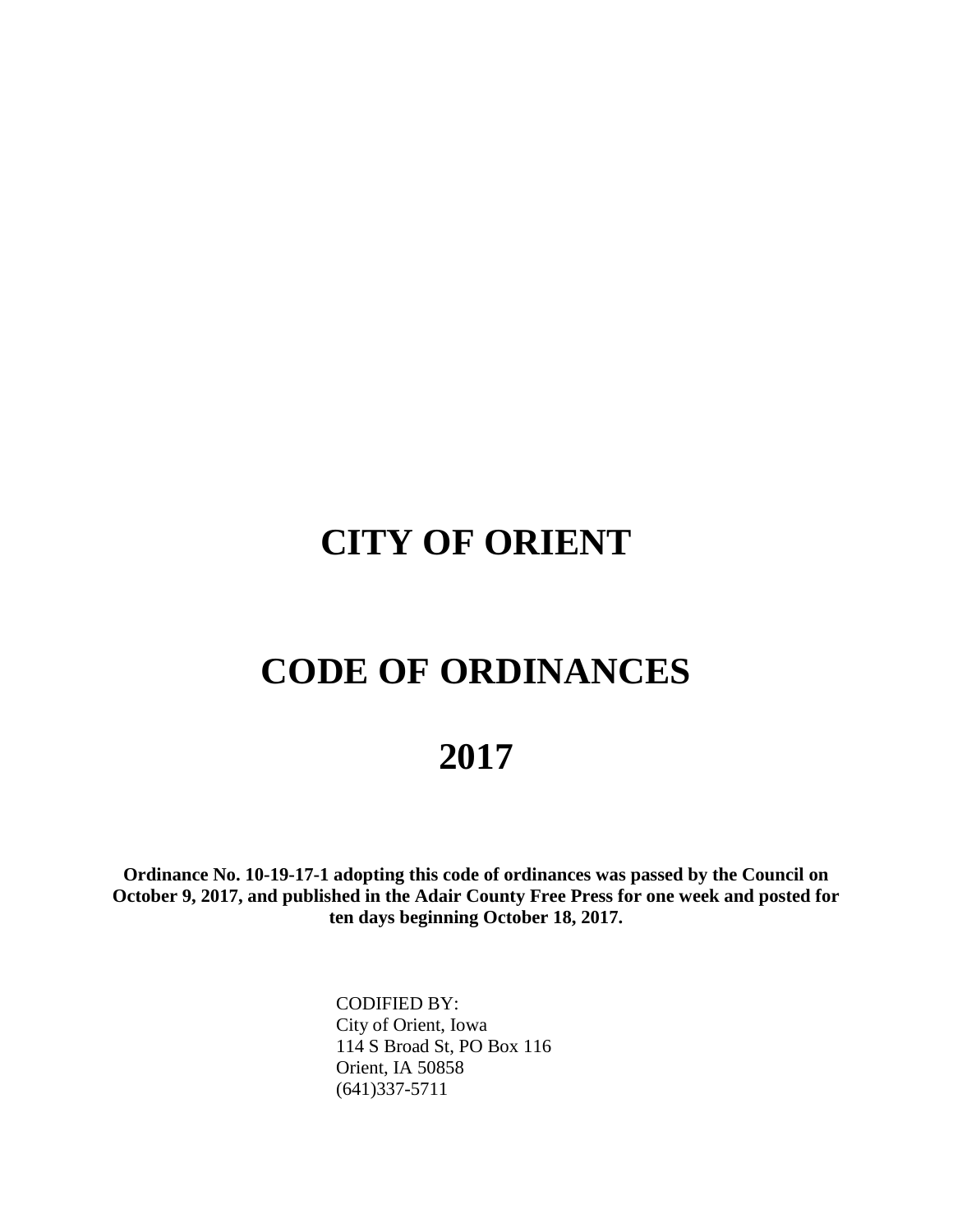# CITY OF ORIENT

# CODE OF ORDINANCES

# 2017

**Ordinance No. 10-19-17-1 adopting this code of ordinances was passed by the Council on October 9, 2017, and published in the Adair County Free Press for one week and posted for ten days beginning October 18, 2017.**

CODIFIED BY:
City of Orient, Iowa
114 S Broad St, PO Box 116
Orient, IA 50858
(641)337-5711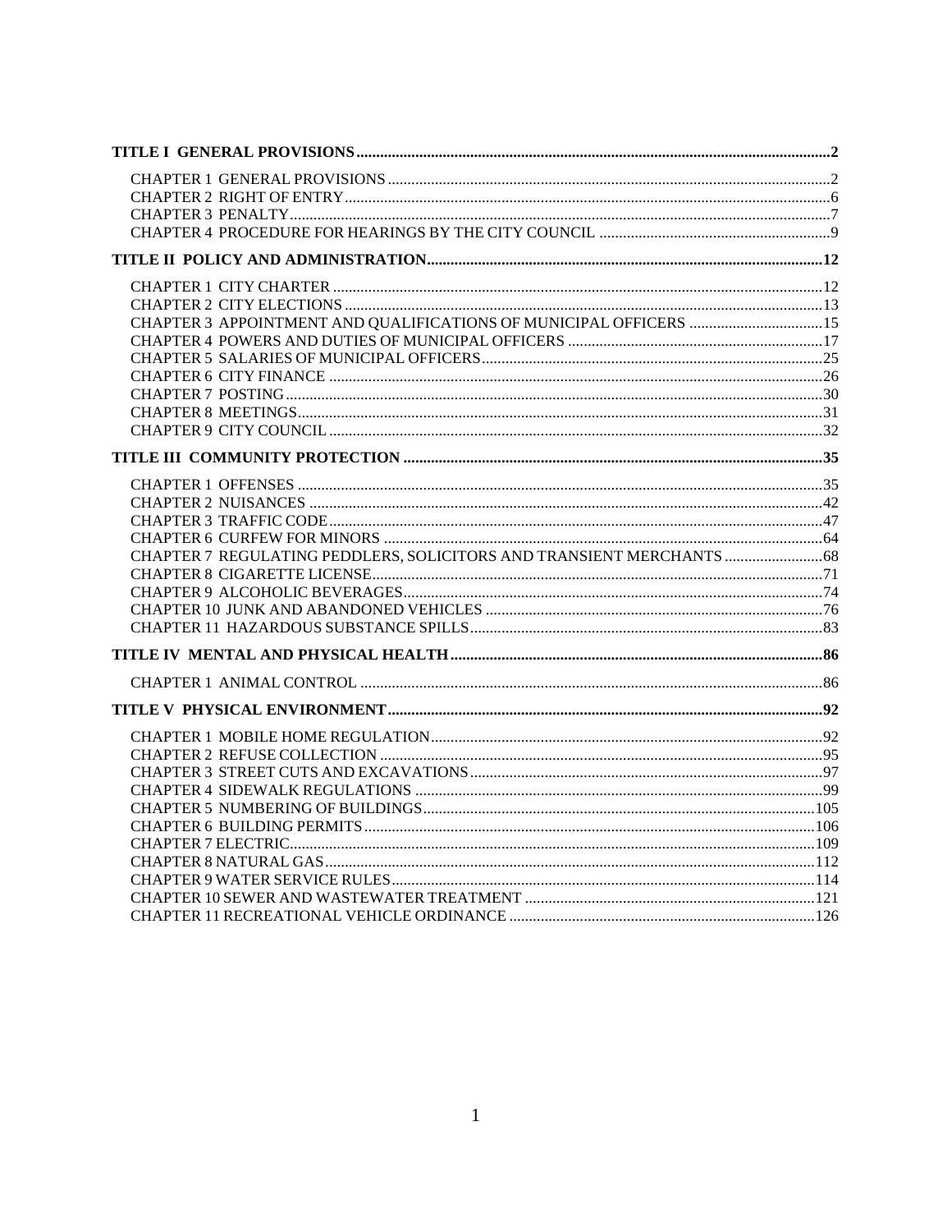**TITLE I GENERAL PROVISIONS** ..... **2**

CHAPTER 1 GENERAL PROVISIONS ..... 2
CHAPTER 2 RIGHT OF ENTRY ..... 6
CHAPTER 3 PENALTY ..... 7
CHAPTER 4 PROCEDURE FOR HEARINGS BY THE CITY COUNCIL ..... 9

**TITLE II POLICY AND ADMINISTRATION** ..... **12**

CHAPTER 1 CITY CHARTER ..... 12
CHAPTER 2 CITY ELECTIONS ..... 13
CHAPTER 3 APPOINTMENT AND QUALIFICATIONS OF MUNICIPAL OFFICERS ..... 15
CHAPTER 4 POWERS AND DUTIES OF MUNICIPAL OFFICERS ..... 17
CHAPTER 5 SALARIES OF MUNICIPAL OFFICERS ..... 25
CHAPTER 6 CITY FINANCE ..... 26
CHAPTER 7 POSTING ..... 30
CHAPTER 8 MEETINGS ..... 31
CHAPTER 9 CITY COUNCIL ..... 32

**TITLE III COMMUNITY PROTECTION** ..... **35**

CHAPTER 1 OFFENSES ..... 35
CHAPTER 2 NUISANCES ..... 42
CHAPTER 3 TRAFFIC CODE ..... 47
CHAPTER 6 CURFEW FOR MINORS ..... 64
CHAPTER 7 REGULATING PEDDLERS, SOLICITORS AND TRANSIENT MERCHANTS ..... 68
CHAPTER 8 CIGARETTE LICENSE ..... 71
CHAPTER 9 ALCOHOLIC BEVERAGES ..... 74
CHAPTER 10 JUNK AND ABANDONED VEHICLES ..... 76
CHAPTER 11 HAZARDOUS SUBSTANCE SPILLS ..... 83

**TITLE IV MENTAL AND PHYSICAL HEALTH** ..... **86**

CHAPTER 1 ANIMAL CONTROL ..... 86

**TITLE V PHYSICAL ENVIRONMENT** ..... **92**

CHAPTER 1 MOBILE HOME REGULATION ..... 92
CHAPTER 2 REFUSE COLLECTION ..... 95
CHAPTER 3 STREET CUTS AND EXCAVATIONS ..... 97
CHAPTER 4 SIDEWALK REGULATIONS ..... 99
CHAPTER 5 NUMBERING OF BUILDINGS ..... 105
CHAPTER 6 BUILDING PERMITS ..... 106
CHAPTER 7 ELECTRIC ..... 109
CHAPTER 8 NATURAL GAS ..... 112
CHAPTER 9 WATER SERVICE RULES ..... 114
CHAPTER 10 SEWER AND WASTEWATER TREATMENT ..... 121
CHAPTER 11 RECREATIONAL VEHICLE ORDINANCE ..... 126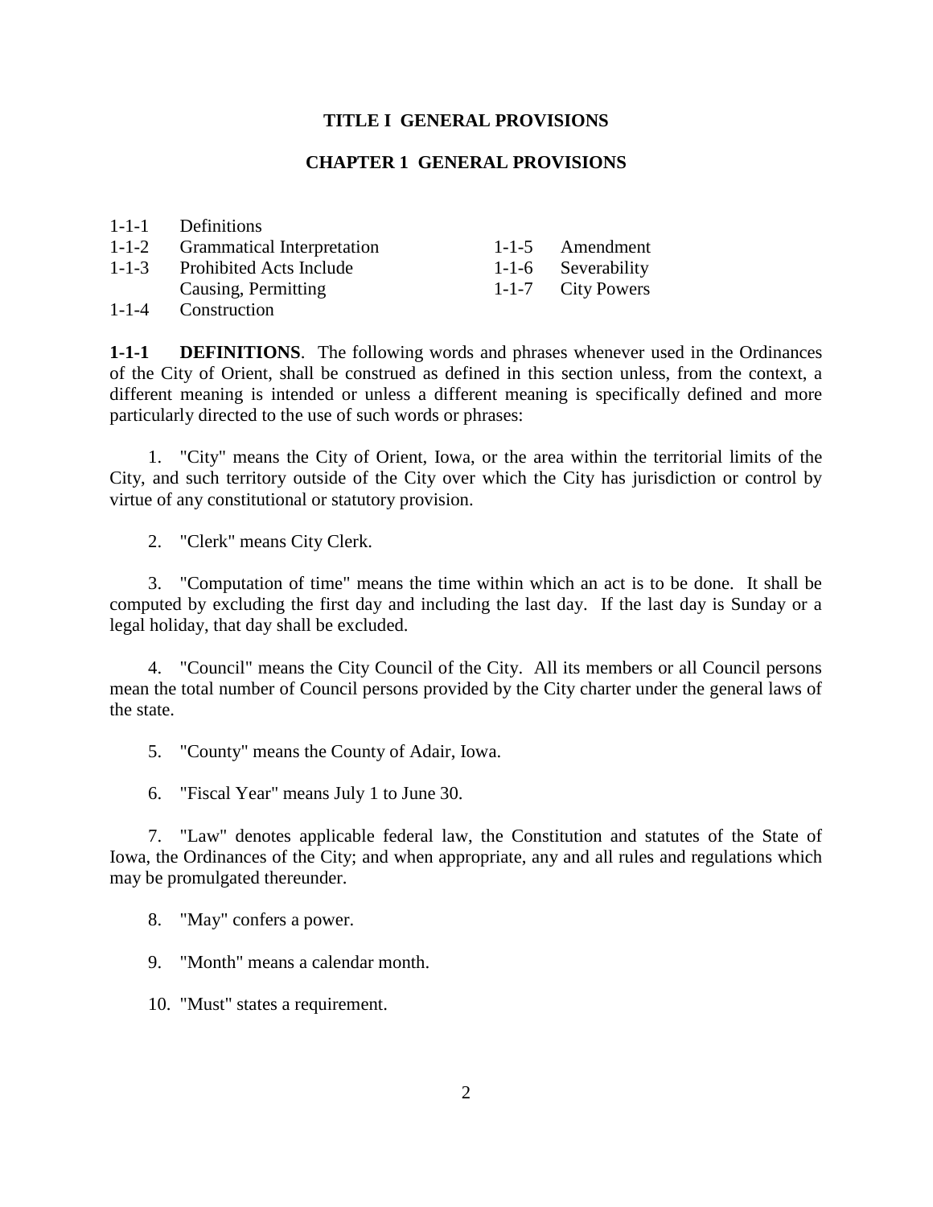# TITLE I GENERAL PROVISIONS

## CHAPTER 1 GENERAL PROVISIONS

| | | | |
|---|---|---|---|
| 1-1-1 | Definitions | | |
| 1-1-2 | Grammatical Interpretation | 1-1-5 | Amendment |
| 1-1-3 | Prohibited Acts Include Causing, Permitting | 1-1-6 | Severability |
| | | 1-1-7 | City Powers |
| 1-1-4 | Construction | | |

**1-1-1 DEFINITIONS**. The following words and phrases whenever used in the Ordinances of the City of Orient, shall be construed as defined in this section unless, from the context, a different meaning is intended or unless a different meaning is specifically defined and more particularly directed to the use of such words or phrases:

1. "City" means the City of Orient, Iowa, or the area within the territorial limits of the City, and such territory outside of the City over which the City has jurisdiction or control by virtue of any constitutional or statutory provision.

2. "Clerk" means City Clerk.

3. "Computation of time" means the time within which an act is to be done. It shall be computed by excluding the first day and including the last day. If the last day is Sunday or a legal holiday, that day shall be excluded.

4. "Council" means the City Council of the City. All its members or all Council persons mean the total number of Council persons provided by the City charter under the general laws of the state.

5. "County" means the County of Adair, Iowa.

6. "Fiscal Year" means July 1 to June 30.

7. "Law" denotes applicable federal law, the Constitution and statutes of the State of Iowa, the Ordinances of the City; and when appropriate, any and all rules and regulations which may be promulgated thereunder.

8. "May" confers a power.

9. "Month" means a calendar month.

10. "Must" states a requirement.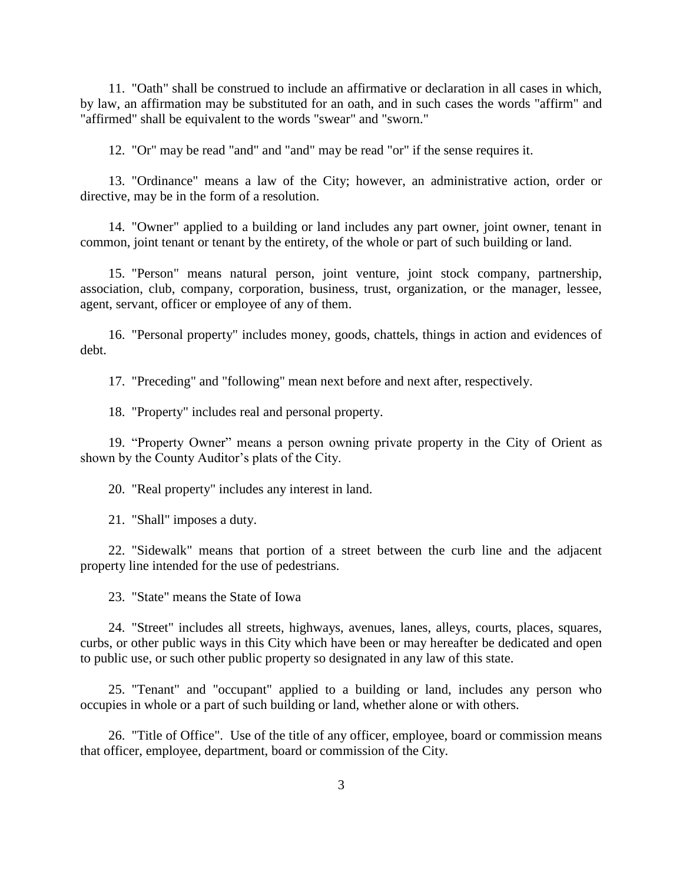11. "Oath" shall be construed to include an affirmative or declaration in all cases in which, by law, an affirmation may be substituted for an oath, and in such cases the words "affirm" and "affirmed" shall be equivalent to the words "swear" and "sworn."

12. "Or" may be read "and" and "and" may be read "or" if the sense requires it.

13. "Ordinance" means a law of the City; however, an administrative action, order or directive, may be in the form of a resolution.

14. "Owner" applied to a building or land includes any part owner, joint owner, tenant in common, joint tenant or tenant by the entirety, of the whole or part of such building or land.

15. "Person" means natural person, joint venture, joint stock company, partnership, association, club, company, corporation, business, trust, organization, or the manager, lessee, agent, servant, officer or employee of any of them.

16. "Personal property" includes money, goods, chattels, things in action and evidences of debt.

17. "Preceding" and "following" mean next before and next after, respectively.

18. "Property" includes real and personal property.

19. "Property Owner" means a person owning private property in the City of Orient as shown by the County Auditor's plats of the City.

20. "Real property" includes any interest in land.

21. "Shall" imposes a duty.

22. "Sidewalk" means that portion of a street between the curb line and the adjacent property line intended for the use of pedestrians.

23. "State" means the State of Iowa

24. "Street" includes all streets, highways, avenues, lanes, alleys, courts, places, squares, curbs, or other public ways in this City which have been or may hereafter be dedicated and open to public use, or such other public property so designated in any law of this state.

25. "Tenant" and "occupant" applied to a building or land, includes any person who occupies in whole or a part of such building or land, whether alone or with others.

26. "Title of Office". Use of the title of any officer, employee, board or commission means that officer, employee, department, board or commission of the City.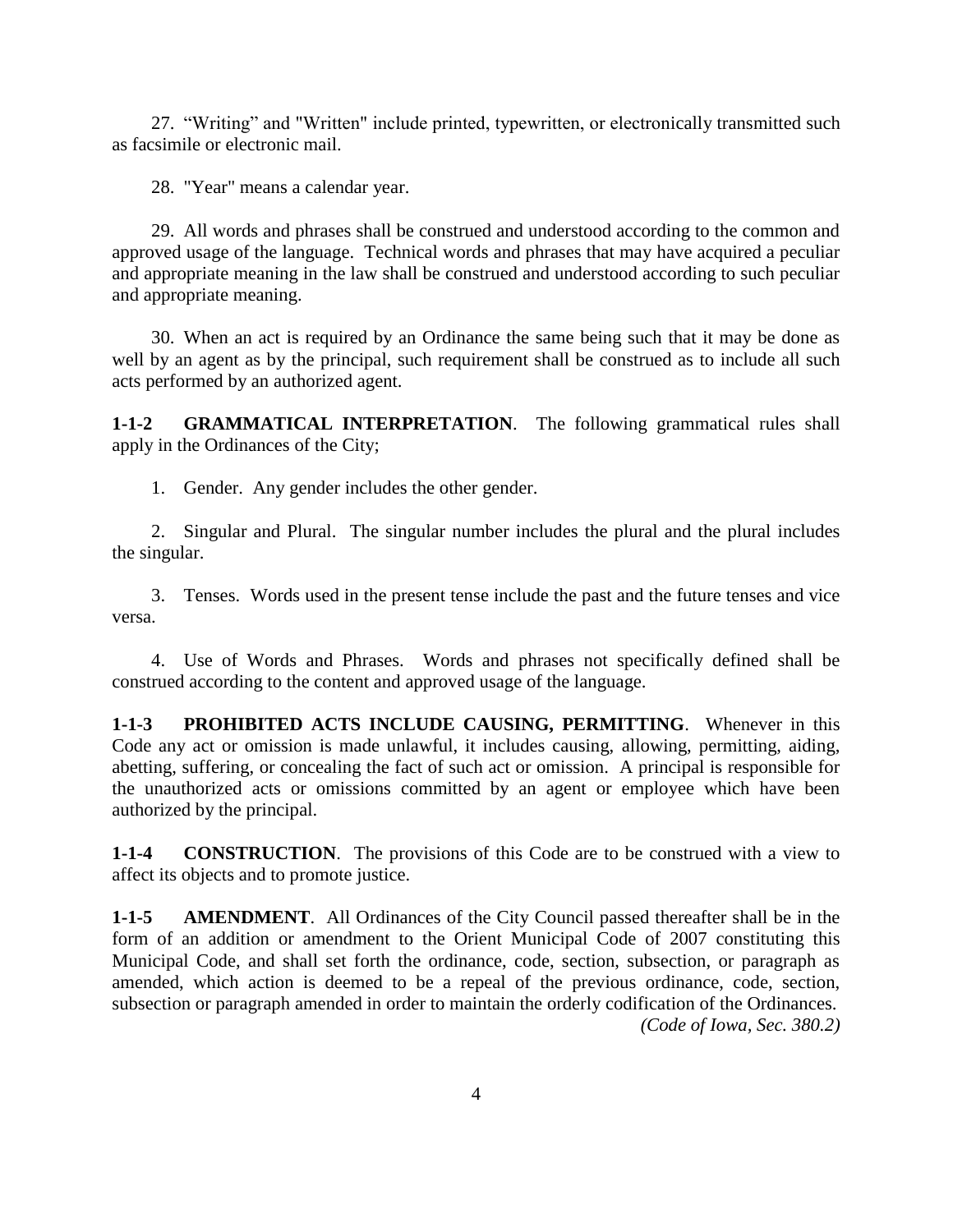27. "Writing" and "Written" include printed, typewritten, or electronically transmitted such as facsimile or electronic mail.

28. "Year" means a calendar year.

29. All words and phrases shall be construed and understood according to the common and approved usage of the language. Technical words and phrases that may have acquired a peculiar and appropriate meaning in the law shall be construed and understood according to such peculiar and appropriate meaning.

30. When an act is required by an Ordinance the same being such that it may be done as well by an agent as by the principal, such requirement shall be construed as to include all such acts performed by an authorized agent.

**1-1-2 GRAMMATICAL INTERPRETATION**. The following grammatical rules shall apply in the Ordinances of the City;

1. Gender. Any gender includes the other gender.

2. Singular and Plural. The singular number includes the plural and the plural includes the singular.

3. Tenses. Words used in the present tense include the past and the future tenses and vice versa.

4. Use of Words and Phrases. Words and phrases not specifically defined shall be construed according to the content and approved usage of the language.

**1-1-3 PROHIBITED ACTS INCLUDE CAUSING, PERMITTING**. Whenever in this Code any act or omission is made unlawful, it includes causing, allowing, permitting, aiding, abetting, suffering, or concealing the fact of such act or omission. A principal is responsible for the unauthorized acts or omissions committed by an agent or employee which have been authorized by the principal.

**1-1-4 CONSTRUCTION**. The provisions of this Code are to be construed with a view to affect its objects and to promote justice.

**1-1-5 AMENDMENT**. All Ordinances of the City Council passed thereafter shall be in the form of an addition or amendment to the Orient Municipal Code of 2007 constituting this Municipal Code, and shall set forth the ordinance, code, section, subsection, or paragraph as amended, which action is deemed to be a repeal of the previous ordinance, code, section, subsection or paragraph amended in order to maintain the orderly codification of the Ordinances.

*(Code of Iowa, Sec. 380.2)*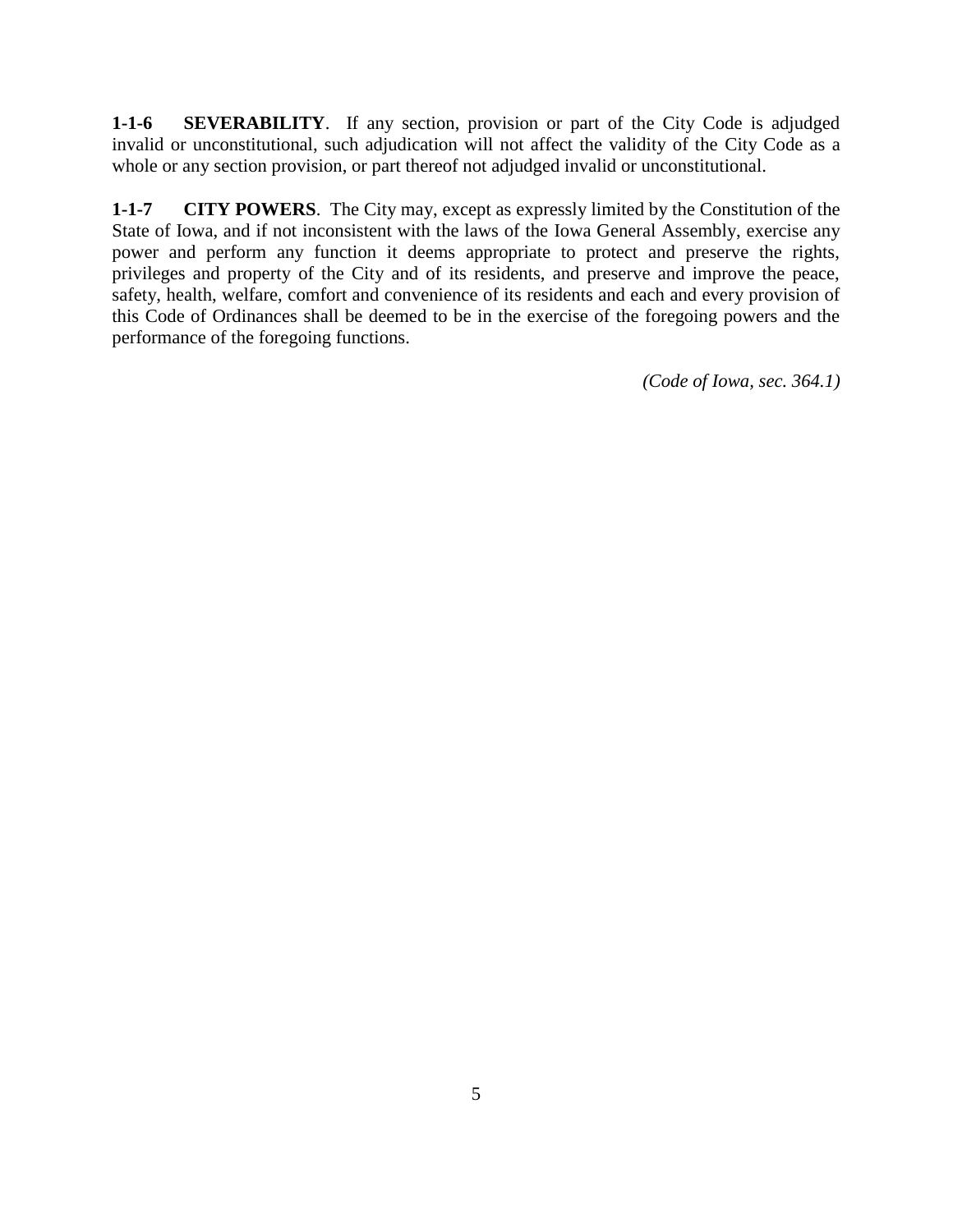**1-1-6 SEVERABILITY**. If any section, provision or part of the City Code is adjudged invalid or unconstitutional, such adjudication will not affect the validity of the City Code as a whole or any section provision, or part thereof not adjudged invalid or unconstitutional.

**1-1-7 CITY POWERS**. The City may, except as expressly limited by the Constitution of the State of Iowa, and if not inconsistent with the laws of the Iowa General Assembly, exercise any power and perform any function it deems appropriate to protect and preserve the rights, privileges and property of the City and of its residents, and preserve and improve the peace, safety, health, welfare, comfort and convenience of its residents and each and every provision of this Code of Ordinances shall be deemed to be in the exercise of the foregoing powers and the performance of the foregoing functions.

*(Code of Iowa, sec. 364.1)*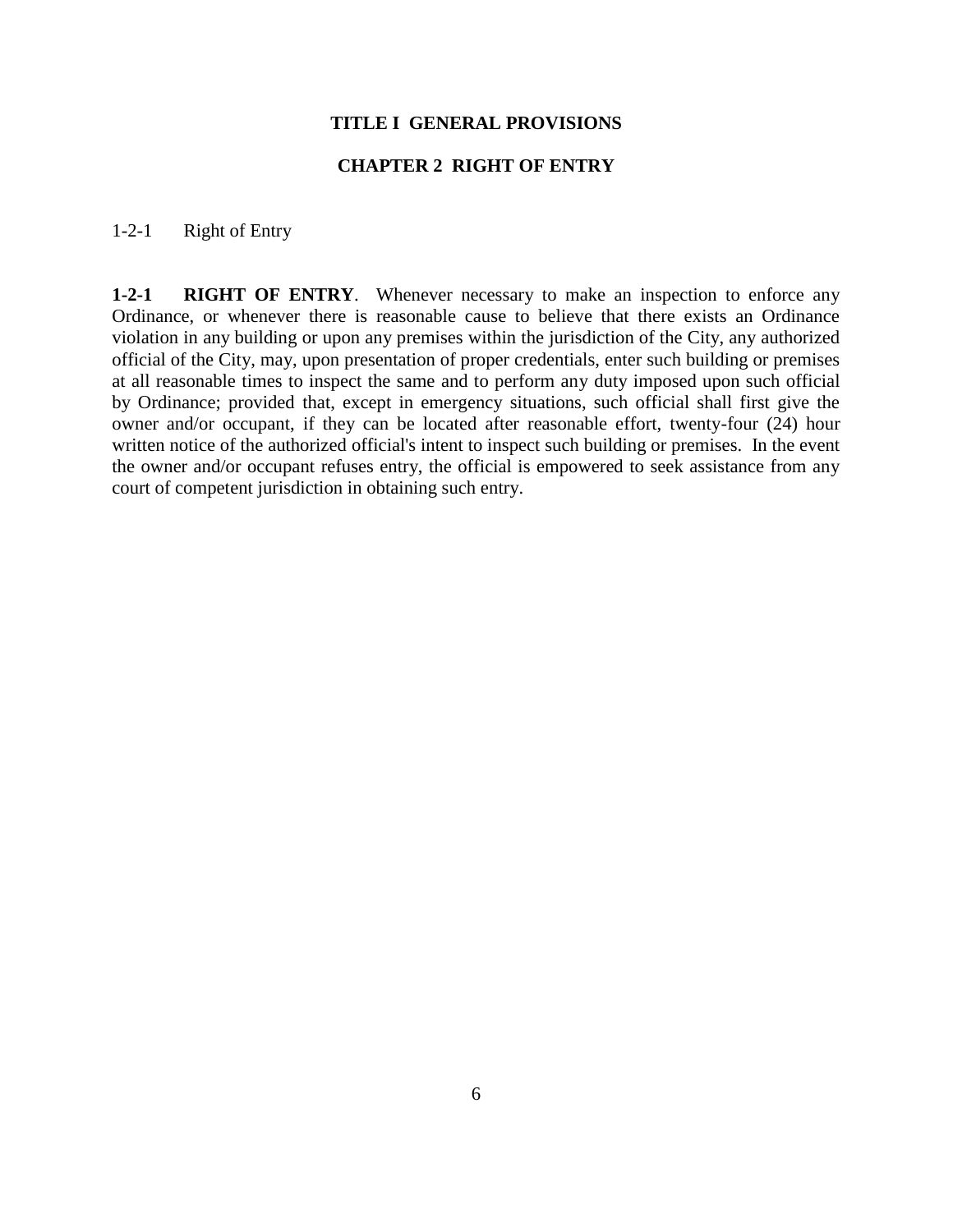# TITLE I GENERAL PROVISIONS

## CHAPTER 2 RIGHT OF ENTRY

1-2-1 Right of Entry

**1-2-1 RIGHT OF ENTRY**. Whenever necessary to make an inspection to enforce any Ordinance, or whenever there is reasonable cause to believe that there exists an Ordinance violation in any building or upon any premises within the jurisdiction of the City, any authorized official of the City, may, upon presentation of proper credentials, enter such building or premises at all reasonable times to inspect the same and to perform any duty imposed upon such official by Ordinance; provided that, except in emergency situations, such official shall first give the owner and/or occupant, if they can be located after reasonable effort, twenty-four (24) hour written notice of the authorized official's intent to inspect such building or premises. In the event the owner and/or occupant refuses entry, the official is empowered to seek assistance from any court of competent jurisdiction in obtaining such entry.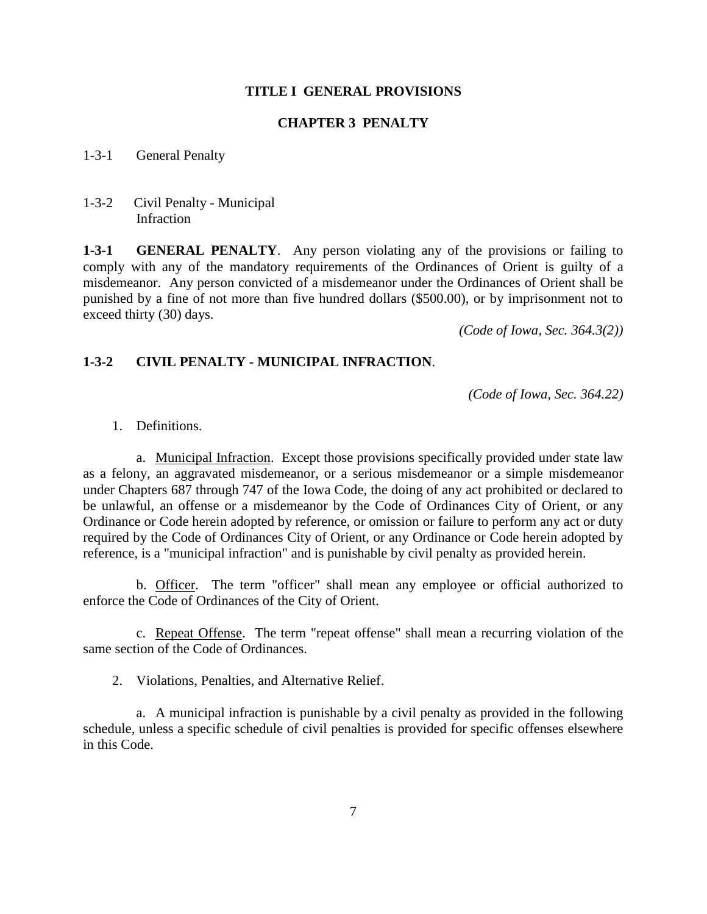# TITLE I GENERAL PROVISIONS

## CHAPTER 3 PENALTY

1-3-1 General Penalty

1-3-2 Civil Penalty - Municipal Infraction

**1-3-1 GENERAL PENALTY**. Any person violating any of the provisions or failing to comply with any of the mandatory requirements of the Ordinances of Orient is guilty of a misdemeanor. Any person convicted of a misdemeanor under the Ordinances of Orient shall be punished by a fine of not more than five hundred dollars ($500.00), or by imprisonment not to exceed thirty (30) days.

*(Code of Iowa, Sec. 364.3(2))*

**1-3-2 CIVIL PENALTY - MUNICIPAL INFRACTION**.

*(Code of Iowa, Sec. 364.22)*

1. Definitions.

a. Municipal Infraction. Except those provisions specifically provided under state law as a felony, an aggravated misdemeanor, or a serious misdemeanor or a simple misdemeanor under Chapters 687 through 747 of the Iowa Code, the doing of any act prohibited or declared to be unlawful, an offense or a misdemeanor by the Code of Ordinances City of Orient, or any Ordinance or Code herein adopted by reference, or omission or failure to perform any act or duty required by the Code of Ordinances City of Orient, or any Ordinance or Code herein adopted by reference, is a "municipal infraction" and is punishable by civil penalty as provided herein.

b. Officer. The term "officer" shall mean any employee or official authorized to enforce the Code of Ordinances of the City of Orient.

c. Repeat Offense. The term "repeat offense" shall mean a recurring violation of the same section of the Code of Ordinances.

2. Violations, Penalties, and Alternative Relief.

a. A municipal infraction is punishable by a civil penalty as provided in the following schedule, unless a specific schedule of civil penalties is provided for specific offenses elsewhere in this Code.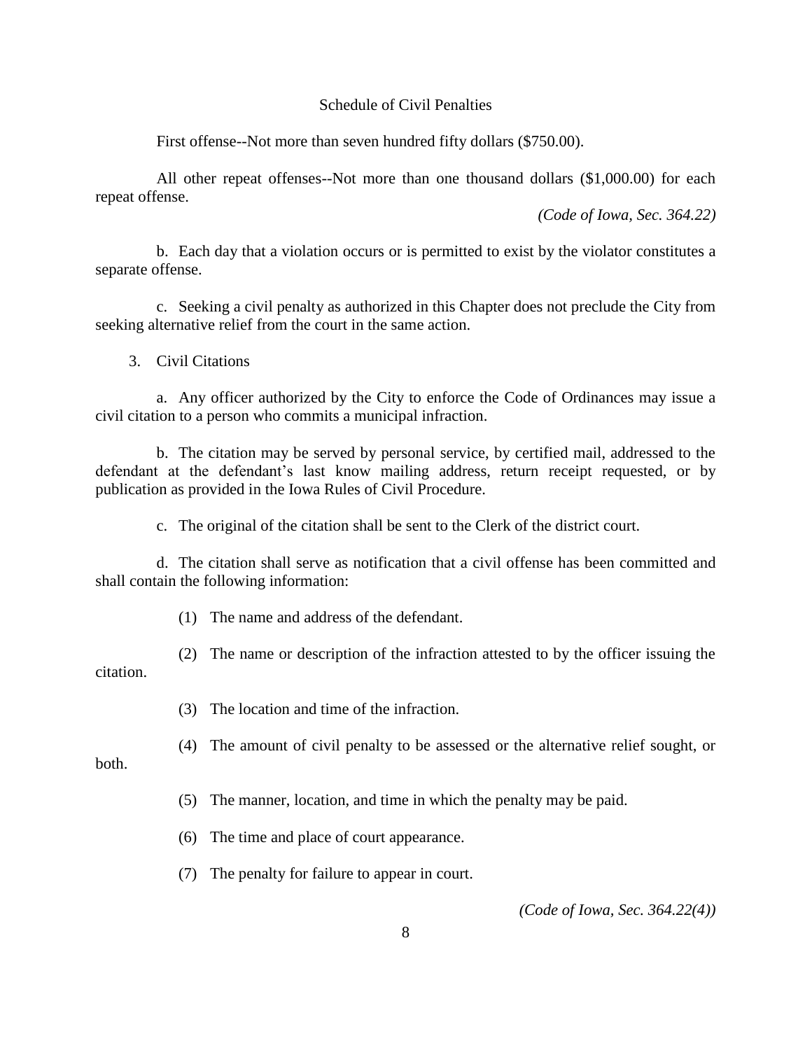Schedule of Civil Penalties

First offense--Not more than seven hundred fifty dollars ($750.00).

All other repeat offenses--Not more than one thousand dollars ($1,000.00) for each repeat offense.

*(Code of Iowa, Sec. 364.22)*

b. Each day that a violation occurs or is permitted to exist by the violator constitutes a separate offense.

c. Seeking a civil penalty as authorized in this Chapter does not preclude the City from seeking alternative relief from the court in the same action.

3. Civil Citations

a. Any officer authorized by the City to enforce the Code of Ordinances may issue a civil citation to a person who commits a municipal infraction.

b. The citation may be served by personal service, by certified mail, addressed to the defendant at the defendant's last know mailing address, return receipt requested, or by publication as provided in the Iowa Rules of Civil Procedure.

c. The original of the citation shall be sent to the Clerk of the district court.

d. The citation shall serve as notification that a civil offense has been committed and shall contain the following information:

(1) The name and address of the defendant.

(2) The name or description of the infraction attested to by the officer issuing the citation.

(3) The location and time of the infraction.

(4) The amount of civil penalty to be assessed or the alternative relief sought, or both.

(5) The manner, location, and time in which the penalty may be paid.

(6) The time and place of court appearance.

(7) The penalty for failure to appear in court.

*(Code of Iowa, Sec. 364.22(4))*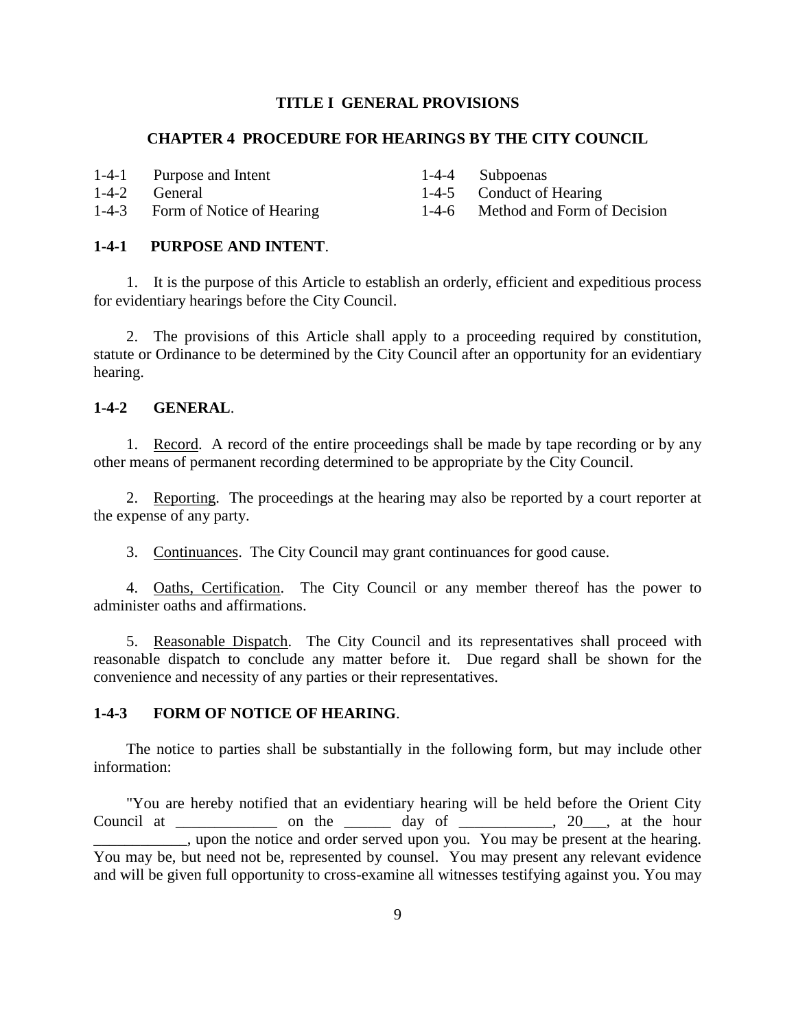## TITLE I GENERAL PROVISIONS

### CHAPTER 4 PROCEDURE FOR HEARINGS BY THE CITY COUNCIL

1-4-1 Purpose and Intent
1-4-2 General
1-4-3 Form of Notice of Hearing
1-4-4 Subpoenas
1-4-5 Conduct of Hearing
1-4-6 Method and Form of Decision

**1-4-1 PURPOSE AND INTENT**.

1. It is the purpose of this Article to establish an orderly, efficient and expeditious process for evidentiary hearings before the City Council.

2. The provisions of this Article shall apply to a proceeding required by constitution, statute or Ordinance to be determined by the City Council after an opportunity for an evidentiary hearing.

**1-4-2 GENERAL**.

1. Record. A record of the entire proceedings shall be made by tape recording or by any other means of permanent recording determined to be appropriate by the City Council.

2. Reporting. The proceedings at the hearing may also be reported by a court reporter at the expense of any party.

3. Continuances. The City Council may grant continuances for good cause.

4. Oaths, Certification. The City Council or any member thereof has the power to administer oaths and affirmations.

5. Reasonable Dispatch. The City Council and its representatives shall proceed with reasonable dispatch to conclude any matter before it. Due regard shall be shown for the convenience and necessity of any parties or their representatives.

**1-4-3 FORM OF NOTICE OF HEARING**.

The notice to parties shall be substantially in the following form, but may include other information:

"You are hereby notified that an evidentiary hearing will be held before the Orient City Council at _____________ on the ______ day of ____________, 20___, at the hour ____________, upon the notice and order served upon you. You may be present at the hearing. You may be, but need not be, represented by counsel. You may present any relevant evidence and will be given full opportunity to cross-examine all witnesses testifying against you. You may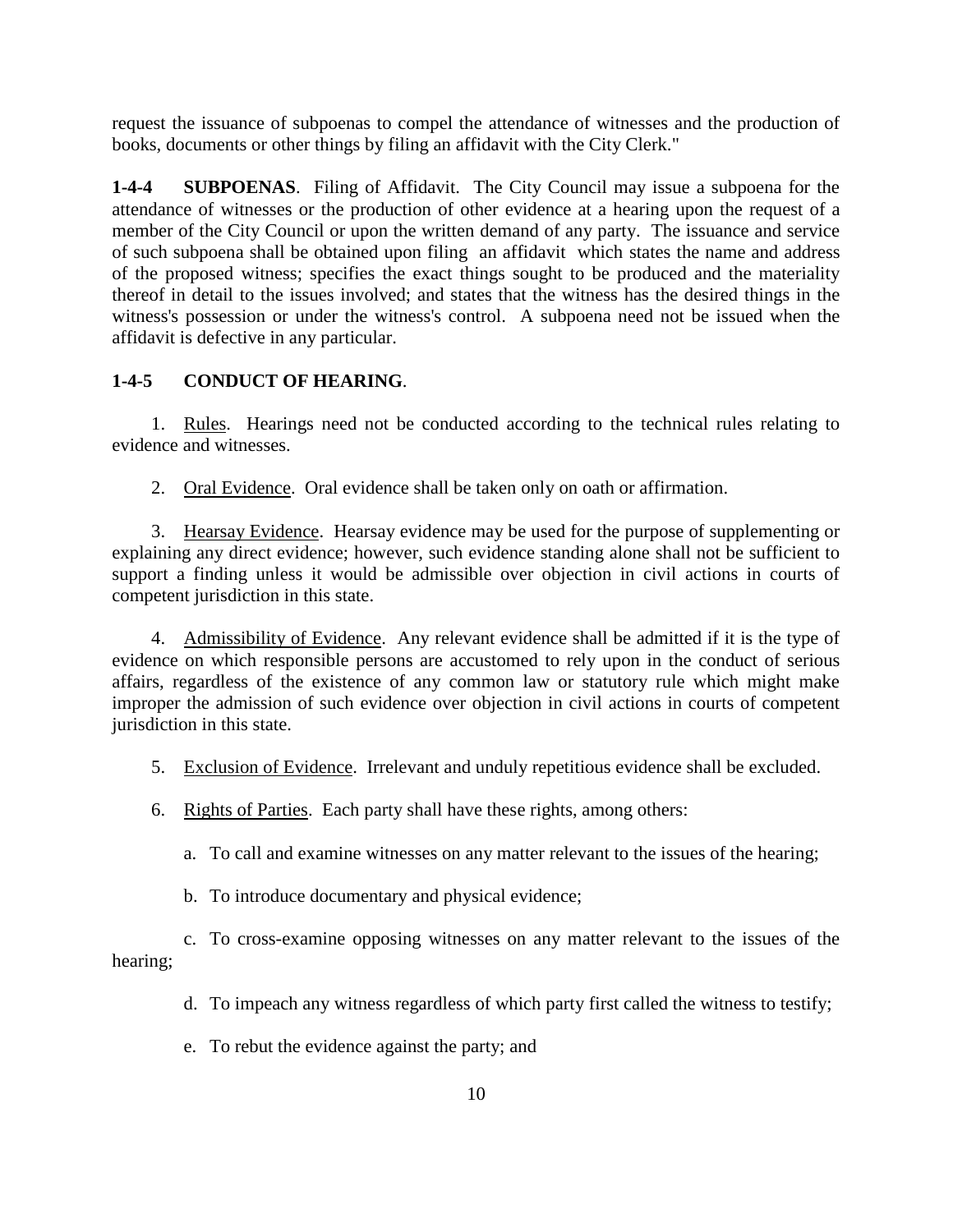request the issuance of subpoenas to compel the attendance of witnesses and the production of books, documents or other things by filing an affidavit with the City Clerk."

**1-4-4 SUBPOENAS**. Filing of Affidavit. The City Council may issue a subpoena for the attendance of witnesses or the production of other evidence at a hearing upon the request of a member of the City Council or upon the written demand of any party. The issuance and service of such subpoena shall be obtained upon filing an affidavit which states the name and address of the proposed witness; specifies the exact things sought to be produced and the materiality thereof in detail to the issues involved; and states that the witness has the desired things in the witness's possession or under the witness's control. A subpoena need not be issued when the affidavit is defective in any particular.

**1-4-5 CONDUCT OF HEARING**.

1. Rules. Hearings need not be conducted according to the technical rules relating to evidence and witnesses.

2. Oral Evidence. Oral evidence shall be taken only on oath or affirmation.

3. Hearsay Evidence. Hearsay evidence may be used for the purpose of supplementing or explaining any direct evidence; however, such evidence standing alone shall not be sufficient to support a finding unless it would be admissible over objection in civil actions in courts of competent jurisdiction in this state.

4. Admissibility of Evidence. Any relevant evidence shall be admitted if it is the type of evidence on which responsible persons are accustomed to rely upon in the conduct of serious affairs, regardless of the existence of any common law or statutory rule which might make improper the admission of such evidence over objection in civil actions in courts of competent jurisdiction in this state.

5. Exclusion of Evidence. Irrelevant and unduly repetitious evidence shall be excluded.

6. Rights of Parties. Each party shall have these rights, among others:

   a. To call and examine witnesses on any matter relevant to the issues of the hearing;

   b. To introduce documentary and physical evidence;

   c. To cross-examine opposing witnesses on any matter relevant to the issues of the hearing;

   d. To impeach any witness regardless of which party first called the witness to testify;

   e. To rebut the evidence against the party; and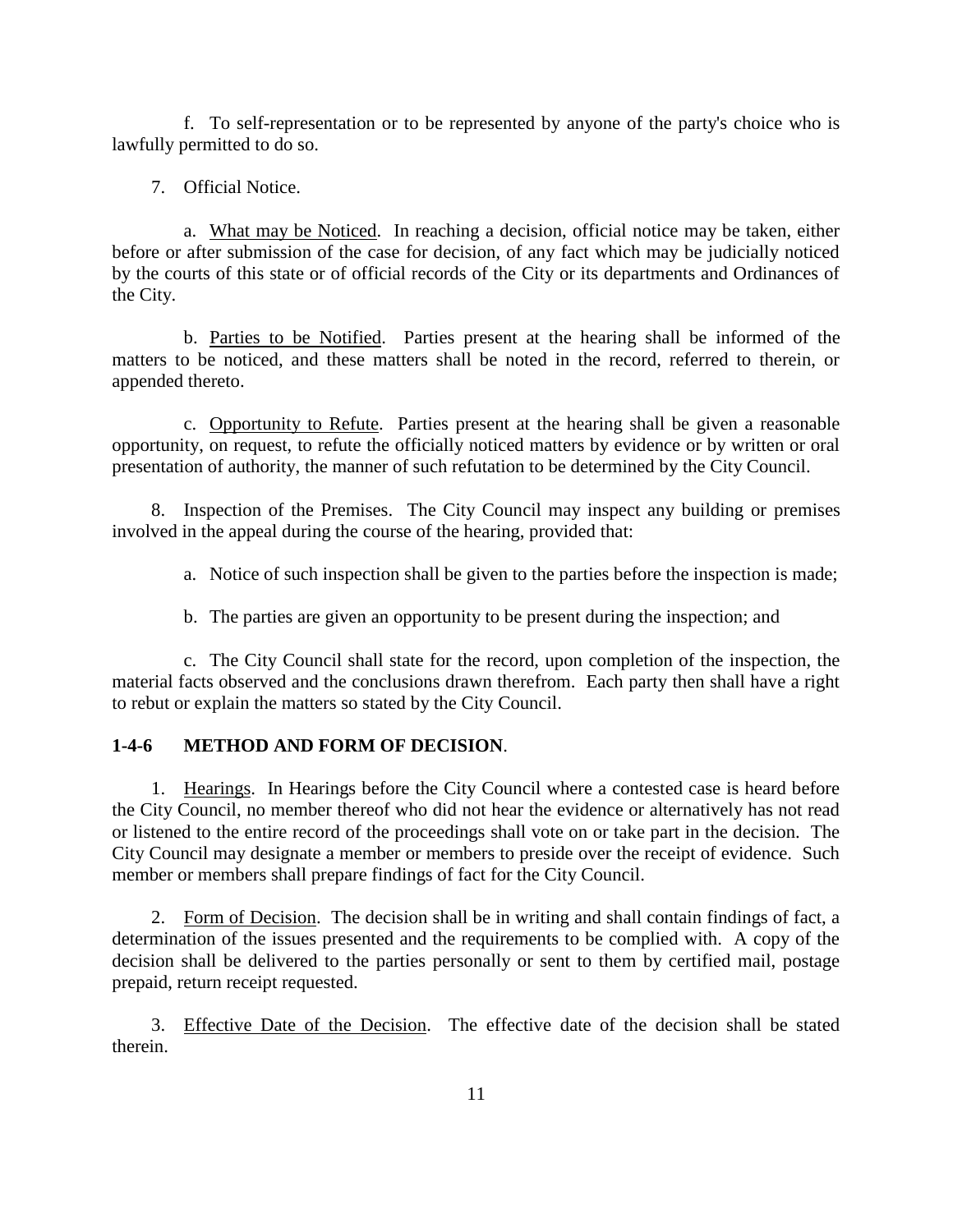f. To self-representation or to be represented by anyone of the party's choice who is lawfully permitted to do so.

7. Official Notice.

a. What may be Noticed. In reaching a decision, official notice may be taken, either before or after submission of the case for decision, of any fact which may be judicially noticed by the courts of this state or of official records of the City or its departments and Ordinances of the City.

b. Parties to be Notified. Parties present at the hearing shall be informed of the matters to be noticed, and these matters shall be noted in the record, referred to therein, or appended thereto.

c. Opportunity to Refute. Parties present at the hearing shall be given a reasonable opportunity, on request, to refute the officially noticed matters by evidence or by written or oral presentation of authority, the manner of such refutation to be determined by the City Council.

8. Inspection of the Premises. The City Council may inspect any building or premises involved in the appeal during the course of the hearing, provided that:

a. Notice of such inspection shall be given to the parties before the inspection is made;

b. The parties are given an opportunity to be present during the inspection; and

c. The City Council shall state for the record, upon completion of the inspection, the material facts observed and the conclusions drawn therefrom. Each party then shall have a right to rebut or explain the matters so stated by the City Council.

**1-4-6 METHOD AND FORM OF DECISION**.

1. Hearings. In Hearings before the City Council where a contested case is heard before the City Council, no member thereof who did not hear the evidence or alternatively has not read or listened to the entire record of the proceedings shall vote on or take part in the decision. The City Council may designate a member or members to preside over the receipt of evidence. Such member or members shall prepare findings of fact for the City Council.

2. Form of Decision. The decision shall be in writing and shall contain findings of fact, a determination of the issues presented and the requirements to be complied with. A copy of the decision shall be delivered to the parties personally or sent to them by certified mail, postage prepaid, return receipt requested.

3. Effective Date of the Decision. The effective date of the decision shall be stated therein.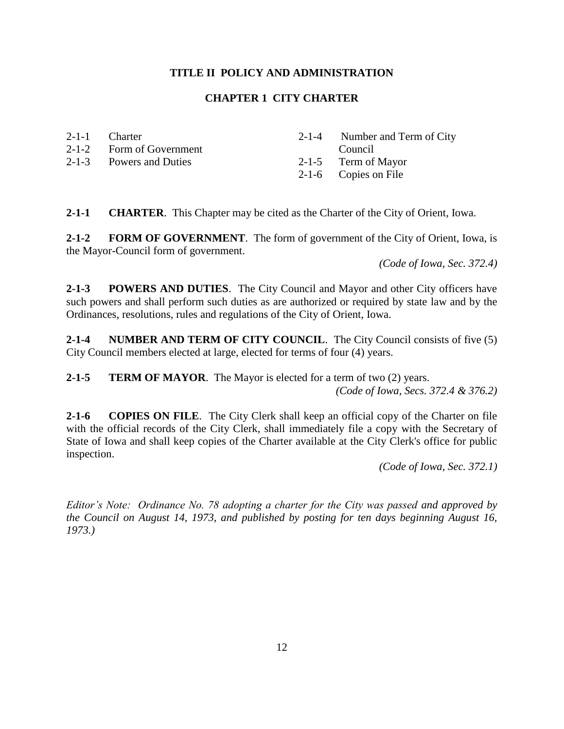# TITLE II POLICY AND ADMINISTRATION

## CHAPTER 1 CITY CHARTER

2-1-1 Charter
2-1-2 Form of Government
2-1-3 Powers and Duties
2-1-4 Number and Term of City Council
2-1-5 Term of Mayor
2-1-6 Copies on File

**2-1-1 CHARTER**. This Chapter may be cited as the Charter of the City of Orient, Iowa.

**2-1-2 FORM OF GOVERNMENT**. The form of government of the City of Orient, Iowa, is the Mayor-Council form of government.

*(Code of Iowa, Sec. 372.4)*

**2-1-3 POWERS AND DUTIES**. The City Council and Mayor and other City officers have such powers and shall perform such duties as are authorized or required by state law and by the Ordinances, resolutions, rules and regulations of the City of Orient, Iowa.

**2-1-4 NUMBER AND TERM OF CITY COUNCIL**. The City Council consists of five (5) City Council members elected at large, elected for terms of four (4) years.

**2-1-5 TERM OF MAYOR**. The Mayor is elected for a term of two (2) years.

*(Code of Iowa, Secs. 372.4 & 376.2)*

**2-1-6 COPIES ON FILE**. The City Clerk shall keep an official copy of the Charter on file with the official records of the City Clerk, shall immediately file a copy with the Secretary of State of Iowa and shall keep copies of the Charter available at the City Clerk's office for public inspection.

*(Code of Iowa, Sec. 372.1)*

*Editor's Note: Ordinance No. 78 adopting a charter for the City was passed and approved by the Council on August 14, 1973, and published by posting for ten days beginning August 16, 1973.)*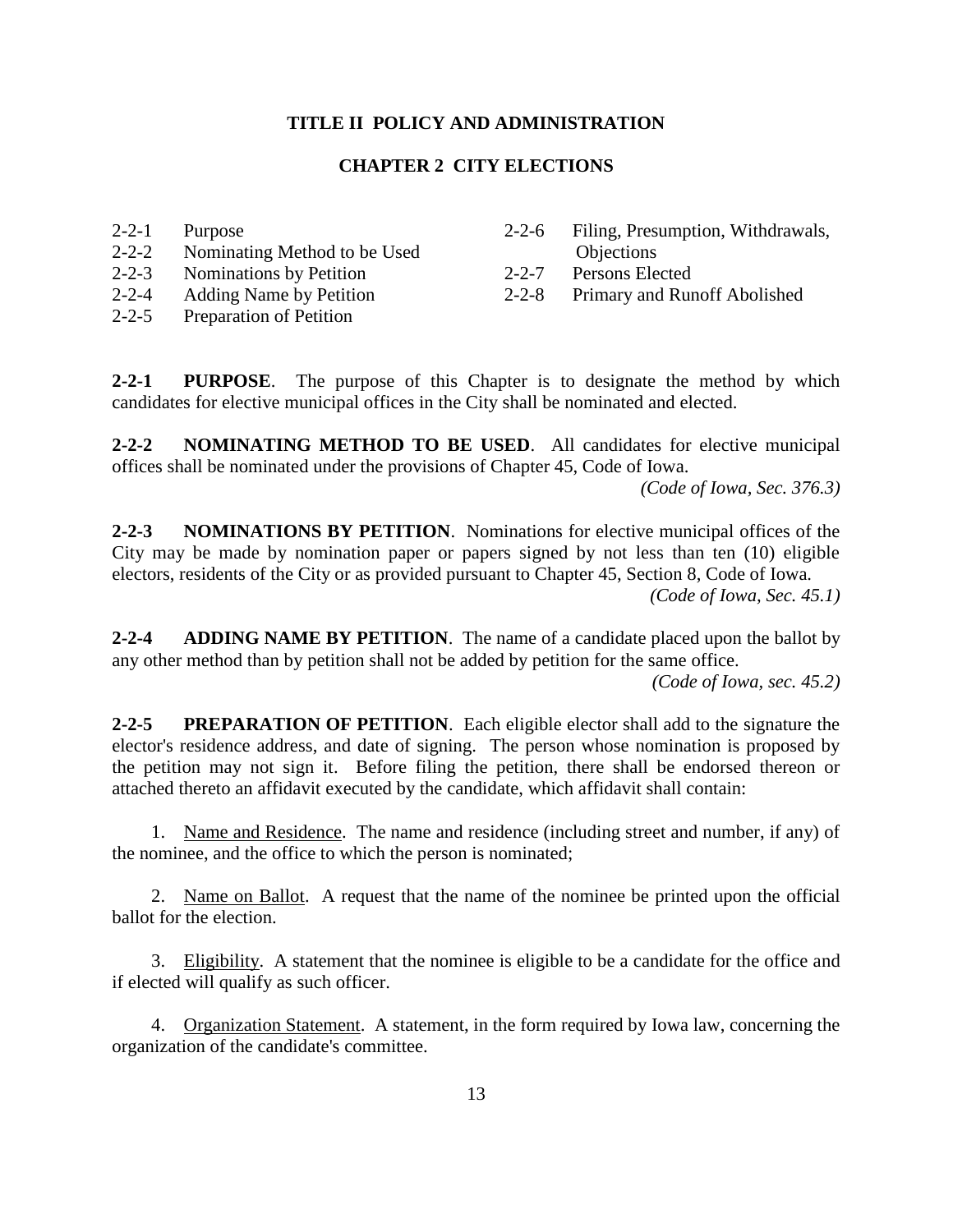# TITLE II POLICY AND ADMINISTRATION

## CHAPTER 2 CITY ELECTIONS

2-2-1 Purpose
2-2-2 Nominating Method to be Used
2-2-3 Nominations by Petition
2-2-4 Adding Name by Petition
2-2-5 Preparation of Petition
2-2-6 Filing, Presumption, Withdrawals, Objections
2-2-7 Persons Elected
2-2-8 Primary and Runoff Abolished

**2-2-1 PURPOSE**. The purpose of this Chapter is to designate the method by which candidates for elective municipal offices in the City shall be nominated and elected.

**2-2-2 NOMINATING METHOD TO BE USED**. All candidates for elective municipal offices shall be nominated under the provisions of Chapter 45, Code of Iowa.

*(Code of Iowa, Sec. 376.3)*

**2-2-3 NOMINATIONS BY PETITION**. Nominations for elective municipal offices of the City may be made by nomination paper or papers signed by not less than ten (10) eligible electors, residents of the City or as provided pursuant to Chapter 45, Section 8, Code of Iowa.

*(Code of Iowa, Sec. 45.1)*

**2-2-4 ADDING NAME BY PETITION**. The name of a candidate placed upon the ballot by any other method than by petition shall not be added by petition for the same office.

*(Code of Iowa, sec. 45.2)*

**2-2-5 PREPARATION OF PETITION**. Each eligible elector shall add to the signature the elector's residence address, and date of signing. The person whose nomination is proposed by the petition may not sign it. Before filing the petition, there shall be endorsed thereon or attached thereto an affidavit executed by the candidate, which affidavit shall contain:

1. Name and Residence. The name and residence (including street and number, if any) of the nominee, and the office to which the person is nominated;

2. Name on Ballot. A request that the name of the nominee be printed upon the official ballot for the election.

3. Eligibility. A statement that the nominee is eligible to be a candidate for the office and if elected will qualify as such officer.

4. Organization Statement. A statement, in the form required by Iowa law, concerning the organization of the candidate's committee.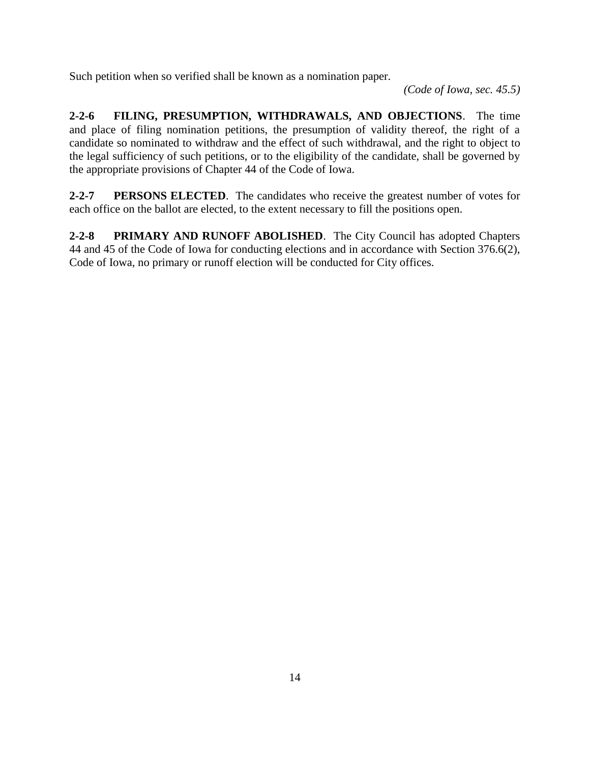Such petition when so verified shall be known as a nomination paper.

*(Code of Iowa, sec. 45.5)*

**2-2-6 FILING, PRESUMPTION, WITHDRAWALS, AND OBJECTIONS**. The time and place of filing nomination petitions, the presumption of validity thereof, the right of a candidate so nominated to withdraw and the effect of such withdrawal, and the right to object to the legal sufficiency of such petitions, or to the eligibility of the candidate, shall be governed by the appropriate provisions of Chapter 44 of the Code of Iowa.

**2-2-7 PERSONS ELECTED**. The candidates who receive the greatest number of votes for each office on the ballot are elected, to the extent necessary to fill the positions open.

**2-2-8 PRIMARY AND RUNOFF ABOLISHED**. The City Council has adopted Chapters 44 and 45 of the Code of Iowa for conducting elections and in accordance with Section 376.6(2), Code of Iowa, no primary or runoff election will be conducted for City offices.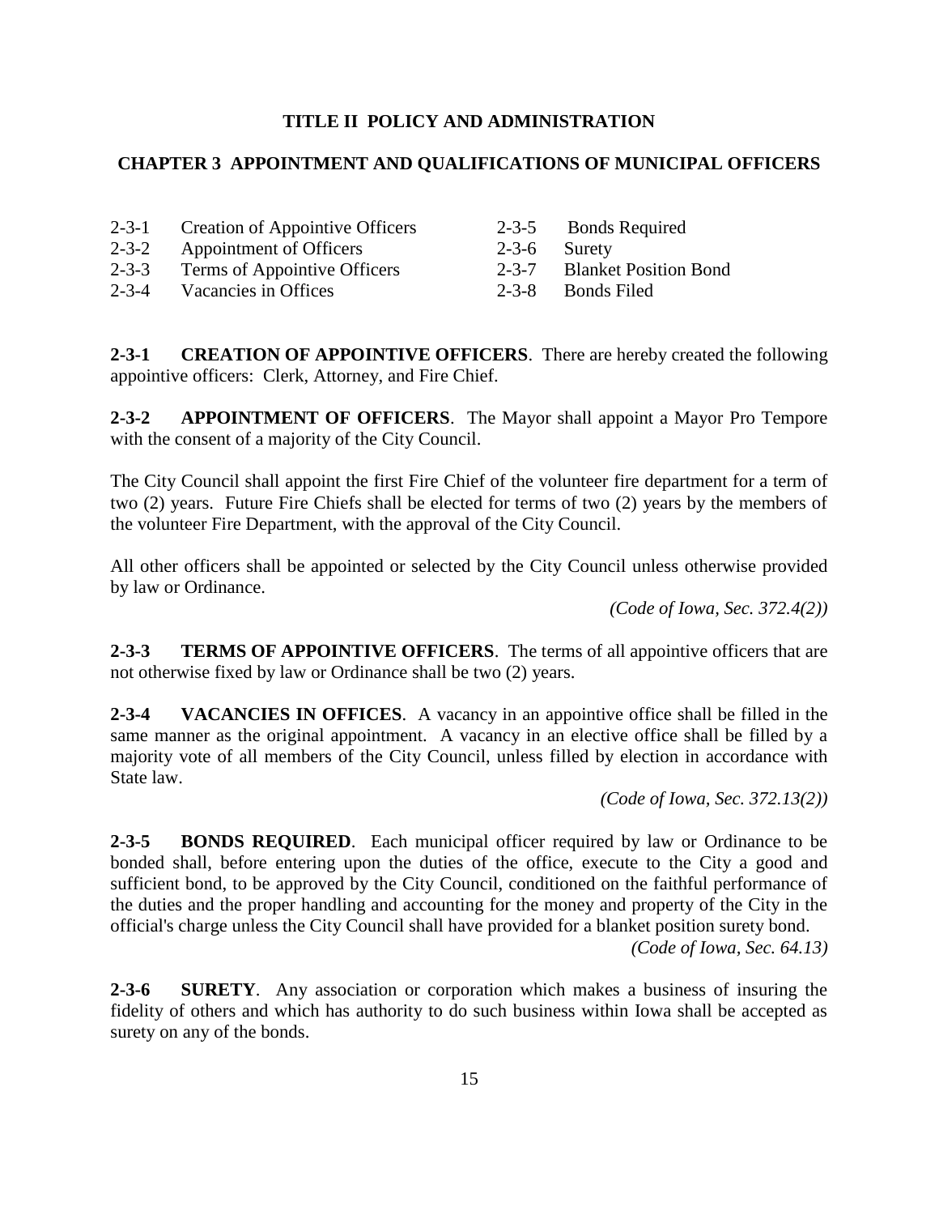## TITLE II POLICY AND ADMINISTRATION

### CHAPTER 3 APPOINTMENT AND QUALIFICATIONS OF MUNICIPAL OFFICERS

| | | | |
|---|---|---|---|
| 2-3-1 | Creation of Appointive Officers | 2-3-5 | Bonds Required |
| 2-3-2 | Appointment of Officers | 2-3-6 | Surety |
| 2-3-3 | Terms of Appointive Officers | 2-3-7 | Blanket Position Bond |
| 2-3-4 | Vacancies in Offices | 2-3-8 | Bonds Filed |

**2-3-1 CREATION OF APPOINTIVE OFFICERS**. There are hereby created the following appointive officers: Clerk, Attorney, and Fire Chief.

**2-3-2 APPOINTMENT OF OFFICERS**. The Mayor shall appoint a Mayor Pro Tempore with the consent of a majority of the City Council.

The City Council shall appoint the first Fire Chief of the volunteer fire department for a term of two (2) years. Future Fire Chiefs shall be elected for terms of two (2) years by the members of the volunteer Fire Department, with the approval of the City Council.

All other officers shall be appointed or selected by the City Council unless otherwise provided by law or Ordinance.

*(Code of Iowa, Sec. 372.4(2))*

**2-3-3 TERMS OF APPOINTIVE OFFICERS**. The terms of all appointive officers that are not otherwise fixed by law or Ordinance shall be two (2) years.

**2-3-4 VACANCIES IN OFFICES**. A vacancy in an appointive office shall be filled in the same manner as the original appointment. A vacancy in an elective office shall be filled by a majority vote of all members of the City Council, unless filled by election in accordance with State law.

*(Code of Iowa, Sec. 372.13(2))*

**2-3-5 BONDS REQUIRED**. Each municipal officer required by law or Ordinance to be bonded shall, before entering upon the duties of the office, execute to the City a good and sufficient bond, to be approved by the City Council, conditioned on the faithful performance of the duties and the proper handling and accounting for the money and property of the City in the official's charge unless the City Council shall have provided for a blanket position surety bond.

*(Code of Iowa, Sec. 64.13)*

**2-3-6 SURETY**. Any association or corporation which makes a business of insuring the fidelity of others and which has authority to do such business within Iowa shall be accepted as surety on any of the bonds.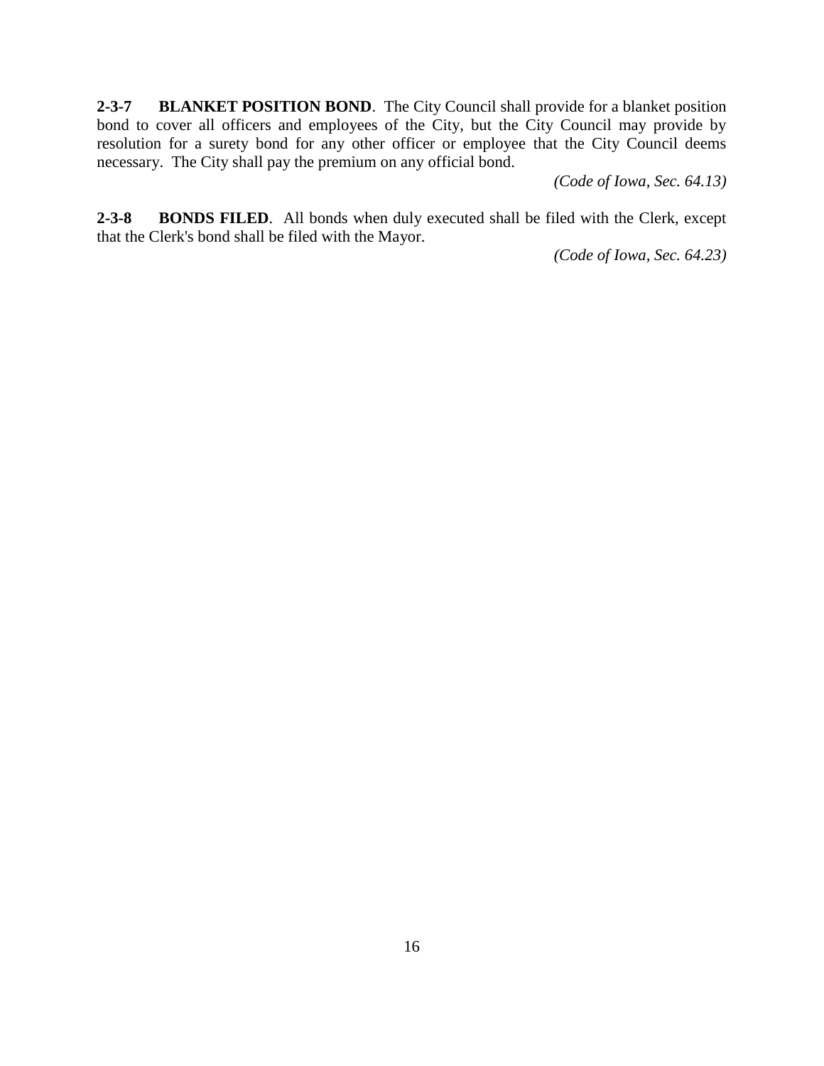**2-3-7 BLANKET POSITION BOND**. The City Council shall provide for a blanket position bond to cover all officers and employees of the City, but the City Council may provide by resolution for a surety bond for any other officer or employee that the City Council deems necessary. The City shall pay the premium on any official bond.

*(Code of Iowa, Sec. 64.13)*

**2-3-8 BONDS FILED**. All bonds when duly executed shall be filed with the Clerk, except that the Clerk's bond shall be filed with the Mayor.

*(Code of Iowa, Sec. 64.23)*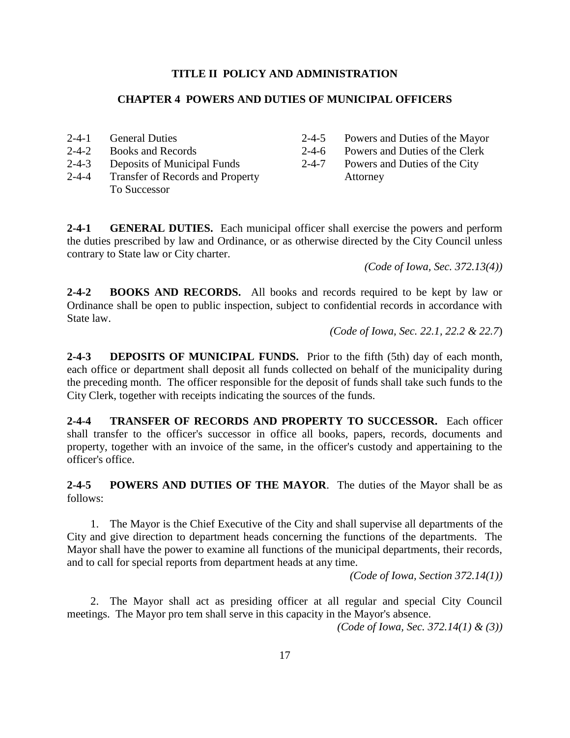## TITLE II POLICY AND ADMINISTRATION

## CHAPTER 4 POWERS AND DUTIES OF MUNICIPAL OFFICERS

2-4-1 General Duties
2-4-2 Books and Records
2-4-3 Deposits of Municipal Funds
2-4-4 Transfer of Records and Property To Successor
2-4-5 Powers and Duties of the Mayor
2-4-6 Powers and Duties of the Clerk
2-4-7 Powers and Duties of the City Attorney

**2-4-1 GENERAL DUTIES.** Each municipal officer shall exercise the powers and perform the duties prescribed by law and Ordinance, or as otherwise directed by the City Council unless contrary to State law or City charter.

*(Code of Iowa, Sec. 372.13(4))*

**2-4-2 BOOKS AND RECORDS.** All books and records required to be kept by law or Ordinance shall be open to public inspection, subject to confidential records in accordance with State law.

*(Code of Iowa, Sec. 22.1, 22.2 & 22.7)*

**2-4-3 DEPOSITS OF MUNICIPAL FUNDS.** Prior to the fifth (5th) day of each month, each office or department shall deposit all funds collected on behalf of the municipality during the preceding month. The officer responsible for the deposit of funds shall take such funds to the City Clerk, together with receipts indicating the sources of the funds.

**2-4-4 TRANSFER OF RECORDS AND PROPERTY TO SUCCESSOR.** Each officer shall transfer to the officer's successor in office all books, papers, records, documents and property, together with an invoice of the same, in the officer's custody and appertaining to the officer's office.

**2-4-5 POWERS AND DUTIES OF THE MAYOR**. The duties of the Mayor shall be as follows:

1. The Mayor is the Chief Executive of the City and shall supervise all departments of the City and give direction to department heads concerning the functions of the departments. The Mayor shall have the power to examine all functions of the municipal departments, their records, and to call for special reports from department heads at any time.

*(Code of Iowa, Section 372.14(1))*

2. The Mayor shall act as presiding officer at all regular and special City Council meetings. The Mayor pro tem shall serve in this capacity in the Mayor's absence.

*(Code of Iowa, Sec. 372.14(1) & (3))*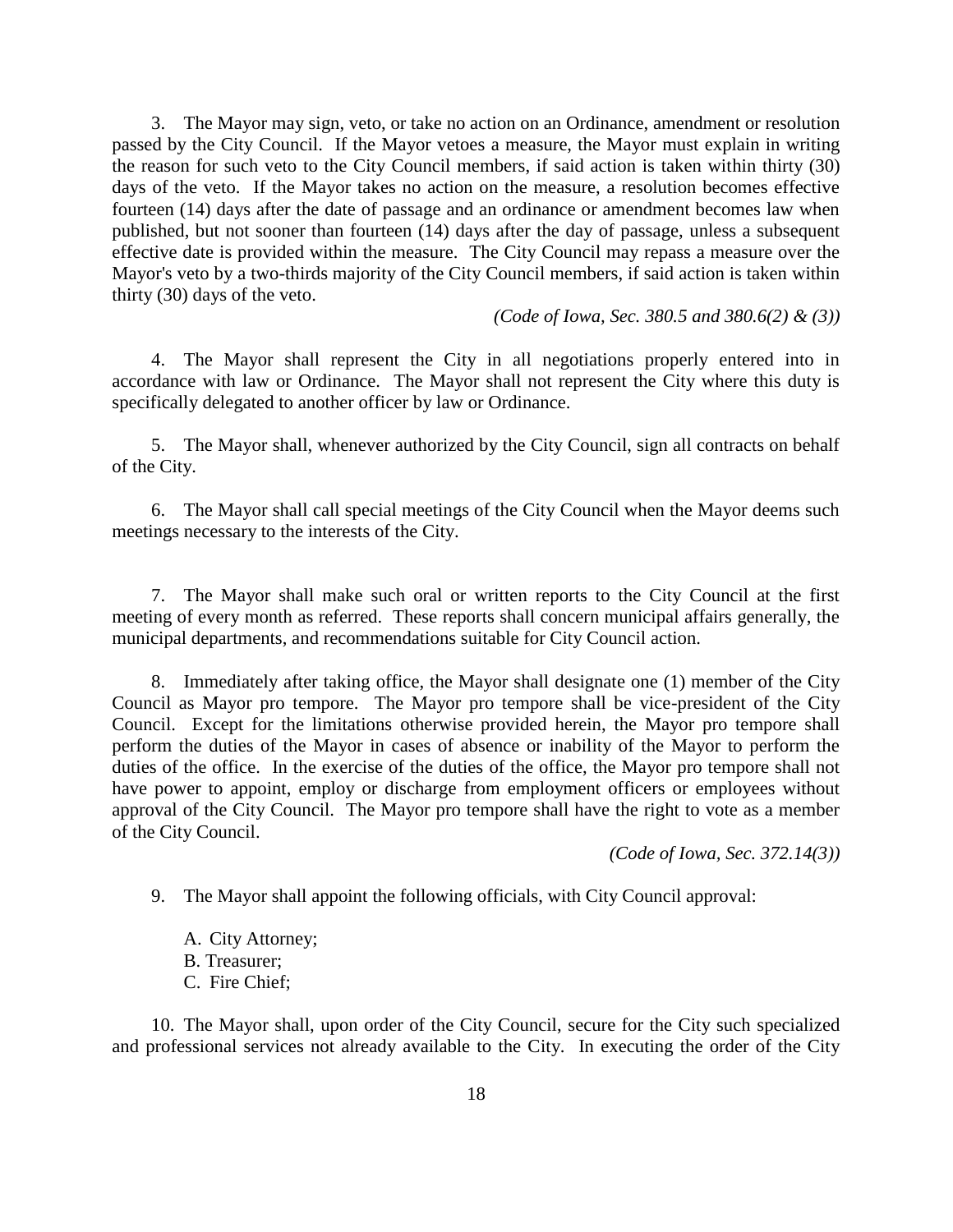3. The Mayor may sign, veto, or take no action on an Ordinance, amendment or resolution passed by the City Council. If the Mayor vetoes a measure, the Mayor must explain in writing the reason for such veto to the City Council members, if said action is taken within thirty (30) days of the veto. If the Mayor takes no action on the measure, a resolution becomes effective fourteen (14) days after the date of passage and an ordinance or amendment becomes law when published, but not sooner than fourteen (14) days after the day of passage, unless a subsequent effective date is provided within the measure. The City Council may repass a measure over the Mayor's veto by a two-thirds majority of the City Council members, if said action is taken within thirty (30) days of the veto.

*(Code of Iowa, Sec. 380.5 and 380.6(2) & (3))*

4. The Mayor shall represent the City in all negotiations properly entered into in accordance with law or Ordinance. The Mayor shall not represent the City where this duty is specifically delegated to another officer by law or Ordinance.

5. The Mayor shall, whenever authorized by the City Council, sign all contracts on behalf of the City.

6. The Mayor shall call special meetings of the City Council when the Mayor deems such meetings necessary to the interests of the City.

7. The Mayor shall make such oral or written reports to the City Council at the first meeting of every month as referred. These reports shall concern municipal affairs generally, the municipal departments, and recommendations suitable for City Council action.

8. Immediately after taking office, the Mayor shall designate one (1) member of the City Council as Mayor pro tempore. The Mayor pro tempore shall be vice-president of the City Council. Except for the limitations otherwise provided herein, the Mayor pro tempore shall perform the duties of the Mayor in cases of absence or inability of the Mayor to perform the duties of the office. In the exercise of the duties of the office, the Mayor pro tempore shall not have power to appoint, employ or discharge from employment officers or employees without approval of the City Council. The Mayor pro tempore shall have the right to vote as a member of the City Council.

*(Code of Iowa, Sec. 372.14(3))*

9. The Mayor shall appoint the following officials, with City Council approval:

A. City Attorney;
B. Treasurer;
C. Fire Chief;

10. The Mayor shall, upon order of the City Council, secure for the City such specialized and professional services not already available to the City. In executing the order of the City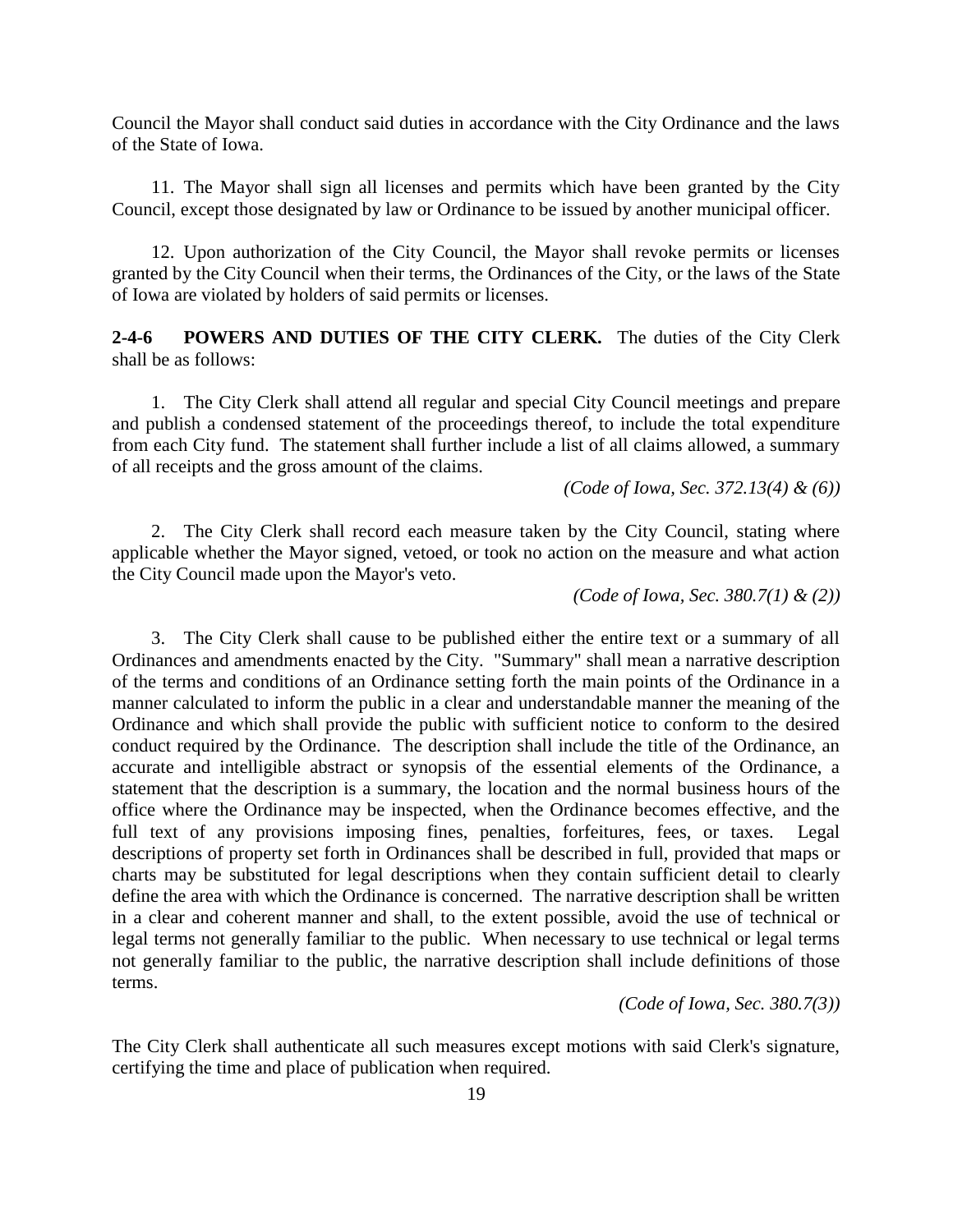Council the Mayor shall conduct said duties in accordance with the City Ordinance and the laws of the State of Iowa.

11. The Mayor shall sign all licenses and permits which have been granted by the City Council, except those designated by law or Ordinance to be issued by another municipal officer.

12. Upon authorization of the City Council, the Mayor shall revoke permits or licenses granted by the City Council when their terms, the Ordinances of the City, or the laws of the State of Iowa are violated by holders of said permits or licenses.

**2-4-6 POWERS AND DUTIES OF THE CITY CLERK.** The duties of the City Clerk shall be as follows:

1. The City Clerk shall attend all regular and special City Council meetings and prepare and publish a condensed statement of the proceedings thereof, to include the total expenditure from each City fund. The statement shall further include a list of all claims allowed, a summary of all receipts and the gross amount of the claims.

*(Code of Iowa, Sec. 372.13(4) & (6))*

2. The City Clerk shall record each measure taken by the City Council, stating where applicable whether the Mayor signed, vetoed, or took no action on the measure and what action the City Council made upon the Mayor's veto.

*(Code of Iowa, Sec. 380.7(1) & (2))*

3. The City Clerk shall cause to be published either the entire text or a summary of all Ordinances and amendments enacted by the City. "Summary" shall mean a narrative description of the terms and conditions of an Ordinance setting forth the main points of the Ordinance in a manner calculated to inform the public in a clear and understandable manner the meaning of the Ordinance and which shall provide the public with sufficient notice to conform to the desired conduct required by the Ordinance. The description shall include the title of the Ordinance, an accurate and intelligible abstract or synopsis of the essential elements of the Ordinance, a statement that the description is a summary, the location and the normal business hours of the office where the Ordinance may be inspected, when the Ordinance becomes effective, and the full text of any provisions imposing fines, penalties, forfeitures, fees, or taxes. Legal descriptions of property set forth in Ordinances shall be described in full, provided that maps or charts may be substituted for legal descriptions when they contain sufficient detail to clearly define the area with which the Ordinance is concerned. The narrative description shall be written in a clear and coherent manner and shall, to the extent possible, avoid the use of technical or legal terms not generally familiar to the public. When necessary to use technical or legal terms not generally familiar to the public, the narrative description shall include definitions of those terms.

*(Code of Iowa, Sec. 380.7(3))*

The City Clerk shall authenticate all such measures except motions with said Clerk's signature, certifying the time and place of publication when required.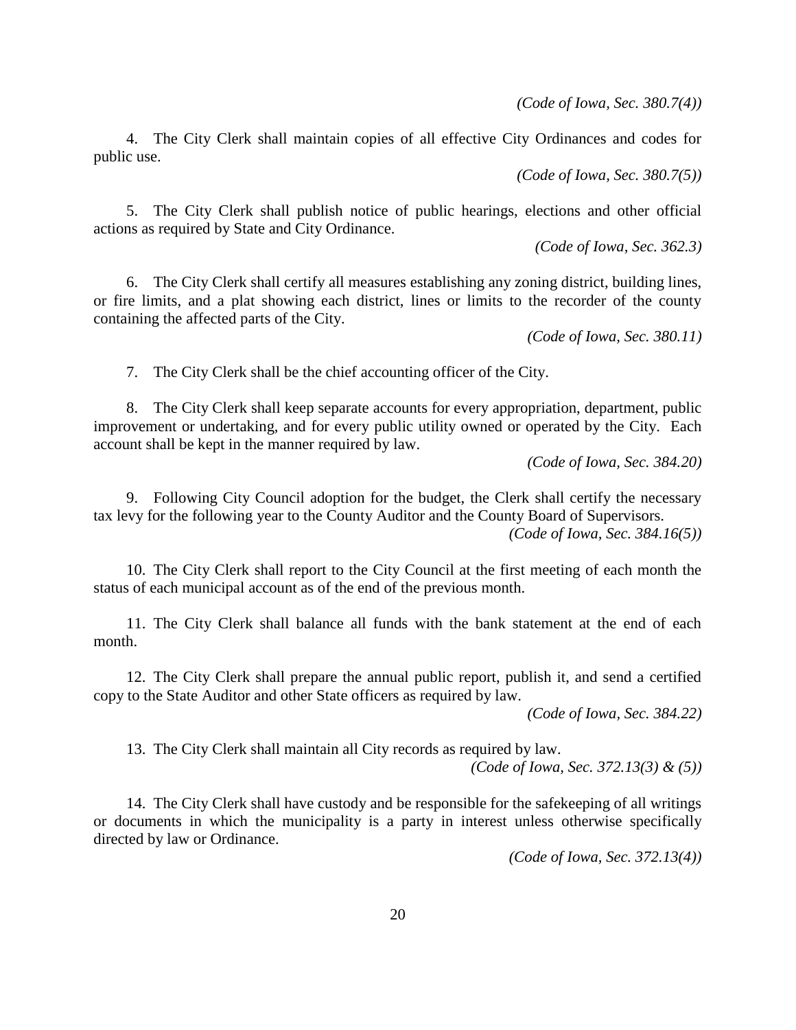*(Code of Iowa, Sec. 380.7(4))*

4. The City Clerk shall maintain copies of all effective City Ordinances and codes for public use.

*(Code of Iowa, Sec. 380.7(5))*

5. The City Clerk shall publish notice of public hearings, elections and other official actions as required by State and City Ordinance.

*(Code of Iowa, Sec. 362.3)*

6. The City Clerk shall certify all measures establishing any zoning district, building lines, or fire limits, and a plat showing each district, lines or limits to the recorder of the county containing the affected parts of the City.

*(Code of Iowa, Sec. 380.11)*

7. The City Clerk shall be the chief accounting officer of the City.

8. The City Clerk shall keep separate accounts for every appropriation, department, public improvement or undertaking, and for every public utility owned or operated by the City. Each account shall be kept in the manner required by law.

*(Code of Iowa, Sec. 384.20)*

9. Following City Council adoption for the budget, the Clerk shall certify the necessary tax levy for the following year to the County Auditor and the County Board of Supervisors.

*(Code of Iowa, Sec. 384.16(5))*

10. The City Clerk shall report to the City Council at the first meeting of each month the status of each municipal account as of the end of the previous month.

11. The City Clerk shall balance all funds with the bank statement at the end of each month.

12. The City Clerk shall prepare the annual public report, publish it, and send a certified copy to the State Auditor and other State officers as required by law.

*(Code of Iowa, Sec. 384.22)*

13. The City Clerk shall maintain all City records as required by law.

*(Code of Iowa, Sec. 372.13(3) & (5))*

14. The City Clerk shall have custody and be responsible for the safekeeping of all writings or documents in which the municipality is a party in interest unless otherwise specifically directed by law or Ordinance.

*(Code of Iowa, Sec. 372.13(4))*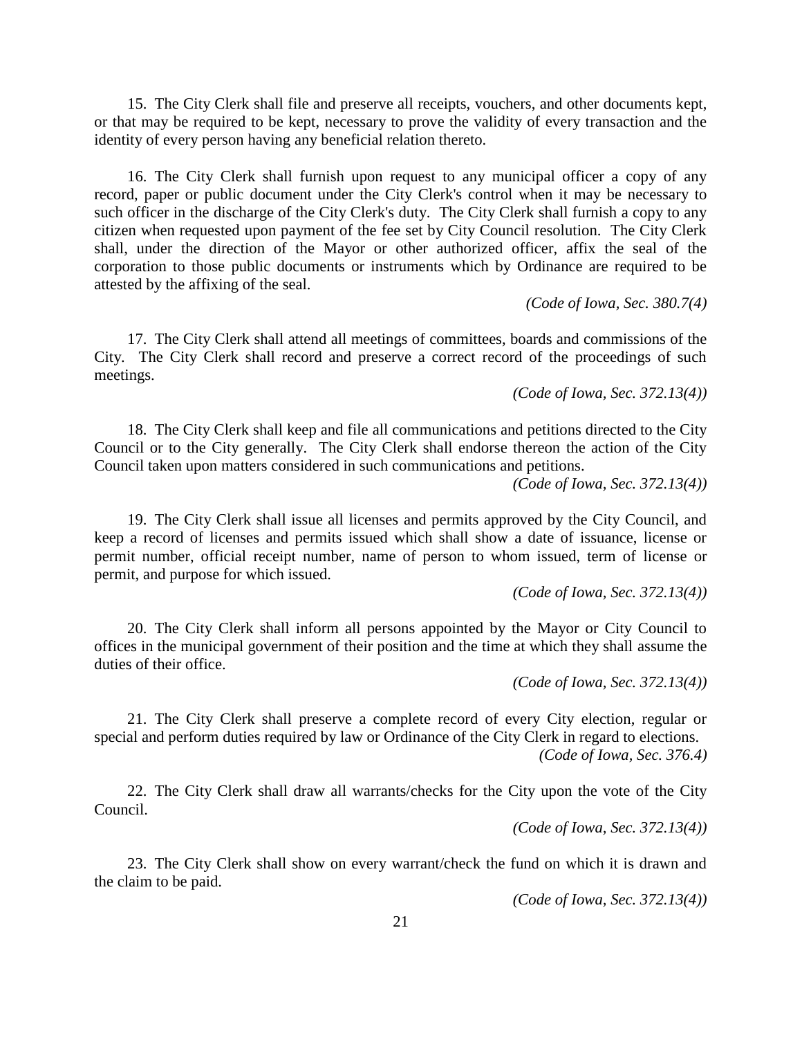15. The City Clerk shall file and preserve all receipts, vouchers, and other documents kept, or that may be required to be kept, necessary to prove the validity of every transaction and the identity of every person having any beneficial relation thereto.

16. The City Clerk shall furnish upon request to any municipal officer a copy of any record, paper or public document under the City Clerk's control when it may be necessary to such officer in the discharge of the City Clerk's duty. The City Clerk shall furnish a copy to any citizen when requested upon payment of the fee set by City Council resolution. The City Clerk shall, under the direction of the Mayor or other authorized officer, affix the seal of the corporation to those public documents or instruments which by Ordinance are required to be attested by the affixing of the seal.

*(Code of Iowa, Sec. 380.7(4)*

17. The City Clerk shall attend all meetings of committees, boards and commissions of the City. The City Clerk shall record and preserve a correct record of the proceedings of such meetings.

*(Code of Iowa, Sec. 372.13(4))*

18. The City Clerk shall keep and file all communications and petitions directed to the City Council or to the City generally. The City Clerk shall endorse thereon the action of the City Council taken upon matters considered in such communications and petitions.

*(Code of Iowa, Sec. 372.13(4))*

19. The City Clerk shall issue all licenses and permits approved by the City Council, and keep a record of licenses and permits issued which shall show a date of issuance, license or permit number, official receipt number, name of person to whom issued, term of license or permit, and purpose for which issued.

*(Code of Iowa, Sec. 372.13(4))*

20. The City Clerk shall inform all persons appointed by the Mayor or City Council to offices in the municipal government of their position and the time at which they shall assume the duties of their office.

*(Code of Iowa, Sec. 372.13(4))*

21. The City Clerk shall preserve a complete record of every City election, regular or special and perform duties required by law or Ordinance of the City Clerk in regard to elections.

*(Code of Iowa, Sec. 376.4)*

22. The City Clerk shall draw all warrants/checks for the City upon the vote of the City Council.

*(Code of Iowa, Sec. 372.13(4))*

23. The City Clerk shall show on every warrant/check the fund on which it is drawn and the claim to be paid.

*(Code of Iowa, Sec. 372.13(4))*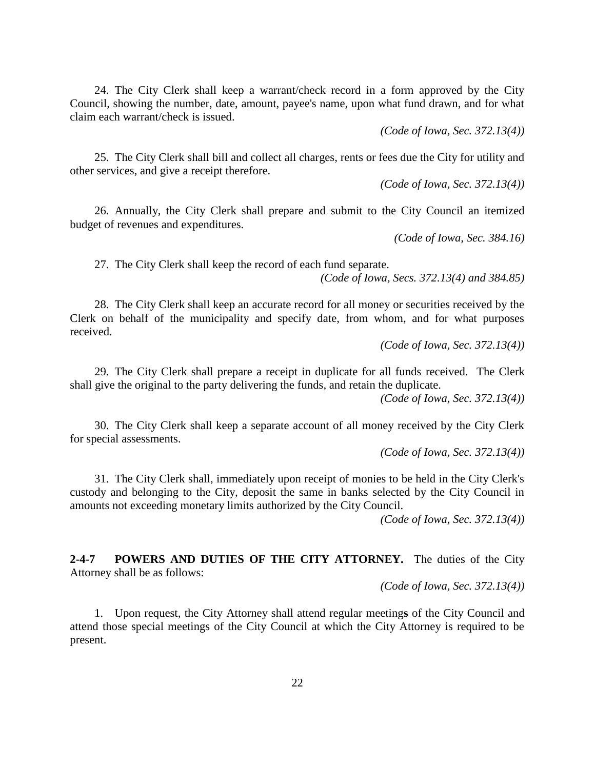24. The City Clerk shall keep a warrant/check record in a form approved by the City Council, showing the number, date, amount, payee's name, upon what fund drawn, and for what claim each warrant/check is issued.

*(Code of Iowa, Sec. 372.13(4))*

25. The City Clerk shall bill and collect all charges, rents or fees due the City for utility and other services, and give a receipt therefore.

*(Code of Iowa, Sec. 372.13(4))*

26. Annually, the City Clerk shall prepare and submit to the City Council an itemized budget of revenues and expenditures.

*(Code of Iowa, Sec. 384.16)*

27. The City Clerk shall keep the record of each fund separate.

*(Code of Iowa, Secs. 372.13(4) and 384.85)*

28. The City Clerk shall keep an accurate record for all money or securities received by the Clerk on behalf of the municipality and specify date, from whom, and for what purposes received.

*(Code of Iowa, Sec. 372.13(4))*

29. The City Clerk shall prepare a receipt in duplicate for all funds received. The Clerk shall give the original to the party delivering the funds, and retain the duplicate.

*(Code of Iowa, Sec. 372.13(4))*

30. The City Clerk shall keep a separate account of all money received by the City Clerk for special assessments.

*(Code of Iowa, Sec. 372.13(4))*

31. The City Clerk shall, immediately upon receipt of monies to be held in the City Clerk's custody and belonging to the City, deposit the same in banks selected by the City Council in amounts not exceeding monetary limits authorized by the City Council.

*(Code of Iowa, Sec. 372.13(4))*

**2-4-7 POWERS AND DUTIES OF THE CITY ATTORNEY.** The duties of the City Attorney shall be as follows:

*(Code of Iowa, Sec. 372.13(4))*

1. Upon request, the City Attorney shall attend regular meetings of the City Council and attend those special meetings of the City Council at which the City Attorney is required to be present.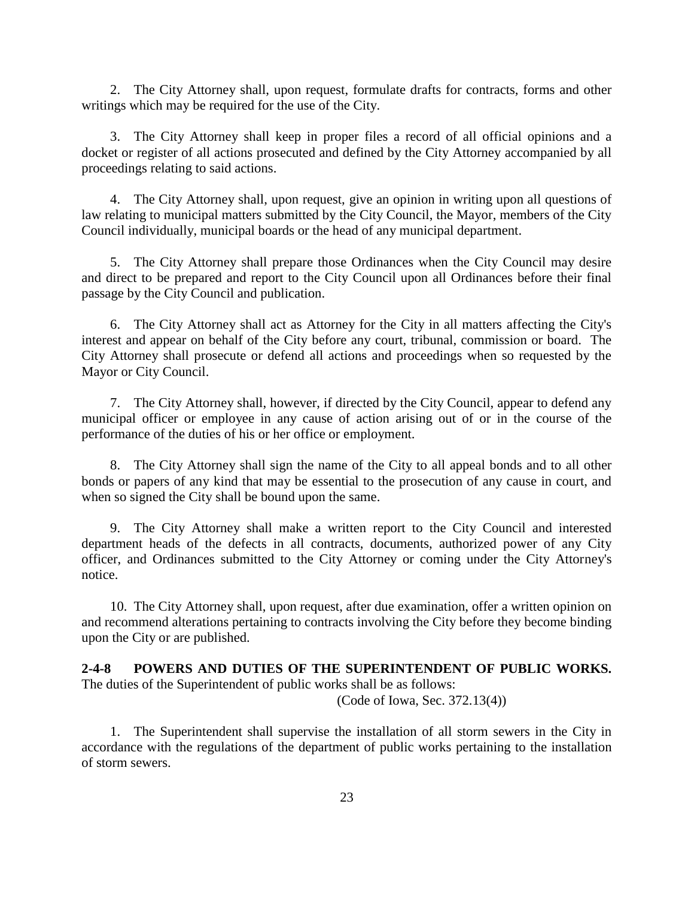2. The City Attorney shall, upon request, formulate drafts for contracts, forms and other writings which may be required for the use of the City.

3. The City Attorney shall keep in proper files a record of all official opinions and a docket or register of all actions prosecuted and defined by the City Attorney accompanied by all proceedings relating to said actions.

4. The City Attorney shall, upon request, give an opinion in writing upon all questions of law relating to municipal matters submitted by the City Council, the Mayor, members of the City Council individually, municipal boards or the head of any municipal department.

5. The City Attorney shall prepare those Ordinances when the City Council may desire and direct to be prepared and report to the City Council upon all Ordinances before their final passage by the City Council and publication.

6. The City Attorney shall act as Attorney for the City in all matters affecting the City's interest and appear on behalf of the City before any court, tribunal, commission or board. The City Attorney shall prosecute or defend all actions and proceedings when so requested by the Mayor or City Council.

7. The City Attorney shall, however, if directed by the City Council, appear to defend any municipal officer or employee in any cause of action arising out of or in the course of the performance of the duties of his or her office or employment.

8. The City Attorney shall sign the name of the City to all appeal bonds and to all other bonds or papers of any kind that may be essential to the prosecution of any cause in court, and when so signed the City shall be bound upon the same.

9. The City Attorney shall make a written report to the City Council and interested department heads of the defects in all contracts, documents, authorized power of any City officer, and Ordinances submitted to the City Attorney or coming under the City Attorney's notice.

10. The City Attorney shall, upon request, after due examination, offer a written opinion on and recommend alterations pertaining to contracts involving the City before they become binding upon the City or are published.

**2-4-8 POWERS AND DUTIES OF THE SUPERINTENDENT OF PUBLIC WORKS.** The duties of the Superintendent of public works shall be as follows:

(Code of Iowa, Sec. 372.13(4))

1. The Superintendent shall supervise the installation of all storm sewers in the City in accordance with the regulations of the department of public works pertaining to the installation of storm sewers.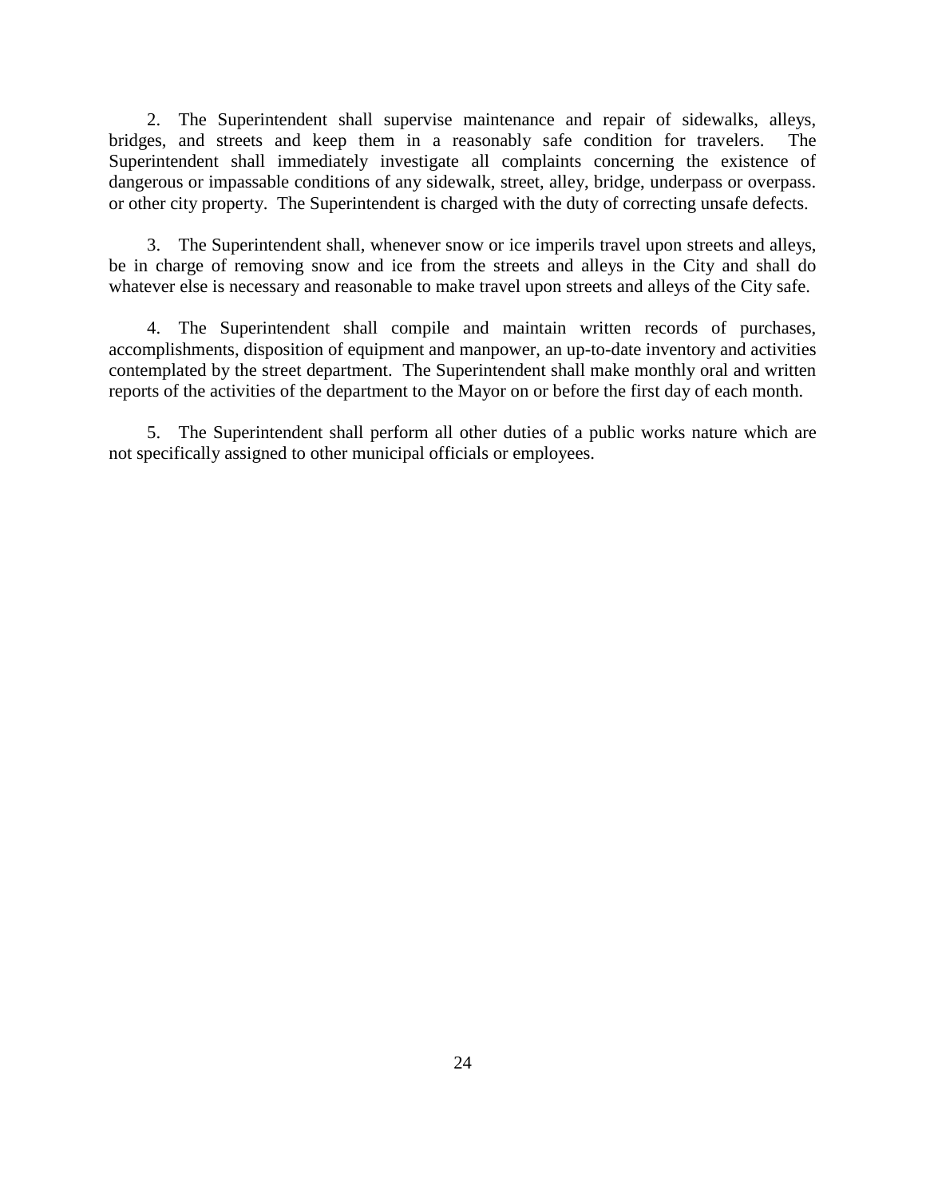2. The Superintendent shall supervise maintenance and repair of sidewalks, alleys, bridges, and streets and keep them in a reasonably safe condition for travelers. The Superintendent shall immediately investigate all complaints concerning the existence of dangerous or impassable conditions of any sidewalk, street, alley, bridge, underpass or overpass. or other city property. The Superintendent is charged with the duty of correcting unsafe defects.

3. The Superintendent shall, whenever snow or ice imperils travel upon streets and alleys, be in charge of removing snow and ice from the streets and alleys in the City and shall do whatever else is necessary and reasonable to make travel upon streets and alleys of the City safe.

4. The Superintendent shall compile and maintain written records of purchases, accomplishments, disposition of equipment and manpower, an up-to-date inventory and activities contemplated by the street department. The Superintendent shall make monthly oral and written reports of the activities of the department to the Mayor on or before the first day of each month.

5. The Superintendent shall perform all other duties of a public works nature which are not specifically assigned to other municipal officials or employees.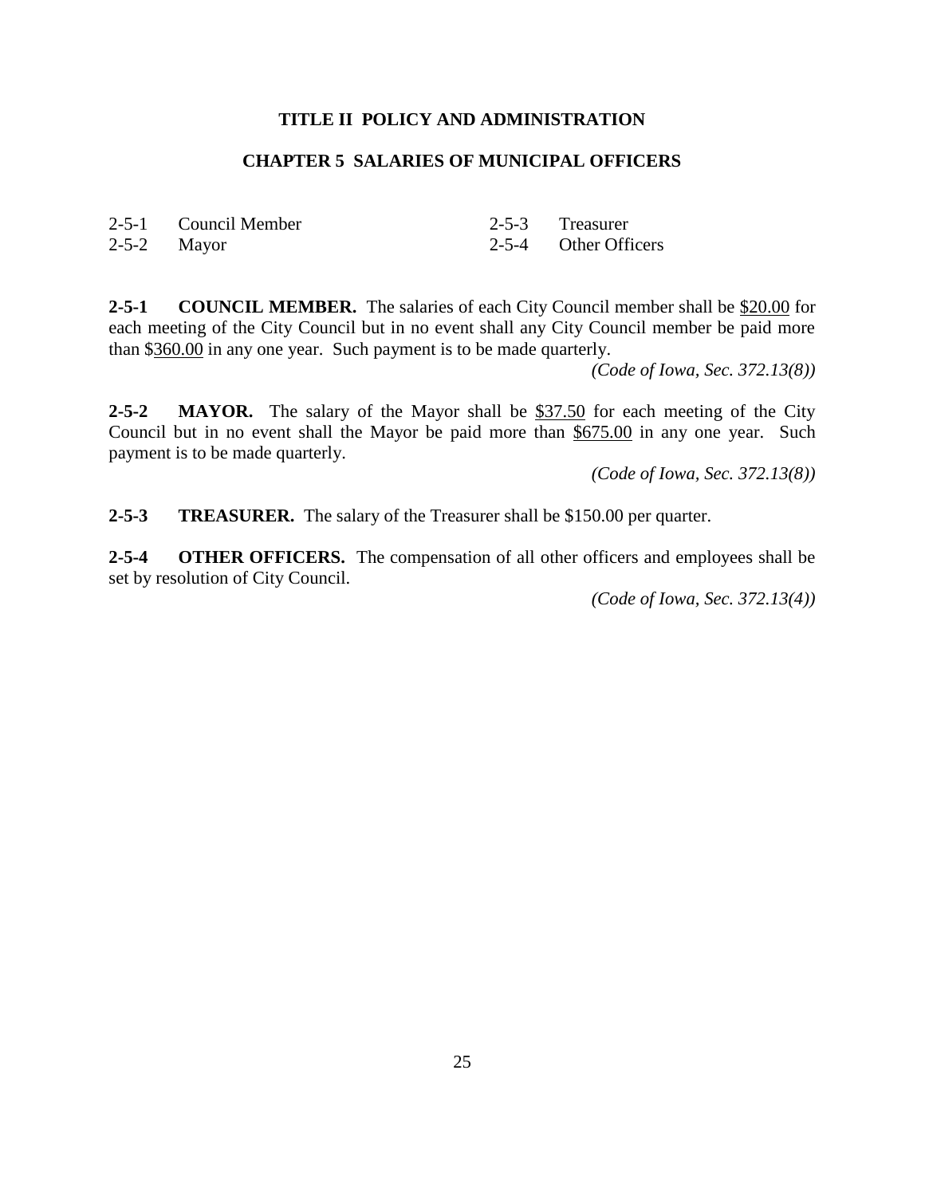# TITLE II POLICY AND ADMINISTRATION

## CHAPTER 5 SALARIES OF MUNICIPAL OFFICERS

| | | | |
|---|---|---|---|
| 2-5-1 | Council Member | 2-5-3 | Treasurer |
| 2-5-2 | Mayor | 2-5-4 | Other Officers |

**2-5-1 COUNCIL MEMBER.** The salaries of each City Council member shall be $20.00 for each meeting of the City Council but in no event shall any City Council member be paid more than $360.00 in any one year. Such payment is to be made quarterly.

*(Code of Iowa, Sec. 372.13(8))*

**2-5-2 MAYOR.** The salary of the Mayor shall be $37.50 for each meeting of the City Council but in no event shall the Mayor be paid more than $675.00 in any one year. Such payment is to be made quarterly.

*(Code of Iowa, Sec. 372.13(8))*

**2-5-3 TREASURER.** The salary of the Treasurer shall be $150.00 per quarter.

**2-5-4 OTHER OFFICERS.** The compensation of all other officers and employees shall be set by resolution of City Council.

*(Code of Iowa, Sec. 372.13(4))*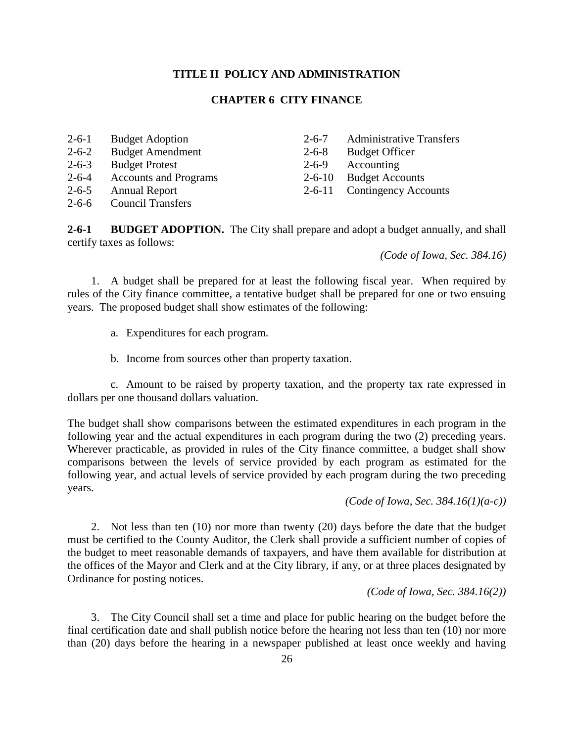# TITLE II POLICY AND ADMINISTRATION

## CHAPTER 6 CITY FINANCE

| | | | |
|---|---|---|---|
| 2-6-1 | Budget Adoption | 2-6-7 | Administrative Transfers |
| 2-6-2 | Budget Amendment | 2-6-8 | Budget Officer |
| 2-6-3 | Budget Protest | 2-6-9 | Accounting |
| 2-6-4 | Accounts and Programs | 2-6-10 | Budget Accounts |
| 2-6-5 | Annual Report | 2-6-11 | Contingency Accounts |
| 2-6-6 | Council Transfers | | |

**2-6-1 BUDGET ADOPTION.** The City shall prepare and adopt a budget annually, and shall certify taxes as follows:

*(Code of Iowa, Sec. 384.16)*

1. A budget shall be prepared for at least the following fiscal year. When required by rules of the City finance committee, a tentative budget shall be prepared for one or two ensuing years. The proposed budget shall show estimates of the following:

   a. Expenditures for each program.

   b. Income from sources other than property taxation.

   c. Amount to be raised by property taxation, and the property tax rate expressed in dollars per one thousand dollars valuation.

The budget shall show comparisons between the estimated expenditures in each program in the following year and the actual expenditures in each program during the two (2) preceding years. Wherever practicable, as provided in rules of the City finance committee, a budget shall show comparisons between the levels of service provided by each program as estimated for the following year, and actual levels of service provided by each program during the two preceding years.

*(Code of Iowa, Sec. 384.16(1)(a-c))*

2. Not less than ten (10) nor more than twenty (20) days before the date that the budget must be certified to the County Auditor, the Clerk shall provide a sufficient number of copies of the budget to meet reasonable demands of taxpayers, and have them available for distribution at the offices of the Mayor and Clerk and at the City library, if any, or at three places designated by Ordinance for posting notices.

*(Code of Iowa, Sec. 384.16(2))*

3. The City Council shall set a time and place for public hearing on the budget before the final certification date and shall publish notice before the hearing not less than ten (10) nor more than (20) days before the hearing in a newspaper published at least once weekly and having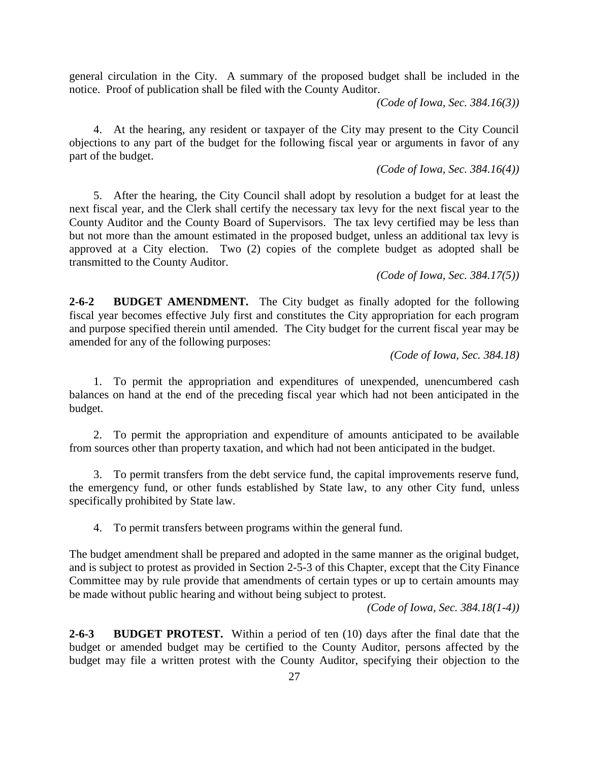general circulation in the City. A summary of the proposed budget shall be included in the notice. Proof of publication shall be filed with the County Auditor.

*(Code of Iowa, Sec. 384.16(3))*

4. At the hearing, any resident or taxpayer of the City may present to the City Council objections to any part of the budget for the following fiscal year or arguments in favor of any part of the budget.

*(Code of Iowa, Sec. 384.16(4))*

5. After the hearing, the City Council shall adopt by resolution a budget for at least the next fiscal year, and the Clerk shall certify the necessary tax levy for the next fiscal year to the County Auditor and the County Board of Supervisors. The tax levy certified may be less than but not more than the amount estimated in the proposed budget, unless an additional tax levy is approved at a City election. Two (2) copies of the complete budget as adopted shall be transmitted to the County Auditor.

*(Code of Iowa, Sec. 384.17(5))*

**2-6-2 BUDGET AMENDMENT.** The City budget as finally adopted for the following fiscal year becomes effective July first and constitutes the City appropriation for each program and purpose specified therein until amended. The City budget for the current fiscal year may be amended for any of the following purposes:

*(Code of Iowa, Sec. 384.18)*

1. To permit the appropriation and expenditures of unexpended, unencumbered cash balances on hand at the end of the preceding fiscal year which had not been anticipated in the budget.

2. To permit the appropriation and expenditure of amounts anticipated to be available from sources other than property taxation, and which had not been anticipated in the budget.

3. To permit transfers from the debt service fund, the capital improvements reserve fund, the emergency fund, or other funds established by State law, to any other City fund, unless specifically prohibited by State law.

4. To permit transfers between programs within the general fund.

The budget amendment shall be prepared and adopted in the same manner as the original budget, and is subject to protest as provided in Section 2-5-3 of this Chapter, except that the City Finance Committee may by rule provide that amendments of certain types or up to certain amounts may be made without public hearing and without being subject to protest.

*(Code of Iowa, Sec. 384.18(1-4))*

**2-6-3 BUDGET PROTEST.** Within a period of ten (10) days after the final date that the budget or amended budget may be certified to the County Auditor, persons affected by the budget may file a written protest with the County Auditor, specifying their objection to the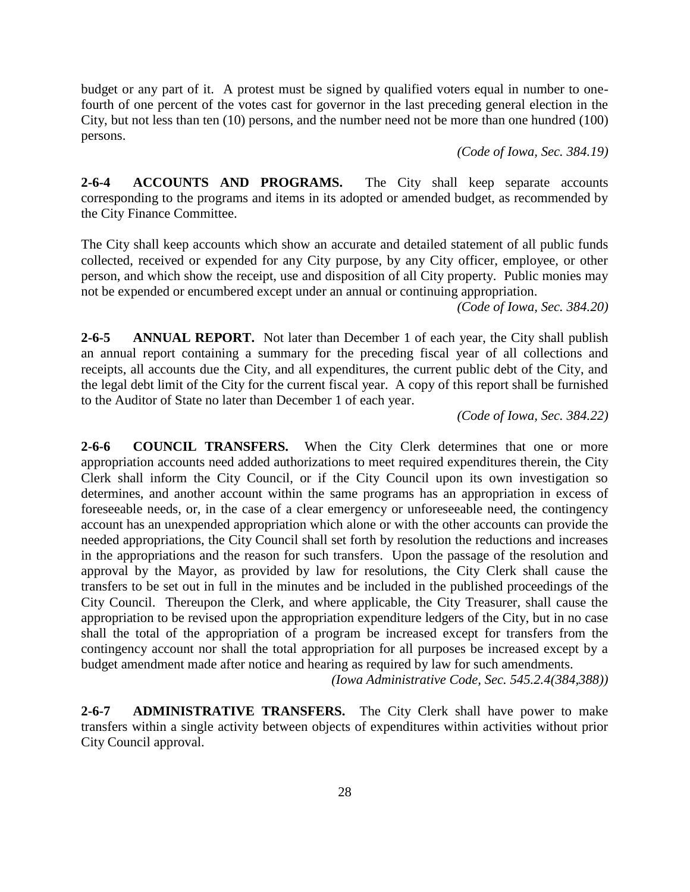budget or any part of it. A protest must be signed by qualified voters equal in number to one-fourth of one percent of the votes cast for governor in the last preceding general election in the City, but not less than ten (10) persons, and the number need not be more than one hundred (100) persons.

*(Code of Iowa, Sec. 384.19)*

**2-6-4 ACCOUNTS AND PROGRAMS.** The City shall keep separate accounts corresponding to the programs and items in its adopted or amended budget, as recommended by the City Finance Committee.

The City shall keep accounts which show an accurate and detailed statement of all public funds collected, received or expended for any City purpose, by any City officer, employee, or other person, and which show the receipt, use and disposition of all City property. Public monies may not be expended or encumbered except under an annual or continuing appropriation.

*(Code of Iowa, Sec. 384.20)*

**2-6-5 ANNUAL REPORT.** Not later than December 1 of each year, the City shall publish an annual report containing a summary for the preceding fiscal year of all collections and receipts, all accounts due the City, and all expenditures, the current public debt of the City, and the legal debt limit of the City for the current fiscal year. A copy of this report shall be furnished to the Auditor of State no later than December 1 of each year.

*(Code of Iowa, Sec. 384.22)*

**2-6-6 COUNCIL TRANSFERS.** When the City Clerk determines that one or more appropriation accounts need added authorizations to meet required expenditures therein, the City Clerk shall inform the City Council, or if the City Council upon its own investigation so determines, and another account within the same programs has an appropriation in excess of foreseeable needs, or, in the case of a clear emergency or unforeseeable need, the contingency account has an unexpended appropriation which alone or with the other accounts can provide the needed appropriations, the City Council shall set forth by resolution the reductions and increases in the appropriations and the reason for such transfers. Upon the passage of the resolution and approval by the Mayor, as provided by law for resolutions, the City Clerk shall cause the transfers to be set out in full in the minutes and be included in the published proceedings of the City Council. Thereupon the Clerk, and where applicable, the City Treasurer, shall cause the appropriation to be revised upon the appropriation expenditure ledgers of the City, but in no case shall the total of the appropriation of a program be increased except for transfers from the contingency account nor shall the total appropriation for all purposes be increased except by a budget amendment made after notice and hearing as required by law for such amendments.

*(Iowa Administrative Code, Sec. 545.2.4(384,388))*

**2-6-7 ADMINISTRATIVE TRANSFERS.** The City Clerk shall have power to make transfers within a single activity between objects of expenditures within activities without prior City Council approval.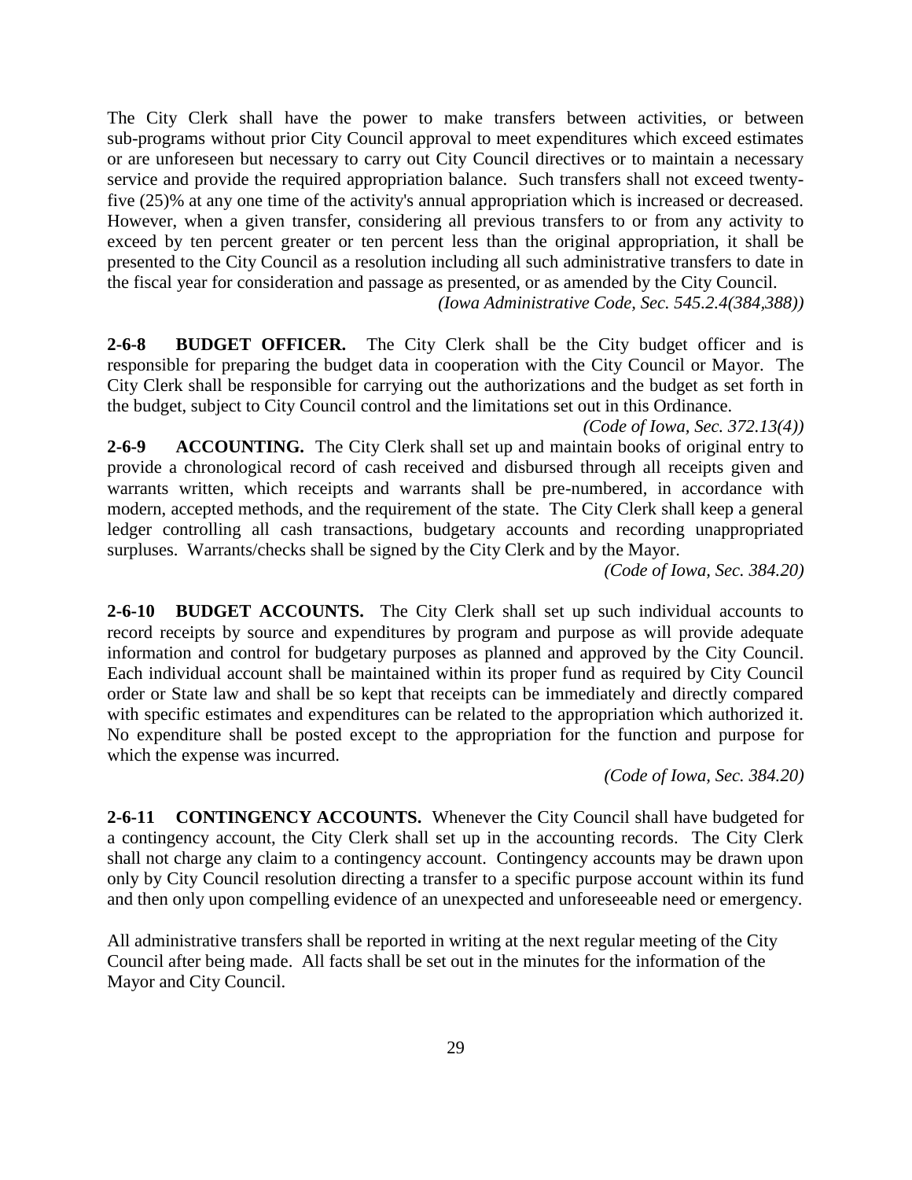The City Clerk shall have the power to make transfers between activities, or between sub-programs without prior City Council approval to meet expenditures which exceed estimates or are unforeseen but necessary to carry out City Council directives or to maintain a necessary service and provide the required appropriation balance. Such transfers shall not exceed twenty-five (25)% at any one time of the activity's annual appropriation which is increased or decreased. However, when a given transfer, considering all previous transfers to or from any activity to exceed by ten percent greater or ten percent less than the original appropriation, it shall be presented to the City Council as a resolution including all such administrative transfers to date in the fiscal year for consideration and passage as presented, or as amended by the City Council.

*(Iowa Administrative Code, Sec. 545.2.4(384,388))*

**2-6-8 BUDGET OFFICER.** The City Clerk shall be the City budget officer and is responsible for preparing the budget data in cooperation with the City Council or Mayor. The City Clerk shall be responsible for carrying out the authorizations and the budget as set forth in the budget, subject to City Council control and the limitations set out in this Ordinance.

*(Code of Iowa, Sec. 372.13(4))*

**2-6-9 ACCOUNTING.** The City Clerk shall set up and maintain books of original entry to provide a chronological record of cash received and disbursed through all receipts given and warrants written, which receipts and warrants shall be pre-numbered, in accordance with modern, accepted methods, and the requirement of the state. The City Clerk shall keep a general ledger controlling all cash transactions, budgetary accounts and recording unappropriated surpluses. Warrants/checks shall be signed by the City Clerk and by the Mayor.

*(Code of Iowa, Sec. 384.20)*

**2-6-10 BUDGET ACCOUNTS.** The City Clerk shall set up such individual accounts to record receipts by source and expenditures by program and purpose as will provide adequate information and control for budgetary purposes as planned and approved by the City Council. Each individual account shall be maintained within its proper fund as required by City Council order or State law and shall be so kept that receipts can be immediately and directly compared with specific estimates and expenditures can be related to the appropriation which authorized it. No expenditure shall be posted except to the appropriation for the function and purpose for which the expense was incurred.

*(Code of Iowa, Sec. 384.20)*

**2-6-11 CONTINGENCY ACCOUNTS.** Whenever the City Council shall have budgeted for a contingency account, the City Clerk shall set up in the accounting records. The City Clerk shall not charge any claim to a contingency account. Contingency accounts may be drawn upon only by City Council resolution directing a transfer to a specific purpose account within its fund and then only upon compelling evidence of an unexpected and unforeseeable need or emergency.

All administrative transfers shall be reported in writing at the next regular meeting of the City Council after being made. All facts shall be set out in the minutes for the information of the Mayor and City Council.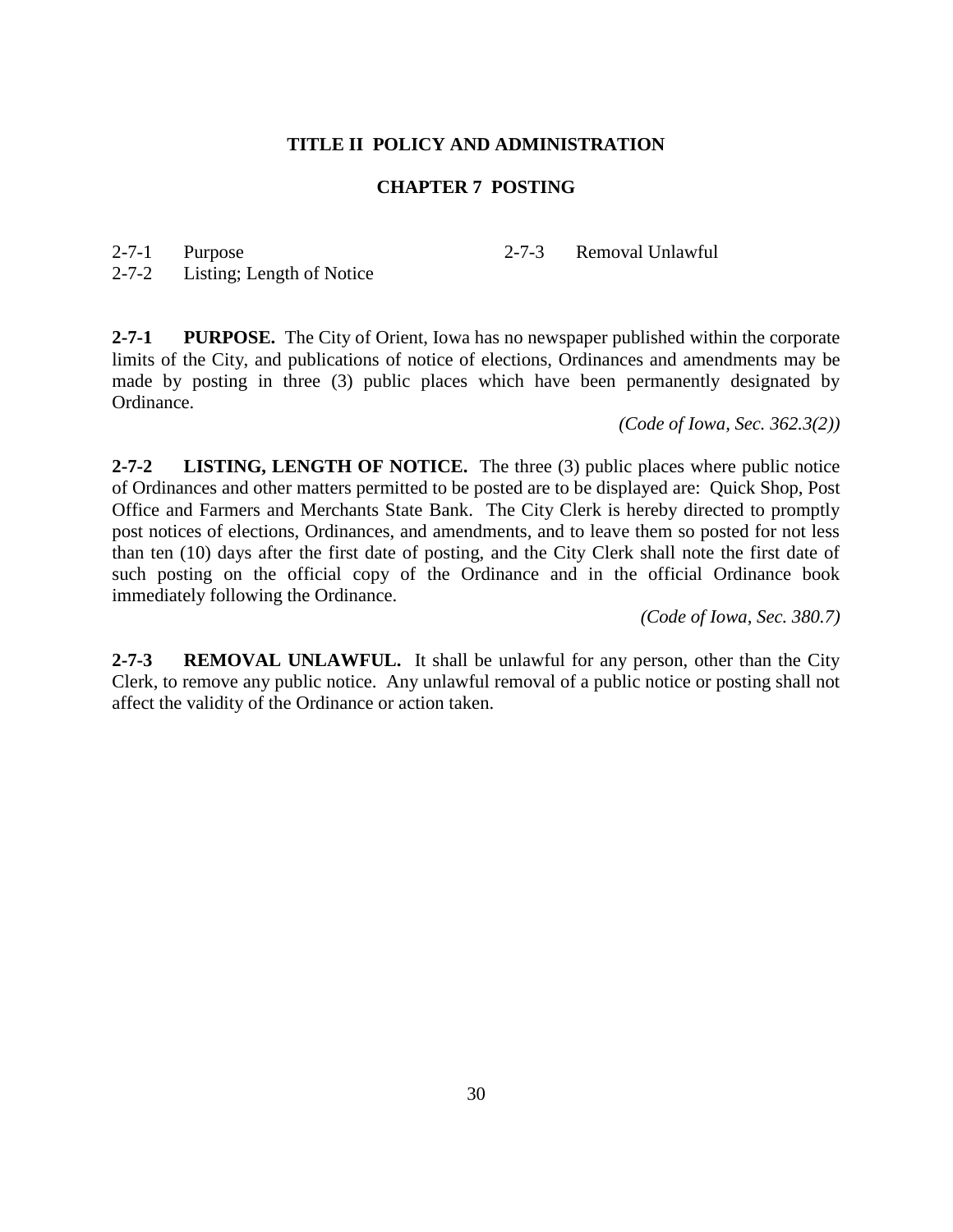## TITLE II POLICY AND ADMINISTRATION

## CHAPTER 7 POSTING

| | | | |
|---|---|---|---|
| 2-7-1 | Purpose | 2-7-3 | Removal Unlawful |
| 2-7-2 | Listing; Length of Notice | | |

**2-7-1 PURPOSE.** The City of Orient, Iowa has no newspaper published within the corporate limits of the City, and publications of notice of elections, Ordinances and amendments may be made by posting in three (3) public places which have been permanently designated by Ordinance.

*(Code of Iowa, Sec. 362.3(2))*

**2-7-2 LISTING, LENGTH OF NOTICE.** The three (3) public places where public notice of Ordinances and other matters permitted to be posted are to be displayed are: Quick Shop, Post Office and Farmers and Merchants State Bank. The City Clerk is hereby directed to promptly post notices of elections, Ordinances, and amendments, and to leave them so posted for not less than ten (10) days after the first date of posting, and the City Clerk shall note the first date of such posting on the official copy of the Ordinance and in the official Ordinance book immediately following the Ordinance.

*(Code of Iowa, Sec. 380.7)*

**2-7-3 REMOVAL UNLAWFUL.** It shall be unlawful for any person, other than the City Clerk, to remove any public notice. Any unlawful removal of a public notice or posting shall not affect the validity of the Ordinance or action taken.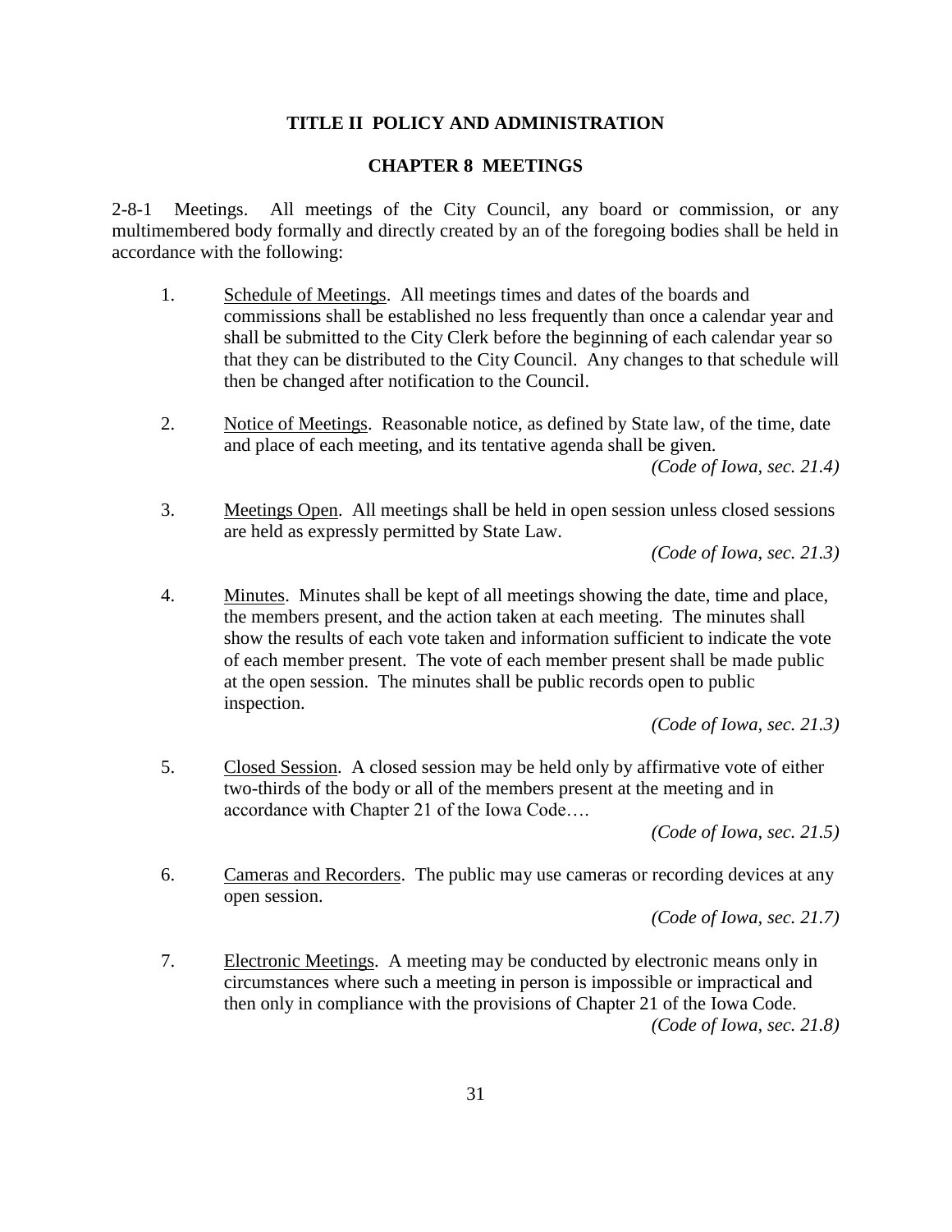# TITLE II POLICY AND ADMINISTRATION

## CHAPTER 8 MEETINGS

2-8-1 Meetings. All meetings of the City Council, any board or commission, or any multimembered body formally and directly created by an of the foregoing bodies shall be held in accordance with the following:

1. Schedule of Meetings. All meetings times and dates of the boards and commissions shall be established no less frequently than once a calendar year and shall be submitted to the City Clerk before the beginning of each calendar year so that they can be distributed to the City Council. Any changes to that schedule will then be changed after notification to the Council.

2. Notice of Meetings. Reasonable notice, as defined by State law, of the time, date and place of each meeting, and its tentative agenda shall be given.
   *(Code of Iowa, sec. 21.4)*

3. Meetings Open. All meetings shall be held in open session unless closed sessions are held as expressly permitted by State Law.
   *(Code of Iowa, sec. 21.3)*

4. Minutes. Minutes shall be kept of all meetings showing the date, time and place, the members present, and the action taken at each meeting. The minutes shall show the results of each vote taken and information sufficient to indicate the vote of each member present. The vote of each member present shall be made public at the open session. The minutes shall be public records open to public inspection.
   *(Code of Iowa, sec. 21.3)*

5. Closed Session. A closed session may be held only by affirmative vote of either two-thirds of the body or all of the members present at the meeting and in accordance with Chapter 21 of the Iowa Code….
   *(Code of Iowa, sec. 21.5)*

6. Cameras and Recorders. The public may use cameras or recording devices at any open session.
   *(Code of Iowa, sec. 21.7)*

7. Electronic Meetings. A meeting may be conducted by electronic means only in circumstances where such a meeting in person is impossible or impractical and then only in compliance with the provisions of Chapter 21 of the Iowa Code.
   *(Code of Iowa, sec. 21.8)*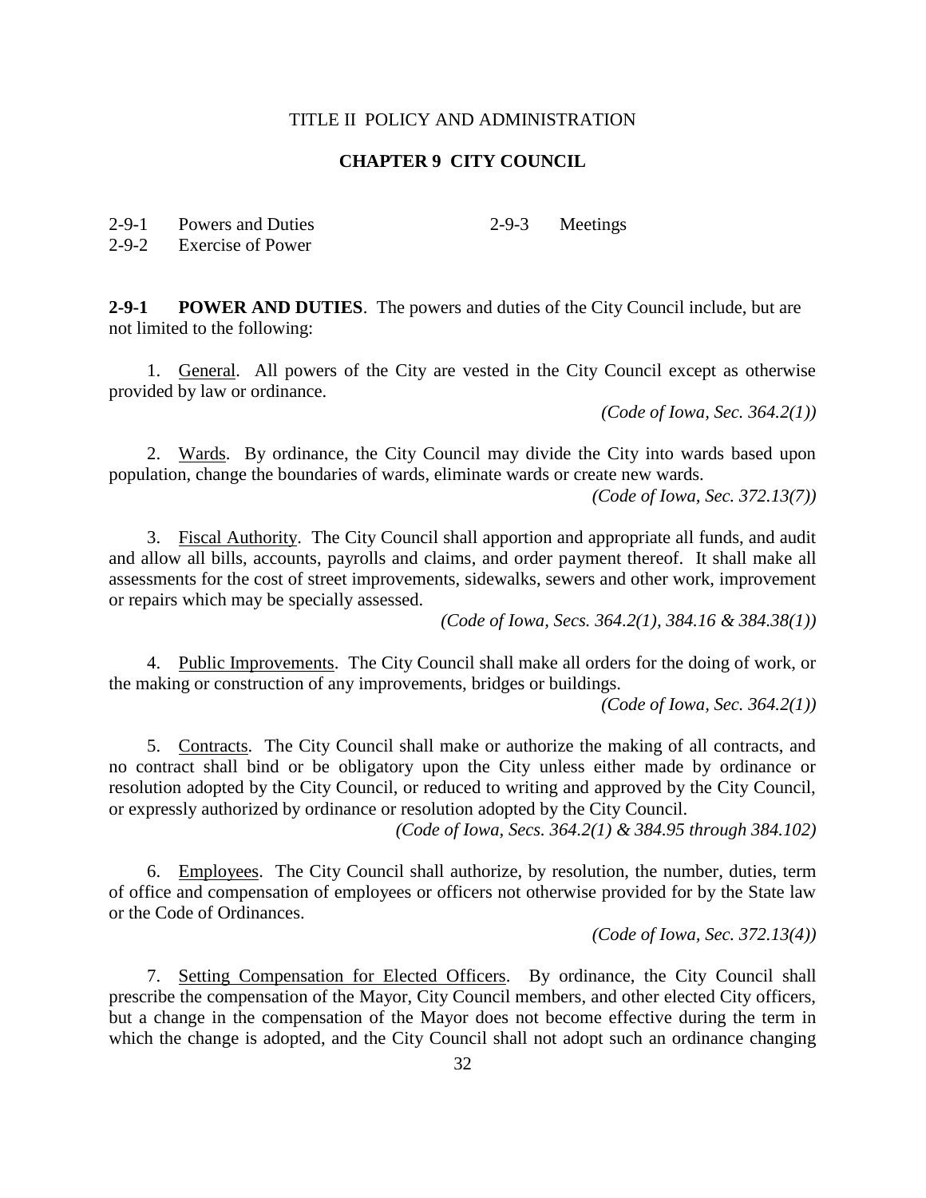TITLE II POLICY AND ADMINISTRATION

# CHAPTER 9 CITY COUNCIL

| | | | |
|---|---|---|---|
| 2-9-1 | Powers and Duties | 2-9-3 | Meetings |
| 2-9-2 | Exercise of Power | | |

**2-9-1 POWER AND DUTIES**. The powers and duties of the City Council include, but are not limited to the following:

1. General. All powers of the City are vested in the City Council except as otherwise provided by law or ordinance.

*(Code of Iowa, Sec. 364.2(1))*

2. Wards. By ordinance, the City Council may divide the City into wards based upon population, change the boundaries of wards, eliminate wards or create new wards.

*(Code of Iowa, Sec. 372.13(7))*

3. Fiscal Authority. The City Council shall apportion and appropriate all funds, and audit and allow all bills, accounts, payrolls and claims, and order payment thereof. It shall make all assessments for the cost of street improvements, sidewalks, sewers and other work, improvement or repairs which may be specially assessed.

*(Code of Iowa, Secs. 364.2(1), 384.16 & 384.38(1))*

4. Public Improvements. The City Council shall make all orders for the doing of work, or the making or construction of any improvements, bridges or buildings.

*(Code of Iowa, Sec. 364.2(1))*

5. Contracts. The City Council shall make or authorize the making of all contracts, and no contract shall bind or be obligatory upon the City unless either made by ordinance or resolution adopted by the City Council, or reduced to writing and approved by the City Council, or expressly authorized by ordinance or resolution adopted by the City Council.

*(Code of Iowa, Secs. 364.2(1) & 384.95 through 384.102)*

6. Employees. The City Council shall authorize, by resolution, the number, duties, term of office and compensation of employees or officers not otherwise provided for by the State law or the Code of Ordinances.

*(Code of Iowa, Sec. 372.13(4))*

7. Setting Compensation for Elected Officers. By ordinance, the City Council shall prescribe the compensation of the Mayor, City Council members, and other elected City officers, but a change in the compensation of the Mayor does not become effective during the term in which the change is adopted, and the City Council shall not adopt such an ordinance changing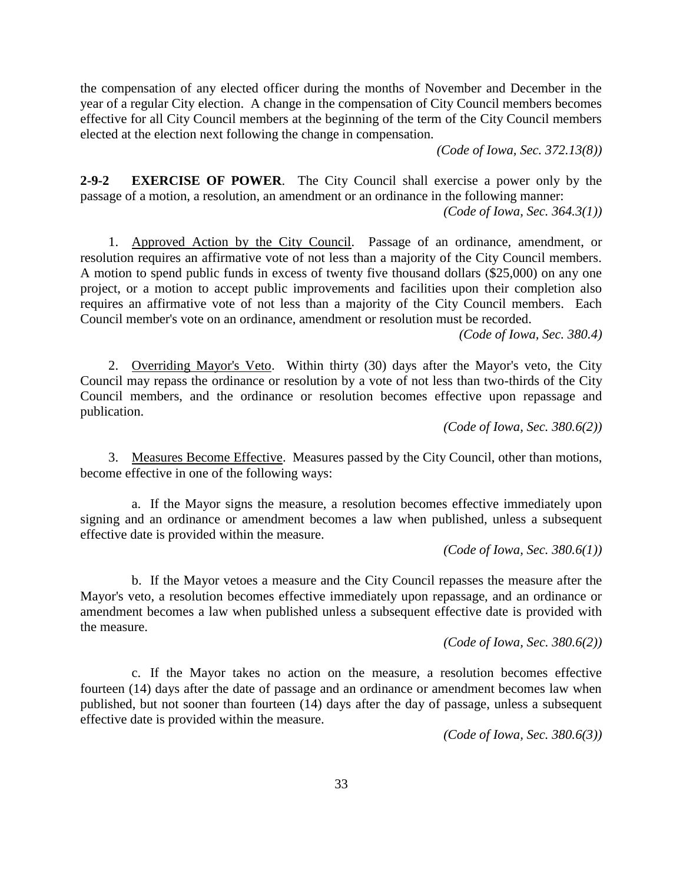the compensation of any elected officer during the months of November and December in the year of a regular City election. A change in the compensation of City Council members becomes effective for all City Council members at the beginning of the term of the City Council members elected at the election next following the change in compensation.

*(Code of Iowa, Sec. 372.13(8))*

**2-9-2 EXERCISE OF POWER**. The City Council shall exercise a power only by the passage of a motion, a resolution, an amendment or an ordinance in the following manner:

*(Code of Iowa, Sec. 364.3(1))*

1. Approved Action by the City Council. Passage of an ordinance, amendment, or resolution requires an affirmative vote of not less than a majority of the City Council members. A motion to spend public funds in excess of twenty five thousand dollars ($25,000) on any one project, or a motion to accept public improvements and facilities upon their completion also requires an affirmative vote of not less than a majority of the City Council members. Each Council member's vote on an ordinance, amendment or resolution must be recorded.

*(Code of Iowa, Sec. 380.4)*

2. Overriding Mayor's Veto. Within thirty (30) days after the Mayor's veto, the City Council may repass the ordinance or resolution by a vote of not less than two-thirds of the City Council members, and the ordinance or resolution becomes effective upon repassage and publication.

*(Code of Iowa, Sec. 380.6(2))*

3. Measures Become Effective. Measures passed by the City Council, other than motions, become effective in one of the following ways:

a. If the Mayor signs the measure, a resolution becomes effective immediately upon signing and an ordinance or amendment becomes a law when published, unless a subsequent effective date is provided within the measure.

*(Code of Iowa, Sec. 380.6(1))*

b. If the Mayor vetoes a measure and the City Council repasses the measure after the Mayor's veto, a resolution becomes effective immediately upon repassage, and an ordinance or amendment becomes a law when published unless a subsequent effective date is provided with the measure.

*(Code of Iowa, Sec. 380.6(2))*

c. If the Mayor takes no action on the measure, a resolution becomes effective fourteen (14) days after the date of passage and an ordinance or amendment becomes law when published, but not sooner than fourteen (14) days after the day of passage, unless a subsequent effective date is provided within the measure.

*(Code of Iowa, Sec. 380.6(3))*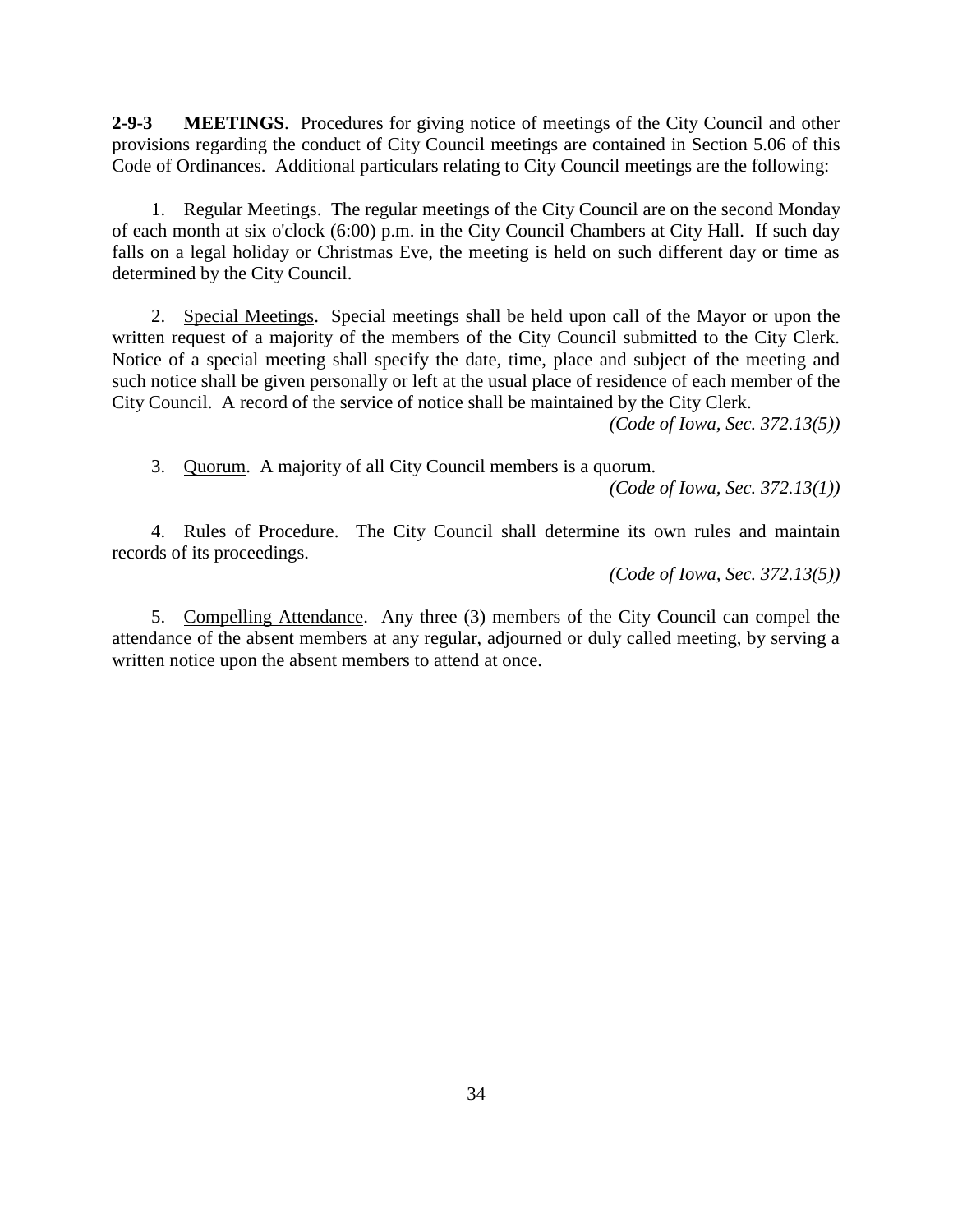**2-9-3 MEETINGS**. Procedures for giving notice of meetings of the City Council and other provisions regarding the conduct of City Council meetings are contained in Section 5.06 of this Code of Ordinances. Additional particulars relating to City Council meetings are the following:

1. Regular Meetings. The regular meetings of the City Council are on the second Monday of each month at six o'clock (6:00) p.m. in the City Council Chambers at City Hall. If such day falls on a legal holiday or Christmas Eve, the meeting is held on such different day or time as determined by the City Council.

2. Special Meetings. Special meetings shall be held upon call of the Mayor or upon the written request of a majority of the members of the City Council submitted to the City Clerk. Notice of a special meeting shall specify the date, time, place and subject of the meeting and such notice shall be given personally or left at the usual place of residence of each member of the City Council. A record of the service of notice shall be maintained by the City Clerk.

*(Code of Iowa, Sec. 372.13(5))*

3. Quorum. A majority of all City Council members is a quorum.

*(Code of Iowa, Sec. 372.13(1))*

4. Rules of Procedure. The City Council shall determine its own rules and maintain records of its proceedings.

*(Code of Iowa, Sec. 372.13(5))*

5. Compelling Attendance. Any three (3) members of the City Council can compel the attendance of the absent members at any regular, adjourned or duly called meeting, by serving a written notice upon the absent members to attend at once.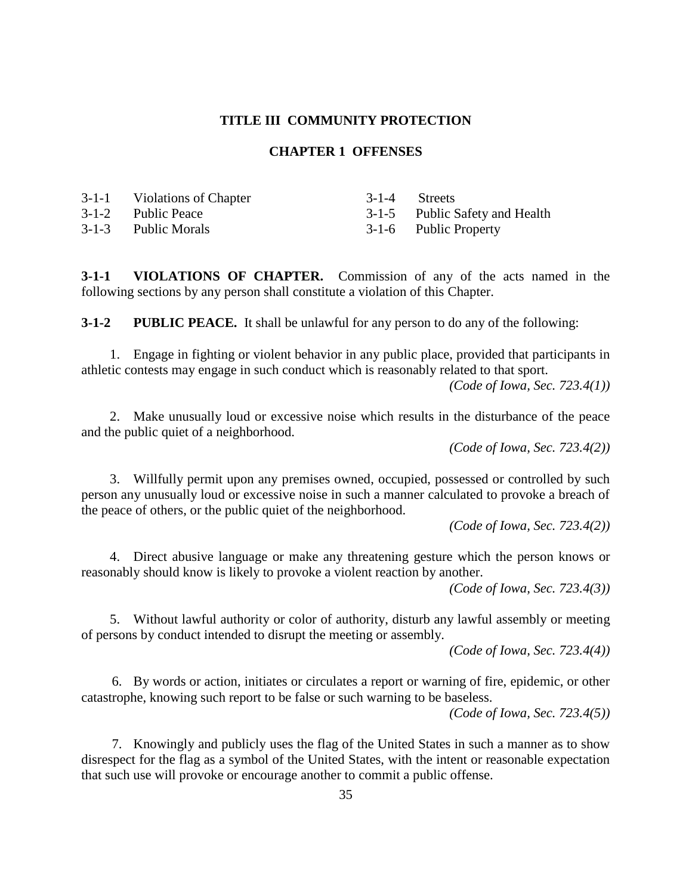# TITLE III COMMUNITY PROTECTION

## CHAPTER 1 OFFENSES

| | | | |
|---|---|---|---|
| 3-1-1 | Violations of Chapter | 3-1-4 | Streets |
| 3-1-2 | Public Peace | 3-1-5 | Public Safety and Health |
| 3-1-3 | Public Morals | 3-1-6 | Public Property |

**3-1-1 VIOLATIONS OF CHAPTER.** Commission of any of the acts named in the following sections by any person shall constitute a violation of this Chapter.

**3-1-2 PUBLIC PEACE.** It shall be unlawful for any person to do any of the following:

1. Engage in fighting or violent behavior in any public place, provided that participants in athletic contests may engage in such conduct which is reasonably related to that sport.

   *(Code of Iowa, Sec. 723.4(1))*

2. Make unusually loud or excessive noise which results in the disturbance of the peace and the public quiet of a neighborhood.

   *(Code of Iowa, Sec. 723.4(2))*

3. Willfully permit upon any premises owned, occupied, possessed or controlled by such person any unusually loud or excessive noise in such a manner calculated to provoke a breach of the peace of others, or the public quiet of the neighborhood.

   *(Code of Iowa, Sec. 723.4(2))*

4. Direct abusive language or make any threatening gesture which the person knows or reasonably should know is likely to provoke a violent reaction by another.

   *(Code of Iowa, Sec. 723.4(3))*

5. Without lawful authority or color of authority, disturb any lawful assembly or meeting of persons by conduct intended to disrupt the meeting or assembly.

   *(Code of Iowa, Sec. 723.4(4))*

6. By words or action, initiates or circulates a report or warning of fire, epidemic, or other catastrophe, knowing such report to be false or such warning to be baseless.

   *(Code of Iowa, Sec. 723.4(5))*

7. Knowingly and publicly uses the flag of the United States in such a manner as to show disrespect for the flag as a symbol of the United States, with the intent or reasonable expectation that such use will provoke or encourage another to commit a public offense.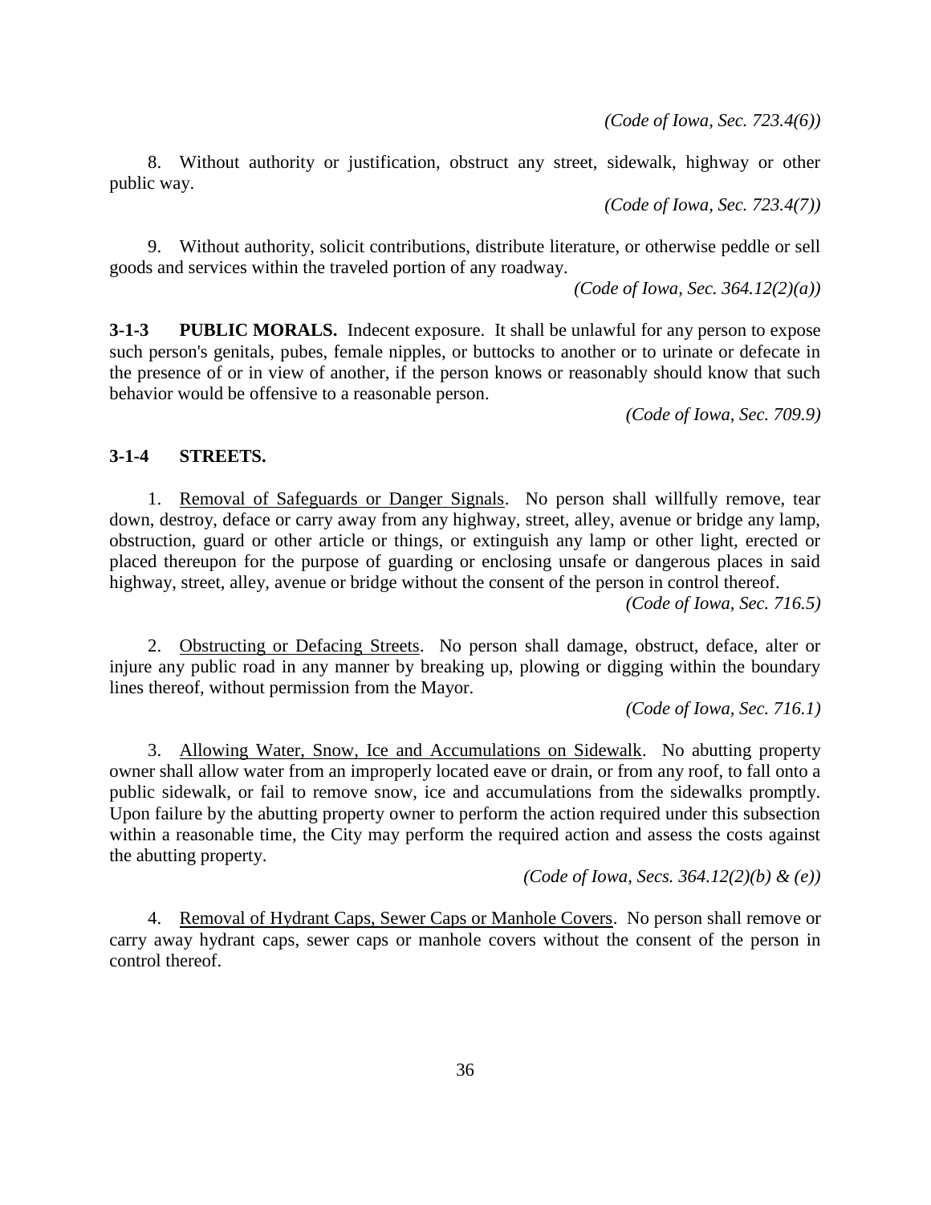*(Code of Iowa, Sec. 723.4(6))*

8. Without authority or justification, obstruct any street, sidewalk, highway or other public way.

*(Code of Iowa, Sec. 723.4(7))*

9. Without authority, solicit contributions, distribute literature, or otherwise peddle or sell goods and services within the traveled portion of any roadway.

*(Code of Iowa, Sec. 364.12(2)(a))*

**3-1-3 PUBLIC MORALS.** Indecent exposure. It shall be unlawful for any person to expose such person's genitals, pubes, female nipples, or buttocks to another or to urinate or defecate in the presence of or in view of another, if the person knows or reasonably should know that such behavior would be offensive to a reasonable person.

*(Code of Iowa, Sec. 709.9)*

**3-1-4 STREETS.**

1. Removal of Safeguards or Danger Signals. No person shall willfully remove, tear down, destroy, deface or carry away from any highway, street, alley, avenue or bridge any lamp, obstruction, guard or other article or things, or extinguish any lamp or other light, erected or placed thereupon for the purpose of guarding or enclosing unsafe or dangerous places in said highway, street, alley, avenue or bridge without the consent of the person in control thereof.

*(Code of Iowa, Sec. 716.5)*

2. Obstructing or Defacing Streets. No person shall damage, obstruct, deface, alter or injure any public road in any manner by breaking up, plowing or digging within the boundary lines thereof, without permission from the Mayor.

*(Code of Iowa, Sec. 716.1)*

3. Allowing Water, Snow, Ice and Accumulations on Sidewalk. No abutting property owner shall allow water from an improperly located eave or drain, or from any roof, to fall onto a public sidewalk, or fail to remove snow, ice and accumulations from the sidewalks promptly. Upon failure by the abutting property owner to perform the action required under this subsection within a reasonable time, the City may perform the required action and assess the costs against the abutting property.

*(Code of Iowa, Secs. 364.12(2)(b) & (e))*

4. Removal of Hydrant Caps, Sewer Caps or Manhole Covers. No person shall remove or carry away hydrant caps, sewer caps or manhole covers without the consent of the person in control thereof.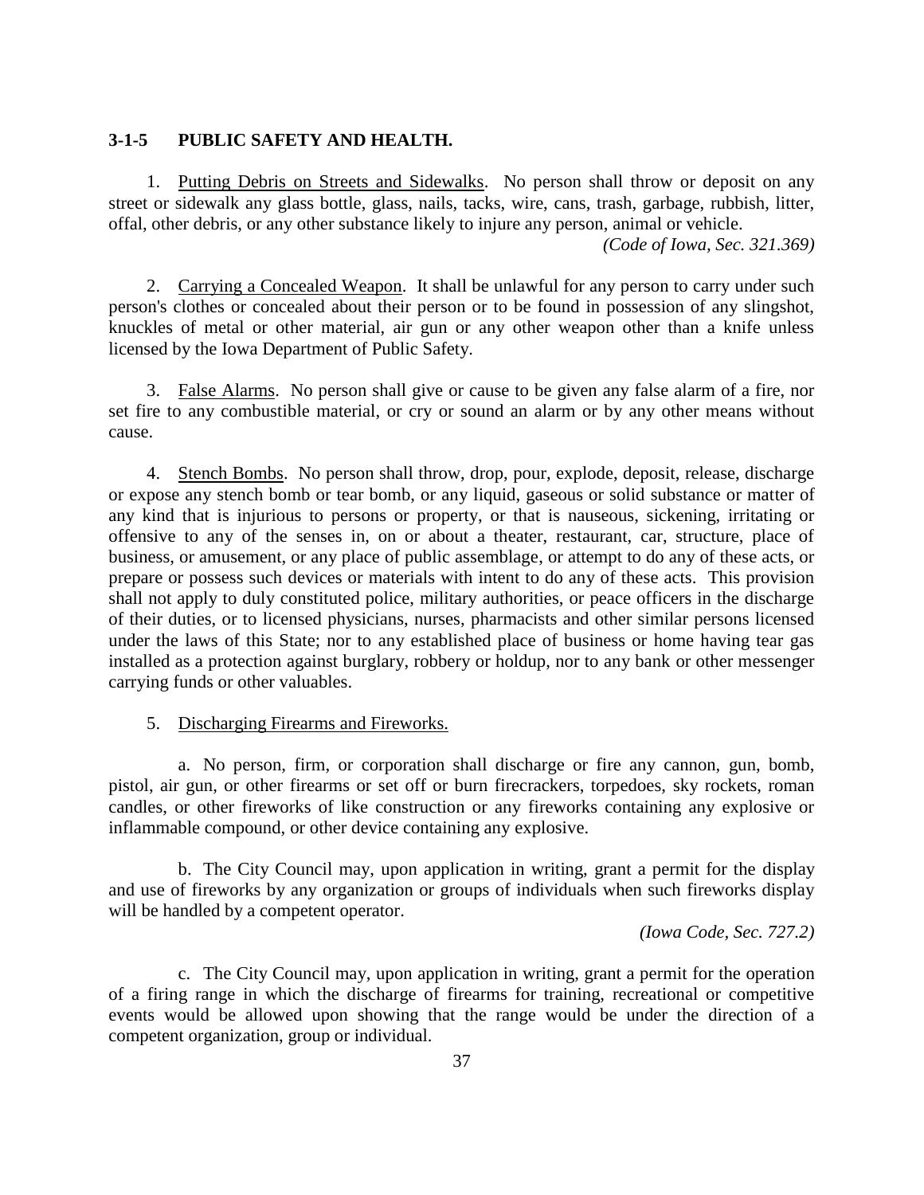### 3-1-5 PUBLIC SAFETY AND HEALTH.

1. Putting Debris on Streets and Sidewalks. No person shall throw or deposit on any street or sidewalk any glass bottle, glass, nails, tacks, wire, cans, trash, garbage, rubbish, litter, offal, other debris, or any other substance likely to injure any person, animal or vehicle.

*(Code of Iowa, Sec. 321.369)*

2. Carrying a Concealed Weapon. It shall be unlawful for any person to carry under such person's clothes or concealed about their person or to be found in possession of any slingshot, knuckles of metal or other material, air gun or any other weapon other than a knife unless licensed by the Iowa Department of Public Safety.

3. False Alarms. No person shall give or cause to be given any false alarm of a fire, nor set fire to any combustible material, or cry or sound an alarm or by any other means without cause.

4. Stench Bombs. No person shall throw, drop, pour, explode, deposit, release, discharge or expose any stench bomb or tear bomb, or any liquid, gaseous or solid substance or matter of any kind that is injurious to persons or property, or that is nauseous, sickening, irritating or offensive to any of the senses in, on or about a theater, restaurant, car, structure, place of business, or amusement, or any place of public assemblage, or attempt to do any of these acts, or prepare or possess such devices or materials with intent to do any of these acts. This provision shall not apply to duly constituted police, military authorities, or peace officers in the discharge of their duties, or to licensed physicians, nurses, pharmacists and other similar persons licensed under the laws of this State; nor to any established place of business or home having tear gas installed as a protection against burglary, robbery or holdup, nor to any bank or other messenger carrying funds or other valuables.

5. Discharging Firearms and Fireworks.

a. No person, firm, or corporation shall discharge or fire any cannon, gun, bomb, pistol, air gun, or other firearms or set off or burn firecrackers, torpedoes, sky rockets, roman candles, or other fireworks of like construction or any fireworks containing any explosive or inflammable compound, or other device containing any explosive.

b. The City Council may, upon application in writing, grant a permit for the display and use of fireworks by any organization or groups of individuals when such fireworks display will be handled by a competent operator.

*(Iowa Code, Sec. 727.2)*

c. The City Council may, upon application in writing, grant a permit for the operation of a firing range in which the discharge of firearms for training, recreational or competitive events would be allowed upon showing that the range would be under the direction of a competent organization, group or individual.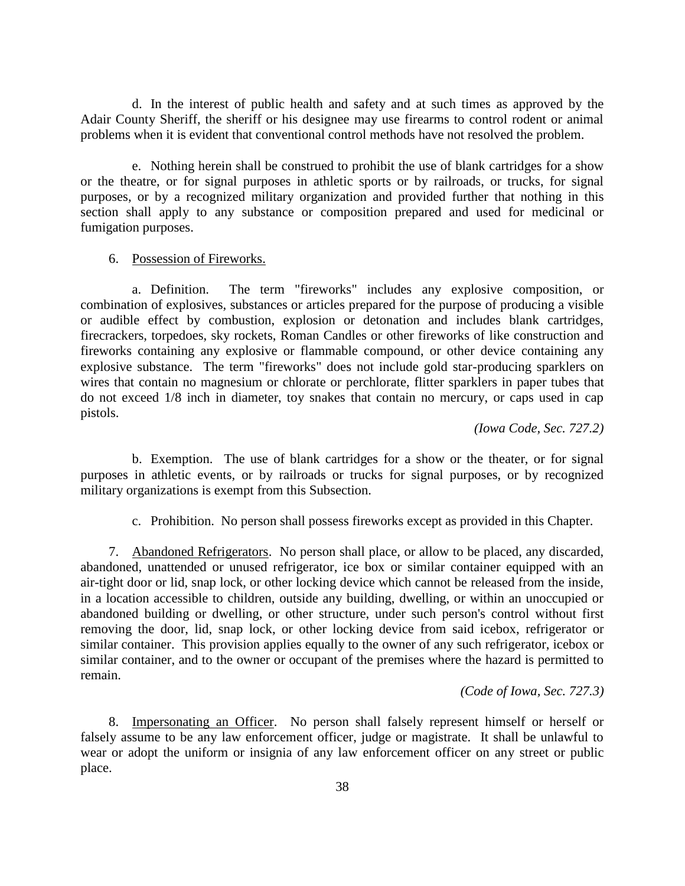d. In the interest of public health and safety and at such times as approved by the Adair County Sheriff, the sheriff or his designee may use firearms to control rodent or animal problems when it is evident that conventional control methods have not resolved the problem.

e. Nothing herein shall be construed to prohibit the use of blank cartridges for a show or the theatre, or for signal purposes in athletic sports or by railroads, or trucks, for signal purposes, or by a recognized military organization and provided further that nothing in this section shall apply to any substance or composition prepared and used for medicinal or fumigation purposes.

6. Possession of Fireworks.

a. Definition. The term "fireworks" includes any explosive composition, or combination of explosives, substances or articles prepared for the purpose of producing a visible or audible effect by combustion, explosion or detonation and includes blank cartridges, firecrackers, torpedoes, sky rockets, Roman Candles or other fireworks of like construction and fireworks containing any explosive or flammable compound, or other device containing any explosive substance. The term "fireworks" does not include gold star-producing sparklers on wires that contain no magnesium or chlorate or perchlorate, flitter sparklers in paper tubes that do not exceed 1/8 inch in diameter, toy snakes that contain no mercury, or caps used in cap pistols.

*(Iowa Code, Sec. 727.2)*

b. Exemption. The use of blank cartridges for a show or the theater, or for signal purposes in athletic events, or by railroads or trucks for signal purposes, or by recognized military organizations is exempt from this Subsection.

c. Prohibition. No person shall possess fireworks except as provided in this Chapter.

7. Abandoned Refrigerators. No person shall place, or allow to be placed, any discarded, abandoned, unattended or unused refrigerator, ice box or similar container equipped with an air-tight door or lid, snap lock, or other locking device which cannot be released from the inside, in a location accessible to children, outside any building, dwelling, or within an unoccupied or abandoned building or dwelling, or other structure, under such person's control without first removing the door, lid, snap lock, or other locking device from said icebox, refrigerator or similar container. This provision applies equally to the owner of any such refrigerator, icebox or similar container, and to the owner or occupant of the premises where the hazard is permitted to remain.

*(Code of Iowa, Sec. 727.3)*

8. Impersonating an Officer. No person shall falsely represent himself or herself or falsely assume to be any law enforcement officer, judge or magistrate. It shall be unlawful to wear or adopt the uniform or insignia of any law enforcement officer on any street or public place.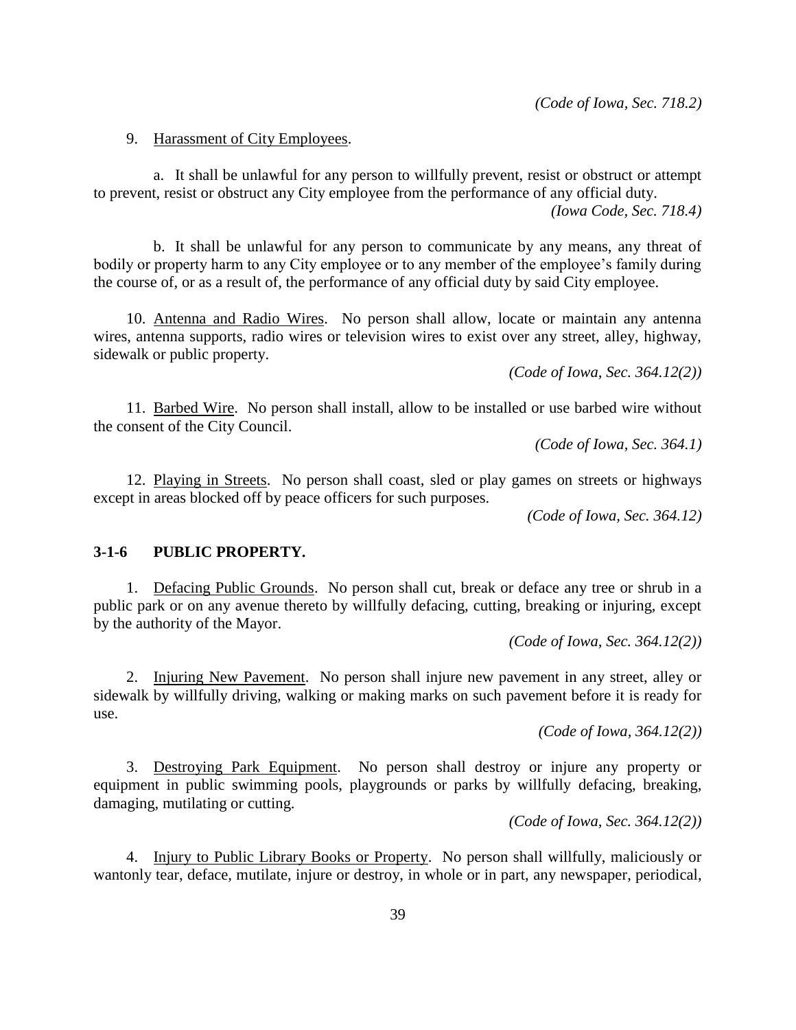*(Code of Iowa, Sec. 718.2)*

9. Harassment of City Employees.

a. It shall be unlawful for any person to willfully prevent, resist or obstruct or attempt to prevent, resist or obstruct any City employee from the performance of any official duty.

*(Iowa Code, Sec. 718.4)*

b. It shall be unlawful for any person to communicate by any means, any threat of bodily or property harm to any City employee or to any member of the employee's family during the course of, or as a result of, the performance of any official duty by said City employee.

10. Antenna and Radio Wires. No person shall allow, locate or maintain any antenna wires, antenna supports, radio wires or television wires to exist over any street, alley, highway, sidewalk or public property.

*(Code of Iowa, Sec. 364.12(2))*

11. Barbed Wire. No person shall install, allow to be installed or use barbed wire without the consent of the City Council.

*(Code of Iowa, Sec. 364.1)*

12. Playing in Streets. No person shall coast, sled or play games on streets or highways except in areas blocked off by peace officers for such purposes.

*(Code of Iowa, Sec. 364.12)*

**3-1-6 PUBLIC PROPERTY.**

1. Defacing Public Grounds. No person shall cut, break or deface any tree or shrub in a public park or on any avenue thereto by willfully defacing, cutting, breaking or injuring, except by the authority of the Mayor.

*(Code of Iowa, Sec. 364.12(2))*

2. Injuring New Pavement. No person shall injure new pavement in any street, alley or sidewalk by willfully driving, walking or making marks on such pavement before it is ready for use.

*(Code of Iowa, 364.12(2))*

3. Destroying Park Equipment. No person shall destroy or injure any property or equipment in public swimming pools, playgrounds or parks by willfully defacing, breaking, damaging, mutilating or cutting.

*(Code of Iowa, Sec. 364.12(2))*

4. Injury to Public Library Books or Property. No person shall willfully, maliciously or wantonly tear, deface, mutilate, injure or destroy, in whole or in part, any newspaper, periodical,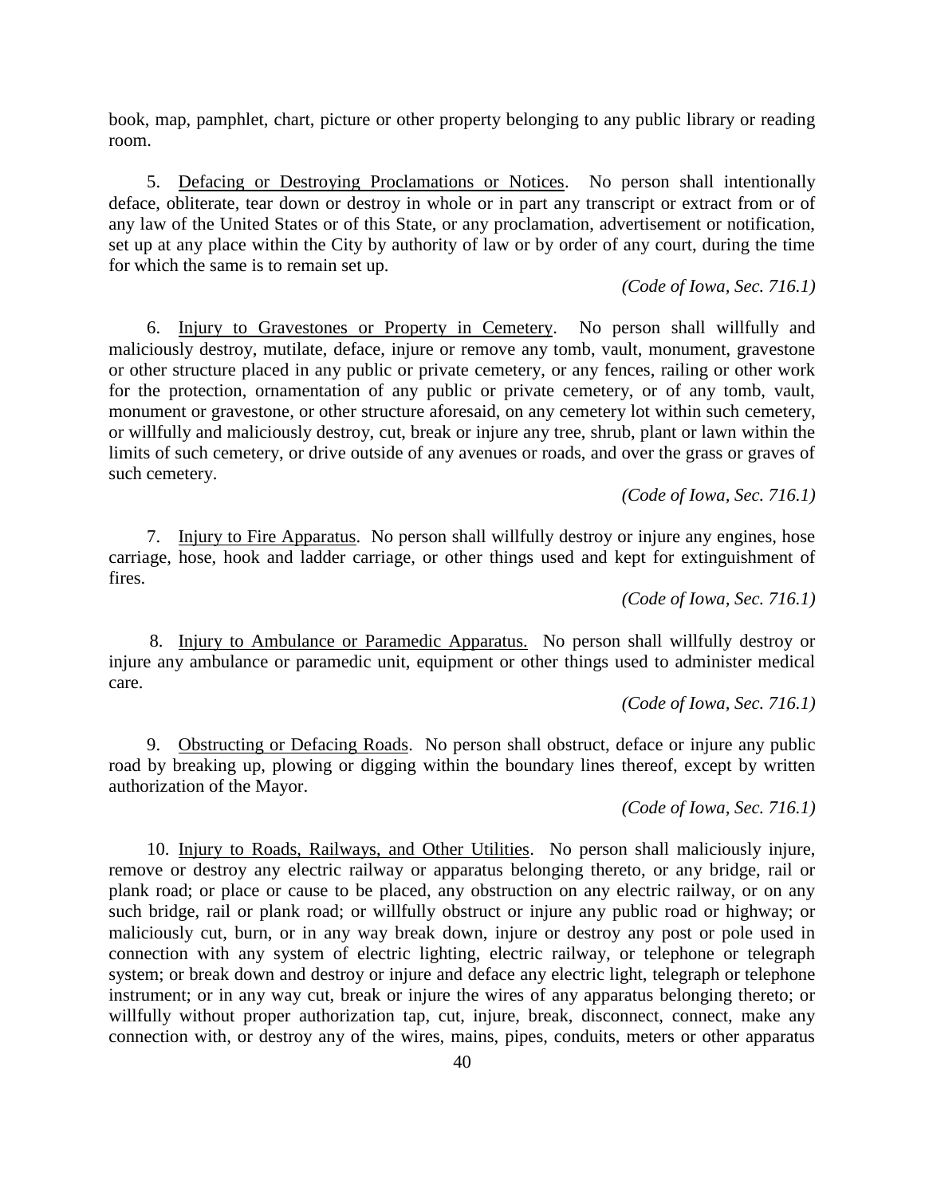book, map, pamphlet, chart, picture or other property belonging to any public library or reading room.

5. Defacing or Destroying Proclamations or Notices. No person shall intentionally deface, obliterate, tear down or destroy in whole or in part any transcript or extract from or of any law of the United States or of this State, or any proclamation, advertisement or notification, set up at any place within the City by authority of law or by order of any court, during the time for which the same is to remain set up.

*(Code of Iowa, Sec. 716.1)*

6. Injury to Gravestones or Property in Cemetery. No person shall willfully and maliciously destroy, mutilate, deface, injure or remove any tomb, vault, monument, gravestone or other structure placed in any public or private cemetery, or any fences, railing or other work for the protection, ornamentation of any public or private cemetery, or of any tomb, vault, monument or gravestone, or other structure aforesaid, on any cemetery lot within such cemetery, or willfully and maliciously destroy, cut, break or injure any tree, shrub, plant or lawn within the limits of such cemetery, or drive outside of any avenues or roads, and over the grass or graves of such cemetery.

*(Code of Iowa, Sec. 716.1)*

7. Injury to Fire Apparatus. No person shall willfully destroy or injure any engines, hose carriage, hose, hook and ladder carriage, or other things used and kept for extinguishment of fires.

*(Code of Iowa, Sec. 716.1)*

8. Injury to Ambulance or Paramedic Apparatus. No person shall willfully destroy or injure any ambulance or paramedic unit, equipment or other things used to administer medical care.

*(Code of Iowa, Sec. 716.1)*

9. Obstructing or Defacing Roads. No person shall obstruct, deface or injure any public road by breaking up, plowing or digging within the boundary lines thereof, except by written authorization of the Mayor.

*(Code of Iowa, Sec. 716.1)*

10. Injury to Roads, Railways, and Other Utilities. No person shall maliciously injure, remove or destroy any electric railway or apparatus belonging thereto, or any bridge, rail or plank road; or place or cause to be placed, any obstruction on any electric railway, or on any such bridge, rail or plank road; or willfully obstruct or injure any public road or highway; or maliciously cut, burn, or in any way break down, injure or destroy any post or pole used in connection with any system of electric lighting, electric railway, or telephone or telegraph system; or break down and destroy or injure and deface any electric light, telegraph or telephone instrument; or in any way cut, break or injure the wires of any apparatus belonging thereto; or willfully without proper authorization tap, cut, injure, break, disconnect, connect, make any connection with, or destroy any of the wires, mains, pipes, conduits, meters or other apparatus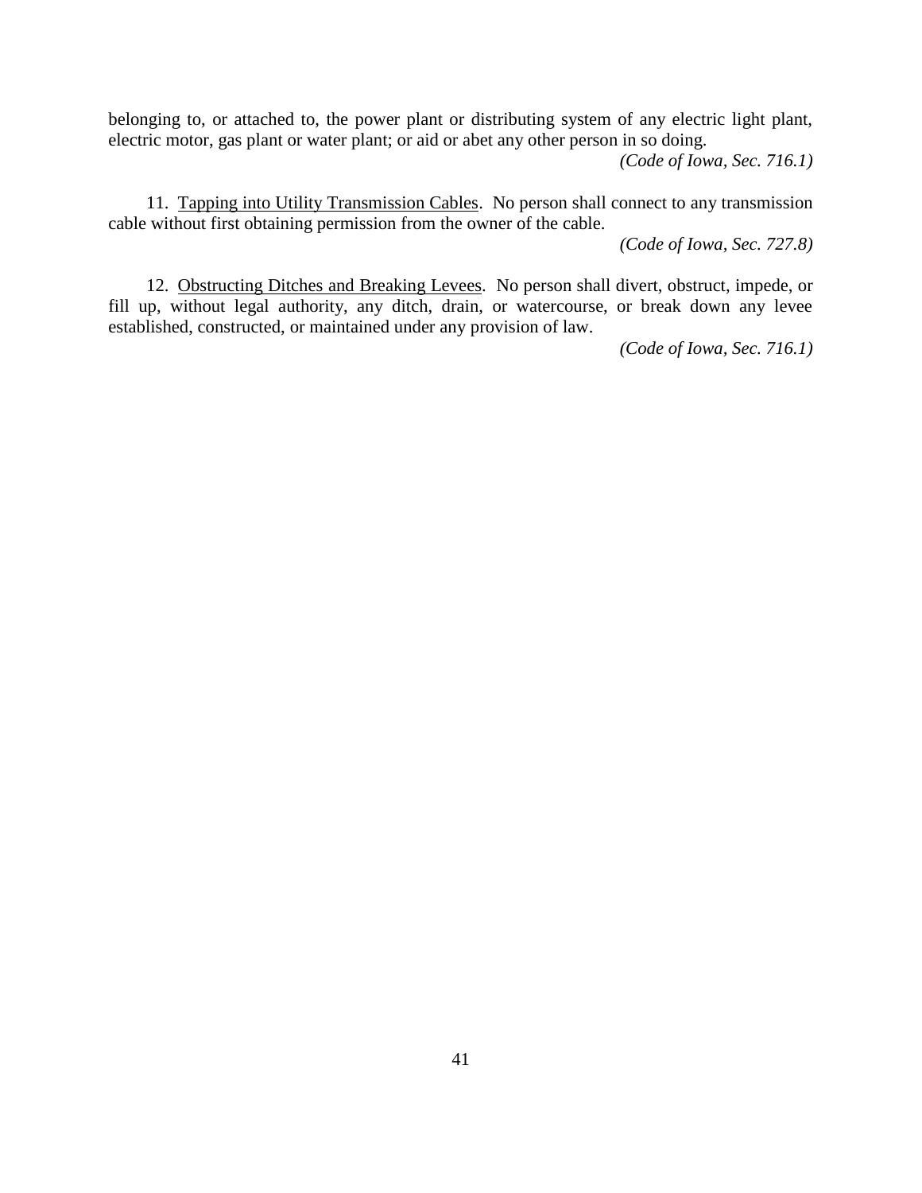belonging to, or attached to, the power plant or distributing system of any electric light plant, electric motor, gas plant or water plant; or aid or abet any other person in so doing.

*(Code of Iowa, Sec. 716.1)*

11. Tapping into Utility Transmission Cables. No person shall connect to any transmission cable without first obtaining permission from the owner of the cable.

*(Code of Iowa, Sec. 727.8)*

12. Obstructing Ditches and Breaking Levees. No person shall divert, obstruct, impede, or fill up, without legal authority, any ditch, drain, or watercourse, or break down any levee established, constructed, or maintained under any provision of law.

*(Code of Iowa, Sec. 716.1)*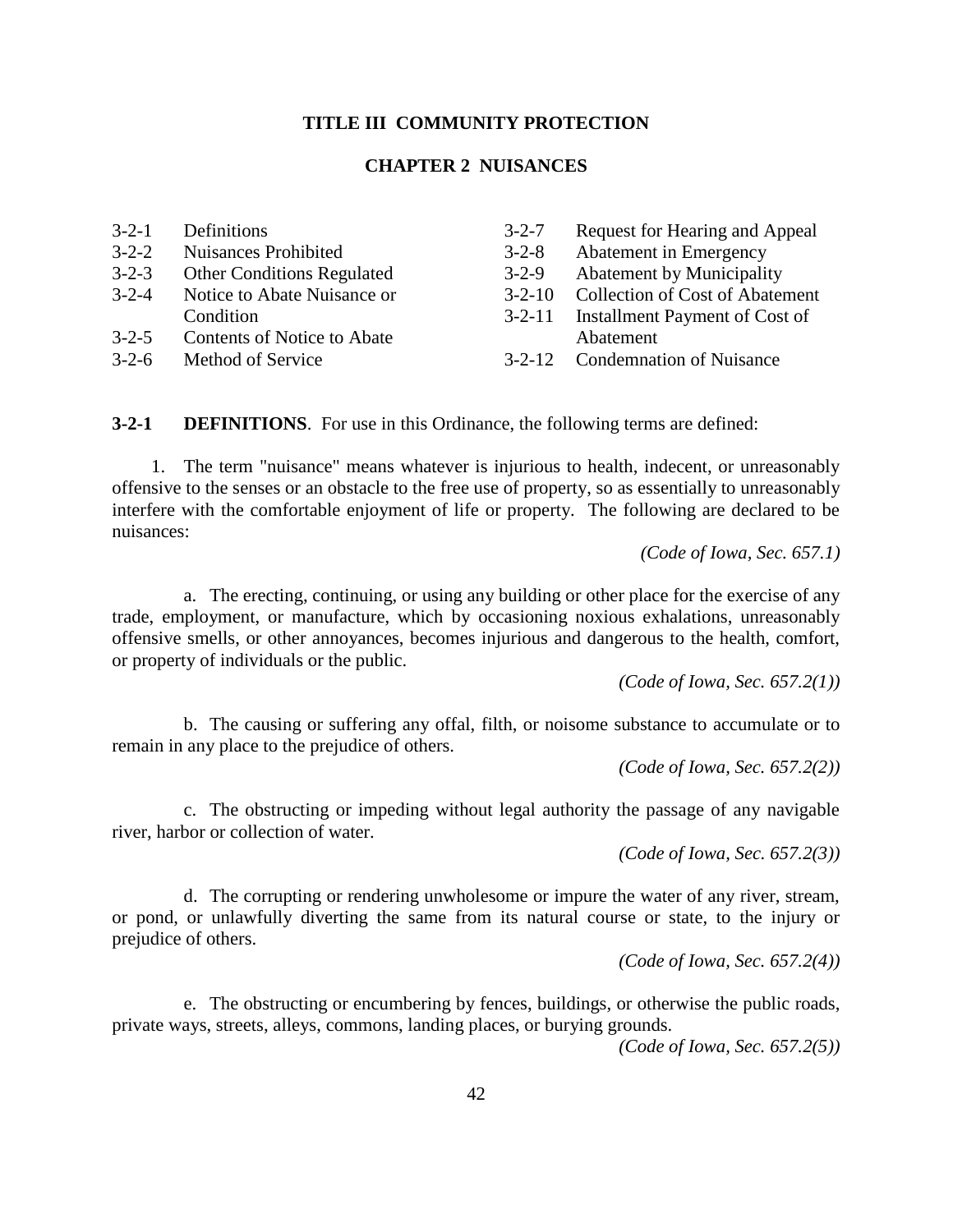## TITLE III COMMUNITY PROTECTION

## CHAPTER 2 NUISANCES

| | | | |
|---|---|---|---|
| 3-2-1 | Definitions | 3-2-7 | Request for Hearing and Appeal |
| 3-2-2 | Nuisances Prohibited | 3-2-8 | Abatement in Emergency |
| 3-2-3 | Other Conditions Regulated | 3-2-9 | Abatement by Municipality |
| 3-2-4 | Notice to Abate Nuisance or Condition | 3-2-10 | Collection of Cost of Abatement |
| 3-2-5 | Contents of Notice to Abate | 3-2-11 | Installment Payment of Cost of Abatement |
| 3-2-6 | Method of Service | 3-2-12 | Condemnation of Nuisance |

**3-2-1 DEFINITIONS**. For use in this Ordinance, the following terms are defined:

1. The term "nuisance" means whatever is injurious to health, indecent, or unreasonably offensive to the senses or an obstacle to the free use of property, so as essentially to unreasonably interfere with the comfortable enjoyment of life or property. The following are declared to be nuisances:

*(Code of Iowa, Sec. 657.1)*

a. The erecting, continuing, or using any building or other place for the exercise of any trade, employment, or manufacture, which by occasioning noxious exhalations, unreasonably offensive smells, or other annoyances, becomes injurious and dangerous to the health, comfort, or property of individuals or the public.

*(Code of Iowa, Sec. 657.2(1))*

b. The causing or suffering any offal, filth, or noisome substance to accumulate or to remain in any place to the prejudice of others.

*(Code of Iowa, Sec. 657.2(2))*

c. The obstructing or impeding without legal authority the passage of any navigable river, harbor or collection of water.

*(Code of Iowa, Sec. 657.2(3))*

d. The corrupting or rendering unwholesome or impure the water of any river, stream, or pond, or unlawfully diverting the same from its natural course or state, to the injury or prejudice of others.

*(Code of Iowa, Sec. 657.2(4))*

e. The obstructing or encumbering by fences, buildings, or otherwise the public roads, private ways, streets, alleys, commons, landing places, or burying grounds.

*(Code of Iowa, Sec. 657.2(5))*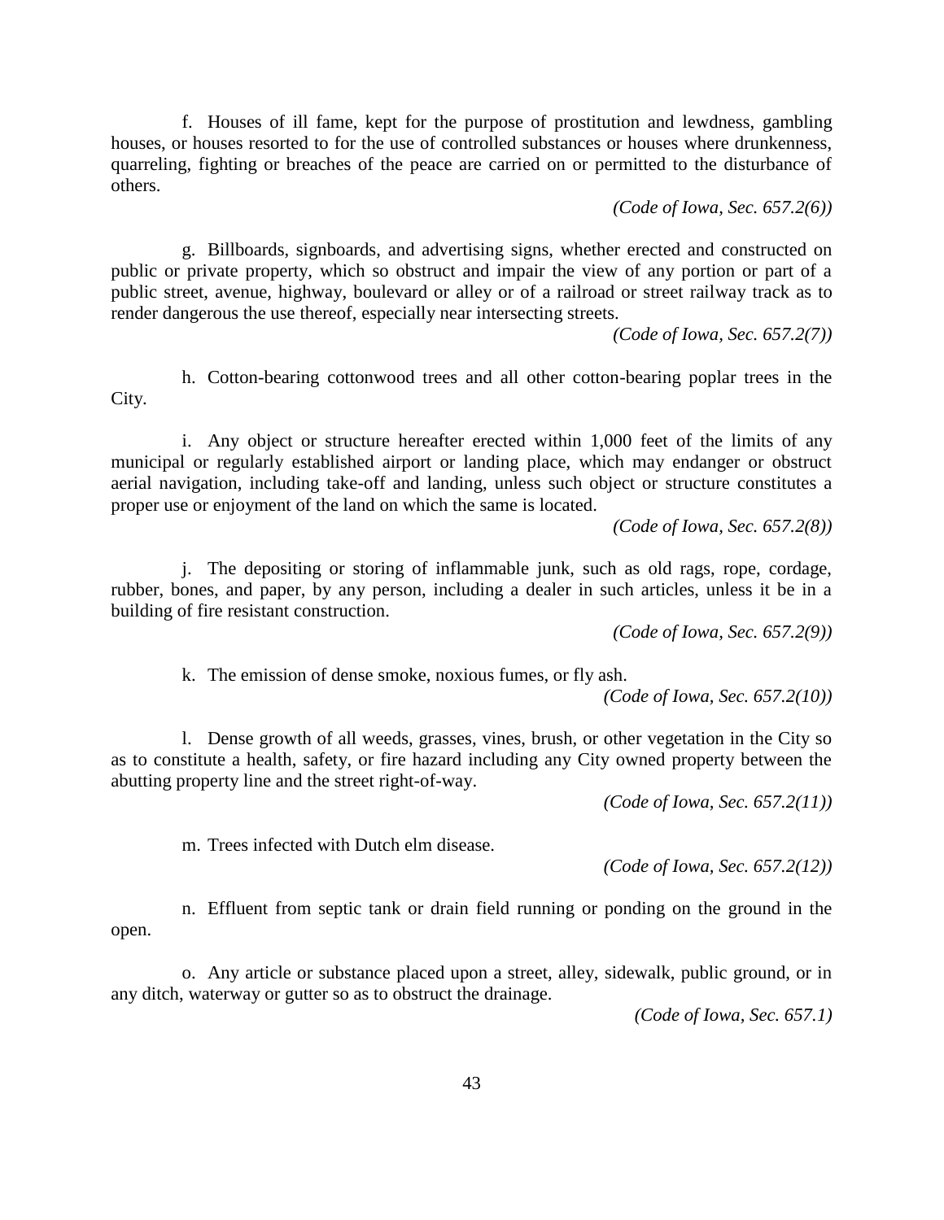f. Houses of ill fame, kept for the purpose of prostitution and lewdness, gambling houses, or houses resorted to for the use of controlled substances or houses where drunkenness, quarreling, fighting or breaches of the peace are carried on or permitted to the disturbance of others.

*(Code of Iowa, Sec. 657.2(6))*

g. Billboards, signboards, and advertising signs, whether erected and constructed on public or private property, which so obstruct and impair the view of any portion or part of a public street, avenue, highway, boulevard or alley or of a railroad or street railway track as to render dangerous the use thereof, especially near intersecting streets.

*(Code of Iowa, Sec. 657.2(7))*

h. Cotton-bearing cottonwood trees and all other cotton-bearing poplar trees in the City.

i. Any object or structure hereafter erected within 1,000 feet of the limits of any municipal or regularly established airport or landing place, which may endanger or obstruct aerial navigation, including take-off and landing, unless such object or structure constitutes a proper use or enjoyment of the land on which the same is located.

*(Code of Iowa, Sec. 657.2(8))*

j. The depositing or storing of inflammable junk, such as old rags, rope, cordage, rubber, bones, and paper, by any person, including a dealer in such articles, unless it be in a building of fire resistant construction.

*(Code of Iowa, Sec. 657.2(9))*

k. The emission of dense smoke, noxious fumes, or fly ash.

*(Code of Iowa, Sec. 657.2(10))*

l. Dense growth of all weeds, grasses, vines, brush, or other vegetation in the City so as to constitute a health, safety, or fire hazard including any City owned property between the abutting property line and the street right-of-way.

*(Code of Iowa, Sec. 657.2(11))*

m. Trees infected with Dutch elm disease.

*(Code of Iowa, Sec. 657.2(12))*

n. Effluent from septic tank or drain field running or ponding on the ground in the open.

o. Any article or substance placed upon a street, alley, sidewalk, public ground, or in any ditch, waterway or gutter so as to obstruct the drainage.

*(Code of Iowa, Sec. 657.1)*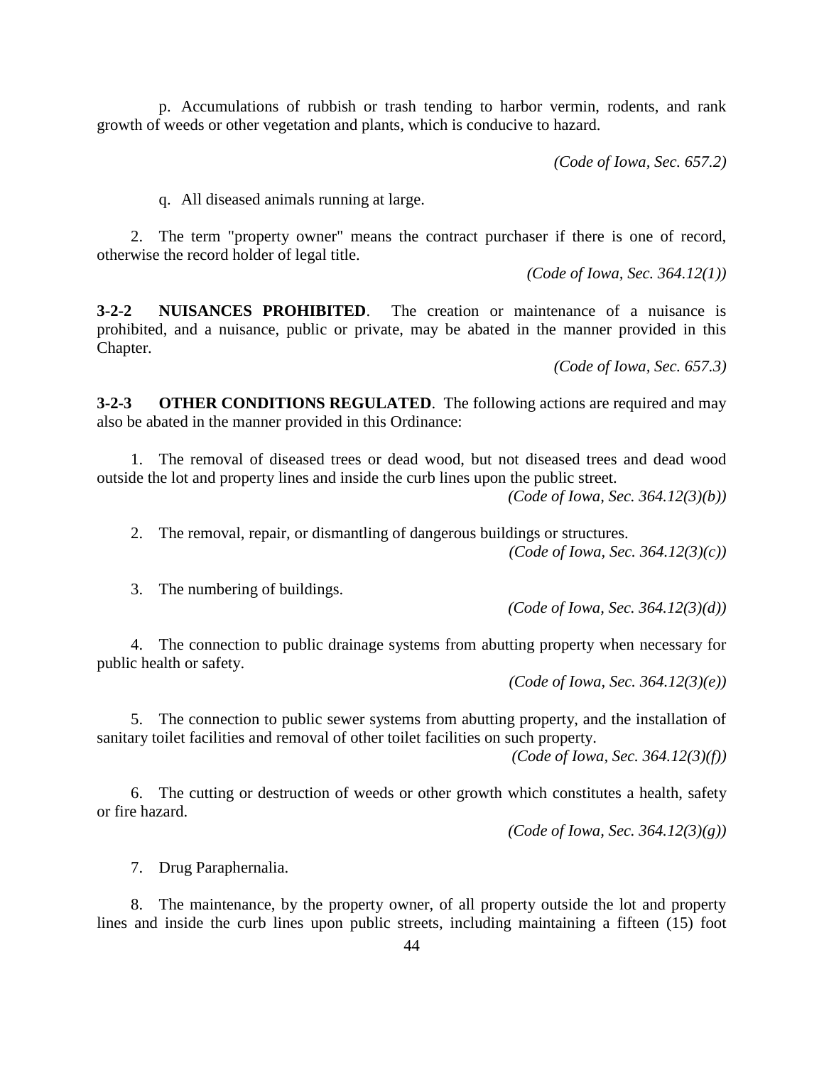p. Accumulations of rubbish or trash tending to harbor vermin, rodents, and rank growth of weeds or other vegetation and plants, which is conducive to hazard.

*(Code of Iowa, Sec. 657.2)*

q. All diseased animals running at large.

2. The term "property owner" means the contract purchaser if there is one of record, otherwise the record holder of legal title.

*(Code of Iowa, Sec. 364.12(1))*

**3-2-2 NUISANCES PROHIBITED**. The creation or maintenance of a nuisance is prohibited, and a nuisance, public or private, may be abated in the manner provided in this Chapter.

*(Code of Iowa, Sec. 657.3)*

**3-2-3 OTHER CONDITIONS REGULATED**. The following actions are required and may also be abated in the manner provided in this Ordinance:

1. The removal of diseased trees or dead wood, but not diseased trees and dead wood outside the lot and property lines and inside the curb lines upon the public street.

*(Code of Iowa, Sec. 364.12(3)(b))*

2. The removal, repair, or dismantling of dangerous buildings or structures.

*(Code of Iowa, Sec. 364.12(3)(c))*

3. The numbering of buildings.

*(Code of Iowa, Sec. 364.12(3)(d))*

4. The connection to public drainage systems from abutting property when necessary for public health or safety.

*(Code of Iowa, Sec. 364.12(3)(e))*

5. The connection to public sewer systems from abutting property, and the installation of sanitary toilet facilities and removal of other toilet facilities on such property.

*(Code of Iowa, Sec. 364.12(3)(f))*

6. The cutting or destruction of weeds or other growth which constitutes a health, safety or fire hazard.

*(Code of Iowa, Sec. 364.12(3)(g))*

7. Drug Paraphernalia.

8. The maintenance, by the property owner, of all property outside the lot and property lines and inside the curb lines upon public streets, including maintaining a fifteen (15) foot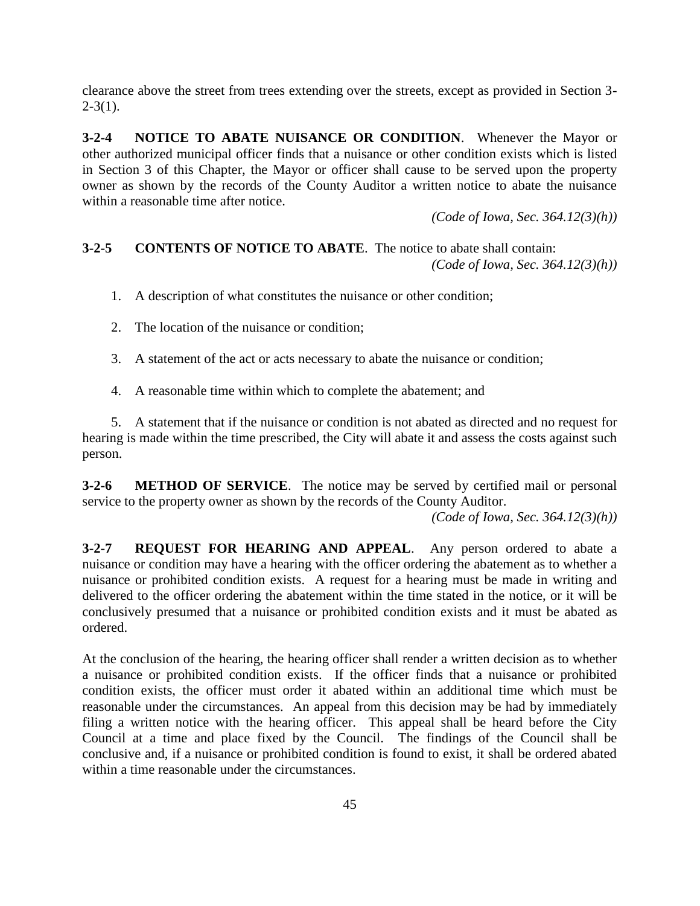clearance above the street from trees extending over the streets, except as provided in Section 3-2-3(1).

**3-2-4 NOTICE TO ABATE NUISANCE OR CONDITION**. Whenever the Mayor or other authorized municipal officer finds that a nuisance or other condition exists which is listed in Section 3 of this Chapter, the Mayor or officer shall cause to be served upon the property owner as shown by the records of the County Auditor a written notice to abate the nuisance within a reasonable time after notice.

*(Code of Iowa, Sec. 364.12(3)(h))*

**3-2-5 CONTENTS OF NOTICE TO ABATE**. The notice to abate shall contain:

*(Code of Iowa, Sec. 364.12(3)(h))*

1. A description of what constitutes the nuisance or other condition;

2. The location of the nuisance or condition;

3. A statement of the act or acts necessary to abate the nuisance or condition;

4. A reasonable time within which to complete the abatement; and

5. A statement that if the nuisance or condition is not abated as directed and no request for hearing is made within the time prescribed, the City will abate it and assess the costs against such person.

**3-2-6 METHOD OF SERVICE**. The notice may be served by certified mail or personal service to the property owner as shown by the records of the County Auditor.

*(Code of Iowa, Sec. 364.12(3)(h))*

**3-2-7 REQUEST FOR HEARING AND APPEAL**. Any person ordered to abate a nuisance or condition may have a hearing with the officer ordering the abatement as to whether a nuisance or prohibited condition exists. A request for a hearing must be made in writing and delivered to the officer ordering the abatement within the time stated in the notice, or it will be conclusively presumed that a nuisance or prohibited condition exists and it must be abated as ordered.

At the conclusion of the hearing, the hearing officer shall render a written decision as to whether a nuisance or prohibited condition exists. If the officer finds that a nuisance or prohibited condition exists, the officer must order it abated within an additional time which must be reasonable under the circumstances. An appeal from this decision may be had by immediately filing a written notice with the hearing officer. This appeal shall be heard before the City Council at a time and place fixed by the Council. The findings of the Council shall be conclusive and, if a nuisance or prohibited condition is found to exist, it shall be ordered abated within a time reasonable under the circumstances.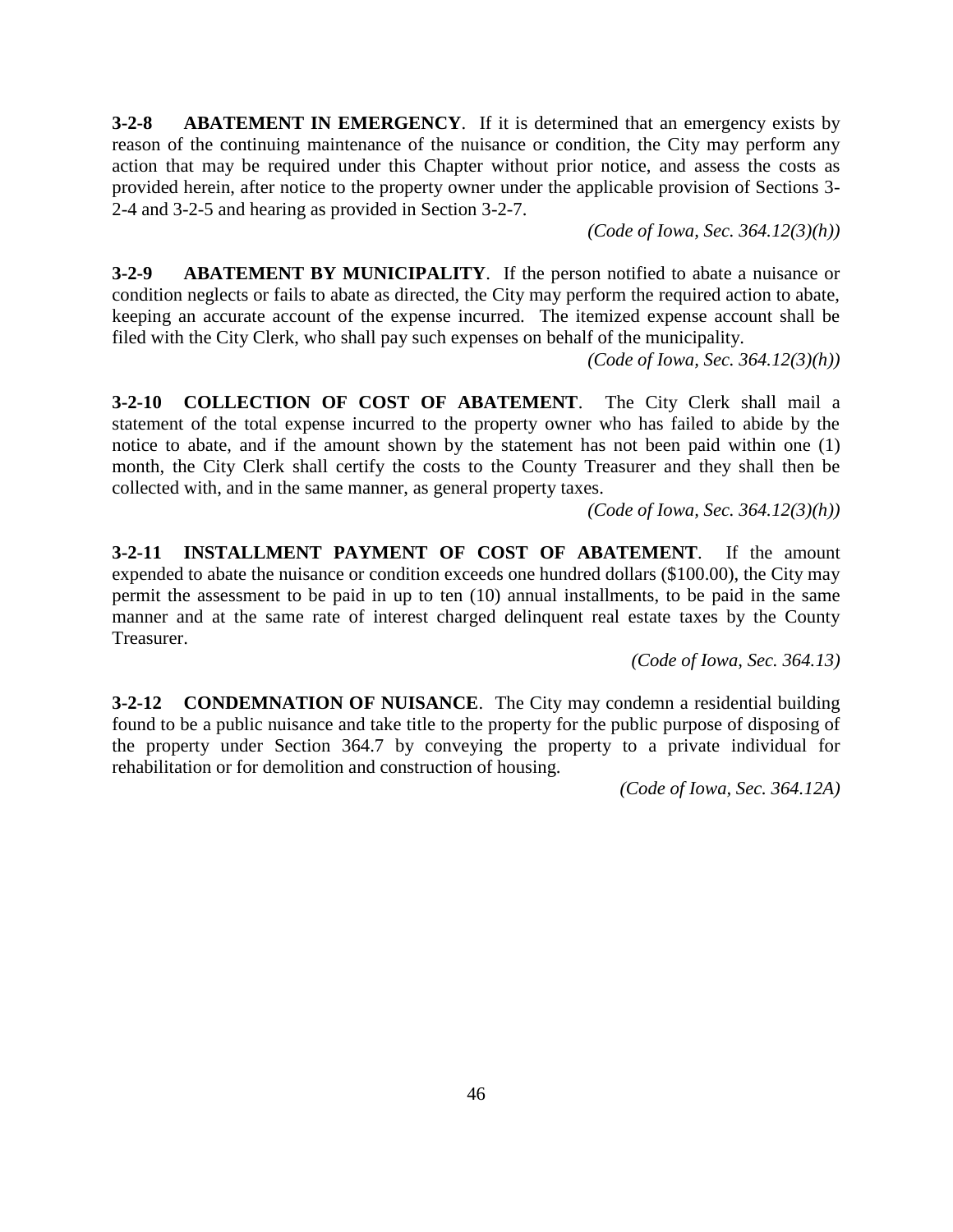**3-2-8 ABATEMENT IN EMERGENCY**. If it is determined that an emergency exists by reason of the continuing maintenance of the nuisance or condition, the City may perform any action that may be required under this Chapter without prior notice, and assess the costs as provided herein, after notice to the property owner under the applicable provision of Sections 3-2-4 and 3-2-5 and hearing as provided in Section 3-2-7.

*(Code of Iowa, Sec. 364.12(3)(h))*

**3-2-9 ABATEMENT BY MUNICIPALITY**. If the person notified to abate a nuisance or condition neglects or fails to abate as directed, the City may perform the required action to abate, keeping an accurate account of the expense incurred. The itemized expense account shall be filed with the City Clerk, who shall pay such expenses on behalf of the municipality.

*(Code of Iowa, Sec. 364.12(3)(h))*

**3-2-10 COLLECTION OF COST OF ABATEMENT**. The City Clerk shall mail a statement of the total expense incurred to the property owner who has failed to abide by the notice to abate, and if the amount shown by the statement has not been paid within one (1) month, the City Clerk shall certify the costs to the County Treasurer and they shall then be collected with, and in the same manner, as general property taxes.

*(Code of Iowa, Sec. 364.12(3)(h))*

**3-2-11 INSTALLMENT PAYMENT OF COST OF ABATEMENT**. If the amount expended to abate the nuisance or condition exceeds one hundred dollars ($100.00), the City may permit the assessment to be paid in up to ten (10) annual installments, to be paid in the same manner and at the same rate of interest charged delinquent real estate taxes by the County Treasurer.

*(Code of Iowa, Sec. 364.13)*

**3-2-12 CONDEMNATION OF NUISANCE**. The City may condemn a residential building found to be a public nuisance and take title to the property for the public purpose of disposing of the property under Section 364.7 by conveying the property to a private individual for rehabilitation or for demolition and construction of housing.

*(Code of Iowa, Sec. 364.12A)*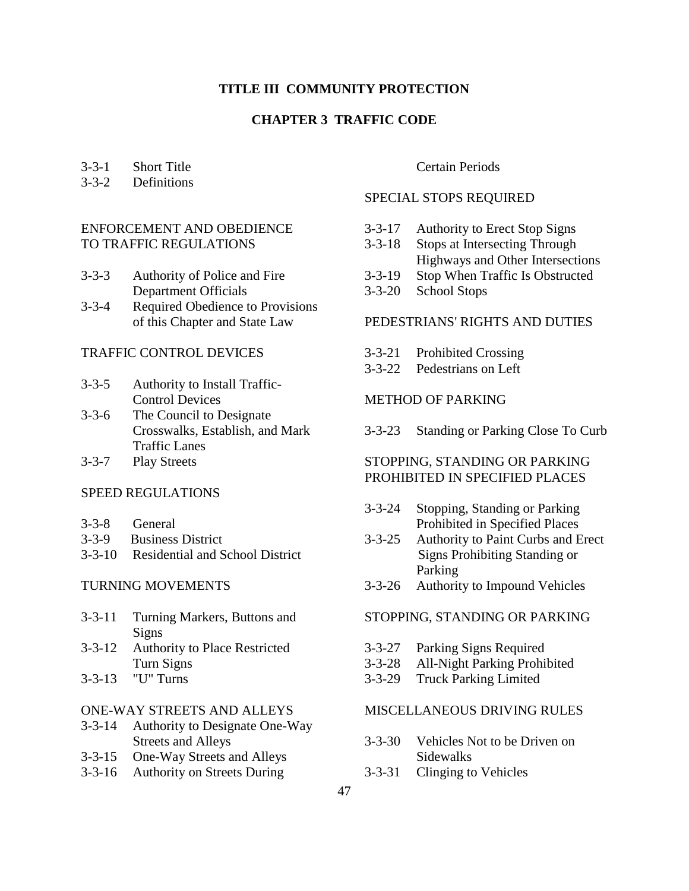# TITLE III COMMUNITY PROTECTION

## CHAPTER 3 TRAFFIC CODE

3-3-1 Short Title
3-3-2 Definitions

ENFORCEMENT AND OBEDIENCE TO TRAFFIC REGULATIONS

3-3-3 Authority of Police and Fire Department Officials
3-3-4 Required Obedience to Provisions of this Chapter and State Law

TRAFFIC CONTROL DEVICES

3-3-5 Authority to Install Traffic-Control Devices
3-3-6 The Council to Designate Crosswalks, Establish, and Mark Traffic Lanes
3-3-7 Play Streets

SPEED REGULATIONS

3-3-8 General
3-3-9 Business District
3-3-10 Residential and School District

TURNING MOVEMENTS

3-3-11 Turning Markers, Buttons and Signs
3-3-12 Authority to Place Restricted Turn Signs
3-3-13 "U" Turns

ONE-WAY STREETS AND ALLEYS

3-3-14 Authority to Designate One-Way Streets and Alleys
3-3-15 One-Way Streets and Alleys
3-3-16 Authority on Streets During Certain Periods

SPECIAL STOPS REQUIRED

3-3-17 Authority to Erect Stop Signs
3-3-18 Stops at Intersecting Through Highways and Other Intersections
3-3-19 Stop When Traffic Is Obstructed
3-3-20 School Stops

PEDESTRIANS' RIGHTS AND DUTIES

3-3-21 Prohibited Crossing
3-3-22 Pedestrians on Left

METHOD OF PARKING

3-3-23 Standing or Parking Close To Curb

STOPPING, STANDING OR PARKING PROHIBITED IN SPECIFIED PLACES

3-3-24 Stopping, Standing or Parking Prohibited in Specified Places
3-3-25 Authority to Paint Curbs and Erect Signs Prohibiting Standing or Parking
3-3-26 Authority to Impound Vehicles

STOPPING, STANDING OR PARKING

3-3-27 Parking Signs Required
3-3-28 All-Night Parking Prohibited
3-3-29 Truck Parking Limited

MISCELLANEOUS DRIVING RULES

3-3-30 Vehicles Not to be Driven on Sidewalks
3-3-31 Clinging to Vehicles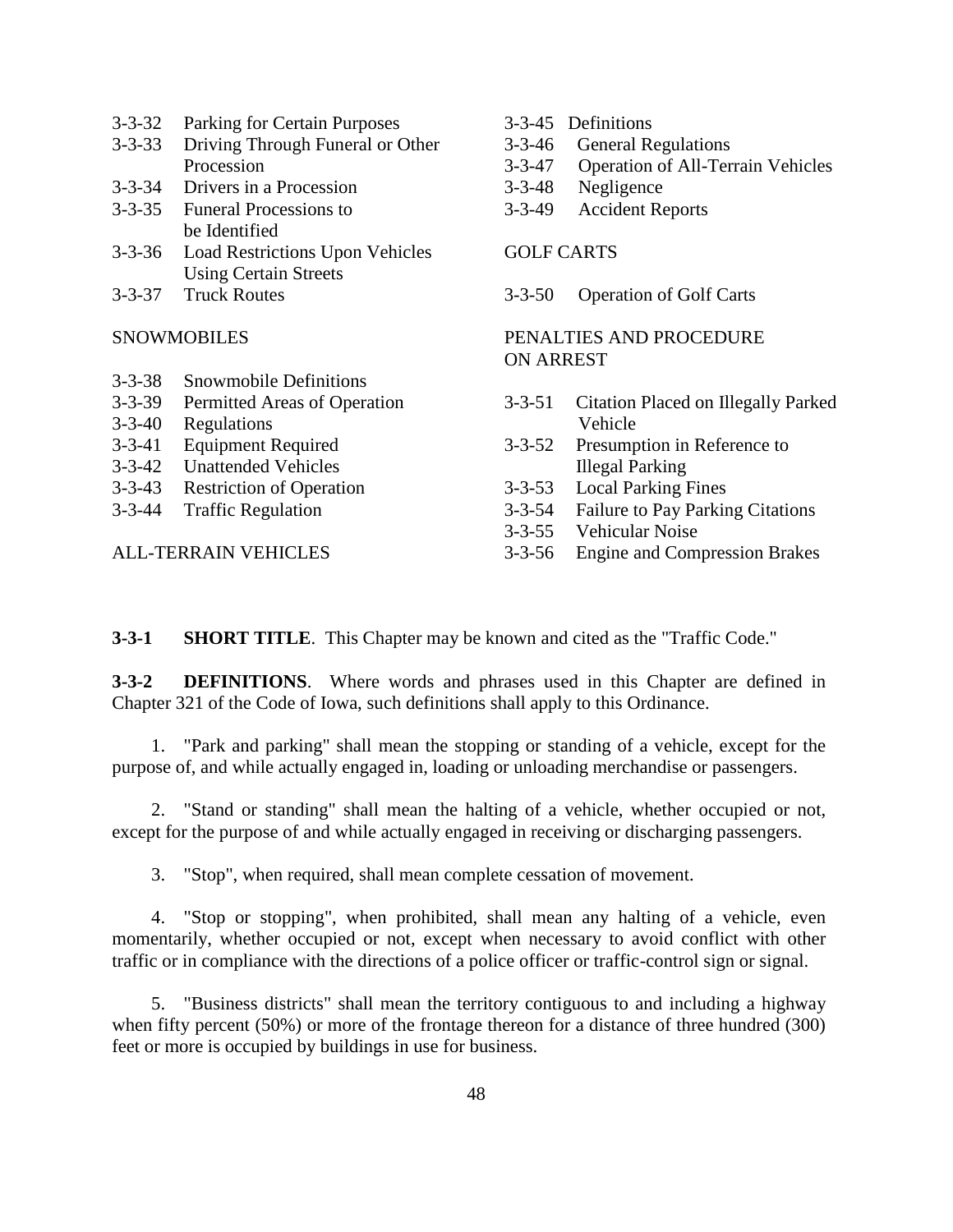3-3-32 Parking for Certain Purposes
3-3-33 Driving Through Funeral or Other Procession
3-3-34 Drivers in a Procession
3-3-35 Funeral Processions to be Identified
3-3-36 Load Restrictions Upon Vehicles Using Certain Streets
3-3-37 Truck Routes

SNOWMOBILES

3-3-38 Snowmobile Definitions
3-3-39 Permitted Areas of Operation
3-3-40 Regulations
3-3-41 Equipment Required
3-3-42 Unattended Vehicles
3-3-43 Restriction of Operation
3-3-44 Traffic Regulation

ALL-TERRAIN VEHICLES

3-3-45 Definitions
3-3-46 General Regulations
3-3-47 Operation of All-Terrain Vehicles
3-3-48 Negligence
3-3-49 Accident Reports

GOLF CARTS

3-3-50 Operation of Golf Carts

PENALTIES AND PROCEDURE ON ARREST

3-3-51 Citation Placed on Illegally Parked Vehicle
3-3-52 Presumption in Reference to Illegal Parking
3-3-53 Local Parking Fines
3-3-54 Failure to Pay Parking Citations
3-3-55 Vehicular Noise
3-3-56 Engine and Compression Brakes

**3-3-1 SHORT TITLE**. This Chapter may be known and cited as the "Traffic Code."

**3-3-2 DEFINITIONS**. Where words and phrases used in this Chapter are defined in Chapter 321 of the Code of Iowa, such definitions shall apply to this Ordinance.

1. "Park and parking" shall mean the stopping or standing of a vehicle, except for the purpose of, and while actually engaged in, loading or unloading merchandise or passengers.

2. "Stand or standing" shall mean the halting of a vehicle, whether occupied or not, except for the purpose of and while actually engaged in receiving or discharging passengers.

3. "Stop", when required, shall mean complete cessation of movement.

4. "Stop or stopping", when prohibited, shall mean any halting of a vehicle, even momentarily, whether occupied or not, except when necessary to avoid conflict with other traffic or in compliance with the directions of a police officer or traffic-control sign or signal.

5. "Business districts" shall mean the territory contiguous to and including a highway when fifty percent (50%) or more of the frontage thereon for a distance of three hundred (300) feet or more is occupied by buildings in use for business.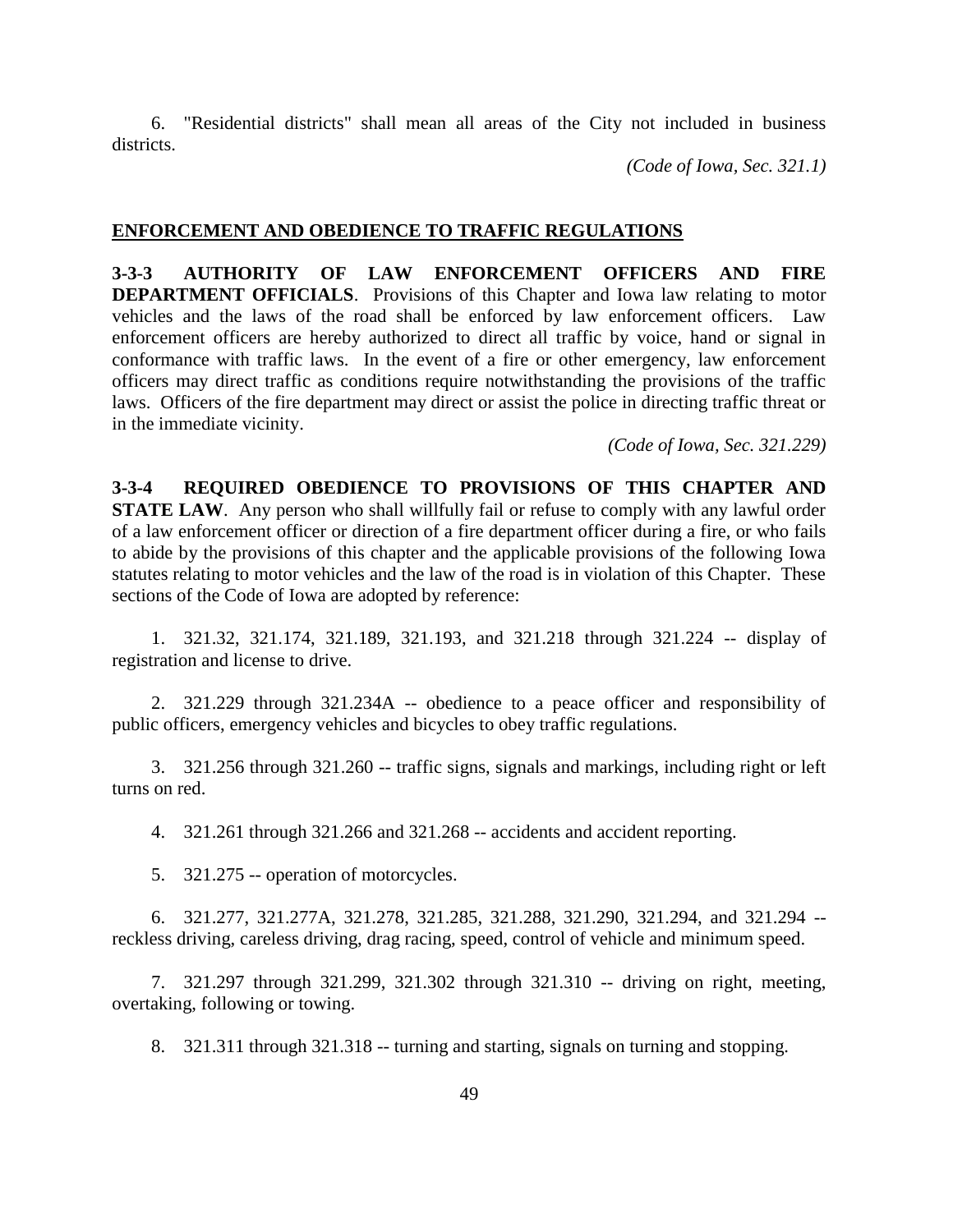6. "Residential districts" shall mean all areas of the City not included in business districts.

*(Code of Iowa, Sec. 321.1)*

## ENFORCEMENT AND OBEDIENCE TO TRAFFIC REGULATIONS

**3-3-3 AUTHORITY OF LAW ENFORCEMENT OFFICERS AND FIRE DEPARTMENT OFFICIALS**. Provisions of this Chapter and Iowa law relating to motor vehicles and the laws of the road shall be enforced by law enforcement officers. Law enforcement officers are hereby authorized to direct all traffic by voice, hand or signal in conformance with traffic laws. In the event of a fire or other emergency, law enforcement officers may direct traffic as conditions require notwithstanding the provisions of the traffic laws. Officers of the fire department may direct or assist the police in directing traffic threat or in the immediate vicinity.

*(Code of Iowa, Sec. 321.229)*

**3-3-4 REQUIRED OBEDIENCE TO PROVISIONS OF THIS CHAPTER AND STATE LAW**. Any person who shall willfully fail or refuse to comply with any lawful order of a law enforcement officer or direction of a fire department officer during a fire, or who fails to abide by the provisions of this chapter and the applicable provisions of the following Iowa statutes relating to motor vehicles and the law of the road is in violation of this Chapter. These sections of the Code of Iowa are adopted by reference:

1. 321.32, 321.174, 321.189, 321.193, and 321.218 through 321.224 -- display of registration and license to drive.

2. 321.229 through 321.234A -- obedience to a peace officer and responsibility of public officers, emergency vehicles and bicycles to obey traffic regulations.

3. 321.256 through 321.260 -- traffic signs, signals and markings, including right or left turns on red.

4. 321.261 through 321.266 and 321.268 -- accidents and accident reporting.

5. 321.275 -- operation of motorcycles.

6. 321.277, 321.277A, 321.278, 321.285, 321.288, 321.290, 321.294, and 321.294 -- reckless driving, careless driving, drag racing, speed, control of vehicle and minimum speed.

7. 321.297 through 321.299, 321.302 through 321.310 -- driving on right, meeting, overtaking, following or towing.

8. 321.311 through 321.318 -- turning and starting, signals on turning and stopping.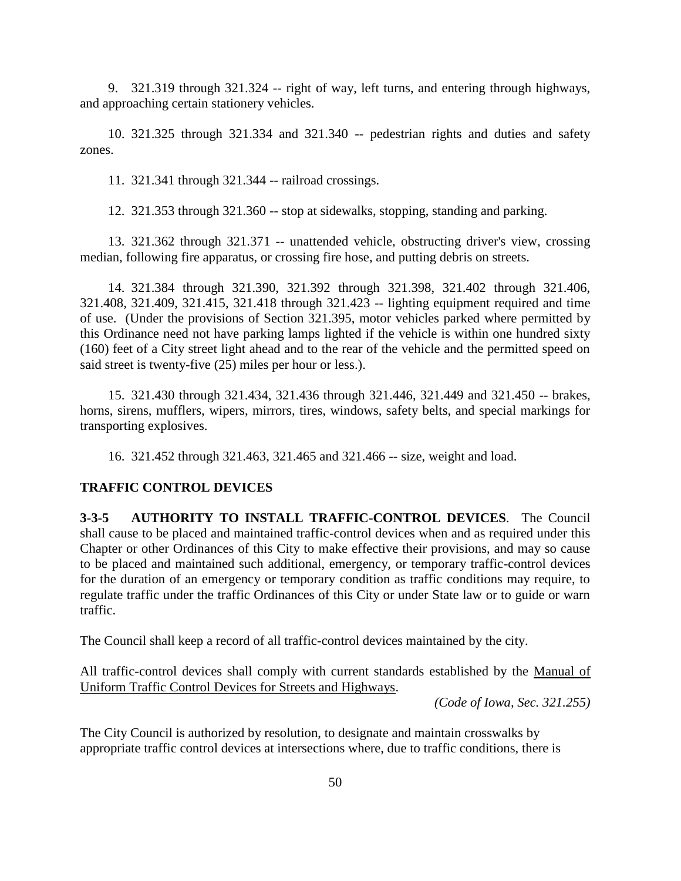9. 321.319 through 321.324 -- right of way, left turns, and entering through highways, and approaching certain stationery vehicles.

10. 321.325 through 321.334 and 321.340 -- pedestrian rights and duties and safety zones.

11. 321.341 through 321.344 -- railroad crossings.

12. 321.353 through 321.360 -- stop at sidewalks, stopping, standing and parking.

13. 321.362 through 321.371 -- unattended vehicle, obstructing driver's view, crossing median, following fire apparatus, or crossing fire hose, and putting debris on streets.

14. 321.384 through 321.390, 321.392 through 321.398, 321.402 through 321.406, 321.408, 321.409, 321.415, 321.418 through 321.423 -- lighting equipment required and time of use. (Under the provisions of Section 321.395, motor vehicles parked where permitted by this Ordinance need not have parking lamps lighted if the vehicle is within one hundred sixty (160) feet of a City street light ahead and to the rear of the vehicle and the permitted speed on said street is twenty-five (25) miles per hour or less.).

15. 321.430 through 321.434, 321.436 through 321.446, 321.449 and 321.450 -- brakes, horns, sirens, mufflers, wipers, mirrors, tires, windows, safety belts, and special markings for transporting explosives.

16. 321.452 through 321.463, 321.465 and 321.466 -- size, weight and load.

**TRAFFIC CONTROL DEVICES**

**3-3-5 AUTHORITY TO INSTALL TRAFFIC-CONTROL DEVICES**. The Council shall cause to be placed and maintained traffic-control devices when and as required under this Chapter or other Ordinances of this City to make effective their provisions, and may so cause to be placed and maintained such additional, emergency, or temporary traffic-control devices for the duration of an emergency or temporary condition as traffic conditions may require, to regulate traffic under the traffic Ordinances of this City or under State law or to guide or warn traffic.

The Council shall keep a record of all traffic-control devices maintained by the city.

All traffic-control devices shall comply with current standards established by the Manual of Uniform Traffic Control Devices for Streets and Highways.

*(Code of Iowa, Sec. 321.255)*

The City Council is authorized by resolution, to designate and maintain crosswalks by appropriate traffic control devices at intersections where, due to traffic conditions, there is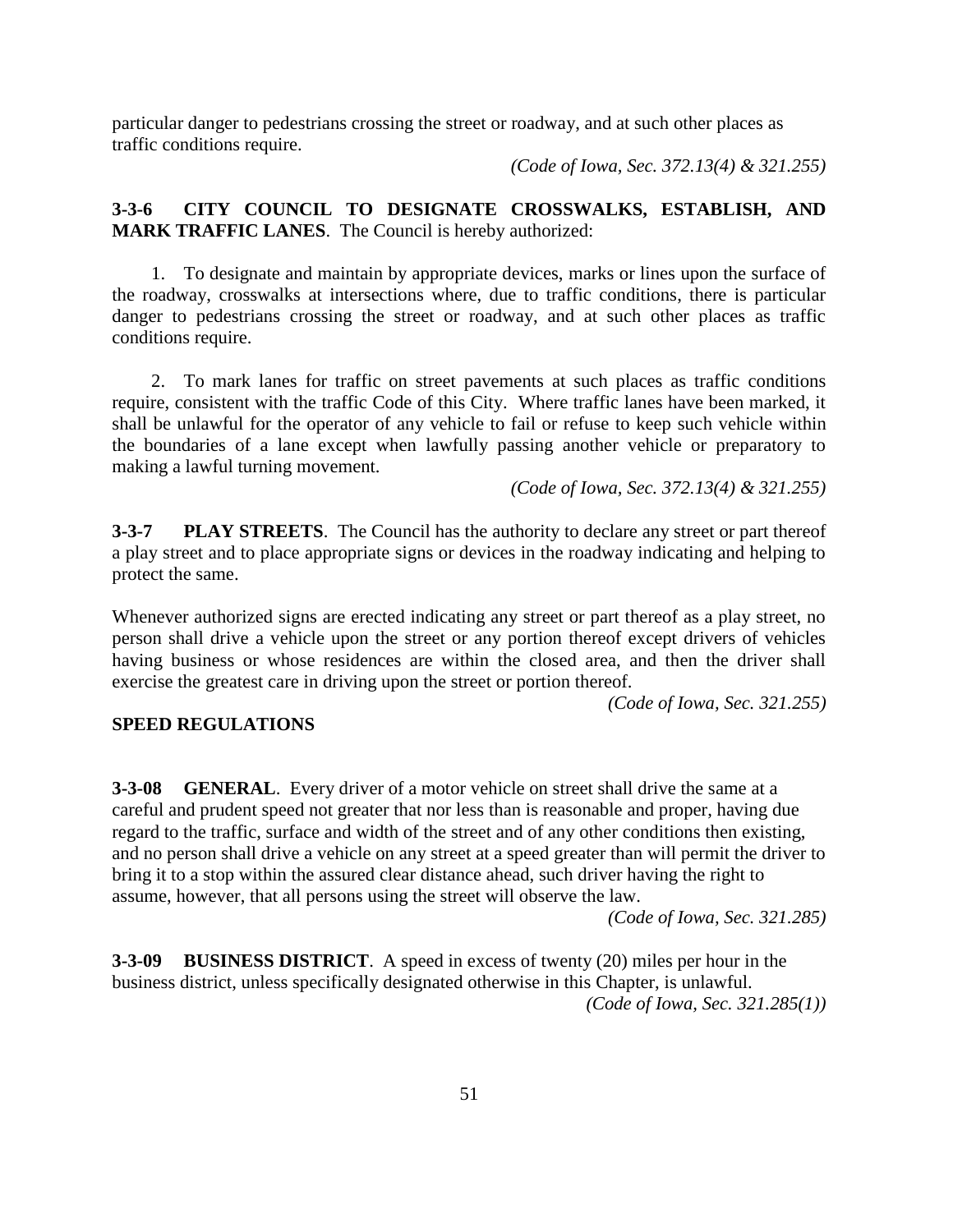particular danger to pedestrians crossing the street or roadway, and at such other places as traffic conditions require.

*(Code of Iowa, Sec. 372.13(4) & 321.255)*

**3-3-6 CITY COUNCIL TO DESIGNATE CROSSWALKS, ESTABLISH, AND MARK TRAFFIC LANES**. The Council is hereby authorized:

1. To designate and maintain by appropriate devices, marks or lines upon the surface of the roadway, crosswalks at intersections where, due to traffic conditions, there is particular danger to pedestrians crossing the street or roadway, and at such other places as traffic conditions require.

2. To mark lanes for traffic on street pavements at such places as traffic conditions require, consistent with the traffic Code of this City. Where traffic lanes have been marked, it shall be unlawful for the operator of any vehicle to fail or refuse to keep such vehicle within the boundaries of a lane except when lawfully passing another vehicle or preparatory to making a lawful turning movement.

*(Code of Iowa, Sec. 372.13(4) & 321.255)*

**3-3-7 PLAY STREETS**. The Council has the authority to declare any street or part thereof a play street and to place appropriate signs or devices in the roadway indicating and helping to protect the same.

Whenever authorized signs are erected indicating any street or part thereof as a play street, no person shall drive a vehicle upon the street or any portion thereof except drivers of vehicles having business or whose residences are within the closed area, and then the driver shall exercise the greatest care in driving upon the street or portion thereof.

*(Code of Iowa, Sec. 321.255)*

**SPEED REGULATIONS**

**3-3-08 GENERAL**. Every driver of a motor vehicle on street shall drive the same at a careful and prudent speed not greater that nor less than is reasonable and proper, having due regard to the traffic, surface and width of the street and of any other conditions then existing, and no person shall drive a vehicle on any street at a speed greater than will permit the driver to bring it to a stop within the assured clear distance ahead, such driver having the right to assume, however, that all persons using the street will observe the law.

*(Code of Iowa, Sec. 321.285)*

**3-3-09 BUSINESS DISTRICT**. A speed in excess of twenty (20) miles per hour in the business district, unless specifically designated otherwise in this Chapter, is unlawful.

*(Code of Iowa, Sec. 321.285(1))*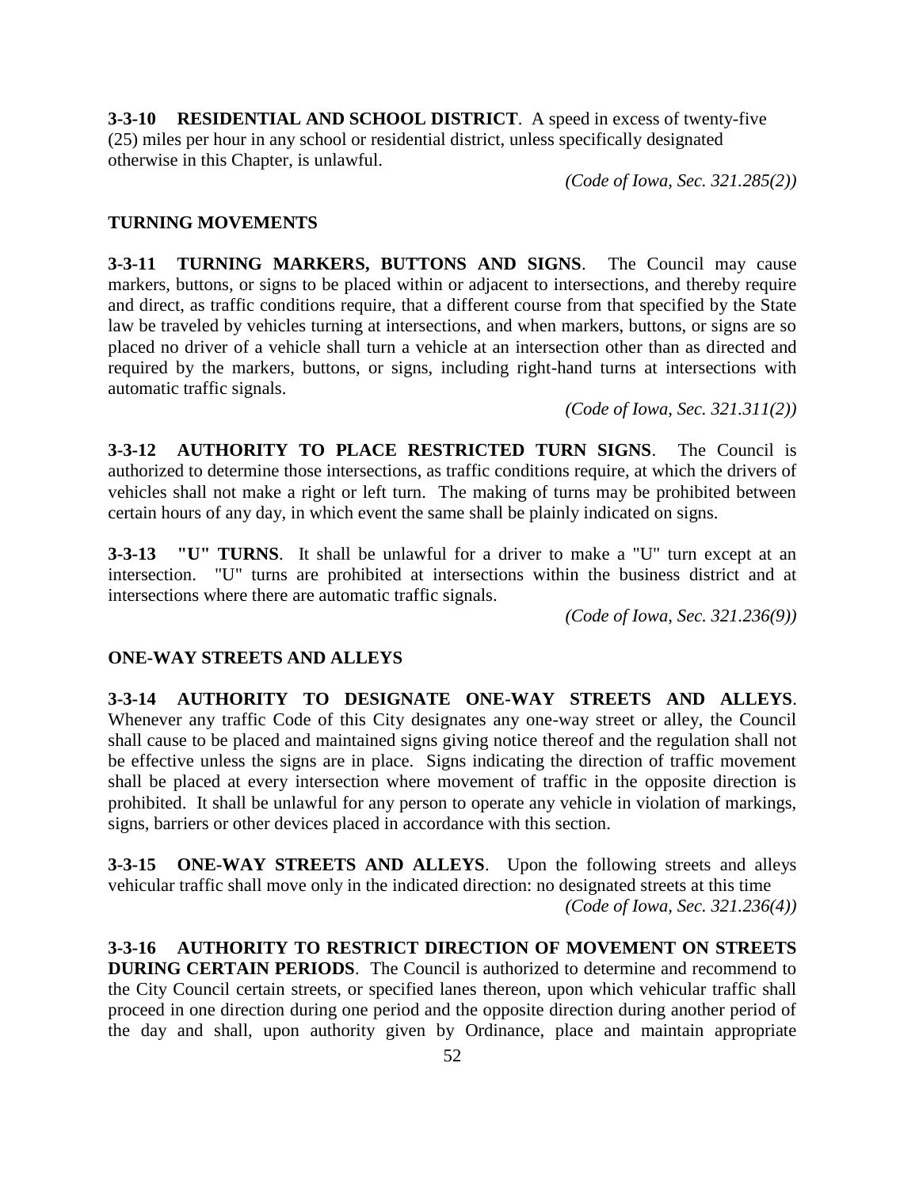**3-3-10 RESIDENTIAL AND SCHOOL DISTRICT**. A speed in excess of twenty-five (25) miles per hour in any school or residential district, unless specifically designated otherwise in this Chapter, is unlawful.

*(Code of Iowa, Sec. 321.285(2))*

## TURNING MOVEMENTS

**3-3-11 TURNING MARKERS, BUTTONS AND SIGNS**. The Council may cause markers, buttons, or signs to be placed within or adjacent to intersections, and thereby require and direct, as traffic conditions require, that a different course from that specified by the State law be traveled by vehicles turning at intersections, and when markers, buttons, or signs are so placed no driver of a vehicle shall turn a vehicle at an intersection other than as directed and required by the markers, buttons, or signs, including right-hand turns at intersections with automatic traffic signals.

*(Code of Iowa, Sec. 321.311(2))*

**3-3-12 AUTHORITY TO PLACE RESTRICTED TURN SIGNS**. The Council is authorized to determine those intersections, as traffic conditions require, at which the drivers of vehicles shall not make a right or left turn. The making of turns may be prohibited between certain hours of any day, in which event the same shall be plainly indicated on signs.

**3-3-13 "U" TURNS**. It shall be unlawful for a driver to make a "U" turn except at an intersection. "U" turns are prohibited at intersections within the business district and at intersections where there are automatic traffic signals.

*(Code of Iowa, Sec. 321.236(9))*

## ONE-WAY STREETS AND ALLEYS

**3-3-14 AUTHORITY TO DESIGNATE ONE-WAY STREETS AND ALLEYS**. Whenever any traffic Code of this City designates any one-way street or alley, the Council shall cause to be placed and maintained signs giving notice thereof and the regulation shall not be effective unless the signs are in place. Signs indicating the direction of traffic movement shall be placed at every intersection where movement of traffic in the opposite direction is prohibited. It shall be unlawful for any person to operate any vehicle in violation of markings, signs, barriers or other devices placed in accordance with this section.

**3-3-15 ONE-WAY STREETS AND ALLEYS**. Upon the following streets and alleys vehicular traffic shall move only in the indicated direction: no designated streets at this time

*(Code of Iowa, Sec. 321.236(4))*

**3-3-16 AUTHORITY TO RESTRICT DIRECTION OF MOVEMENT ON STREETS DURING CERTAIN PERIODS**. The Council is authorized to determine and recommend to the City Council certain streets, or specified lanes thereon, upon which vehicular traffic shall proceed in one direction during one period and the opposite direction during another period of the day and shall, upon authority given by Ordinance, place and maintain appropriate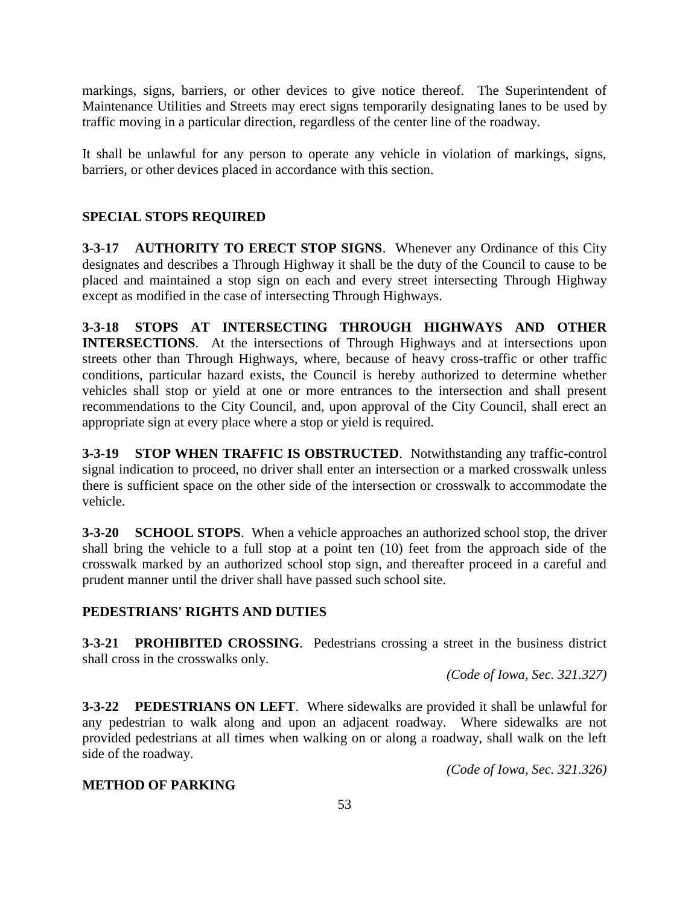markings, signs, barriers, or other devices to give notice thereof. The Superintendent of Maintenance Utilities and Streets may erect signs temporarily designating lanes to be used by traffic moving in a particular direction, regardless of the center line of the roadway.

It shall be unlawful for any person to operate any vehicle in violation of markings, signs, barriers, or other devices placed in accordance with this section.

## SPECIAL STOPS REQUIRED

**3-3-17 AUTHORITY TO ERECT STOP SIGNS**. Whenever any Ordinance of this City designates and describes a Through Highway it shall be the duty of the Council to cause to be placed and maintained a stop sign on each and every street intersecting Through Highway except as modified in the case of intersecting Through Highways.

**3-3-18 STOPS AT INTERSECTING THROUGH HIGHWAYS AND OTHER INTERSECTIONS**. At the intersections of Through Highways and at intersections upon streets other than Through Highways, where, because of heavy cross-traffic or other traffic conditions, particular hazard exists, the Council is hereby authorized to determine whether vehicles shall stop or yield at one or more entrances to the intersection and shall present recommendations to the City Council, and, upon approval of the City Council, shall erect an appropriate sign at every place where a stop or yield is required.

**3-3-19 STOP WHEN TRAFFIC IS OBSTRUCTED**. Notwithstanding any traffic-control signal indication to proceed, no driver shall enter an intersection or a marked crosswalk unless there is sufficient space on the other side of the intersection or crosswalk to accommodate the vehicle.

**3-3-20 SCHOOL STOPS**. When a vehicle approaches an authorized school stop, the driver shall bring the vehicle to a full stop at a point ten (10) feet from the approach side of the crosswalk marked by an authorized school stop sign, and thereafter proceed in a careful and prudent manner until the driver shall have passed such school site.

## PEDESTRIANS' RIGHTS AND DUTIES

**3-3-21 PROHIBITED CROSSING**. Pedestrians crossing a street in the business district shall cross in the crosswalks only.

*(Code of Iowa, Sec. 321.327)*

**3-3-22 PEDESTRIANS ON LEFT**. Where sidewalks are provided it shall be unlawful for any pedestrian to walk along and upon an adjacent roadway. Where sidewalks are not provided pedestrians at all times when walking on or along a roadway, shall walk on the left side of the roadway.

*(Code of Iowa, Sec. 321.326)*

## METHOD OF PARKING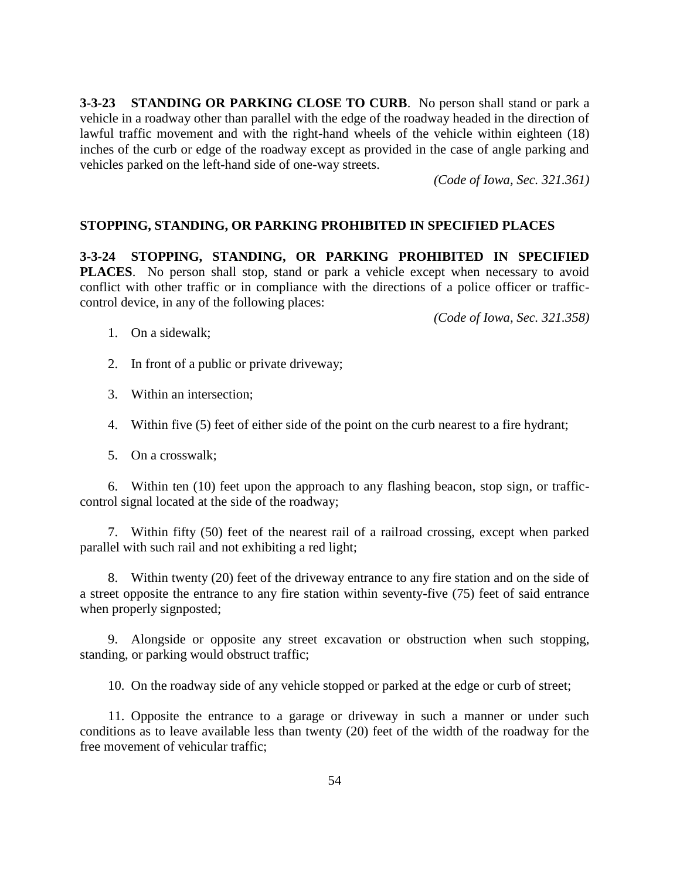**3-3-23 STANDING OR PARKING CLOSE TO CURB**. No person shall stand or park a vehicle in a roadway other than parallel with the edge of the roadway headed in the direction of lawful traffic movement and with the right-hand wheels of the vehicle within eighteen (18) inches of the curb or edge of the roadway except as provided in the case of angle parking and vehicles parked on the left-hand side of one-way streets.

*(Code of Iowa, Sec. 321.361)*

## STOPPING, STANDING, OR PARKING PROHIBITED IN SPECIFIED PLACES

**3-3-24 STOPPING, STANDING, OR PARKING PROHIBITED IN SPECIFIED PLACES**. No person shall stop, stand or park a vehicle except when necessary to avoid conflict with other traffic or in compliance with the directions of a police officer or traffic-control device, in any of the following places:

*(Code of Iowa, Sec. 321.358)*

1. On a sidewalk;

2. In front of a public or private driveway;

3. Within an intersection;

4. Within five (5) feet of either side of the point on the curb nearest to a fire hydrant;

5. On a crosswalk;

6. Within ten (10) feet upon the approach to any flashing beacon, stop sign, or traffic-control signal located at the side of the roadway;

7. Within fifty (50) feet of the nearest rail of a railroad crossing, except when parked parallel with such rail and not exhibiting a red light;

8. Within twenty (20) feet of the driveway entrance to any fire station and on the side of a street opposite the entrance to any fire station within seventy-five (75) feet of said entrance when properly signposted;

9. Alongside or opposite any street excavation or obstruction when such stopping, standing, or parking would obstruct traffic;

10. On the roadway side of any vehicle stopped or parked at the edge or curb of street;

11. Opposite the entrance to a garage or driveway in such a manner or under such conditions as to leave available less than twenty (20) feet of the width of the roadway for the free movement of vehicular traffic;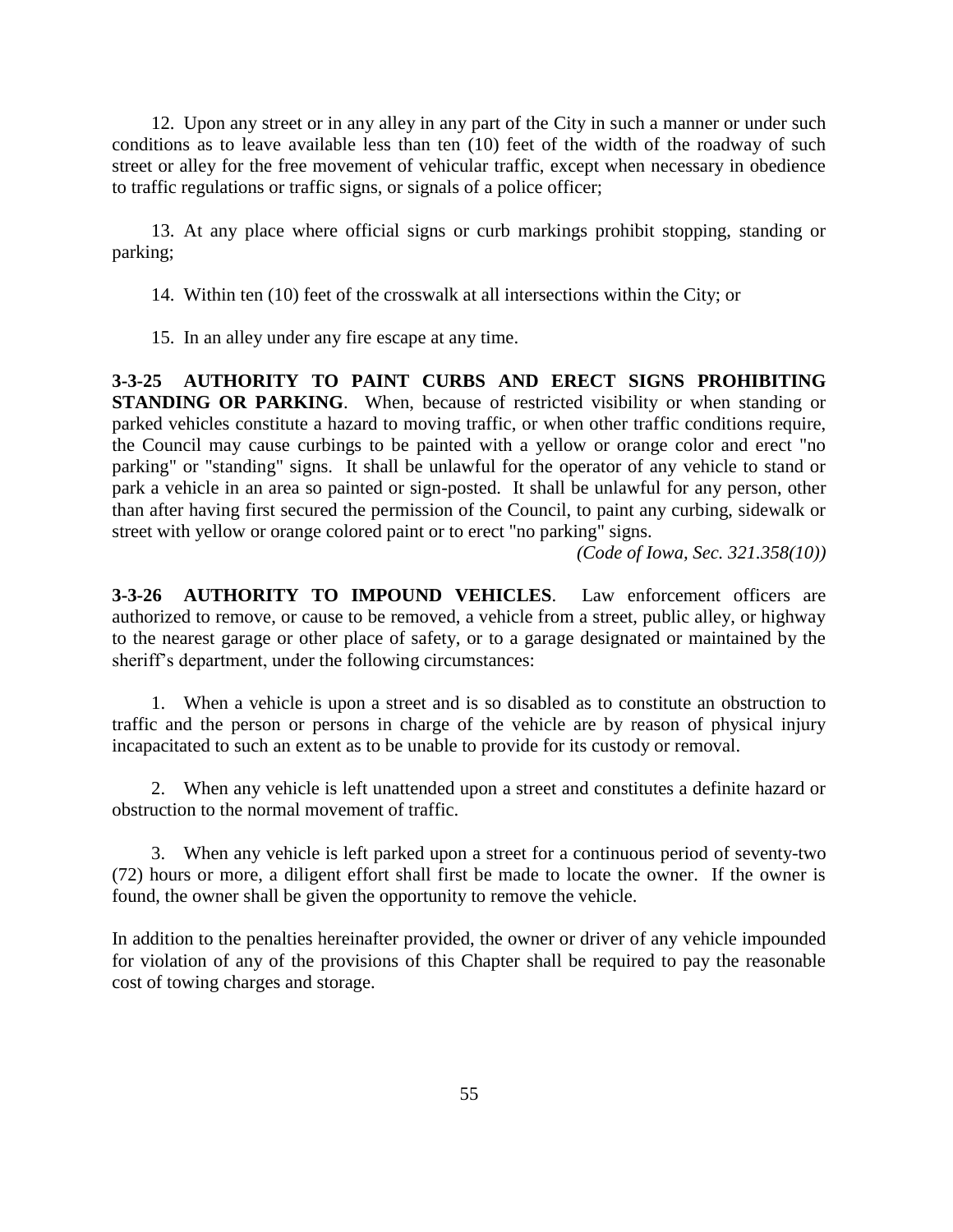12. Upon any street or in any alley in any part of the City in such a manner or under such conditions as to leave available less than ten (10) feet of the width of the roadway of such street or alley for the free movement of vehicular traffic, except when necessary in obedience to traffic regulations or traffic signs, or signals of a police officer;

13. At any place where official signs or curb markings prohibit stopping, standing or parking;

14. Within ten (10) feet of the crosswalk at all intersections within the City; or

15. In an alley under any fire escape at any time.

**3-3-25 AUTHORITY TO PAINT CURBS AND ERECT SIGNS PROHIBITING STANDING OR PARKING**. When, because of restricted visibility or when standing or parked vehicles constitute a hazard to moving traffic, or when other traffic conditions require, the Council may cause curbings to be painted with a yellow or orange color and erect "no parking" or "standing" signs. It shall be unlawful for the operator of any vehicle to stand or park a vehicle in an area so painted or sign-posted. It shall be unlawful for any person, other than after having first secured the permission of the Council, to paint any curbing, sidewalk or street with yellow or orange colored paint or to erect "no parking" signs.

*(Code of Iowa, Sec. 321.358(10))*

**3-3-26 AUTHORITY TO IMPOUND VEHICLES**. Law enforcement officers are authorized to remove, or cause to be removed, a vehicle from a street, public alley, or highway to the nearest garage or other place of safety, or to a garage designated or maintained by the sheriff's department, under the following circumstances:

1. When a vehicle is upon a street and is so disabled as to constitute an obstruction to traffic and the person or persons in charge of the vehicle are by reason of physical injury incapacitated to such an extent as to be unable to provide for its custody or removal.

2. When any vehicle is left unattended upon a street and constitutes a definite hazard or obstruction to the normal movement of traffic.

3. When any vehicle is left parked upon a street for a continuous period of seventy-two (72) hours or more, a diligent effort shall first be made to locate the owner. If the owner is found, the owner shall be given the opportunity to remove the vehicle.

In addition to the penalties hereinafter provided, the owner or driver of any vehicle impounded for violation of any of the provisions of this Chapter shall be required to pay the reasonable cost of towing charges and storage.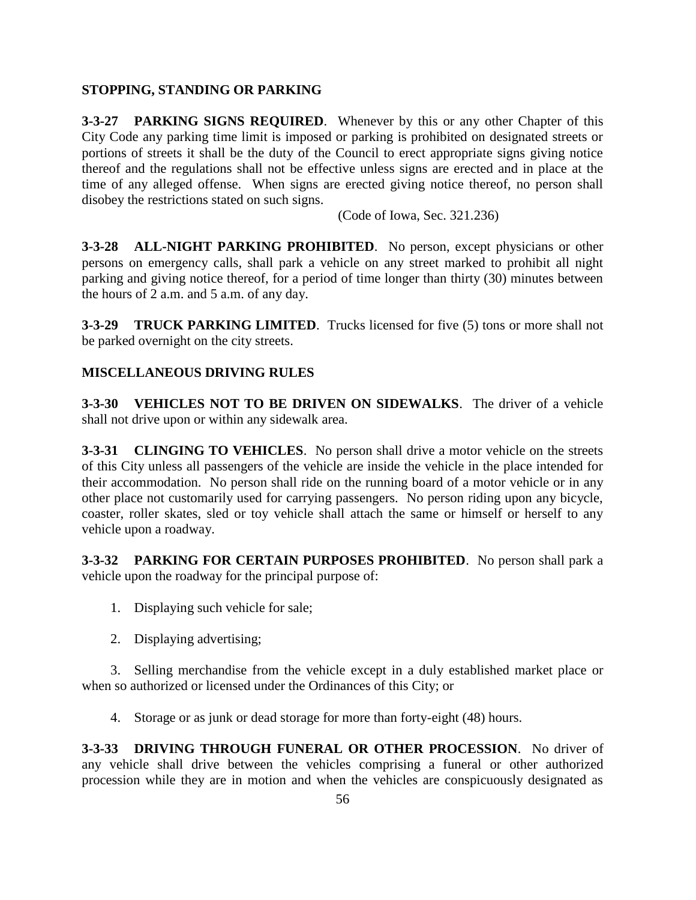## STOPPING, STANDING OR PARKING

**3-3-27 PARKING SIGNS REQUIRED**. Whenever by this or any other Chapter of this City Code any parking time limit is imposed or parking is prohibited on designated streets or portions of streets it shall be the duty of the Council to erect appropriate signs giving notice thereof and the regulations shall not be effective unless signs are erected and in place at the time of any alleged offense. When signs are erected giving notice thereof, no person shall disobey the restrictions stated on such signs.

(Code of Iowa, Sec. 321.236)

**3-3-28 ALL-NIGHT PARKING PROHIBITED**. No person, except physicians or other persons on emergency calls, shall park a vehicle on any street marked to prohibit all night parking and giving notice thereof, for a period of time longer than thirty (30) minutes between the hours of 2 a.m. and 5 a.m. of any day.

**3-3-29 TRUCK PARKING LIMITED**. Trucks licensed for five (5) tons or more shall not be parked overnight on the city streets.

## MISCELLANEOUS DRIVING RULES

**3-3-30 VEHICLES NOT TO BE DRIVEN ON SIDEWALKS**. The driver of a vehicle shall not drive upon or within any sidewalk area.

**3-3-31 CLINGING TO VEHICLES**. No person shall drive a motor vehicle on the streets of this City unless all passengers of the vehicle are inside the vehicle in the place intended for their accommodation. No person shall ride on the running board of a motor vehicle or in any other place not customarily used for carrying passengers. No person riding upon any bicycle, coaster, roller skates, sled or toy vehicle shall attach the same or himself or herself to any vehicle upon a roadway.

**3-3-32 PARKING FOR CERTAIN PURPOSES PROHIBITED**. No person shall park a vehicle upon the roadway for the principal purpose of:

1. Displaying such vehicle for sale;

2. Displaying advertising;

3. Selling merchandise from the vehicle except in a duly established market place or when so authorized or licensed under the Ordinances of this City; or

4. Storage or as junk or dead storage for more than forty-eight (48) hours.

**3-3-33 DRIVING THROUGH FUNERAL OR OTHER PROCESSION**. No driver of any vehicle shall drive between the vehicles comprising a funeral or other authorized procession while they are in motion and when the vehicles are conspicuously designated as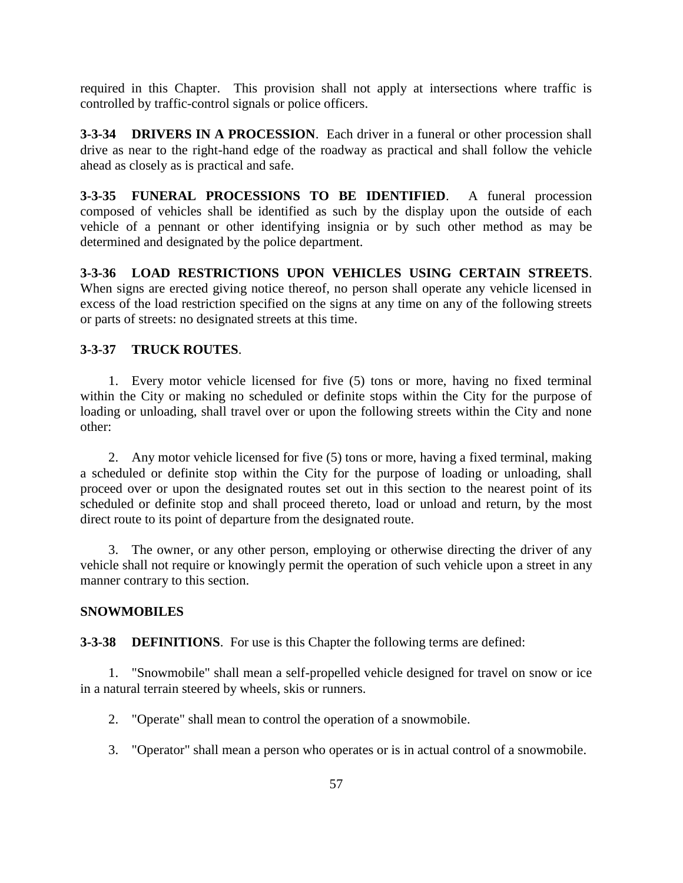required in this Chapter. This provision shall not apply at intersections where traffic is controlled by traffic-control signals or police officers.

**3-3-34 DRIVERS IN A PROCESSION**. Each driver in a funeral or other procession shall drive as near to the right-hand edge of the roadway as practical and shall follow the vehicle ahead as closely as is practical and safe.

**3-3-35 FUNERAL PROCESSIONS TO BE IDENTIFIED**. A funeral procession composed of vehicles shall be identified as such by the display upon the outside of each vehicle of a pennant or other identifying insignia or by such other method as may be determined and designated by the police department.

**3-3-36 LOAD RESTRICTIONS UPON VEHICLES USING CERTAIN STREETS**. When signs are erected giving notice thereof, no person shall operate any vehicle licensed in excess of the load restriction specified on the signs at any time on any of the following streets or parts of streets: no designated streets at this time.

**3-3-37 TRUCK ROUTES**.

1. Every motor vehicle licensed for five (5) tons or more, having no fixed terminal within the City or making no scheduled or definite stops within the City for the purpose of loading or unloading, shall travel over or upon the following streets within the City and none other:

2. Any motor vehicle licensed for five (5) tons or more, having a fixed terminal, making a scheduled or definite stop within the City for the purpose of loading or unloading, shall proceed over or upon the designated routes set out in this section to the nearest point of its scheduled or definite stop and shall proceed thereto, load or unload and return, by the most direct route to its point of departure from the designated route.

3. The owner, or any other person, employing or otherwise directing the driver of any vehicle shall not require or knowingly permit the operation of such vehicle upon a street in any manner contrary to this section.

**SNOWMOBILES**

**3-3-38 DEFINITIONS**. For use is this Chapter the following terms are defined:

1. "Snowmobile" shall mean a self-propelled vehicle designed for travel on snow or ice in a natural terrain steered by wheels, skis or runners.

2. "Operate" shall mean to control the operation of a snowmobile.

3. "Operator" shall mean a person who operates or is in actual control of a snowmobile.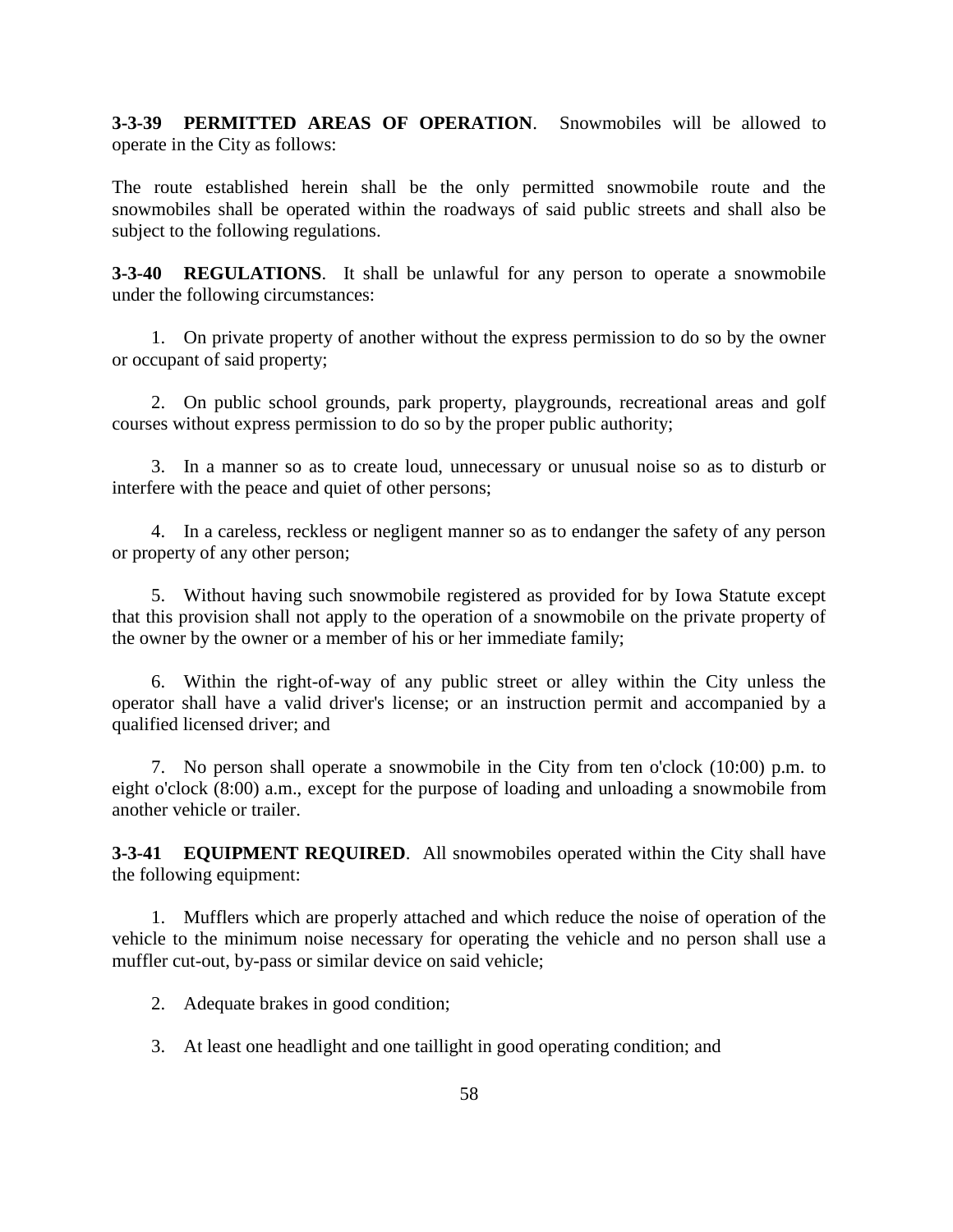**3-3-39 PERMITTED AREAS OF OPERATION**. Snowmobiles will be allowed to operate in the City as follows:

The route established herein shall be the only permitted snowmobile route and the snowmobiles shall be operated within the roadways of said public streets and shall also be subject to the following regulations.

**3-3-40 REGULATIONS**. It shall be unlawful for any person to operate a snowmobile under the following circumstances:

1. On private property of another without the express permission to do so by the owner or occupant of said property;

2. On public school grounds, park property, playgrounds, recreational areas and golf courses without express permission to do so by the proper public authority;

3. In a manner so as to create loud, unnecessary or unusual noise so as to disturb or interfere with the peace and quiet of other persons;

4. In a careless, reckless or negligent manner so as to endanger the safety of any person or property of any other person;

5. Without having such snowmobile registered as provided for by Iowa Statute except that this provision shall not apply to the operation of a snowmobile on the private property of the owner by the owner or a member of his or her immediate family;

6. Within the right-of-way of any public street or alley within the City unless the operator shall have a valid driver's license; or an instruction permit and accompanied by a qualified licensed driver; and

7. No person shall operate a snowmobile in the City from ten o'clock (10:00) p.m. to eight o'clock (8:00) a.m., except for the purpose of loading and unloading a snowmobile from another vehicle or trailer.

**3-3-41 EQUIPMENT REQUIRED**. All snowmobiles operated within the City shall have the following equipment:

1. Mufflers which are properly attached and which reduce the noise of operation of the vehicle to the minimum noise necessary for operating the vehicle and no person shall use a muffler cut-out, by-pass or similar device on said vehicle;

2. Adequate brakes in good condition;

3. At least one headlight and one taillight in good operating condition; and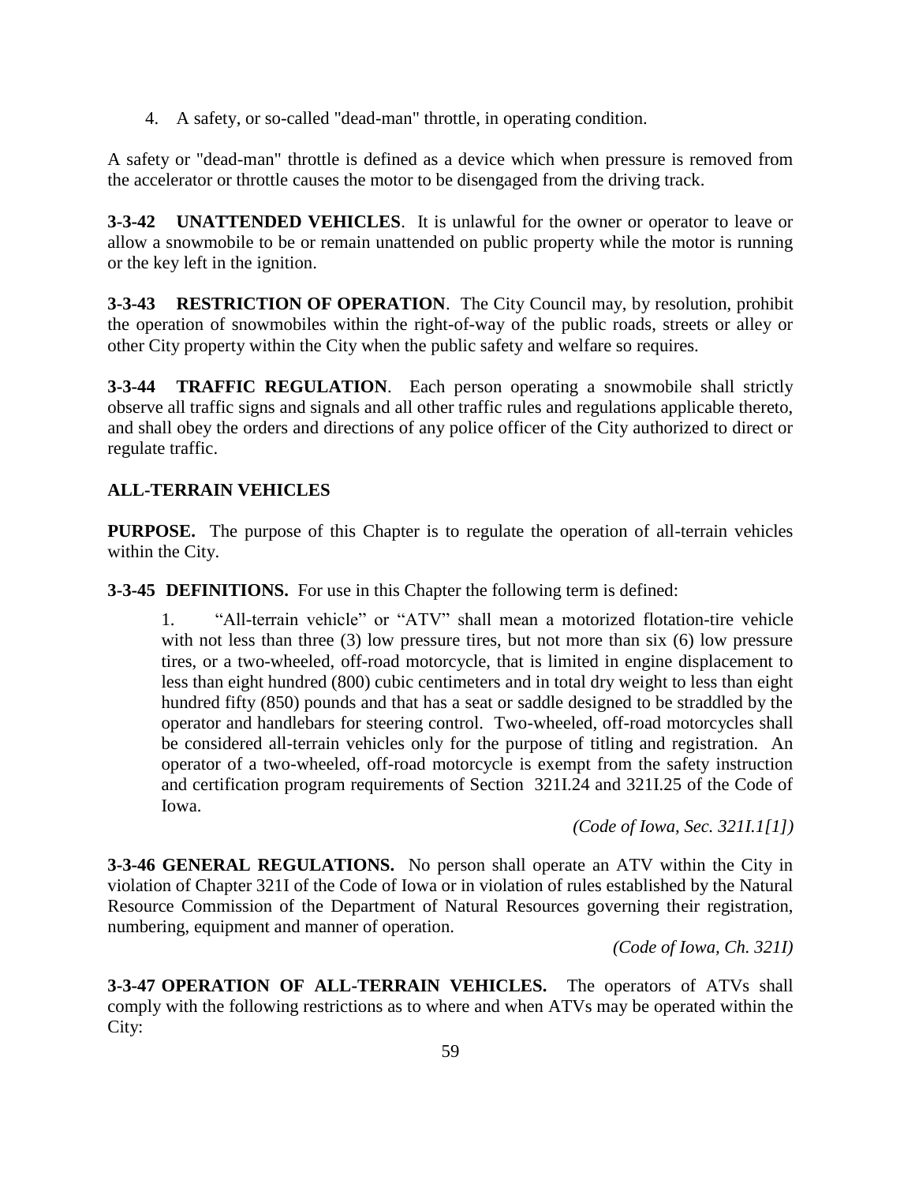4. A safety, or so-called "dead-man" throttle, in operating condition.

A safety or "dead-man" throttle is defined as a device which when pressure is removed from the accelerator or throttle causes the motor to be disengaged from the driving track.

**3-3-42 UNATTENDED VEHICLES**. It is unlawful for the owner or operator to leave or allow a snowmobile to be or remain unattended on public property while the motor is running or the key left in the ignition.

**3-3-43 RESTRICTION OF OPERATION**. The City Council may, by resolution, prohibit the operation of snowmobiles within the right-of-way of the public roads, streets or alley or other City property within the City when the public safety and welfare so requires.

**3-3-44 TRAFFIC REGULATION**. Each person operating a snowmobile shall strictly observe all traffic signs and signals and all other traffic rules and regulations applicable thereto, and shall obey the orders and directions of any police officer of the City authorized to direct or regulate traffic.

**ALL-TERRAIN VEHICLES**

**PURPOSE.** The purpose of this Chapter is to regulate the operation of all-terrain vehicles within the City.

**3-3-45 DEFINITIONS.** For use in this Chapter the following term is defined:

1. "All-terrain vehicle" or "ATV" shall mean a motorized flotation-tire vehicle with not less than three (3) low pressure tires, but not more than six (6) low pressure tires, or a two-wheeled, off-road motorcycle, that is limited in engine displacement to less than eight hundred (800) cubic centimeters and in total dry weight to less than eight hundred fifty (850) pounds and that has a seat or saddle designed to be straddled by the operator and handlebars for steering control. Two-wheeled, off-road motorcycles shall be considered all-terrain vehicles only for the purpose of titling and registration. An operator of a two-wheeled, off-road motorcycle is exempt from the safety instruction and certification program requirements of Section 321I.24 and 321I.25 of the Code of Iowa.

*(Code of Iowa, Sec. 321I.1[1])*

**3-3-46 GENERAL REGULATIONS.** No person shall operate an ATV within the City in violation of Chapter 321I of the Code of Iowa or in violation of rules established by the Natural Resource Commission of the Department of Natural Resources governing their registration, numbering, equipment and manner of operation.

*(Code of Iowa, Ch. 321I)*

**3-3-47 OPERATION OF ALL-TERRAIN VEHICLES.** The operators of ATVs shall comply with the following restrictions as to where and when ATVs may be operated within the City: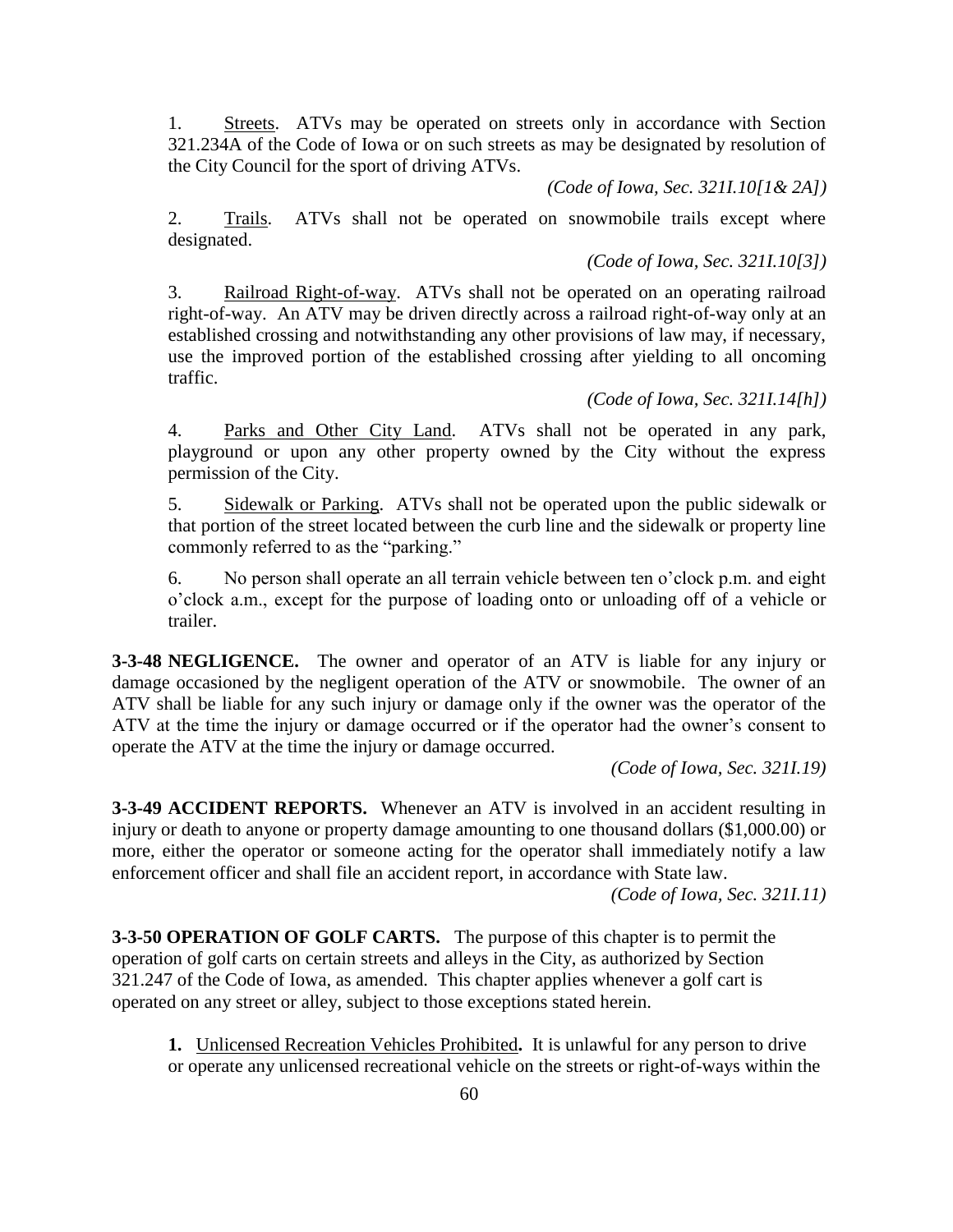1. Streets. ATVs may be operated on streets only in accordance with Section 321.234A of the Code of Iowa or on such streets as may be designated by resolution of the City Council for the sport of driving ATVs.

*(Code of Iowa, Sec. 321I.10[1& 2A])*

2. Trails. ATVs shall not be operated on snowmobile trails except where designated.

*(Code of Iowa, Sec. 321I.10[3])*

3. Railroad Right-of-way. ATVs shall not be operated on an operating railroad right-of-way. An ATV may be driven directly across a railroad right-of-way only at an established crossing and notwithstanding any other provisions of law may, if necessary, use the improved portion of the established crossing after yielding to all oncoming traffic.

*(Code of Iowa, Sec. 321I.14[h])*

4. Parks and Other City Land. ATVs shall not be operated in any park, playground or upon any other property owned by the City without the express permission of the City.

5. Sidewalk or Parking. ATVs shall not be operated upon the public sidewalk or that portion of the street located between the curb line and the sidewalk or property line commonly referred to as the "parking."

6. No person shall operate an all terrain vehicle between ten o'clock p.m. and eight o'clock a.m., except for the purpose of loading onto or unloading off of a vehicle or trailer.

**3-3-48 NEGLIGENCE.** The owner and operator of an ATV is liable for any injury or damage occasioned by the negligent operation of the ATV or snowmobile. The owner of an ATV shall be liable for any such injury or damage only if the owner was the operator of the ATV at the time the injury or damage occurred or if the operator had the owner's consent to operate the ATV at the time the injury or damage occurred.

*(Code of Iowa, Sec. 321I.19)*

**3-3-49 ACCIDENT REPORTS.** Whenever an ATV is involved in an accident resulting in injury or death to anyone or property damage amounting to one thousand dollars ($1,000.00) or more, either the operator or someone acting for the operator shall immediately notify a law enforcement officer and shall file an accident report, in accordance with State law.

*(Code of Iowa, Sec. 321I.11)*

**3-3-50 OPERATION OF GOLF CARTS.** The purpose of this chapter is to permit the operation of golf carts on certain streets and alleys in the City, as authorized by Section 321.247 of the Code of Iowa, as amended. This chapter applies whenever a golf cart is operated on any street or alley, subject to those exceptions stated herein.

**1.** Unlicensed Recreation Vehicles Prohibited**.** It is unlawful for any person to drive or operate any unlicensed recreational vehicle on the streets or right-of-ways within the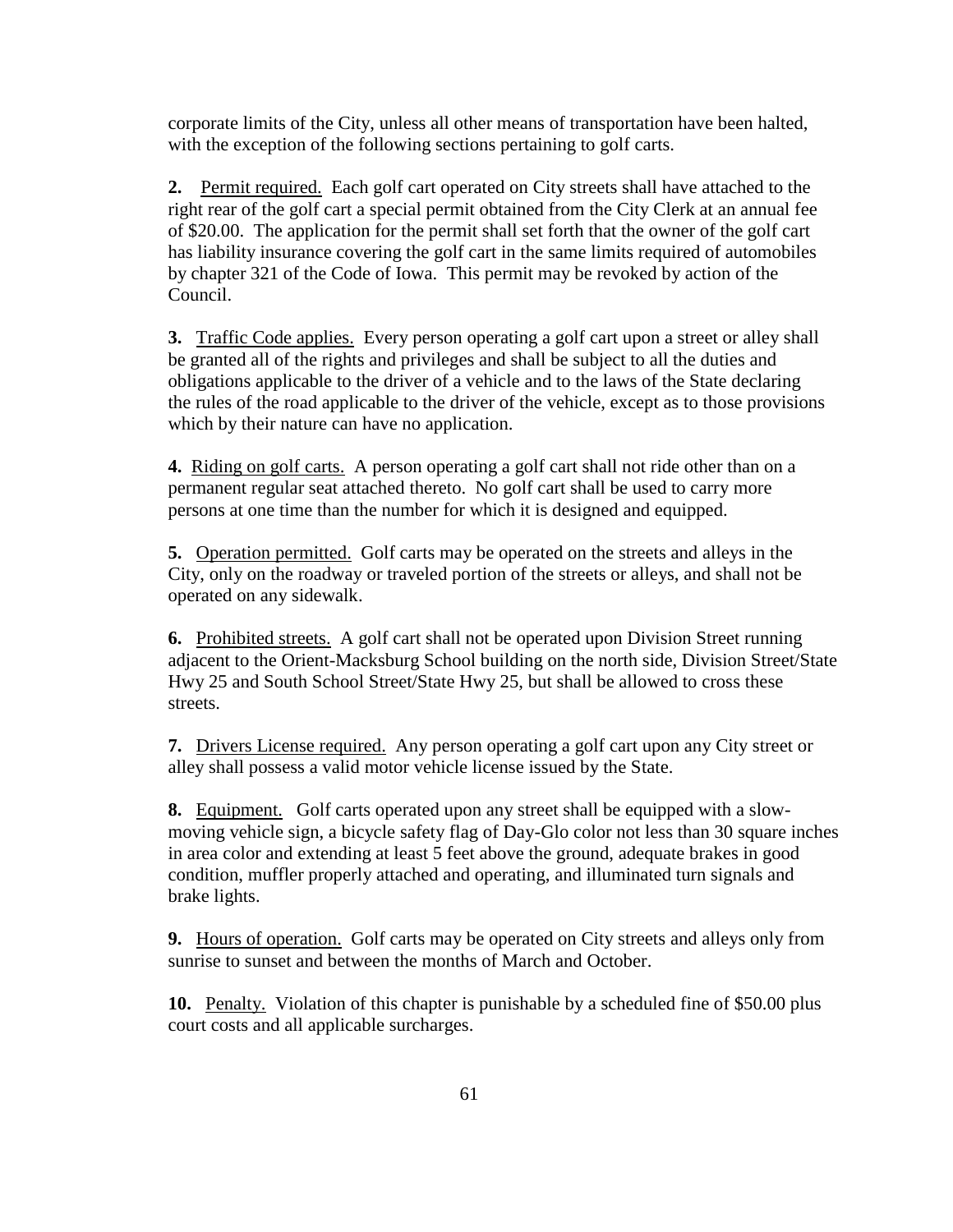corporate limits of the City, unless all other means of transportation have been halted, with the exception of the following sections pertaining to golf carts.

**2.** Permit required. Each golf cart operated on City streets shall have attached to the right rear of the golf cart a special permit obtained from the City Clerk at an annual fee of $20.00. The application for the permit shall set forth that the owner of the golf cart has liability insurance covering the golf cart in the same limits required of automobiles by chapter 321 of the Code of Iowa. This permit may be revoked by action of the Council.

**3.** Traffic Code applies. Every person operating a golf cart upon a street or alley shall be granted all of the rights and privileges and shall be subject to all the duties and obligations applicable to the driver of a vehicle and to the laws of the State declaring the rules of the road applicable to the driver of the vehicle, except as to those provisions which by their nature can have no application.

**4.** Riding on golf carts. A person operating a golf cart shall not ride other than on a permanent regular seat attached thereto. No golf cart shall be used to carry more persons at one time than the number for which it is designed and equipped.

**5.** Operation permitted. Golf carts may be operated on the streets and alleys in the City, only on the roadway or traveled portion of the streets or alleys, and shall not be operated on any sidewalk.

**6.** Prohibited streets. A golf cart shall not be operated upon Division Street running adjacent to the Orient-Macksburg School building on the north side, Division Street/State Hwy 25 and South School Street/State Hwy 25, but shall be allowed to cross these streets.

**7.** Drivers License required. Any person operating a golf cart upon any City street or alley shall possess a valid motor vehicle license issued by the State.

**8.** Equipment. Golf carts operated upon any street shall be equipped with a slow-moving vehicle sign, a bicycle safety flag of Day-Glo color not less than 30 square inches in area color and extending at least 5 feet above the ground, adequate brakes in good condition, muffler properly attached and operating, and illuminated turn signals and brake lights.

**9.** Hours of operation. Golf carts may be operated on City streets and alleys only from sunrise to sunset and between the months of March and October.

**10.** Penalty. Violation of this chapter is punishable by a scheduled fine of $50.00 plus court costs and all applicable surcharges.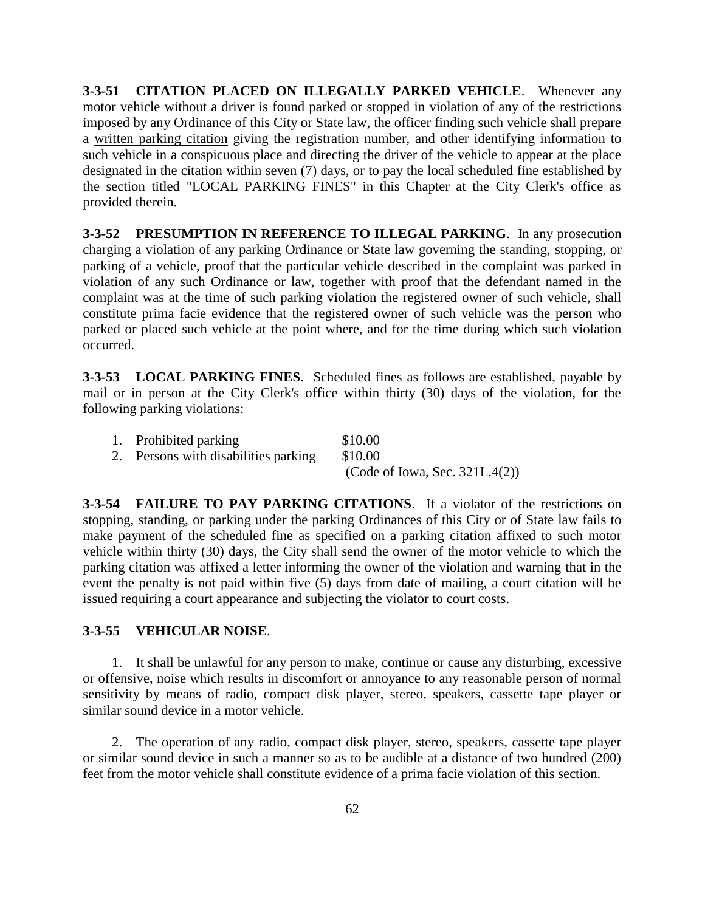**3-3-51 CITATION PLACED ON ILLEGALLY PARKED VEHICLE**. Whenever any motor vehicle without a driver is found parked or stopped in violation of any of the restrictions imposed by any Ordinance of this City or State law, the officer finding such vehicle shall prepare a written parking citation giving the registration number, and other identifying information to such vehicle in a conspicuous place and directing the driver of the vehicle to appear at the place designated in the citation within seven (7) days, or to pay the local scheduled fine established by the section titled "LOCAL PARKING FINES" in this Chapter at the City Clerk's office as provided therein.

**3-3-52 PRESUMPTION IN REFERENCE TO ILLEGAL PARKING**. In any prosecution charging a violation of any parking Ordinance or State law governing the standing, stopping, or parking of a vehicle, proof that the particular vehicle described in the complaint was parked in violation of any such Ordinance or law, together with proof that the defendant named in the complaint was at the time of such parking violation the registered owner of such vehicle, shall constitute prima facie evidence that the registered owner of such vehicle was the person who parked or placed such vehicle at the point where, and for the time during which such violation occurred.

**3-3-53 LOCAL PARKING FINES**. Scheduled fines as follows are established, payable by mail or in person at the City Clerk's office within thirty (30) days of the violation, for the following parking violations:

1. Prohibited parking $10.00
2. Persons with disabilities parking $10.00
   (Code of Iowa, Sec. 321L.4(2))

**3-3-54 FAILURE TO PAY PARKING CITATIONS**. If a violator of the restrictions on stopping, standing, or parking under the parking Ordinances of this City or of State law fails to make payment of the scheduled fine as specified on a parking citation affixed to such motor vehicle within thirty (30) days, the City shall send the owner of the motor vehicle to which the parking citation was affixed a letter informing the owner of the violation and warning that in the event the penalty is not paid within five (5) days from date of mailing, a court citation will be issued requiring a court appearance and subjecting the violator to court costs.

**3-3-55 VEHICULAR NOISE**.

1. It shall be unlawful for any person to make, continue or cause any disturbing, excessive or offensive, noise which results in discomfort or annoyance to any reasonable person of normal sensitivity by means of radio, compact disk player, stereo, speakers, cassette tape player or similar sound device in a motor vehicle.

2. The operation of any radio, compact disk player, stereo, speakers, cassette tape player or similar sound device in such a manner so as to be audible at a distance of two hundred (200) feet from the motor vehicle shall constitute evidence of a prima facie violation of this section.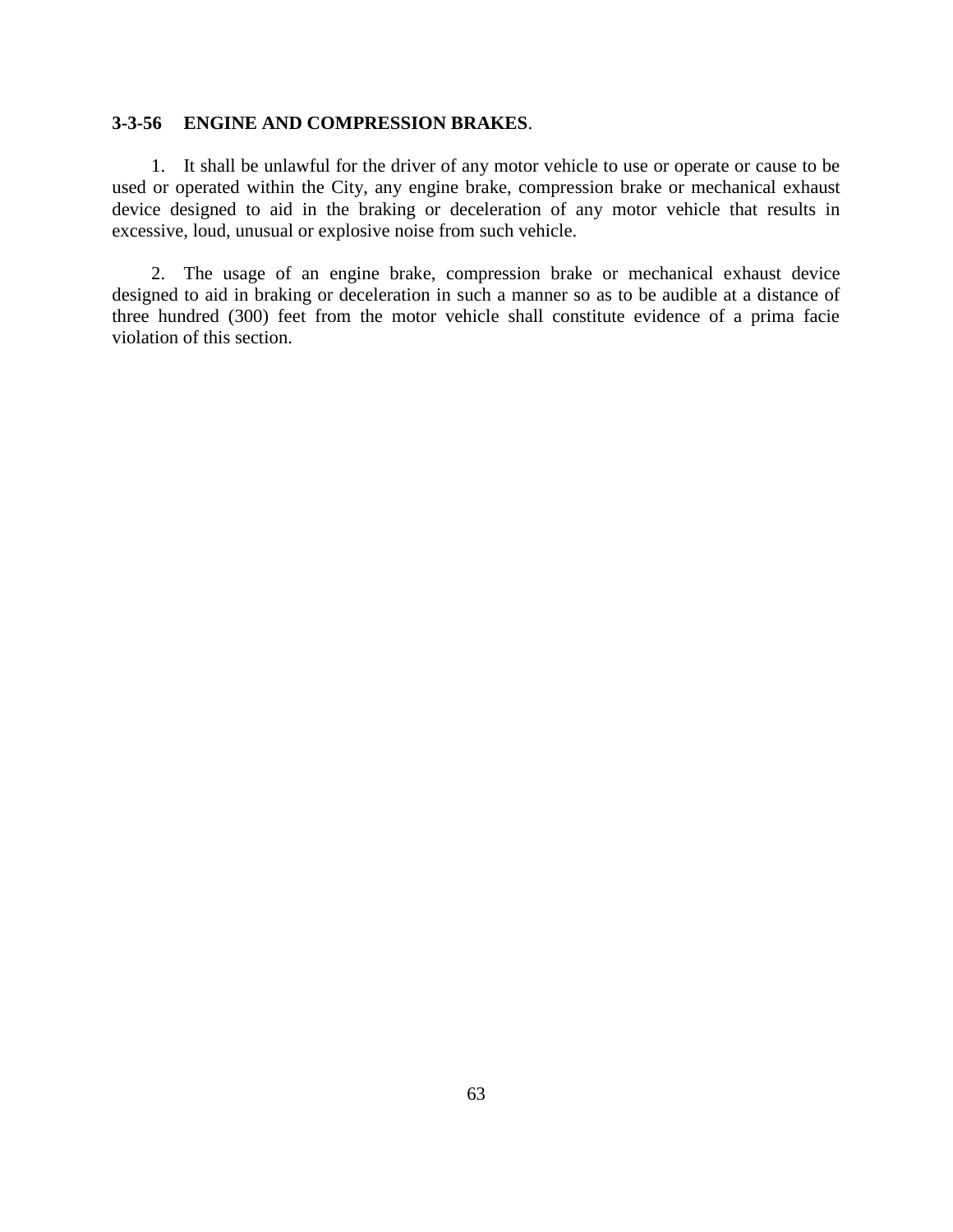**3-3-56 ENGINE AND COMPRESSION BRAKES**.

1. It shall be unlawful for the driver of any motor vehicle to use or operate or cause to be used or operated within the City, any engine brake, compression brake or mechanical exhaust device designed to aid in the braking or deceleration of any motor vehicle that results in excessive, loud, unusual or explosive noise from such vehicle.

2. The usage of an engine brake, compression brake or mechanical exhaust device designed to aid in braking or deceleration in such a manner so as to be audible at a distance of three hundred (300) feet from the motor vehicle shall constitute evidence of a prima facie violation of this section.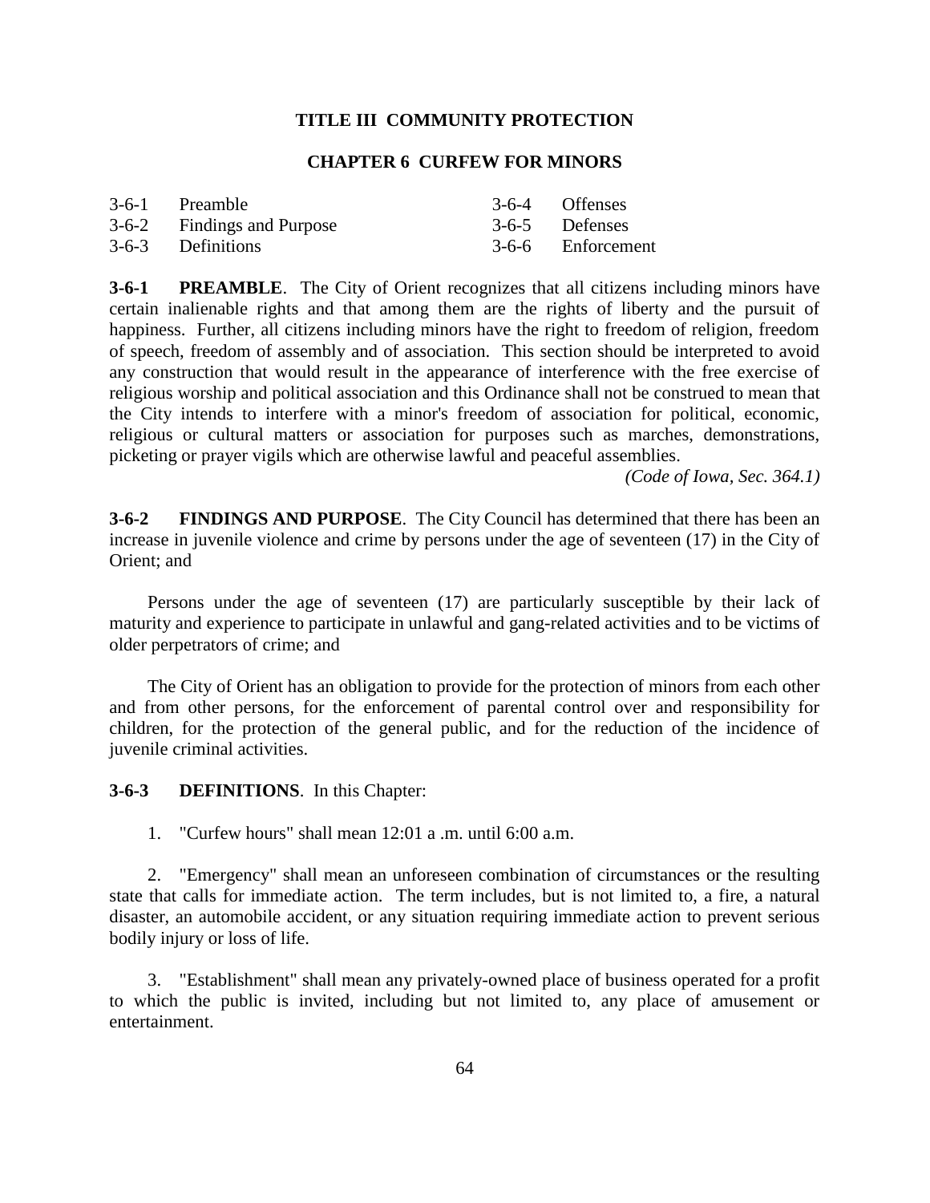# TITLE III COMMUNITY PROTECTION

## CHAPTER 6 CURFEW FOR MINORS

| | | | |
|---|---|---|---|
| 3-6-1 | Preamble | 3-6-4 | Offenses |
| 3-6-2 | Findings and Purpose | 3-6-5 | Defenses |
| 3-6-3 | Definitions | 3-6-6 | Enforcement |

**3-6-1 PREAMBLE**. The City of Orient recognizes that all citizens including minors have certain inalienable rights and that among them are the rights of liberty and the pursuit of happiness. Further, all citizens including minors have the right to freedom of religion, freedom of speech, freedom of assembly and of association. This section should be interpreted to avoid any construction that would result in the appearance of interference with the free exercise of religious worship and political association and this Ordinance shall not be construed to mean that the City intends to interfere with a minor's freedom of association for political, economic, religious or cultural matters or association for purposes such as marches, demonstrations, picketing or prayer vigils which are otherwise lawful and peaceful assemblies.

*(Code of Iowa, Sec. 364.1)*

**3-6-2 FINDINGS AND PURPOSE**. The City Council has determined that there has been an increase in juvenile violence and crime by persons under the age of seventeen (17) in the City of Orient; and

Persons under the age of seventeen (17) are particularly susceptible by their lack of maturity and experience to participate in unlawful and gang-related activities and to be victims of older perpetrators of crime; and

The City of Orient has an obligation to provide for the protection of minors from each other and from other persons, for the enforcement of parental control over and responsibility for children, for the protection of the general public, and for the reduction of the incidence of juvenile criminal activities.

**3-6-3 DEFINITIONS**. In this Chapter:

1. "Curfew hours" shall mean 12:01 a .m. until 6:00 a.m.

2. "Emergency" shall mean an unforeseen combination of circumstances or the resulting state that calls for immediate action. The term includes, but is not limited to, a fire, a natural disaster, an automobile accident, or any situation requiring immediate action to prevent serious bodily injury or loss of life.

3. "Establishment" shall mean any privately-owned place of business operated for a profit to which the public is invited, including but not limited to, any place of amusement or entertainment.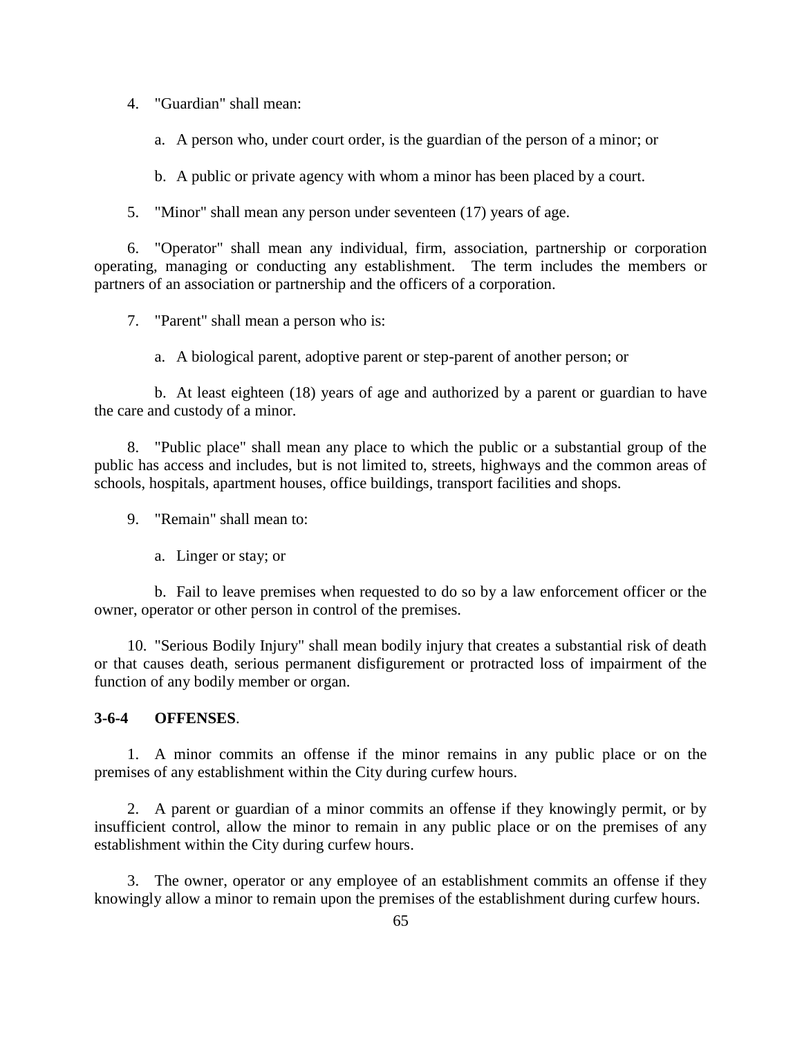4. "Guardian" shall mean:

a. A person who, under court order, is the guardian of the person of a minor; or

b. A public or private agency with whom a minor has been placed by a court.

5. "Minor" shall mean any person under seventeen (17) years of age.

6. "Operator" shall mean any individual, firm, association, partnership or corporation operating, managing or conducting any establishment. The term includes the members or partners of an association or partnership and the officers of a corporation.

7. "Parent" shall mean a person who is:

a. A biological parent, adoptive parent or step-parent of another person; or

b. At least eighteen (18) years of age and authorized by a parent or guardian to have the care and custody of a minor.

8. "Public place" shall mean any place to which the public or a substantial group of the public has access and includes, but is not limited to, streets, highways and the common areas of schools, hospitals, apartment houses, office buildings, transport facilities and shops.

9. "Remain" shall mean to:

a. Linger or stay; or

b. Fail to leave premises when requested to do so by a law enforcement officer or the owner, operator or other person in control of the premises.

10. "Serious Bodily Injury" shall mean bodily injury that creates a substantial risk of death or that causes death, serious permanent disfigurement or protracted loss of impairment of the function of any bodily member or organ.

**3-6-4 OFFENSES**.

1. A minor commits an offense if the minor remains in any public place or on the premises of any establishment within the City during curfew hours.

2. A parent or guardian of a minor commits an offense if they knowingly permit, or by insufficient control, allow the minor to remain in any public place or on the premises of any establishment within the City during curfew hours.

3. The owner, operator or any employee of an establishment commits an offense if they knowingly allow a minor to remain upon the premises of the establishment during curfew hours.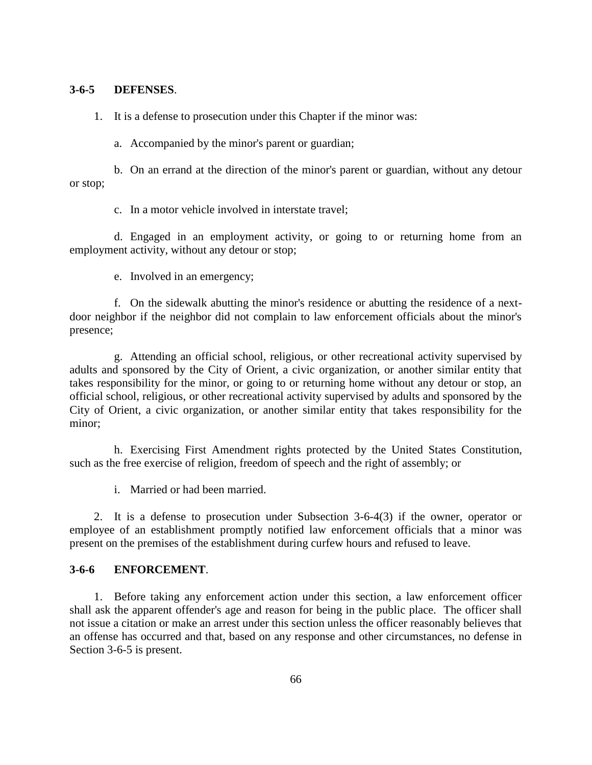**3-6-5 DEFENSES**.

1. It is a defense to prosecution under this Chapter if the minor was:

    a. Accompanied by the minor's parent or guardian;

    b. On an errand at the direction of the minor's parent or guardian, without any detour or stop;

    c. In a motor vehicle involved in interstate travel;

    d. Engaged in an employment activity, or going to or returning home from an employment activity, without any detour or stop;

    e. Involved in an emergency;

    f. On the sidewalk abutting the minor's residence or abutting the residence of a next-door neighbor if the neighbor did not complain to law enforcement officials about the minor's presence;

    g. Attending an official school, religious, or other recreational activity supervised by adults and sponsored by the City of Orient, a civic organization, or another similar entity that takes responsibility for the minor, or going to or returning home without any detour or stop, an official school, religious, or other recreational activity supervised by adults and sponsored by the City of Orient, a civic organization, or another similar entity that takes responsibility for the minor;

    h. Exercising First Amendment rights protected by the United States Constitution, such as the free exercise of religion, freedom of speech and the right of assembly; or

    i. Married or had been married.

2. It is a defense to prosecution under Subsection 3-6-4(3) if the owner, operator or employee of an establishment promptly notified law enforcement officials that a minor was present on the premises of the establishment during curfew hours and refused to leave.

**3-6-6 ENFORCEMENT**.

1. Before taking any enforcement action under this section, a law enforcement officer shall ask the apparent offender's age and reason for being in the public place. The officer shall not issue a citation or make an arrest under this section unless the officer reasonably believes that an offense has occurred and that, based on any response and other circumstances, no defense in Section 3-6-5 is present.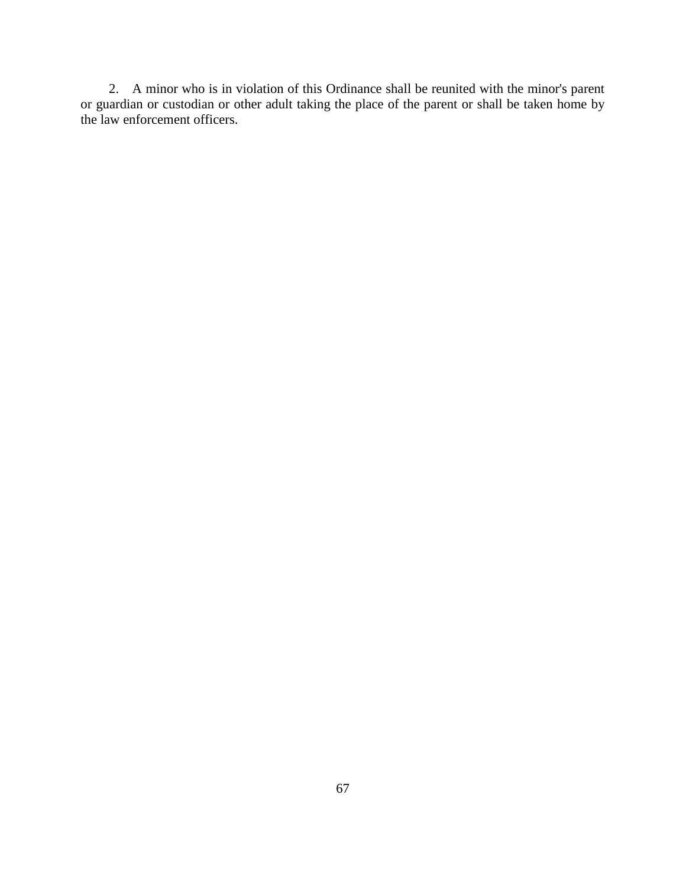2. A minor who is in violation of this Ordinance shall be reunited with the minor's parent or guardian or custodian or other adult taking the place of the parent or shall be taken home by the law enforcement officers.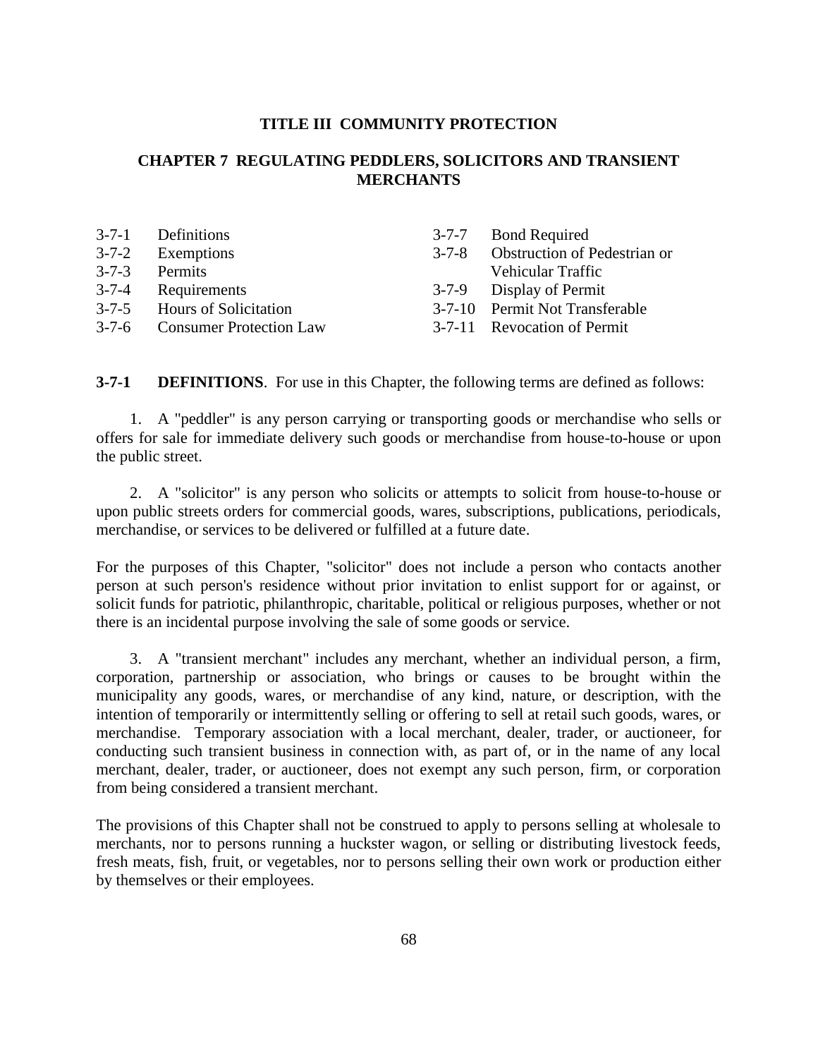# TITLE III COMMUNITY PROTECTION

## CHAPTER 7 REGULATING PEDDLERS, SOLICITORS AND TRANSIENT MERCHANTS

| | | | |
|---|---|---|---|
| 3-7-1 | Definitions | 3-7-7 | Bond Required |
| 3-7-2 | Exemptions | 3-7-8 | Obstruction of Pedestrian or Vehicular Traffic |
| 3-7-3 | Permits | 3-7-9 | Display of Permit |
| 3-7-4 | Requirements | 3-7-10 | Permit Not Transferable |
| 3-7-5 | Hours of Solicitation | 3-7-11 | Revocation of Permit |
| 3-7-6 | Consumer Protection Law | | |

**3-7-1 DEFINITIONS**. For use in this Chapter, the following terms are defined as follows:

1. A "peddler" is any person carrying or transporting goods or merchandise who sells or offers for sale for immediate delivery such goods or merchandise from house-to-house or upon the public street.

2. A "solicitor" is any person who solicits or attempts to solicit from house-to-house or upon public streets orders for commercial goods, wares, subscriptions, publications, periodicals, merchandise, or services to be delivered or fulfilled at a future date.

For the purposes of this Chapter, "solicitor" does not include a person who contacts another person at such person's residence without prior invitation to enlist support for or against, or solicit funds for patriotic, philanthropic, charitable, political or religious purposes, whether or not there is an incidental purpose involving the sale of some goods or service.

3. A "transient merchant" includes any merchant, whether an individual person, a firm, corporation, partnership or association, who brings or causes to be brought within the municipality any goods, wares, or merchandise of any kind, nature, or description, with the intention of temporarily or intermittently selling or offering to sell at retail such goods, wares, or merchandise. Temporary association with a local merchant, dealer, trader, or auctioneer, for conducting such transient business in connection with, as part of, or in the name of any local merchant, dealer, trader, or auctioneer, does not exempt any such person, firm, or corporation from being considered a transient merchant.

The provisions of this Chapter shall not be construed to apply to persons selling at wholesale to merchants, nor to persons running a huckster wagon, or selling or distributing livestock feeds, fresh meats, fish, fruit, or vegetables, nor to persons selling their own work or production either by themselves or their employees.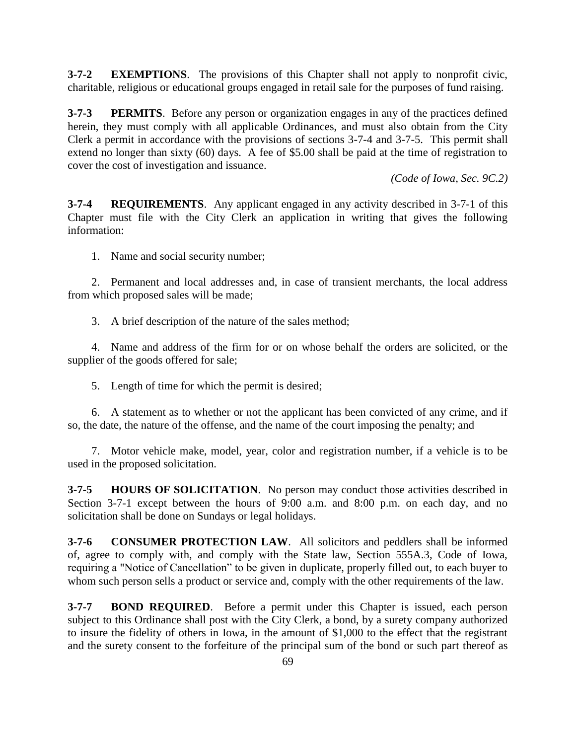**3-7-2 EXEMPTIONS**. The provisions of this Chapter shall not apply to nonprofit civic, charitable, religious or educational groups engaged in retail sale for the purposes of fund raising.

**3-7-3 PERMITS**. Before any person or organization engages in any of the practices defined herein, they must comply with all applicable Ordinances, and must also obtain from the City Clerk a permit in accordance with the provisions of sections 3-7-4 and 3-7-5. This permit shall extend no longer than sixty (60) days. A fee of $5.00 shall be paid at the time of registration to cover the cost of investigation and issuance.

*(Code of Iowa, Sec. 9C.2)*

**3-7-4 REQUIREMENTS**. Any applicant engaged in any activity described in 3-7-1 of this Chapter must file with the City Clerk an application in writing that gives the following information:

1. Name and social security number;

2. Permanent and local addresses and, in case of transient merchants, the local address from which proposed sales will be made;

3. A brief description of the nature of the sales method;

4. Name and address of the firm for or on whose behalf the orders are solicited, or the supplier of the goods offered for sale;

5. Length of time for which the permit is desired;

6. A statement as to whether or not the applicant has been convicted of any crime, and if so, the date, the nature of the offense, and the name of the court imposing the penalty; and

7. Motor vehicle make, model, year, color and registration number, if a vehicle is to be used in the proposed solicitation.

**3-7-5 HOURS OF SOLICITATION**. No person may conduct those activities described in Section 3-7-1 except between the hours of 9:00 a.m. and 8:00 p.m. on each day, and no solicitation shall be done on Sundays or legal holidays.

**3-7-6 CONSUMER PROTECTION LAW**. All solicitors and peddlers shall be informed of, agree to comply with, and comply with the State law, Section 555A.3, Code of Iowa, requiring a "Notice of Cancellation" to be given in duplicate, properly filled out, to each buyer to whom such person sells a product or service and, comply with the other requirements of the law.

**3-7-7 BOND REQUIRED**. Before a permit under this Chapter is issued, each person subject to this Ordinance shall post with the City Clerk, a bond, by a surety company authorized to insure the fidelity of others in Iowa, in the amount of $1,000 to the effect that the registrant and the surety consent to the forfeiture of the principal sum of the bond or such part thereof as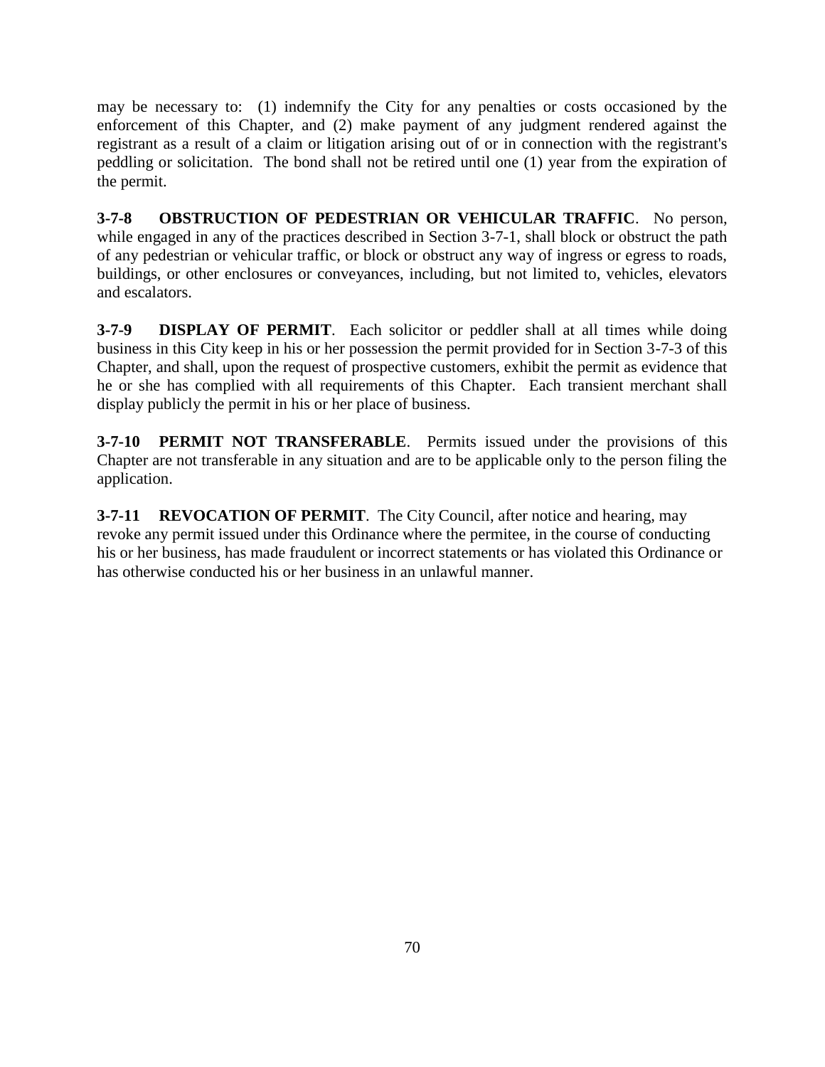may be necessary to: (1) indemnify the City for any penalties or costs occasioned by the enforcement of this Chapter, and (2) make payment of any judgment rendered against the registrant as a result of a claim or litigation arising out of or in connection with the registrant's peddling or solicitation. The bond shall not be retired until one (1) year from the expiration of the permit.

**3-7-8 OBSTRUCTION OF PEDESTRIAN OR VEHICULAR TRAFFIC**. No person, while engaged in any of the practices described in Section 3-7-1, shall block or obstruct the path of any pedestrian or vehicular traffic, or block or obstruct any way of ingress or egress to roads, buildings, or other enclosures or conveyances, including, but not limited to, vehicles, elevators and escalators.

**3-7-9 DISPLAY OF PERMIT**. Each solicitor or peddler shall at all times while doing business in this City keep in his or her possession the permit provided for in Section 3-7-3 of this Chapter, and shall, upon the request of prospective customers, exhibit the permit as evidence that he or she has complied with all requirements of this Chapter. Each transient merchant shall display publicly the permit in his or her place of business.

**3-7-10 PERMIT NOT TRANSFERABLE**. Permits issued under the provisions of this Chapter are not transferable in any situation and are to be applicable only to the person filing the application.

**3-7-11 REVOCATION OF PERMIT**. The City Council, after notice and hearing, may revoke any permit issued under this Ordinance where the permitee, in the course of conducting his or her business, has made fraudulent or incorrect statements or has violated this Ordinance or has otherwise conducted his or her business in an unlawful manner.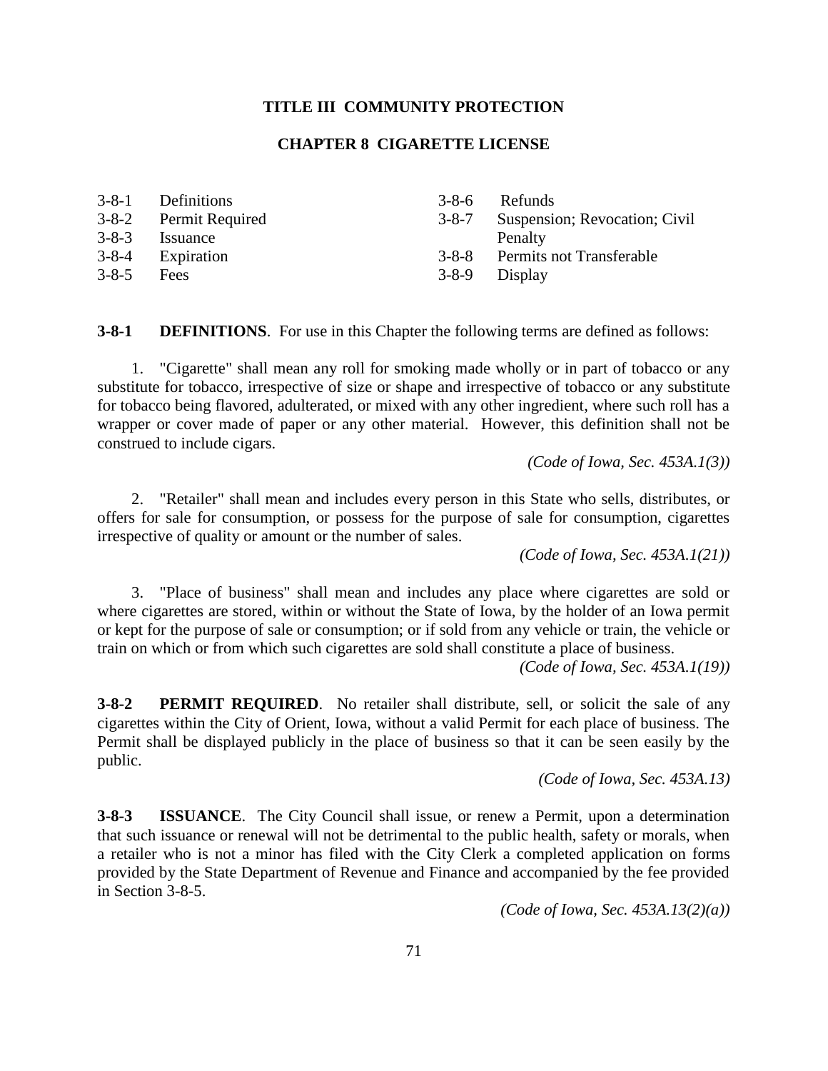## TITLE III COMMUNITY PROTECTION

### CHAPTER 8 CIGARETTE LICENSE

| | | | |
|---|---|---|---|
| 3-8-1 | Definitions | 3-8-6 | Refunds |
| 3-8-2 | Permit Required | 3-8-7 | Suspension; Revocation; Civil Penalty |
| 3-8-3 | Issuance | 3-8-8 | Permits not Transferable |
| 3-8-4 | Expiration | 3-8-9 | Display |
| 3-8-5 | Fees | | |

**3-8-1 DEFINITIONS**. For use in this Chapter the following terms are defined as follows:

1. "Cigarette" shall mean any roll for smoking made wholly or in part of tobacco or any substitute for tobacco, irrespective of size or shape and irrespective of tobacco or any substitute for tobacco being flavored, adulterated, or mixed with any other ingredient, where such roll has a wrapper or cover made of paper or any other material. However, this definition shall not be construed to include cigars.

*(Code of Iowa, Sec. 453A.1(3))*

2. "Retailer" shall mean and includes every person in this State who sells, distributes, or offers for sale for consumption, or possess for the purpose of sale for consumption, cigarettes irrespective of quality or amount or the number of sales.

*(Code of Iowa, Sec. 453A.1(21))*

3. "Place of business" shall mean and includes any place where cigarettes are sold or where cigarettes are stored, within or without the State of Iowa, by the holder of an Iowa permit or kept for the purpose of sale or consumption; or if sold from any vehicle or train, the vehicle or train on which or from which such cigarettes are sold shall constitute a place of business.

*(Code of Iowa, Sec. 453A.1(19))*

**3-8-2 PERMIT REQUIRED**. No retailer shall distribute, sell, or solicit the sale of any cigarettes within the City of Orient, Iowa, without a valid Permit for each place of business. The Permit shall be displayed publicly in the place of business so that it can be seen easily by the public.

*(Code of Iowa, Sec. 453A.13)*

**3-8-3 ISSUANCE**. The City Council shall issue, or renew a Permit, upon a determination that such issuance or renewal will not be detrimental to the public health, safety or morals, when a retailer who is not a minor has filed with the City Clerk a completed application on forms provided by the State Department of Revenue and Finance and accompanied by the fee provided in Section 3-8-5.

*(Code of Iowa, Sec. 453A.13(2)(a))*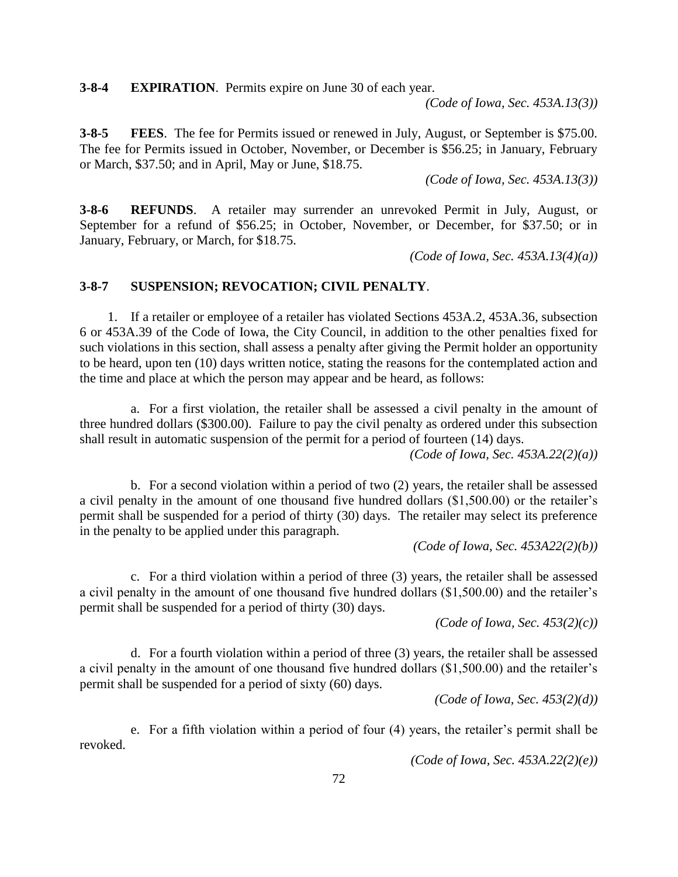**3-8-4 EXPIRATION**. Permits expire on June 30 of each year.

*(Code of Iowa, Sec. 453A.13(3))*

**3-8-5 FEES**. The fee for Permits issued or renewed in July, August, or September is $75.00. The fee for Permits issued in October, November, or December is $56.25; in January, February or March, $37.50; and in April, May or June, $18.75.

*(Code of Iowa, Sec. 453A.13(3))*

**3-8-6 REFUNDS**. A retailer may surrender an unrevoked Permit in July, August, or September for a refund of $56.25; in October, November, or December, for $37.50; or in January, February, or March, for $18.75.

*(Code of Iowa, Sec. 453A.13(4)(a))*

**3-8-7 SUSPENSION; REVOCATION; CIVIL PENALTY**.

1. If a retailer or employee of a retailer has violated Sections 453A.2, 453A.36, subsection 6 or 453A.39 of the Code of Iowa, the City Council, in addition to the other penalties fixed for such violations in this section, shall assess a penalty after giving the Permit holder an opportunity to be heard, upon ten (10) days written notice, stating the reasons for the contemplated action and the time and place at which the person may appear and be heard, as follows:

   a. For a first violation, the retailer shall be assessed a civil penalty in the amount of three hundred dollars ($300.00). Failure to pay the civil penalty as ordered under this subsection shall result in automatic suspension of the permit for a period of fourteen (14) days.

   *(Code of Iowa, Sec. 453A.22(2)(a))*

   b. For a second violation within a period of two (2) years, the retailer shall be assessed a civil penalty in the amount of one thousand five hundred dollars ($1,500.00) or the retailer's permit shall be suspended for a period of thirty (30) days. The retailer may select its preference in the penalty to be applied under this paragraph.

   *(Code of Iowa, Sec. 453A22(2)(b))*

   c. For a third violation within a period of three (3) years, the retailer shall be assessed a civil penalty in the amount of one thousand five hundred dollars ($1,500.00) and the retailer's permit shall be suspended for a period of thirty (30) days.

   *(Code of Iowa, Sec. 453(2)(c))*

   d. For a fourth violation within a period of three (3) years, the retailer shall be assessed a civil penalty in the amount of one thousand five hundred dollars ($1,500.00) and the retailer's permit shall be suspended for a period of sixty (60) days.

   *(Code of Iowa, Sec. 453(2)(d))*

   e. For a fifth violation within a period of four (4) years, the retailer's permit shall be revoked.

   *(Code of Iowa, Sec. 453A.22(2)(e))*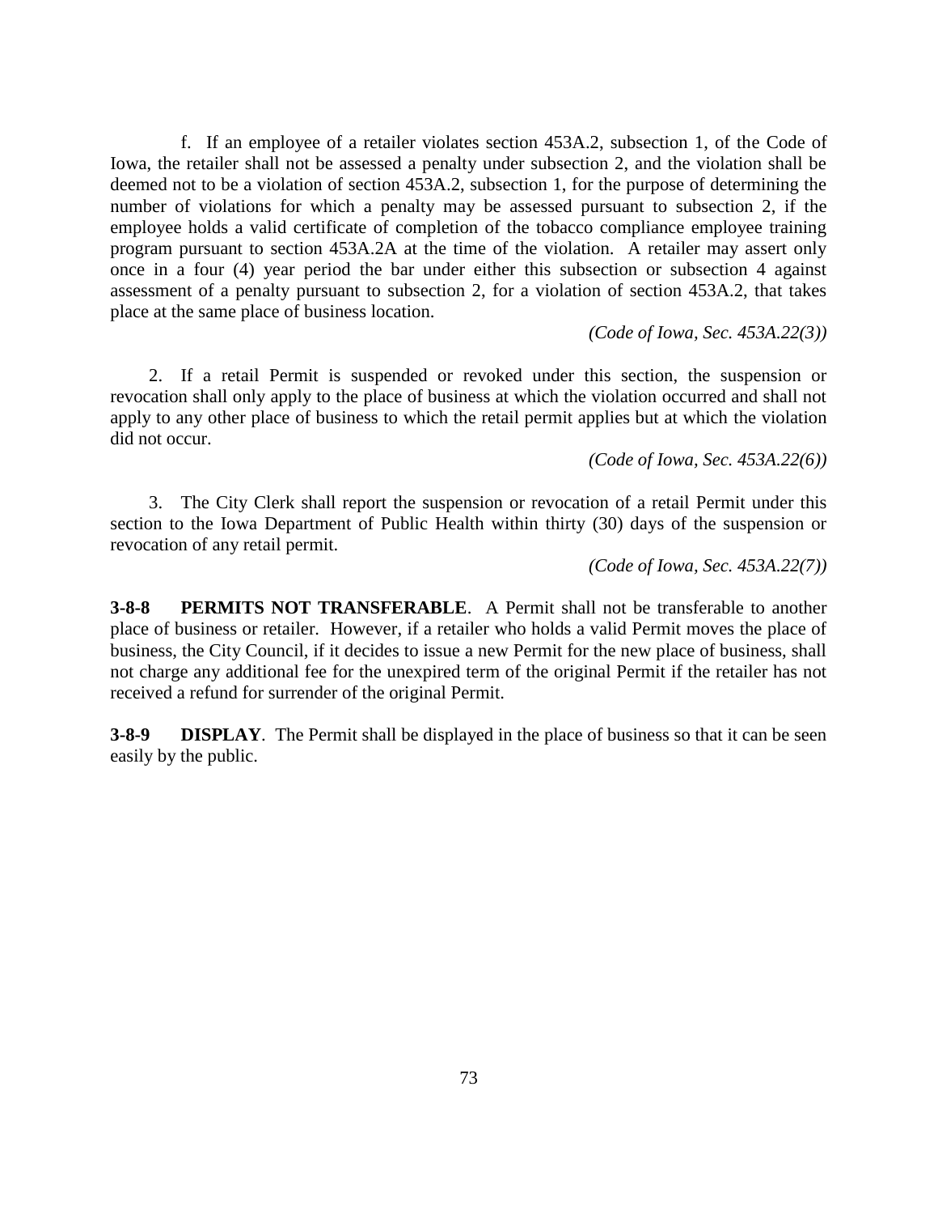f. If an employee of a retailer violates section 453A.2, subsection 1, of the Code of Iowa, the retailer shall not be assessed a penalty under subsection 2, and the violation shall be deemed not to be a violation of section 453A.2, subsection 1, for the purpose of determining the number of violations for which a penalty may be assessed pursuant to subsection 2, if the employee holds a valid certificate of completion of the tobacco compliance employee training program pursuant to section 453A.2A at the time of the violation. A retailer may assert only once in a four (4) year period the bar under either this subsection or subsection 4 against assessment of a penalty pursuant to subsection 2, for a violation of section 453A.2, that takes place at the same place of business location.

*(Code of Iowa, Sec. 453A.22(3))*

2. If a retail Permit is suspended or revoked under this section, the suspension or revocation shall only apply to the place of business at which the violation occurred and shall not apply to any other place of business to which the retail permit applies but at which the violation did not occur.

*(Code of Iowa, Sec. 453A.22(6))*

3. The City Clerk shall report the suspension or revocation of a retail Permit under this section to the Iowa Department of Public Health within thirty (30) days of the suspension or revocation of any retail permit.

*(Code of Iowa, Sec. 453A.22(7))*

**3-8-8 PERMITS NOT TRANSFERABLE**. A Permit shall not be transferable to another place of business or retailer. However, if a retailer who holds a valid Permit moves the place of business, the City Council, if it decides to issue a new Permit for the new place of business, shall not charge any additional fee for the unexpired term of the original Permit if the retailer has not received a refund for surrender of the original Permit.

**3-8-9 DISPLAY**. The Permit shall be displayed in the place of business so that it can be seen easily by the public.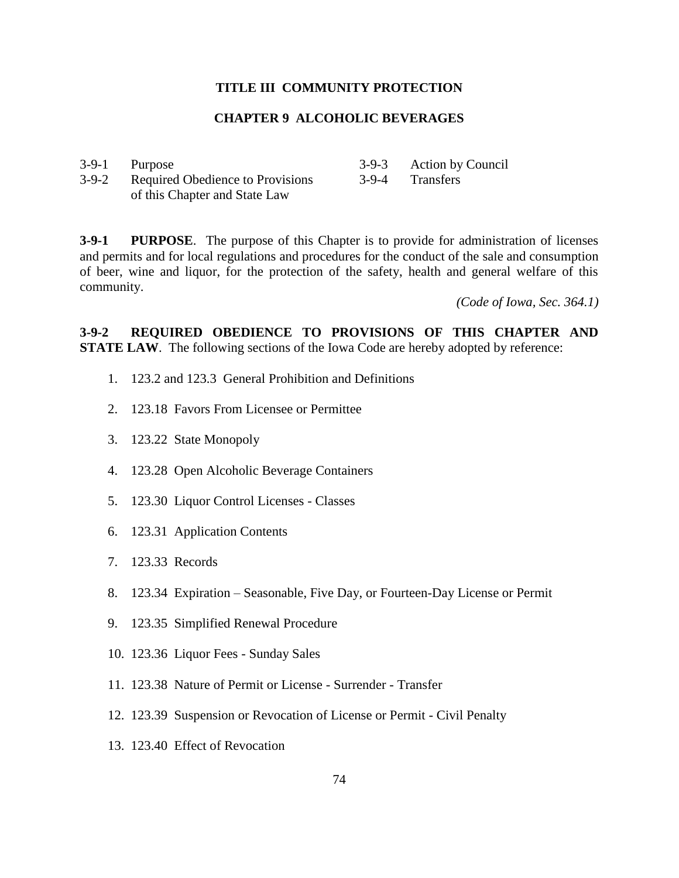# TITLE III COMMUNITY PROTECTION

## CHAPTER 9 ALCOHOLIC BEVERAGES

| | | | |
|---|---|---|---|
| 3-9-1 | Purpose | 3-9-3 | Action by Council |
| 3-9-2 | Required Obedience to Provisions of this Chapter and State Law | 3-9-4 | Transfers |

**3-9-1 PURPOSE**. The purpose of this Chapter is to provide for administration of licenses and permits and for local regulations and procedures for the conduct of the sale and consumption of beer, wine and liquor, for the protection of the safety, health and general welfare of this community.

*(Code of Iowa, Sec. 364.1)*

**3-9-2 REQUIRED OBEDIENCE TO PROVISIONS OF THIS CHAPTER AND STATE LAW**. The following sections of the Iowa Code are hereby adopted by reference:

1. 123.2 and 123.3 General Prohibition and Definitions

2. 123.18 Favors From Licensee or Permittee

3. 123.22 State Monopoly

4. 123.28 Open Alcoholic Beverage Containers

5. 123.30 Liquor Control Licenses - Classes

6. 123.31 Application Contents

7. 123.33 Records

8. 123.34 Expiration – Seasonable, Five Day, or Fourteen-Day License or Permit

9. 123.35 Simplified Renewal Procedure

10. 123.36 Liquor Fees - Sunday Sales

11. 123.38 Nature of Permit or License - Surrender - Transfer

12. 123.39 Suspension or Revocation of License or Permit - Civil Penalty

13. 123.40 Effect of Revocation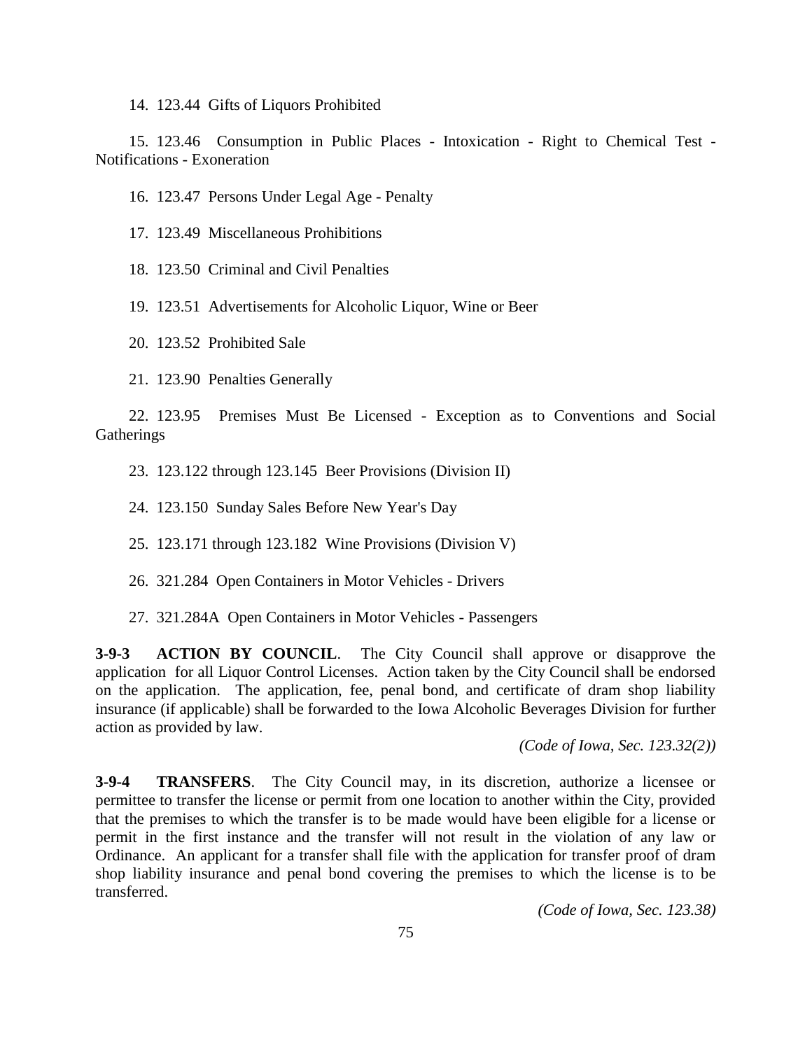14. 123.44 Gifts of Liquors Prohibited

15. 123.46 Consumption in Public Places - Intoxication - Right to Chemical Test - Notifications - Exoneration

16. 123.47 Persons Under Legal Age - Penalty

17. 123.49 Miscellaneous Prohibitions

18. 123.50 Criminal and Civil Penalties

19. 123.51 Advertisements for Alcoholic Liquor, Wine or Beer

20. 123.52 Prohibited Sale

21. 123.90 Penalties Generally

22. 123.95 Premises Must Be Licensed - Exception as to Conventions and Social Gatherings

23. 123.122 through 123.145 Beer Provisions (Division II)

24. 123.150 Sunday Sales Before New Year's Day

25. 123.171 through 123.182 Wine Provisions (Division V)

26. 321.284 Open Containers in Motor Vehicles - Drivers

27. 321.284A Open Containers in Motor Vehicles - Passengers

**3-9-3 ACTION BY COUNCIL**. The City Council shall approve or disapprove the application for all Liquor Control Licenses. Action taken by the City Council shall be endorsed on the application. The application, fee, penal bond, and certificate of dram shop liability insurance (if applicable) shall be forwarded to the Iowa Alcoholic Beverages Division for further action as provided by law.

*(Code of Iowa, Sec. 123.32(2))*

**3-9-4 TRANSFERS**. The City Council may, in its discretion, authorize a licensee or permittee to transfer the license or permit from one location to another within the City, provided that the premises to which the transfer is to be made would have been eligible for a license or permit in the first instance and the transfer will not result in the violation of any law or Ordinance. An applicant for a transfer shall file with the application for transfer proof of dram shop liability insurance and penal bond covering the premises to which the license is to be transferred.

*(Code of Iowa, Sec. 123.38)*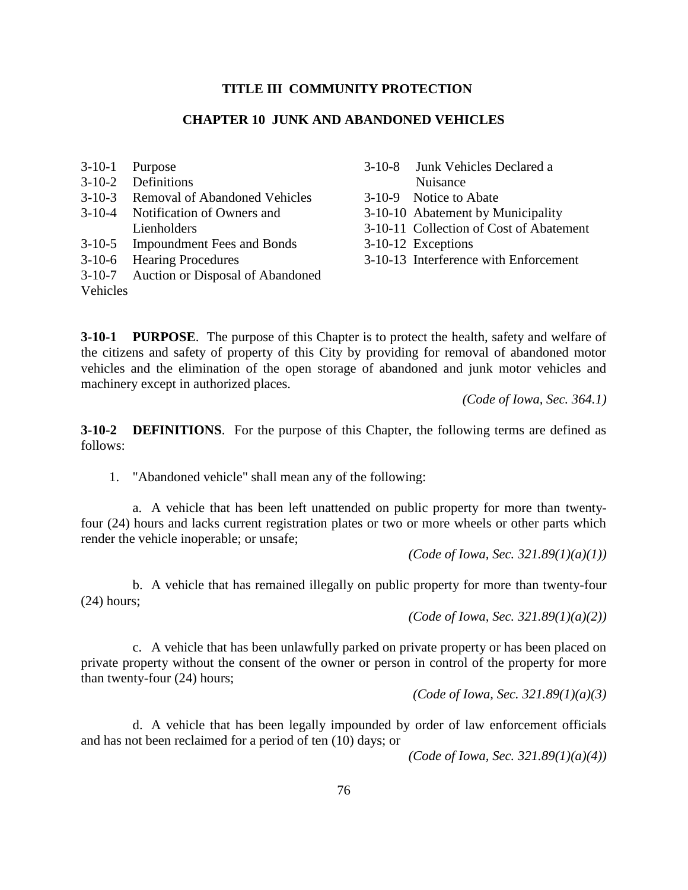## TITLE III COMMUNITY PROTECTION

## CHAPTER 10 JUNK AND ABANDONED VEHICLES

3-10-1 Purpose
3-10-2 Definitions
3-10-3 Removal of Abandoned Vehicles
3-10-4 Notification of Owners and Lienholders
3-10-5 Impoundment Fees and Bonds
3-10-6 Hearing Procedures
3-10-7 Auction or Disposal of Abandoned Vehicles
3-10-8 Junk Vehicles Declared a Nuisance
3-10-9 Notice to Abate
3-10-10 Abatement by Municipality
3-10-11 Collection of Cost of Abatement
3-10-12 Exceptions
3-10-13 Interference with Enforcement

**3-10-1 PURPOSE**. The purpose of this Chapter is to protect the health, safety and welfare of the citizens and safety of property of this City by providing for removal of abandoned motor vehicles and the elimination of the open storage of abandoned and junk motor vehicles and machinery except in authorized places.

*(Code of Iowa, Sec. 364.1)*

**3-10-2 DEFINITIONS**. For the purpose of this Chapter, the following terms are defined as follows:

1. "Abandoned vehicle" shall mean any of the following:

   a. A vehicle that has been left unattended on public property for more than twenty-four (24) hours and lacks current registration plates or two or more wheels or other parts which render the vehicle inoperable; or unsafe;

   *(Code of Iowa, Sec. 321.89(1)(a)(1))*

   b. A vehicle that has remained illegally on public property for more than twenty-four (24) hours;

   *(Code of Iowa, Sec. 321.89(1)(a)(2))*

   c. A vehicle that has been unlawfully parked on private property or has been placed on private property without the consent of the owner or person in control of the property for more than twenty-four (24) hours;

   *(Code of Iowa, Sec. 321.89(1)(a)(3)*

   d. A vehicle that has been legally impounded by order of law enforcement officials and has not been reclaimed for a period of ten (10) days; or

   *(Code of Iowa, Sec. 321.89(1)(a)(4))*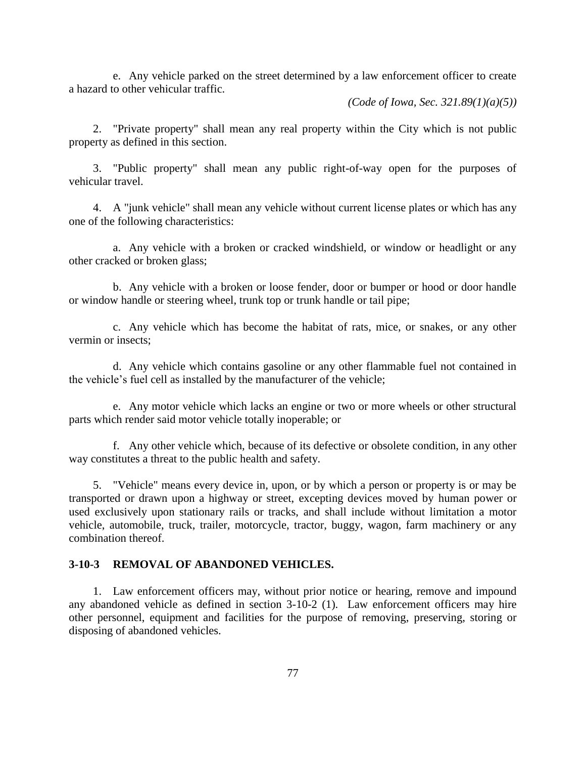e. Any vehicle parked on the street determined by a law enforcement officer to create a hazard to other vehicular traffic.

*(Code of Iowa, Sec. 321.89(1)(a)(5))*

2. "Private property" shall mean any real property within the City which is not public property as defined in this section.

3. "Public property" shall mean any public right-of-way open for the purposes of vehicular travel.

4. A "junk vehicle" shall mean any vehicle without current license plates or which has any one of the following characteristics:

a. Any vehicle with a broken or cracked windshield, or window or headlight or any other cracked or broken glass;

b. Any vehicle with a broken or loose fender, door or bumper or hood or door handle or window handle or steering wheel, trunk top or trunk handle or tail pipe;

c. Any vehicle which has become the habitat of rats, mice, or snakes, or any other vermin or insects;

d. Any vehicle which contains gasoline or any other flammable fuel not contained in the vehicle's fuel cell as installed by the manufacturer of the vehicle;

e. Any motor vehicle which lacks an engine or two or more wheels or other structural parts which render said motor vehicle totally inoperable; or

f. Any other vehicle which, because of its defective or obsolete condition, in any other way constitutes a threat to the public health and safety.

5. "Vehicle" means every device in, upon, or by which a person or property is or may be transported or drawn upon a highway or street, excepting devices moved by human power or used exclusively upon stationary rails or tracks, and shall include without limitation a motor vehicle, automobile, truck, trailer, motorcycle, tractor, buggy, wagon, farm machinery or any combination thereof.

**3-10-3 REMOVAL OF ABANDONED VEHICLES.**

1. Law enforcement officers may, without prior notice or hearing, remove and impound any abandoned vehicle as defined in section 3-10-2 (1). Law enforcement officers may hire other personnel, equipment and facilities for the purpose of removing, preserving, storing or disposing of abandoned vehicles.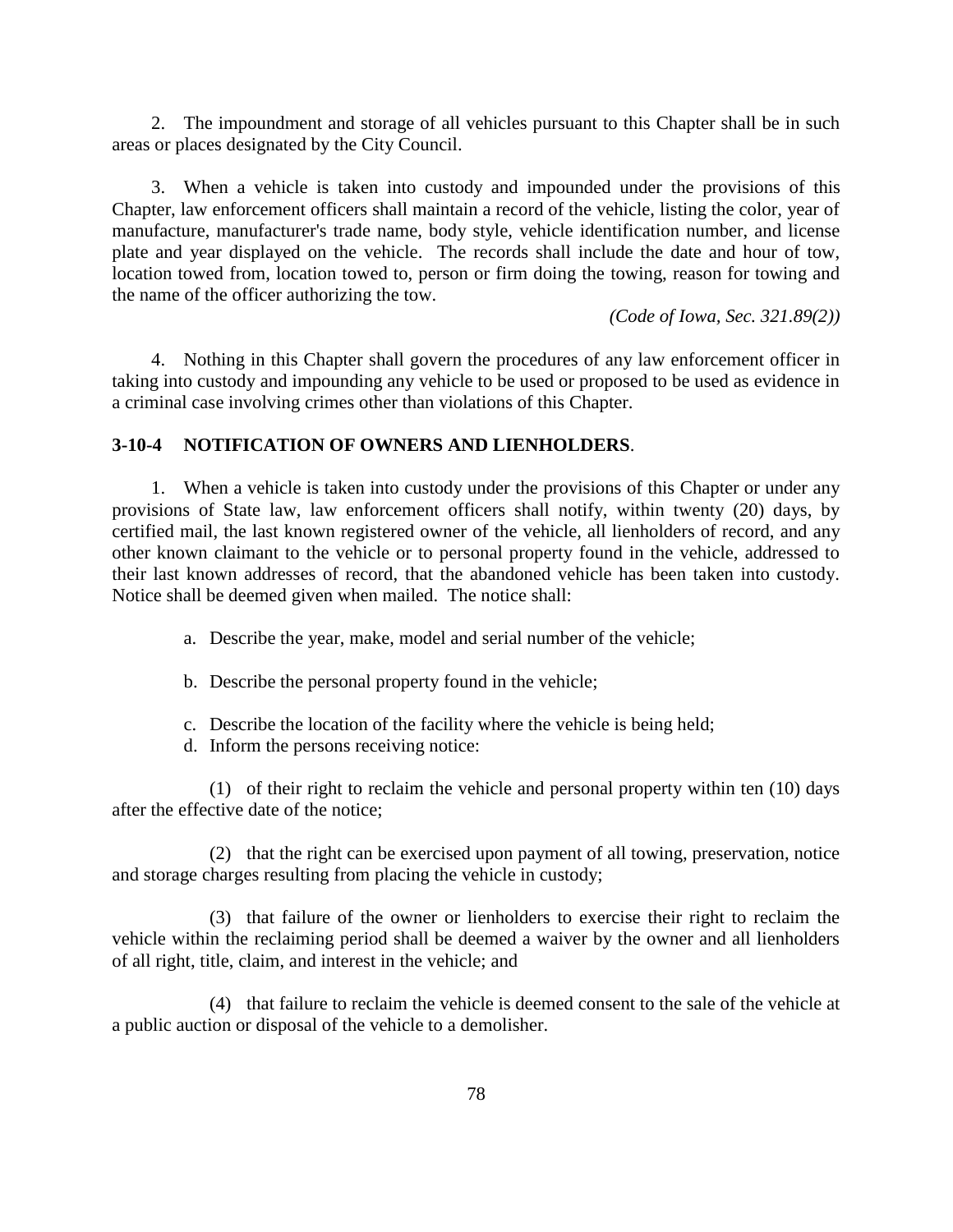2. The impoundment and storage of all vehicles pursuant to this Chapter shall be in such areas or places designated by the City Council.

3. When a vehicle is taken into custody and impounded under the provisions of this Chapter, law enforcement officers shall maintain a record of the vehicle, listing the color, year of manufacture, manufacturer's trade name, body style, vehicle identification number, and license plate and year displayed on the vehicle. The records shall include the date and hour of tow, location towed from, location towed to, person or firm doing the towing, reason for towing and the name of the officer authorizing the tow.

*(Code of Iowa, Sec. 321.89(2))*

4. Nothing in this Chapter shall govern the procedures of any law enforcement officer in taking into custody and impounding any vehicle to be used or proposed to be used as evidence in a criminal case involving crimes other than violations of this Chapter.

**3-10-4 NOTIFICATION OF OWNERS AND LIENHOLDERS**.

1. When a vehicle is taken into custody under the provisions of this Chapter or under any provisions of State law, law enforcement officers shall notify, within twenty (20) days, by certified mail, the last known registered owner of the vehicle, all lienholders of record, and any other known claimant to the vehicle or to personal property found in the vehicle, addressed to their last known addresses of record, that the abandoned vehicle has been taken into custody. Notice shall be deemed given when mailed. The notice shall:

a. Describe the year, make, model and serial number of the vehicle;

b. Describe the personal property found in the vehicle;

c. Describe the location of the facility where the vehicle is being held;

d. Inform the persons receiving notice:

(1) of their right to reclaim the vehicle and personal property within ten (10) days after the effective date of the notice;

(2) that the right can be exercised upon payment of all towing, preservation, notice and storage charges resulting from placing the vehicle in custody;

(3) that failure of the owner or lienholders to exercise their right to reclaim the vehicle within the reclaiming period shall be deemed a waiver by the owner and all lienholders of all right, title, claim, and interest in the vehicle; and

(4) that failure to reclaim the vehicle is deemed consent to the sale of the vehicle at a public auction or disposal of the vehicle to a demolisher.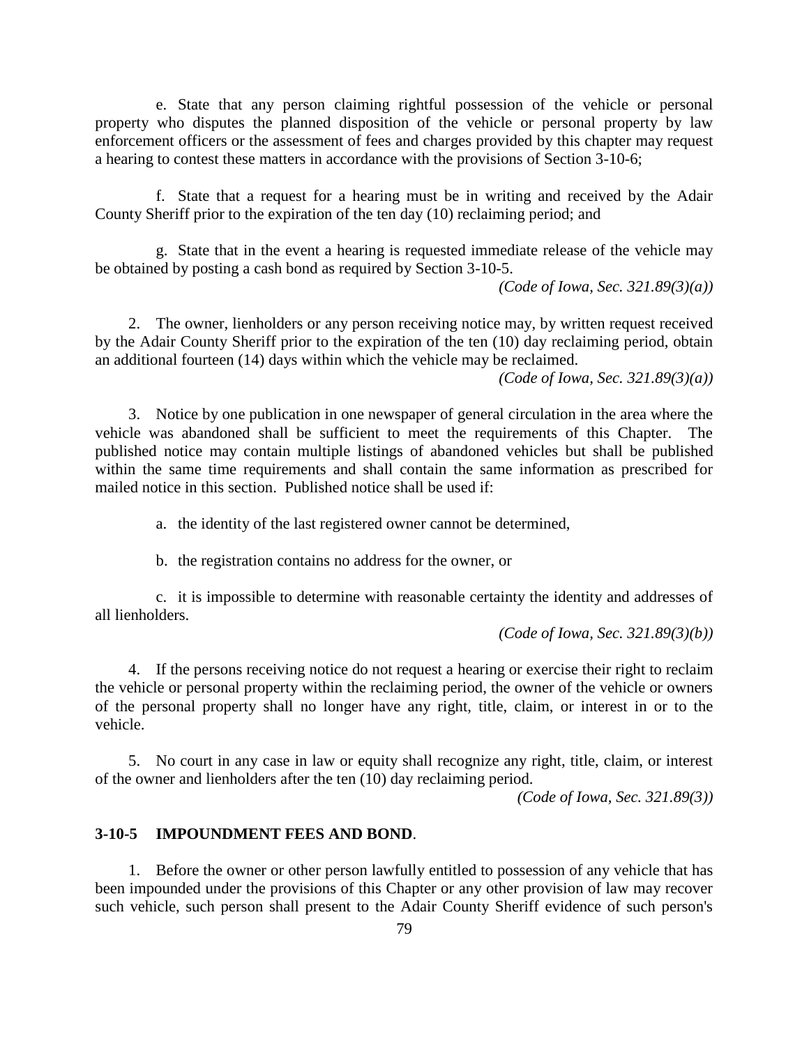e. State that any person claiming rightful possession of the vehicle or personal property who disputes the planned disposition of the vehicle or personal property by law enforcement officers or the assessment of fees and charges provided by this chapter may request a hearing to contest these matters in accordance with the provisions of Section 3-10-6;

f. State that a request for a hearing must be in writing and received by the Adair County Sheriff prior to the expiration of the ten day (10) reclaiming period; and

g. State that in the event a hearing is requested immediate release of the vehicle may be obtained by posting a cash bond as required by Section 3-10-5.

*(Code of Iowa, Sec. 321.89(3)(a))*

2. The owner, lienholders or any person receiving notice may, by written request received by the Adair County Sheriff prior to the expiration of the ten (10) day reclaiming period, obtain an additional fourteen (14) days within which the vehicle may be reclaimed.

*(Code of Iowa, Sec. 321.89(3)(a))*

3. Notice by one publication in one newspaper of general circulation in the area where the vehicle was abandoned shall be sufficient to meet the requirements of this Chapter. The published notice may contain multiple listings of abandoned vehicles but shall be published within the same time requirements and shall contain the same information as prescribed for mailed notice in this section. Published notice shall be used if:

a. the identity of the last registered owner cannot be determined,

b. the registration contains no address for the owner, or

c. it is impossible to determine with reasonable certainty the identity and addresses of all lienholders.

*(Code of Iowa, Sec. 321.89(3)(b))*

4. If the persons receiving notice do not request a hearing or exercise their right to reclaim the vehicle or personal property within the reclaiming period, the owner of the vehicle or owners of the personal property shall no longer have any right, title, claim, or interest in or to the vehicle.

5. No court in any case in law or equity shall recognize any right, title, claim, or interest of the owner and lienholders after the ten (10) day reclaiming period.

*(Code of Iowa, Sec. 321.89(3))*

**3-10-5 IMPOUNDMENT FEES AND BOND**.

1. Before the owner or other person lawfully entitled to possession of any vehicle that has been impounded under the provisions of this Chapter or any other provision of law may recover such vehicle, such person shall present to the Adair County Sheriff evidence of such person's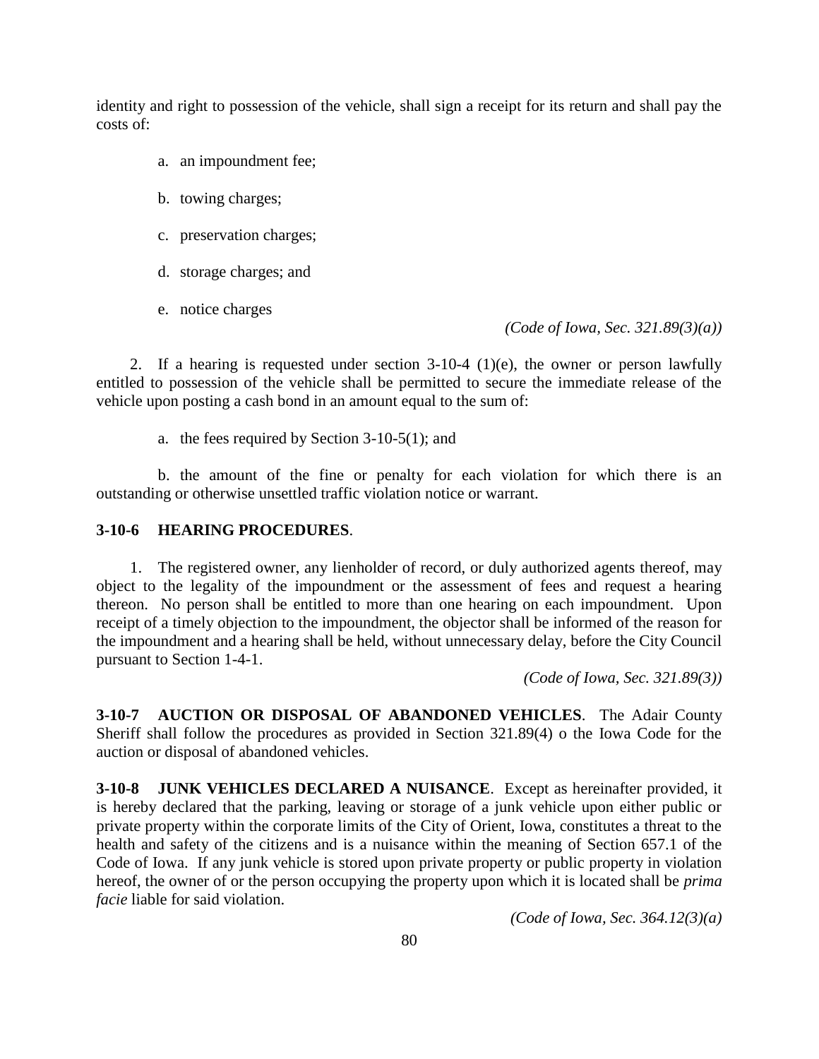identity and right to possession of the vehicle, shall sign a receipt for its return and shall pay the costs of:

a. an impoundment fee;

b. towing charges;

c. preservation charges;

d. storage charges; and

e. notice charges

*(Code of Iowa, Sec. 321.89(3)(a))*

2. If a hearing is requested under section 3-10-4 (1)(e), the owner or person lawfully entitled to possession of the vehicle shall be permitted to secure the immediate release of the vehicle upon posting a cash bond in an amount equal to the sum of:

a. the fees required by Section 3-10-5(1); and

b. the amount of the fine or penalty for each violation for which there is an outstanding or otherwise unsettled traffic violation notice or warrant.

**3-10-6 HEARING PROCEDURES**.

1. The registered owner, any lienholder of record, or duly authorized agents thereof, may object to the legality of the impoundment or the assessment of fees and request a hearing thereon. No person shall be entitled to more than one hearing on each impoundment. Upon receipt of a timely objection to the impoundment, the objector shall be informed of the reason for the impoundment and a hearing shall be held, without unnecessary delay, before the City Council pursuant to Section 1-4-1.

*(Code of Iowa, Sec. 321.89(3))*

**3-10-7 AUCTION OR DISPOSAL OF ABANDONED VEHICLES**. The Adair County Sheriff shall follow the procedures as provided in Section 321.89(4) o the Iowa Code for the auction or disposal of abandoned vehicles.

**3-10-8 JUNK VEHICLES DECLARED A NUISANCE**. Except as hereinafter provided, it is hereby declared that the parking, leaving or storage of a junk vehicle upon either public or private property within the corporate limits of the City of Orient, Iowa, constitutes a threat to the health and safety of the citizens and is a nuisance within the meaning of Section 657.1 of the Code of Iowa. If any junk vehicle is stored upon private property or public property in violation hereof, the owner of or the person occupying the property upon which it is located shall be *prima facie* liable for said violation.

*(Code of Iowa, Sec. 364.12(3)(a)*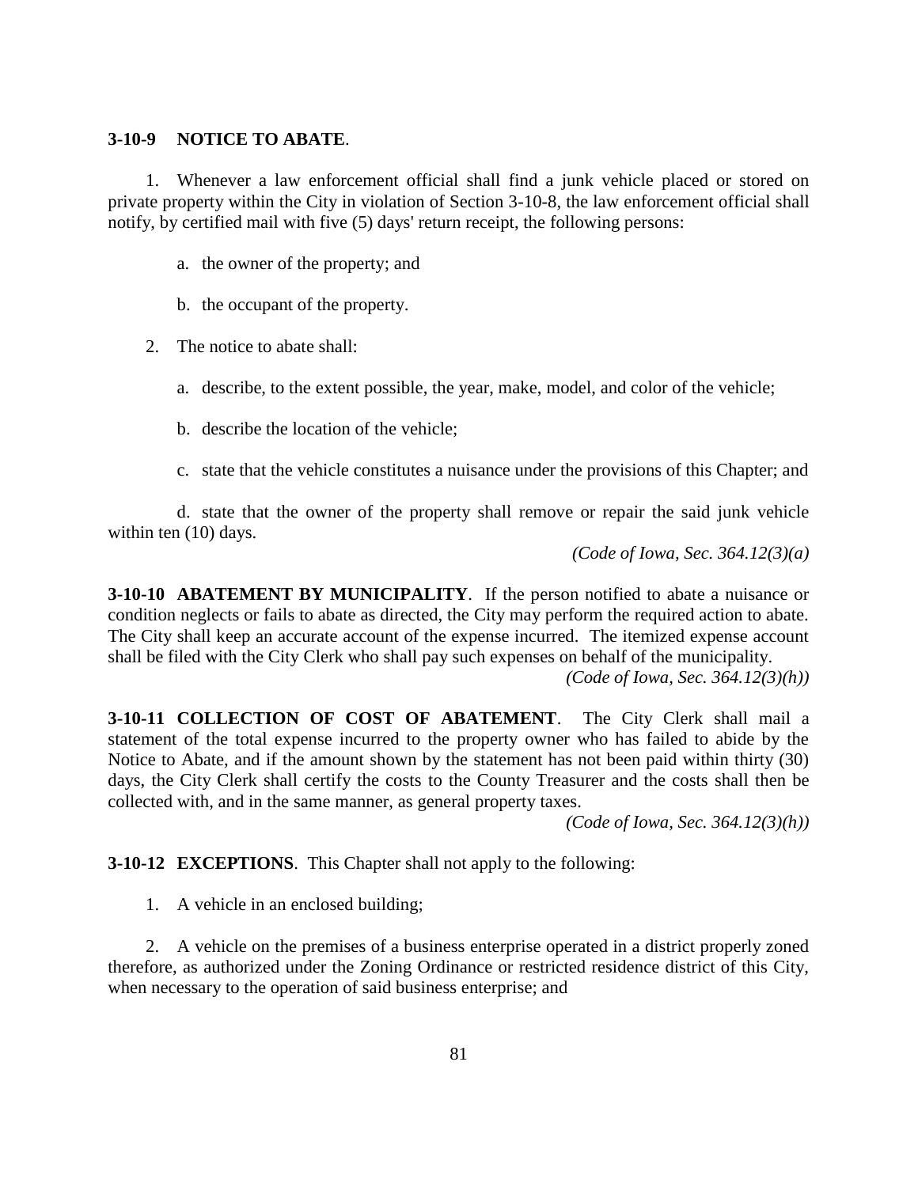**3-10-9 NOTICE TO ABATE**.

1. Whenever a law enforcement official shall find a junk vehicle placed or stored on private property within the City in violation of Section 3-10-8, the law enforcement official shall notify, by certified mail with five (5) days' return receipt, the following persons:

    a. the owner of the property; and

    b. the occupant of the property.

2. The notice to abate shall:

    a. describe, to the extent possible, the year, make, model, and color of the vehicle;

    b. describe the location of the vehicle;

    c. state that the vehicle constitutes a nuisance under the provisions of this Chapter; and

    d. state that the owner of the property shall remove or repair the said junk vehicle within ten (10) days.

*(Code of Iowa, Sec. 364.12(3)(a)*

**3-10-10 ABATEMENT BY MUNICIPALITY**. If the person notified to abate a nuisance or condition neglects or fails to abate as directed, the City may perform the required action to abate. The City shall keep an accurate account of the expense incurred. The itemized expense account shall be filed with the City Clerk who shall pay such expenses on behalf of the municipality.

*(Code of Iowa, Sec. 364.12(3)(h))*

**3-10-11 COLLECTION OF COST OF ABATEMENT**. The City Clerk shall mail a statement of the total expense incurred to the property owner who has failed to abide by the Notice to Abate, and if the amount shown by the statement has not been paid within thirty (30) days, the City Clerk shall certify the costs to the County Treasurer and the costs shall then be collected with, and in the same manner, as general property taxes.

*(Code of Iowa, Sec. 364.12(3)(h))*

**3-10-12 EXCEPTIONS**. This Chapter shall not apply to the following:

1. A vehicle in an enclosed building;

2. A vehicle on the premises of a business enterprise operated in a district properly zoned therefore, as authorized under the Zoning Ordinance or restricted residence district of this City, when necessary to the operation of said business enterprise; and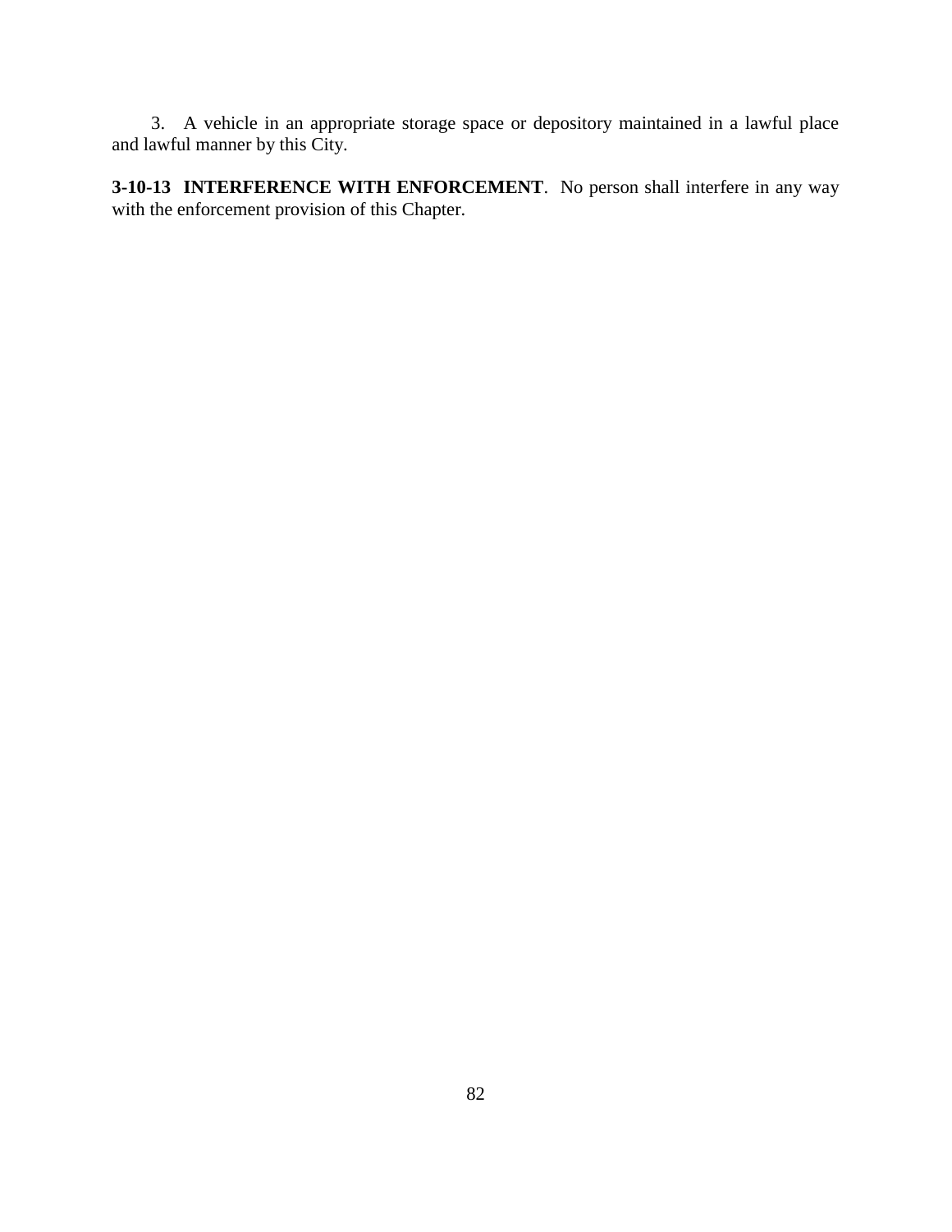3. A vehicle in an appropriate storage space or depository maintained in a lawful place and lawful manner by this City.

**3-10-13 INTERFERENCE WITH ENFORCEMENT**. No person shall interfere in any way with the enforcement provision of this Chapter.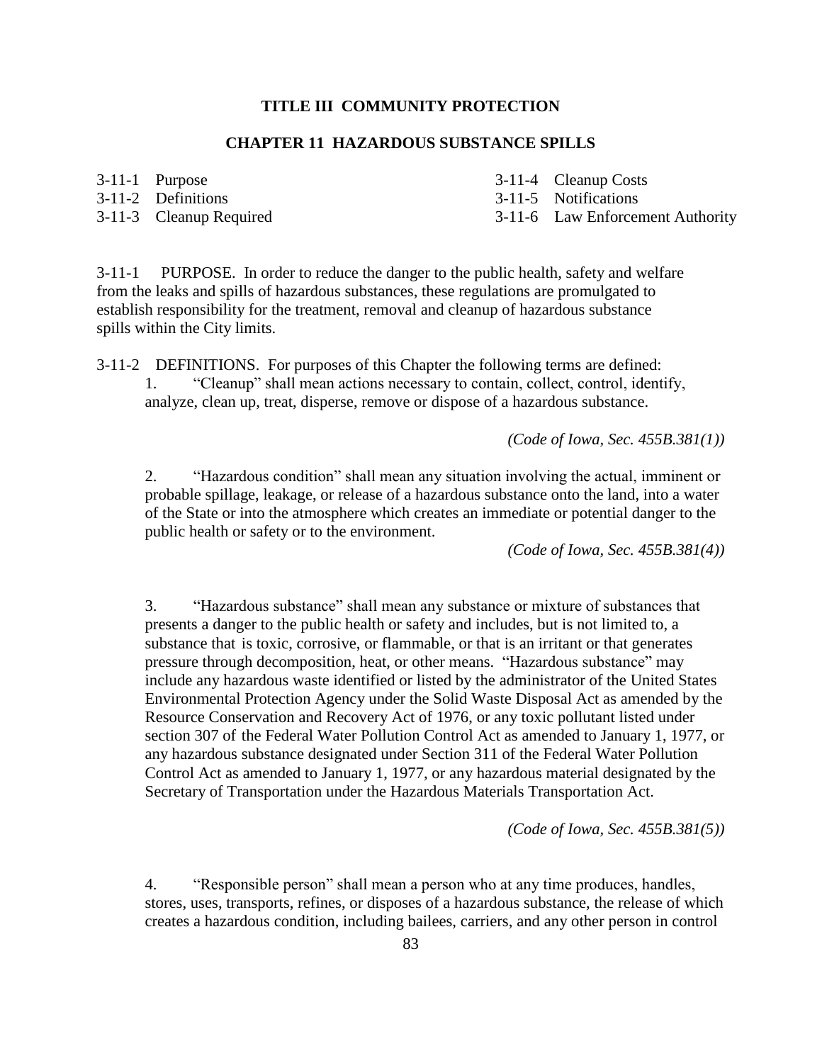## TITLE III COMMUNITY PROTECTION

## CHAPTER 11 HAZARDOUS SUBSTANCE SPILLS

3-11-1 Purpose
3-11-2 Definitions
3-11-3 Cleanup Required
3-11-4 Cleanup Costs
3-11-5 Notifications
3-11-6 Law Enforcement Authority

3-11-1 PURPOSE. In order to reduce the danger to the public health, safety and welfare from the leaks and spills of hazardous substances, these regulations are promulgated to establish responsibility for the treatment, removal and cleanup of hazardous substance spills within the City limits.

3-11-2 DEFINITIONS. For purposes of this Chapter the following terms are defined:

1. "Cleanup" shall mean actions necessary to contain, collect, control, identify, analyze, clean up, treat, disperse, remove or dispose of a hazardous substance.

*(Code of Iowa, Sec. 455B.381(1))*

2. "Hazardous condition" shall mean any situation involving the actual, imminent or probable spillage, leakage, or release of a hazardous substance onto the land, into a water of the State or into the atmosphere which creates an immediate or potential danger to the public health or safety or to the environment.

*(Code of Iowa, Sec. 455B.381(4))*

3. "Hazardous substance" shall mean any substance or mixture of substances that presents a danger to the public health or safety and includes, but is not limited to, a substance that is toxic, corrosive, or flammable, or that is an irritant or that generates pressure through decomposition, heat, or other means. "Hazardous substance" may include any hazardous waste identified or listed by the administrator of the United States Environmental Protection Agency under the Solid Waste Disposal Act as amended by the Resource Conservation and Recovery Act of 1976, or any toxic pollutant listed under section 307 of the Federal Water Pollution Control Act as amended to January 1, 1977, or any hazardous substance designated under Section 311 of the Federal Water Pollution Control Act as amended to January 1, 1977, or any hazardous material designated by the Secretary of Transportation under the Hazardous Materials Transportation Act.

*(Code of Iowa, Sec. 455B.381(5))*

4. "Responsible person" shall mean a person who at any time produces, handles, stores, uses, transports, refines, or disposes of a hazardous substance, the release of which creates a hazardous condition, including bailees, carriers, and any other person in control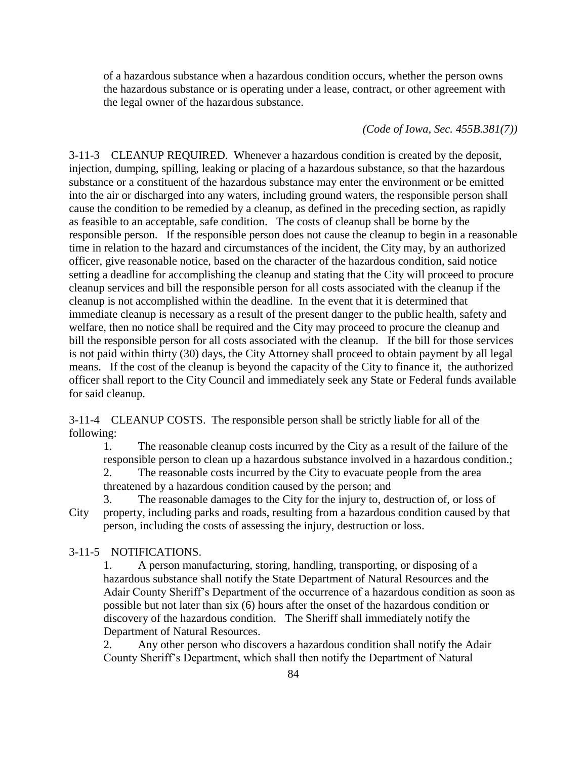of a hazardous substance when a hazardous condition occurs, whether the person owns the hazardous substance or is operating under a lease, contract, or other agreement with the legal owner of the hazardous substance.

*(Code of Iowa, Sec. 455B.381(7))*

3-11-3 CLEANUP REQUIRED. Whenever a hazardous condition is created by the deposit, injection, dumping, spilling, leaking or placing of a hazardous substance, so that the hazardous substance or a constituent of the hazardous substance may enter the environment or be emitted into the air or discharged into any waters, including ground waters, the responsible person shall cause the condition to be remedied by a cleanup, as defined in the preceding section, as rapidly as feasible to an acceptable, safe condition. The costs of cleanup shall be borne by the responsible person. If the responsible person does not cause the cleanup to begin in a reasonable time in relation to the hazard and circumstances of the incident, the City may, by an authorized officer, give reasonable notice, based on the character of the hazardous condition, said notice setting a deadline for accomplishing the cleanup and stating that the City will proceed to procure cleanup services and bill the responsible person for all costs associated with the cleanup if the cleanup is not accomplished within the deadline. In the event that it is determined that immediate cleanup is necessary as a result of the present danger to the public health, safety and welfare, then no notice shall be required and the City may proceed to procure the cleanup and bill the responsible person for all costs associated with the cleanup. If the bill for those services is not paid within thirty (30) days, the City Attorney shall proceed to obtain payment by all legal means. If the cost of the cleanup is beyond the capacity of the City to finance it, the authorized officer shall report to the City Council and immediately seek any State or Federal funds available for said cleanup.

3-11-4 CLEANUP COSTS. The responsible person shall be strictly liable for all of the following:

1. The reasonable cleanup costs incurred by the City as a result of the failure of the responsible person to clean up a hazardous substance involved in a hazardous condition.;
2. The reasonable costs incurred by the City to evacuate people from the area threatened by a hazardous condition caused by the person; and
3. The reasonable damages to the City for the injury to, destruction of, or loss of City property, including parks and roads, resulting from a hazardous condition caused by that person, including the costs of assessing the injury, destruction or loss.

3-11-5 NOTIFICATIONS.

1. A person manufacturing, storing, handling, transporting, or disposing of a hazardous substance shall notify the State Department of Natural Resources and the Adair County Sheriff's Department of the occurrence of a hazardous condition as soon as possible but not later than six (6) hours after the onset of the hazardous condition or discovery of the hazardous condition. The Sheriff shall immediately notify the Department of Natural Resources.
2. Any other person who discovers a hazardous condition shall notify the Adair County Sheriff's Department, which shall then notify the Department of Natural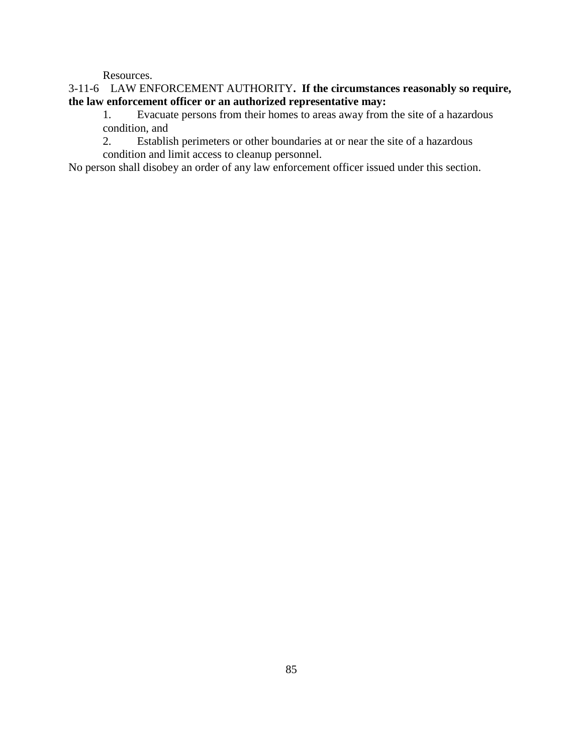Resources.

3-11-6 LAW ENFORCEMENT AUTHORITY**. If the circumstances reasonably so require, the law enforcement officer or an authorized representative may:**

1. Evacuate persons from their homes to areas away from the site of a hazardous condition, and
2. Establish perimeters or other boundaries at or near the site of a hazardous condition and limit access to cleanup personnel.

No person shall disobey an order of any law enforcement officer issued under this section.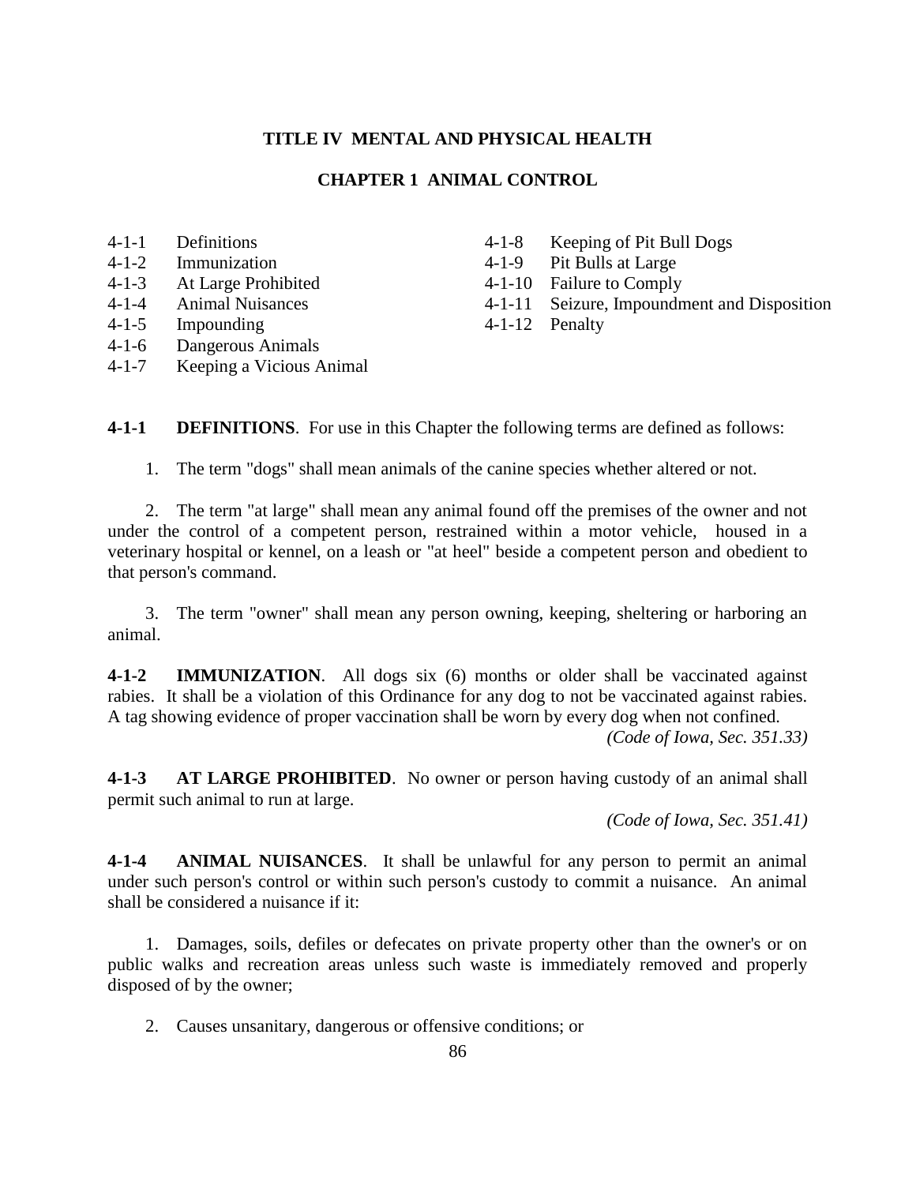# TITLE IV MENTAL AND PHYSICAL HEALTH

## CHAPTER 1 ANIMAL CONTROL

| | | | |
|---|---|---|---|
| 4-1-1 | Definitions | 4-1-8 | Keeping of Pit Bull Dogs |
| 4-1-2 | Immunization | 4-1-9 | Pit Bulls at Large |
| 4-1-3 | At Large Prohibited | 4-1-10 | Failure to Comply |
| 4-1-4 | Animal Nuisances | 4-1-11 | Seizure, Impoundment and Disposition |
| 4-1-5 | Impounding | 4-1-12 | Penalty |
| 4-1-6 | Dangerous Animals | | |
| 4-1-7 | Keeping a Vicious Animal | | |

**4-1-1 DEFINITIONS**. For use in this Chapter the following terms are defined as follows:

1. The term "dogs" shall mean animals of the canine species whether altered or not.

2. The term "at large" shall mean any animal found off the premises of the owner and not under the control of a competent person, restrained within a motor vehicle, housed in a veterinary hospital or kennel, on a leash or "at heel" beside a competent person and obedient to that person's command.

3. The term "owner" shall mean any person owning, keeping, sheltering or harboring an animal.

**4-1-2 IMMUNIZATION**. All dogs six (6) months or older shall be vaccinated against rabies. It shall be a violation of this Ordinance for any dog to not be vaccinated against rabies. A tag showing evidence of proper vaccination shall be worn by every dog when not confined.

*(Code of Iowa, Sec. 351.33)*

**4-1-3 AT LARGE PROHIBITED**. No owner or person having custody of an animal shall permit such animal to run at large.

*(Code of Iowa, Sec. 351.41)*

**4-1-4 ANIMAL NUISANCES**. It shall be unlawful for any person to permit an animal under such person's control or within such person's custody to commit a nuisance. An animal shall be considered a nuisance if it:

1. Damages, soils, defiles or defecates on private property other than the owner's or on public walks and recreation areas unless such waste is immediately removed and properly disposed of by the owner;

2. Causes unsanitary, dangerous or offensive conditions; or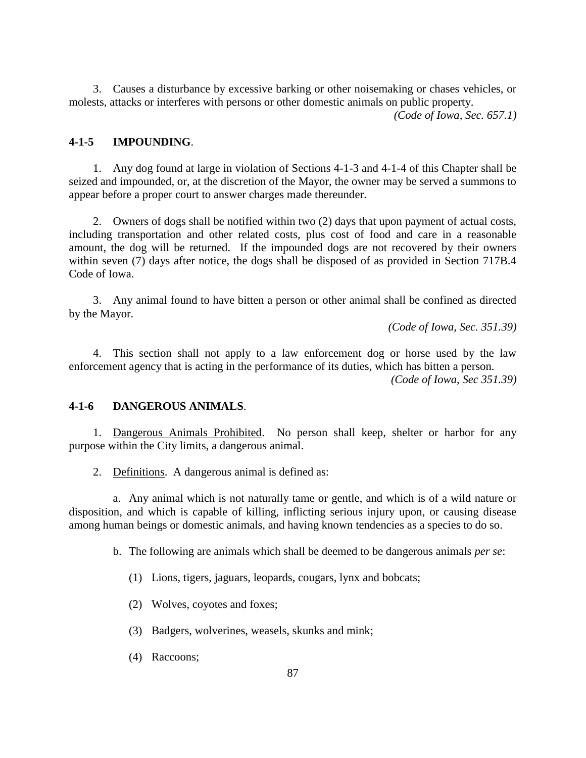3. Causes a disturbance by excessive barking or other noisemaking or chases vehicles, or molests, attacks or interferes with persons or other domestic animals on public property.

*(Code of Iowa, Sec. 657.1)*

**4-1-5 IMPOUNDING**.

1. Any dog found at large in violation of Sections 4-1-3 and 4-1-4 of this Chapter shall be seized and impounded, or, at the discretion of the Mayor, the owner may be served a summons to appear before a proper court to answer charges made thereunder.

2. Owners of dogs shall be notified within two (2) days that upon payment of actual costs, including transportation and other related costs, plus cost of food and care in a reasonable amount, the dog will be returned. If the impounded dogs are not recovered by their owners within seven (7) days after notice, the dogs shall be disposed of as provided in Section 717B.4 Code of Iowa.

3. Any animal found to have bitten a person or other animal shall be confined as directed by the Mayor.

*(Code of Iowa, Sec. 351.39)*

4. This section shall not apply to a law enforcement dog or horse used by the law enforcement agency that is acting in the performance of its duties, which has bitten a person.

*(Code of Iowa, Sec 351.39)*

**4-1-6 DANGEROUS ANIMALS**.

1. Dangerous Animals Prohibited. No person shall keep, shelter or harbor for any purpose within the City limits, a dangerous animal.

2. Definitions. A dangerous animal is defined as:

a. Any animal which is not naturally tame or gentle, and which is of a wild nature or disposition, and which is capable of killing, inflicting serious injury upon, or causing disease among human beings or domestic animals, and having known tendencies as a species to do so.

b. The following are animals which shall be deemed to be dangerous animals *per se*:

(1) Lions, tigers, jaguars, leopards, cougars, lynx and bobcats;

(2) Wolves, coyotes and foxes;

(3) Badgers, wolverines, weasels, skunks and mink;

(4) Raccoons;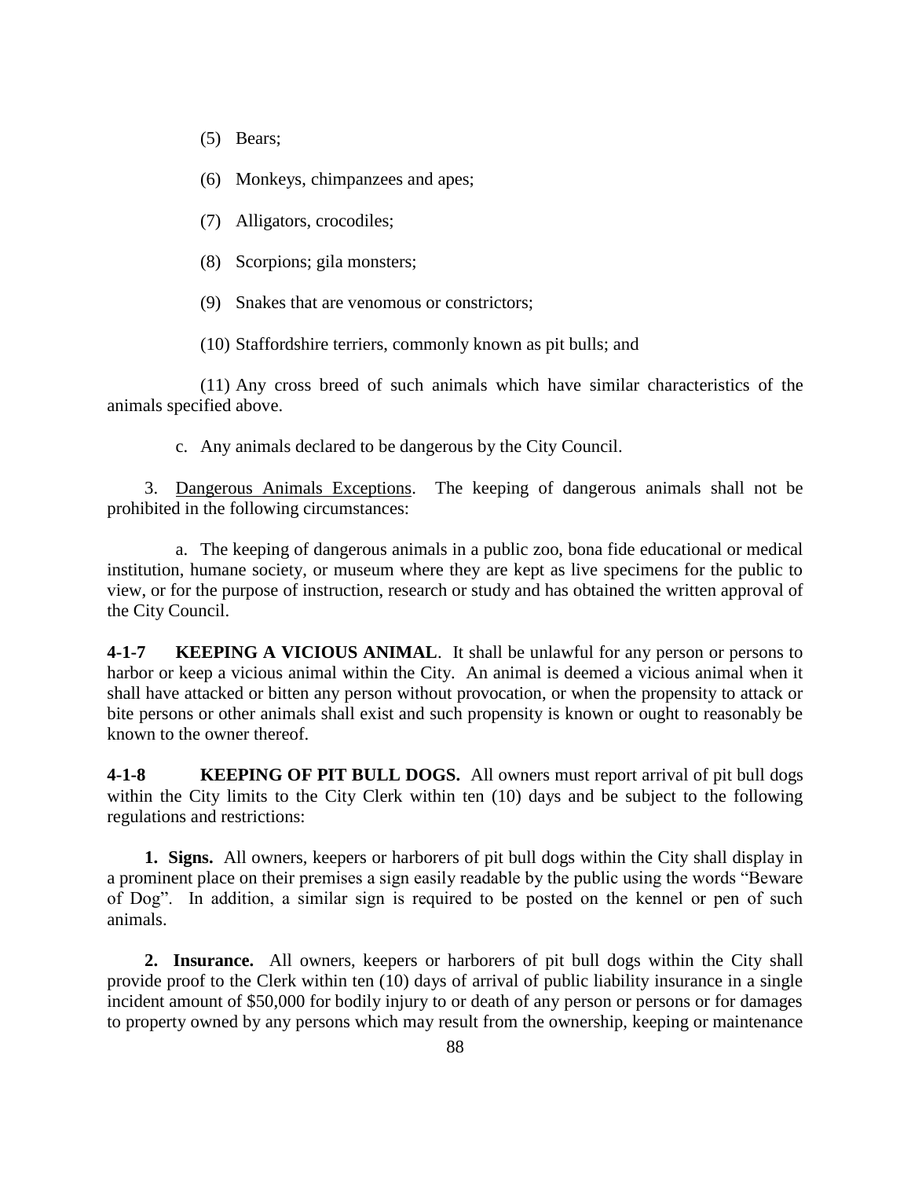(5) Bears;

(6) Monkeys, chimpanzees and apes;

(7) Alligators, crocodiles;

(8) Scorpions; gila monsters;

(9) Snakes that are venomous or constrictors;

(10) Staffordshire terriers, commonly known as pit bulls; and

(11) Any cross breed of such animals which have similar characteristics of the animals specified above.

c. Any animals declared to be dangerous by the City Council.

3. Dangerous Animals Exceptions. The keeping of dangerous animals shall not be prohibited in the following circumstances:

a. The keeping of dangerous animals in a public zoo, bona fide educational or medical institution, humane society, or museum where they are kept as live specimens for the public to view, or for the purpose of instruction, research or study and has obtained the written approval of the City Council.

**4-1-7 KEEPING A VICIOUS ANIMAL**. It shall be unlawful for any person or persons to harbor or keep a vicious animal within the City. An animal is deemed a vicious animal when it shall have attacked or bitten any person without provocation, or when the propensity to attack or bite persons or other animals shall exist and such propensity is known or ought to reasonably be known to the owner thereof.

**4-1-8 KEEPING OF PIT BULL DOGS.** All owners must report arrival of pit bull dogs within the City limits to the City Clerk within ten (10) days and be subject to the following regulations and restrictions:

**1. Signs.** All owners, keepers or harborers of pit bull dogs within the City shall display in a prominent place on their premises a sign easily readable by the public using the words "Beware of Dog". In addition, a similar sign is required to be posted on the kennel or pen of such animals.

**2. Insurance.** All owners, keepers or harborers of pit bull dogs within the City shall provide proof to the Clerk within ten (10) days of arrival of public liability insurance in a single incident amount of $50,000 for bodily injury to or death of any person or persons or for damages to property owned by any persons which may result from the ownership, keeping or maintenance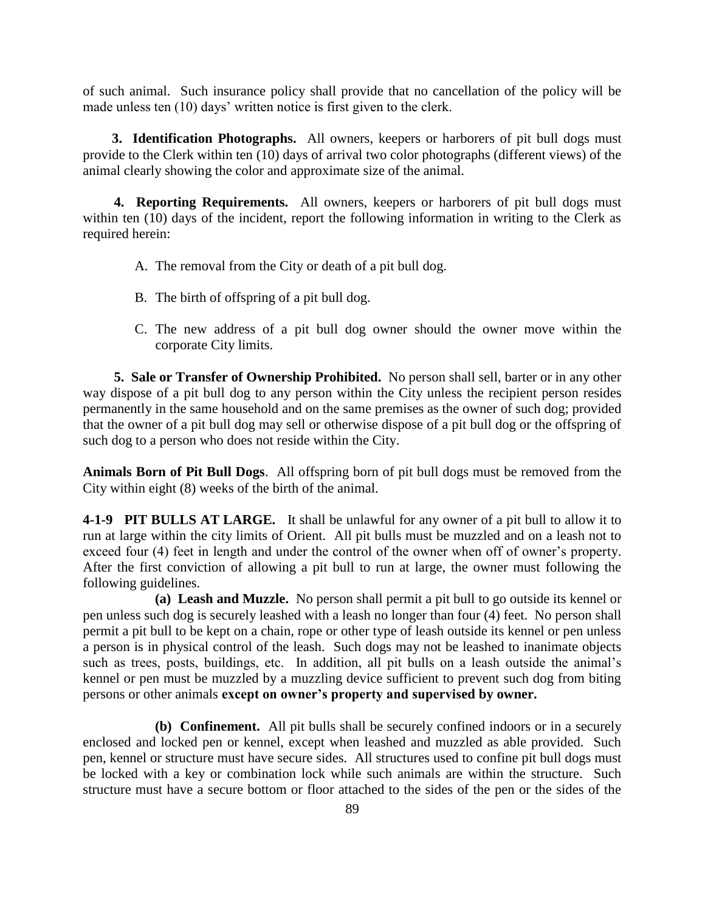of such animal. Such insurance policy shall provide that no cancellation of the policy will be made unless ten (10) days' written notice is first given to the clerk.

**3. Identification Photographs.** All owners, keepers or harborers of pit bull dogs must provide to the Clerk within ten (10) days of arrival two color photographs (different views) of the animal clearly showing the color and approximate size of the animal.

**4. Reporting Requirements.** All owners, keepers or harborers of pit bull dogs must within ten (10) days of the incident, report the following information in writing to the Clerk as required herein:

A. The removal from the City or death of a pit bull dog.

B. The birth of offspring of a pit bull dog.

C. The new address of a pit bull dog owner should the owner move within the corporate City limits.

**5. Sale or Transfer of Ownership Prohibited.** No person shall sell, barter or in any other way dispose of a pit bull dog to any person within the City unless the recipient person resides permanently in the same household and on the same premises as the owner of such dog; provided that the owner of a pit bull dog may sell or otherwise dispose of a pit bull dog or the offspring of such dog to a person who does not reside within the City.

**Animals Born of Pit Bull Dogs**. All offspring born of pit bull dogs must be removed from the City within eight (8) weeks of the birth of the animal.

**4-1-9 PIT BULLS AT LARGE.** It shall be unlawful for any owner of a pit bull to allow it to run at large within the city limits of Orient. All pit bulls must be muzzled and on a leash not to exceed four (4) feet in length and under the control of the owner when off of owner's property. After the first conviction of allowing a pit bull to run at large, the owner must following the following guidelines.

**(a) Leash and Muzzle.** No person shall permit a pit bull to go outside its kennel or pen unless such dog is securely leashed with a leash no longer than four (4) feet. No person shall permit a pit bull to be kept on a chain, rope or other type of leash outside its kennel or pen unless a person is in physical control of the leash. Such dogs may not be leashed to inanimate objects such as trees, posts, buildings, etc. In addition, all pit bulls on a leash outside the animal's kennel or pen must be muzzled by a muzzling device sufficient to prevent such dog from biting persons or other animals **except on owner's property and supervised by owner.**

**(b) Confinement.** All pit bulls shall be securely confined indoors or in a securely enclosed and locked pen or kennel, except when leashed and muzzled as able provided. Such pen, kennel or structure must have secure sides. All structures used to confine pit bull dogs must be locked with a key or combination lock while such animals are within the structure. Such structure must have a secure bottom or floor attached to the sides of the pen or the sides of the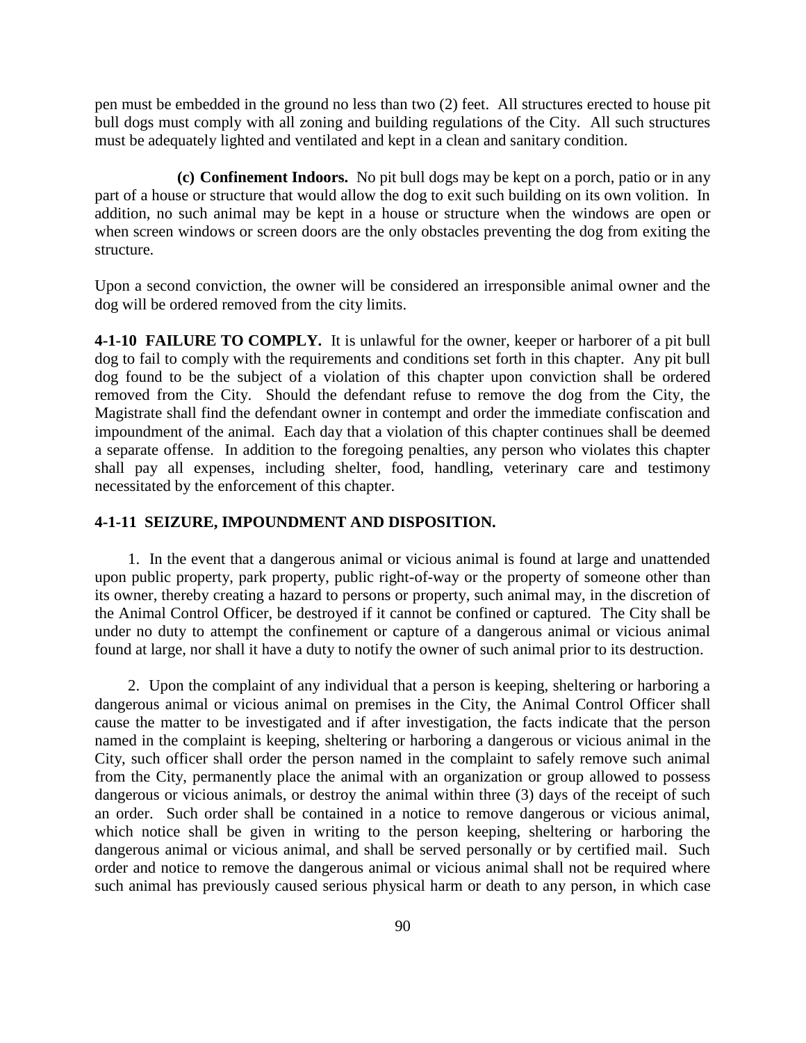pen must be embedded in the ground no less than two (2) feet. All structures erected to house pit bull dogs must comply with all zoning and building regulations of the City. All such structures must be adequately lighted and ventilated and kept in a clean and sanitary condition.

**(c) Confinement Indoors.** No pit bull dogs may be kept on a porch, patio or in any part of a house or structure that would allow the dog to exit such building on its own volition. In addition, no such animal may be kept in a house or structure when the windows are open or when screen windows or screen doors are the only obstacles preventing the dog from exiting the structure.

Upon a second conviction, the owner will be considered an irresponsible animal owner and the dog will be ordered removed from the city limits.

**4-1-10 FAILURE TO COMPLY.** It is unlawful for the owner, keeper or harborer of a pit bull dog to fail to comply with the requirements and conditions set forth in this chapter. Any pit bull dog found to be the subject of a violation of this chapter upon conviction shall be ordered removed from the City. Should the defendant refuse to remove the dog from the City, the Magistrate shall find the defendant owner in contempt and order the immediate confiscation and impoundment of the animal. Each day that a violation of this chapter continues shall be deemed a separate offense. In addition to the foregoing penalties, any person who violates this chapter shall pay all expenses, including shelter, food, handling, veterinary care and testimony necessitated by the enforcement of this chapter.

**4-1-11 SEIZURE, IMPOUNDMENT AND DISPOSITION.**

1. In the event that a dangerous animal or vicious animal is found at large and unattended upon public property, park property, public right-of-way or the property of someone other than its owner, thereby creating a hazard to persons or property, such animal may, in the discretion of the Animal Control Officer, be destroyed if it cannot be confined or captured. The City shall be under no duty to attempt the confinement or capture of a dangerous animal or vicious animal found at large, nor shall it have a duty to notify the owner of such animal prior to its destruction.

2. Upon the complaint of any individual that a person is keeping, sheltering or harboring a dangerous animal or vicious animal on premises in the City, the Animal Control Officer shall cause the matter to be investigated and if after investigation, the facts indicate that the person named in the complaint is keeping, sheltering or harboring a dangerous or vicious animal in the City, such officer shall order the person named in the complaint to safely remove such animal from the City, permanently place the animal with an organization or group allowed to possess dangerous or vicious animals, or destroy the animal within three (3) days of the receipt of such an order. Such order shall be contained in a notice to remove dangerous or vicious animal, which notice shall be given in writing to the person keeping, sheltering or harboring the dangerous animal or vicious animal, and shall be served personally or by certified mail. Such order and notice to remove the dangerous animal or vicious animal shall not be required where such animal has previously caused serious physical harm or death to any person, in which case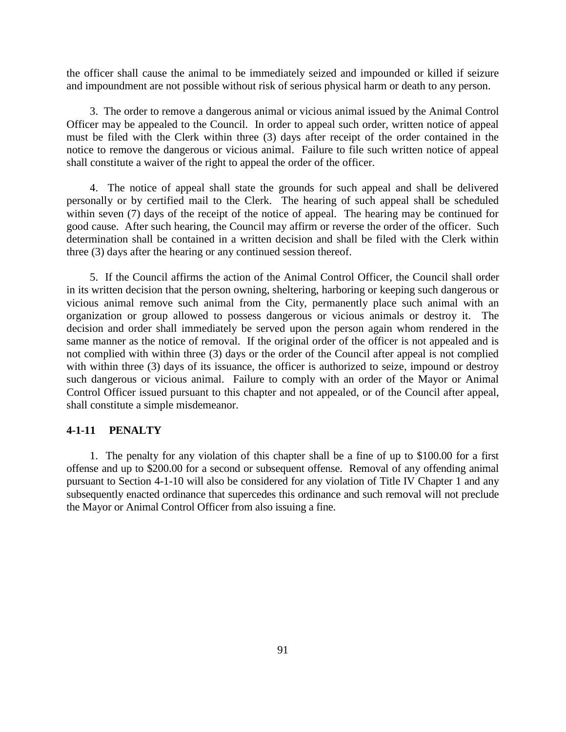the officer shall cause the animal to be immediately seized and impounded or killed if seizure and impoundment are not possible without risk of serious physical harm or death to any person.

3. The order to remove a dangerous animal or vicious animal issued by the Animal Control Officer may be appealed to the Council. In order to appeal such order, written notice of appeal must be filed with the Clerk within three (3) days after receipt of the order contained in the notice to remove the dangerous or vicious animal. Failure to file such written notice of appeal shall constitute a waiver of the right to appeal the order of the officer.

4. The notice of appeal shall state the grounds for such appeal and shall be delivered personally or by certified mail to the Clerk. The hearing of such appeal shall be scheduled within seven (7) days of the receipt of the notice of appeal. The hearing may be continued for good cause. After such hearing, the Council may affirm or reverse the order of the officer. Such determination shall be contained in a written decision and shall be filed with the Clerk within three (3) days after the hearing or any continued session thereof.

5. If the Council affirms the action of the Animal Control Officer, the Council shall order in its written decision that the person owning, sheltering, harboring or keeping such dangerous or vicious animal remove such animal from the City, permanently place such animal with an organization or group allowed to possess dangerous or vicious animals or destroy it. The decision and order shall immediately be served upon the person again whom rendered in the same manner as the notice of removal. If the original order of the officer is not appealed and is not complied with within three (3) days or the order of the Council after appeal is not complied with within three (3) days of its issuance, the officer is authorized to seize, impound or destroy such dangerous or vicious animal. Failure to comply with an order of the Mayor or Animal Control Officer issued pursuant to this chapter and not appealed, or of the Council after appeal, shall constitute a simple misdemeanor.

### 4-1-11 PENALTY

1. The penalty for any violation of this chapter shall be a fine of up to \$100.00 for a first offense and up to \$200.00 for a second or subsequent offense. Removal of any offending animal pursuant to Section 4-1-10 will also be considered for any violation of Title IV Chapter 1 and any subsequently enacted ordinance that supercedes this ordinance and such removal will not preclude the Mayor or Animal Control Officer from also issuing a fine.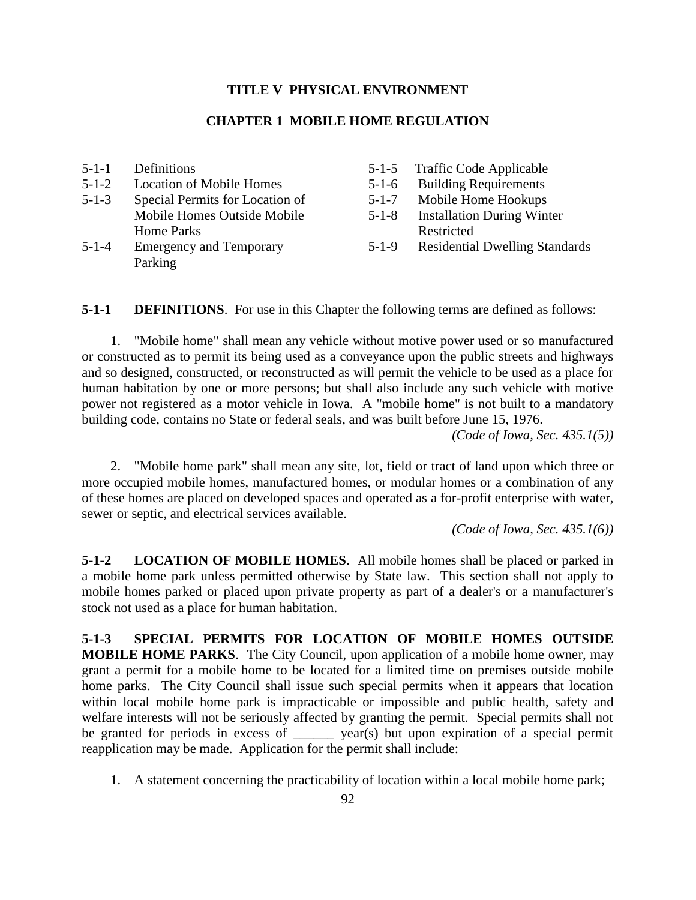# TITLE V PHYSICAL ENVIRONMENT

## CHAPTER 1 MOBILE HOME REGULATION

| | | | |
|---|---|---|---|
| 5-1-1 | Definitions | 5-1-5 | Traffic Code Applicable |
| 5-1-2 | Location of Mobile Homes | 5-1-6 | Building Requirements |
| 5-1-3 | Special Permits for Location of Mobile Homes Outside Mobile Home Parks | 5-1-7 | Mobile Home Hookups |
| 5-1-4 | Emergency and Temporary Parking | 5-1-8 | Installation During Winter Restricted |
| | | 5-1-9 | Residential Dwelling Standards |

**5-1-1 DEFINITIONS**. For use in this Chapter the following terms are defined as follows:

1. "Mobile home" shall mean any vehicle without motive power used or so manufactured or constructed as to permit its being used as a conveyance upon the public streets and highways and so designed, constructed, or reconstructed as will permit the vehicle to be used as a place for human habitation by one or more persons; but shall also include any such vehicle with motive power not registered as a motor vehicle in Iowa. A "mobile home" is not built to a mandatory building code, contains no State or federal seals, and was built before June 15, 1976.

*(Code of Iowa, Sec. 435.1(5))*

2. "Mobile home park" shall mean any site, lot, field or tract of land upon which three or more occupied mobile homes, manufactured homes, or modular homes or a combination of any of these homes are placed on developed spaces and operated as a for-profit enterprise with water, sewer or septic, and electrical services available.

*(Code of Iowa, Sec. 435.1(6))*

**5-1-2 LOCATION OF MOBILE HOMES**. All mobile homes shall be placed or parked in a mobile home park unless permitted otherwise by State law. This section shall not apply to mobile homes parked or placed upon private property as part of a dealer's or a manufacturer's stock not used as a place for human habitation.

**5-1-3 SPECIAL PERMITS FOR LOCATION OF MOBILE HOMES OUTSIDE MOBILE HOME PARKS**. The City Council, upon application of a mobile home owner, may grant a permit for a mobile home to be located for a limited time on premises outside mobile home parks. The City Council shall issue such special permits when it appears that location within local mobile home park is impracticable or impossible and public health, safety and welfare interests will not be seriously affected by granting the permit. Special permits shall not be granted for periods in excess of ______ year(s) but upon expiration of a special permit reapplication may be made. Application for the permit shall include:

1. A statement concerning the practicability of location within a local mobile home park;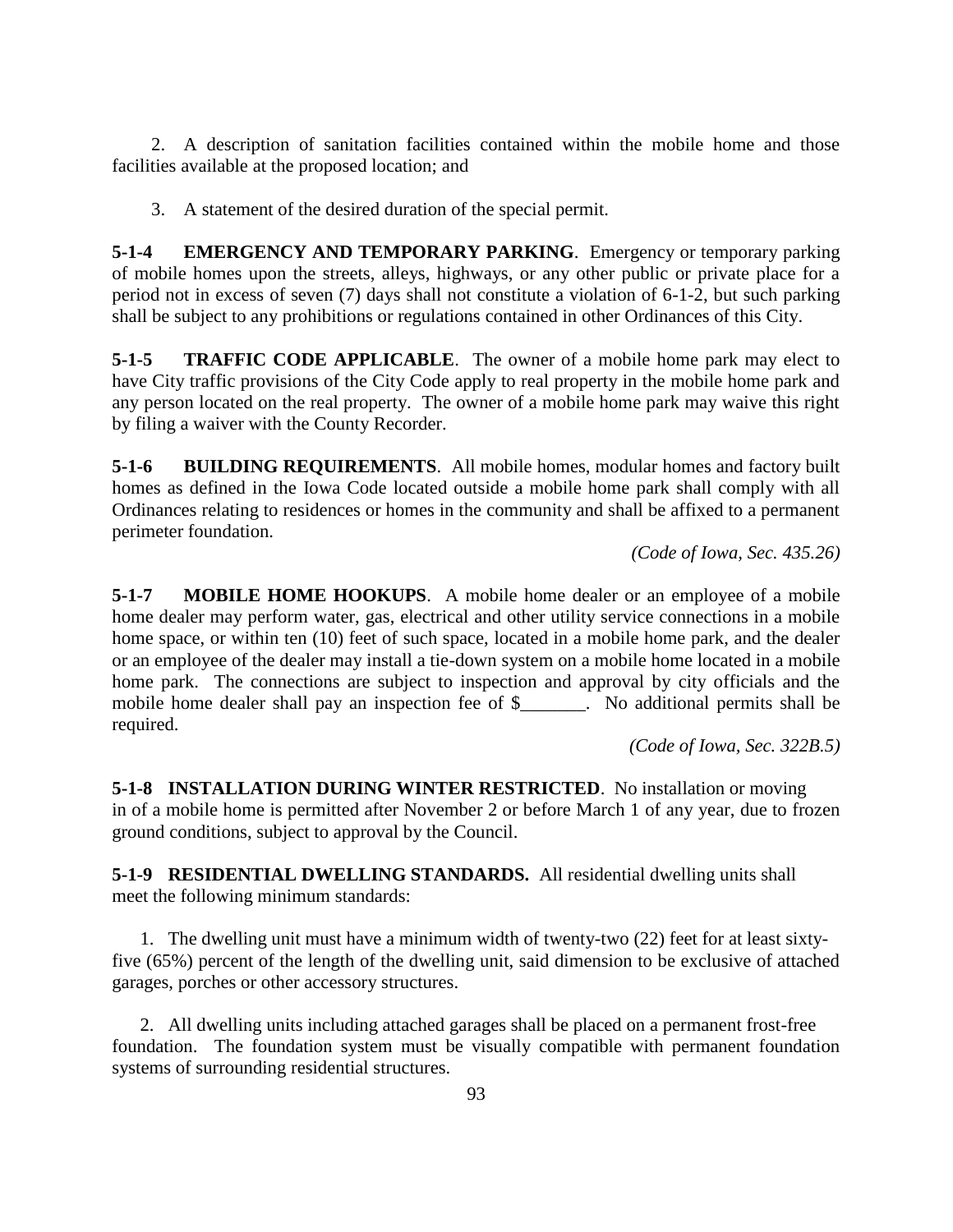2. A description of sanitation facilities contained within the mobile home and those facilities available at the proposed location; and

3. A statement of the desired duration of the special permit.

**5-1-4 EMERGENCY AND TEMPORARY PARKING**. Emergency or temporary parking of mobile homes upon the streets, alleys, highways, or any other public or private place for a period not in excess of seven (7) days shall not constitute a violation of 6-1-2, but such parking shall be subject to any prohibitions or regulations contained in other Ordinances of this City.

**5-1-5 TRAFFIC CODE APPLICABLE**. The owner of a mobile home park may elect to have City traffic provisions of the City Code apply to real property in the mobile home park and any person located on the real property. The owner of a mobile home park may waive this right by filing a waiver with the County Recorder.

**5-1-6 BUILDING REQUIREMENTS**. All mobile homes, modular homes and factory built homes as defined in the Iowa Code located outside a mobile home park shall comply with all Ordinances relating to residences or homes in the community and shall be affixed to a permanent perimeter foundation.

*(Code of Iowa, Sec. 435.26)*

**5-1-7 MOBILE HOME HOOKUPS**. A mobile home dealer or an employee of a mobile home dealer may perform water, gas, electrical and other utility service connections in a mobile home space, or within ten (10) feet of such space, located in a mobile home park, and the dealer or an employee of the dealer may install a tie-down system on a mobile home located in a mobile home park. The connections are subject to inspection and approval by city officials and the mobile home dealer shall pay an inspection fee of $_______. No additional permits shall be required.

*(Code of Iowa, Sec. 322B.5)*

**5-1-8 INSTALLATION DURING WINTER RESTRICTED**. No installation or moving in of a mobile home is permitted after November 2 or before March 1 of any year, due to frozen ground conditions, subject to approval by the Council.

**5-1-9 RESIDENTIAL DWELLING STANDARDS.** All residential dwelling units shall meet the following minimum standards:

1. The dwelling unit must have a minimum width of twenty-two (22) feet for at least sixty-five (65%) percent of the length of the dwelling unit, said dimension to be exclusive of attached garages, porches or other accessory structures.

2. All dwelling units including attached garages shall be placed on a permanent frost-free foundation. The foundation system must be visually compatible with permanent foundation systems of surrounding residential structures.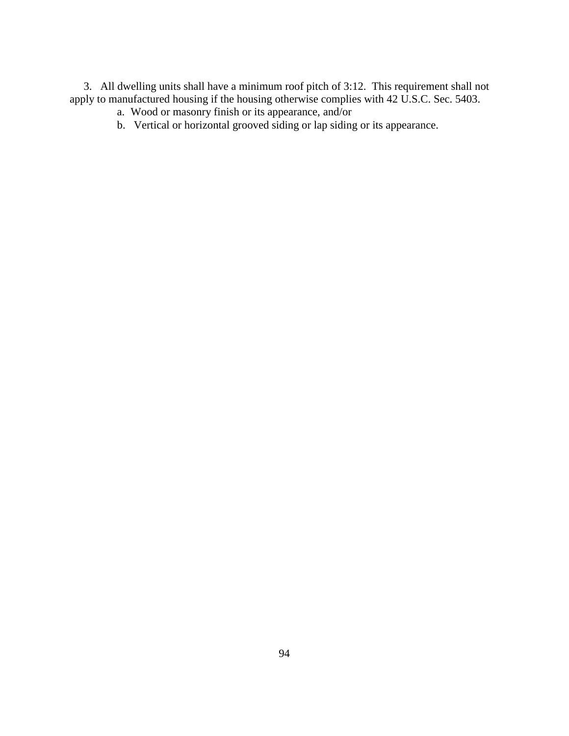3. All dwelling units shall have a minimum roof pitch of 3:12. This requirement shall not apply to manufactured housing if the housing otherwise complies with 42 U.S.C. Sec. 5403.

   a. Wood or masonry finish or its appearance, and/or

   b. Vertical or horizontal grooved siding or lap siding or its appearance.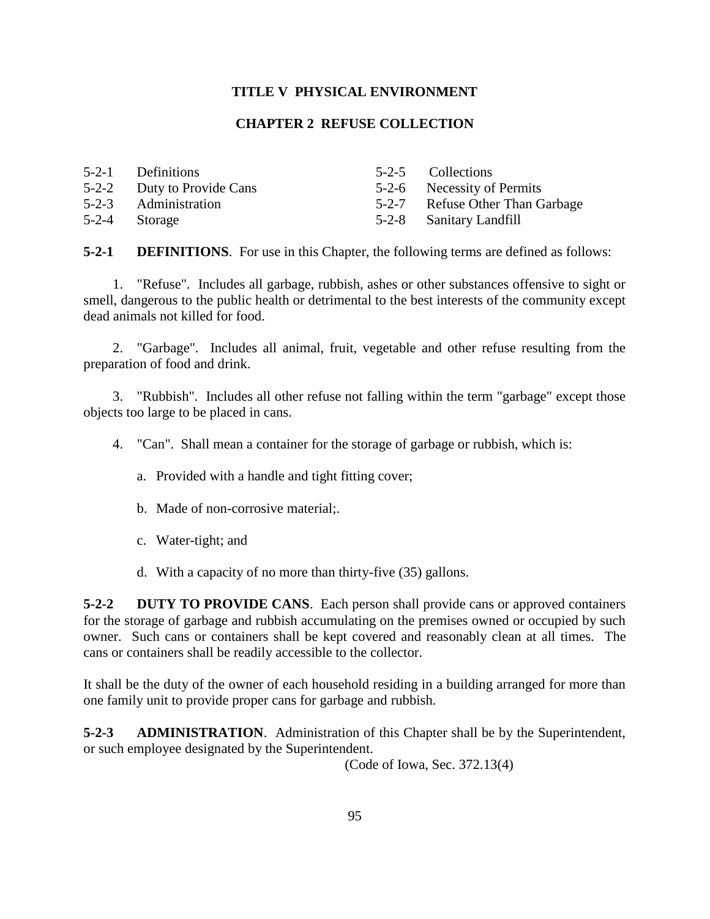# TITLE V PHYSICAL ENVIRONMENT

## CHAPTER 2 REFUSE COLLECTION

| | | | |
|---|---|---|---|
| 5-2-1 | Definitions | 5-2-5 | Collections |
| 5-2-2 | Duty to Provide Cans | 5-2-6 | Necessity of Permits |
| 5-2-3 | Administration | 5-2-7 | Refuse Other Than Garbage |
| 5-2-4 | Storage | 5-2-8 | Sanitary Landfill |

**5-2-1 DEFINITIONS**. For use in this Chapter, the following terms are defined as follows:

1. "Refuse". Includes all garbage, rubbish, ashes or other substances offensive to sight or smell, dangerous to the public health or detrimental to the best interests of the community except dead animals not killed for food.

2. "Garbage". Includes all animal, fruit, vegetable and other refuse resulting from the preparation of food and drink.

3. "Rubbish". Includes all other refuse not falling within the term "garbage" except those objects too large to be placed in cans.

4. "Can". Shall mean a container for the storage of garbage or rubbish, which is:

   a. Provided with a handle and tight fitting cover;

   b. Made of non-corrosive material;.

   c. Water-tight; and

   d. With a capacity of no more than thirty-five (35) gallons.

**5-2-2 DUTY TO PROVIDE CANS**. Each person shall provide cans or approved containers for the storage of garbage and rubbish accumulating on the premises owned or occupied by such owner. Such cans or containers shall be kept covered and reasonably clean at all times. The cans or containers shall be readily accessible to the collector.

It shall be the duty of the owner of each household residing in a building arranged for more than one family unit to provide proper cans for garbage and rubbish.

**5-2-3 ADMINISTRATION**. Administration of this Chapter shall be by the Superintendent, or such employee designated by the Superintendent.

(Code of Iowa, Sec. 372.13(4)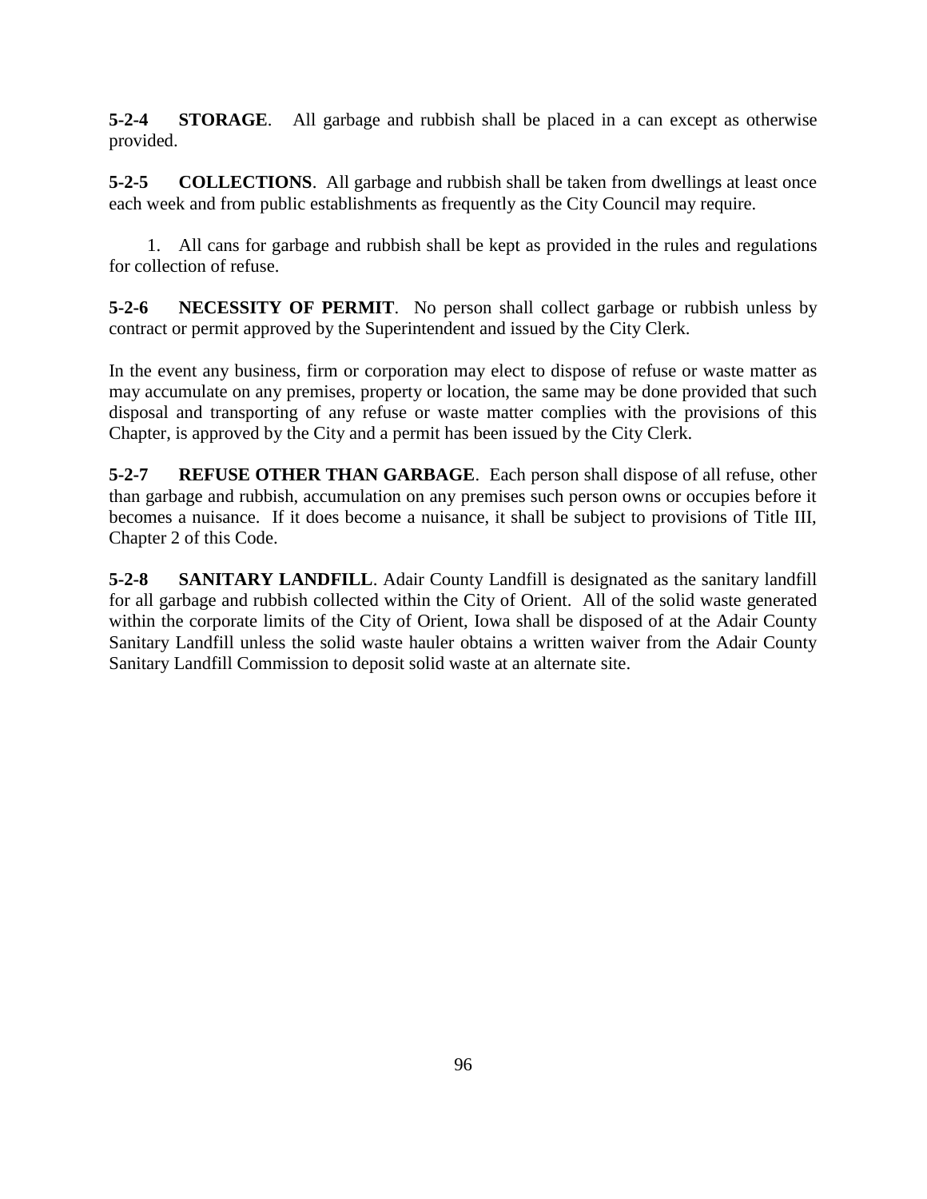**5-2-4 STORAGE**. All garbage and rubbish shall be placed in a can except as otherwise provided.

**5-2-5 COLLECTIONS**. All garbage and rubbish shall be taken from dwellings at least once each week and from public establishments as frequently as the City Council may require.

1. All cans for garbage and rubbish shall be kept as provided in the rules and regulations for collection of refuse.

**5-2-6 NECESSITY OF PERMIT**. No person shall collect garbage or rubbish unless by contract or permit approved by the Superintendent and issued by the City Clerk.

In the event any business, firm or corporation may elect to dispose of refuse or waste matter as may accumulate on any premises, property or location, the same may be done provided that such disposal and transporting of any refuse or waste matter complies with the provisions of this Chapter, is approved by the City and a permit has been issued by the City Clerk.

**5-2-7 REFUSE OTHER THAN GARBAGE**. Each person shall dispose of all refuse, other than garbage and rubbish, accumulation on any premises such person owns or occupies before it becomes a nuisance. If it does become a nuisance, it shall be subject to provisions of Title III, Chapter 2 of this Code.

**5-2-8 SANITARY LANDFILL**. Adair County Landfill is designated as the sanitary landfill for all garbage and rubbish collected within the City of Orient. All of the solid waste generated within the corporate limits of the City of Orient, Iowa shall be disposed of at the Adair County Sanitary Landfill unless the solid waste hauler obtains a written waiver from the Adair County Sanitary Landfill Commission to deposit solid waste at an alternate site.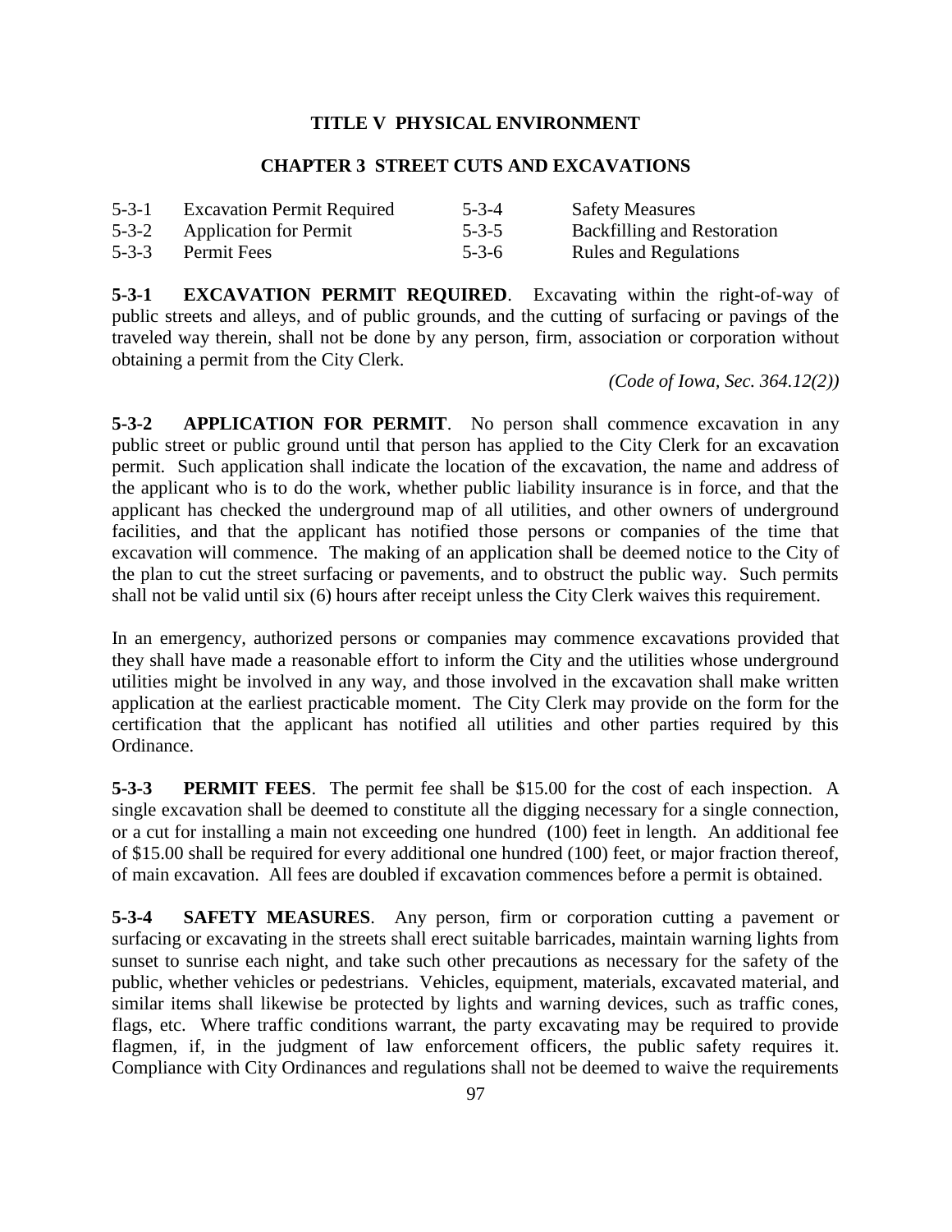# TITLE V PHYSICAL ENVIRONMENT

## CHAPTER 3 STREET CUTS AND EXCAVATIONS

| | | | |
|---|---|---|---|
| 5-3-1 | Excavation Permit Required | 5-3-4 | Safety Measures |
| 5-3-2 | Application for Permit | 5-3-5 | Backfilling and Restoration |
| 5-3-3 | Permit Fees | 5-3-6 | Rules and Regulations |

**5-3-1 EXCAVATION PERMIT REQUIRED**. Excavating within the right-of-way of public streets and alleys, and of public grounds, and the cutting of surfacing or pavings of the traveled way therein, shall not be done by any person, firm, association or corporation without obtaining a permit from the City Clerk.

*(Code of Iowa, Sec. 364.12(2))*

**5-3-2 APPLICATION FOR PERMIT**. No person shall commence excavation in any public street or public ground until that person has applied to the City Clerk for an excavation permit. Such application shall indicate the location of the excavation, the name and address of the applicant who is to do the work, whether public liability insurance is in force, and that the applicant has checked the underground map of all utilities, and other owners of underground facilities, and that the applicant has notified those persons or companies of the time that excavation will commence. The making of an application shall be deemed notice to the City of the plan to cut the street surfacing or pavements, and to obstruct the public way. Such permits shall not be valid until six (6) hours after receipt unless the City Clerk waives this requirement.

In an emergency, authorized persons or companies may commence excavations provided that they shall have made a reasonable effort to inform the City and the utilities whose underground utilities might be involved in any way, and those involved in the excavation shall make written application at the earliest practicable moment. The City Clerk may provide on the form for the certification that the applicant has notified all utilities and other parties required by this Ordinance.

**5-3-3 PERMIT FEES**. The permit fee shall be $15.00 for the cost of each inspection. A single excavation shall be deemed to constitute all the digging necessary for a single connection, or a cut for installing a main not exceeding one hundred (100) feet in length. An additional fee of $15.00 shall be required for every additional one hundred (100) feet, or major fraction thereof, of main excavation. All fees are doubled if excavation commences before a permit is obtained.

**5-3-4 SAFETY MEASURES**. Any person, firm or corporation cutting a pavement or surfacing or excavating in the streets shall erect suitable barricades, maintain warning lights from sunset to sunrise each night, and take such other precautions as necessary for the safety of the public, whether vehicles or pedestrians. Vehicles, equipment, materials, excavated material, and similar items shall likewise be protected by lights and warning devices, such as traffic cones, flags, etc. Where traffic conditions warrant, the party excavating may be required to provide flagmen, if, in the judgment of law enforcement officers, the public safety requires it. Compliance with City Ordinances and regulations shall not be deemed to waive the requirements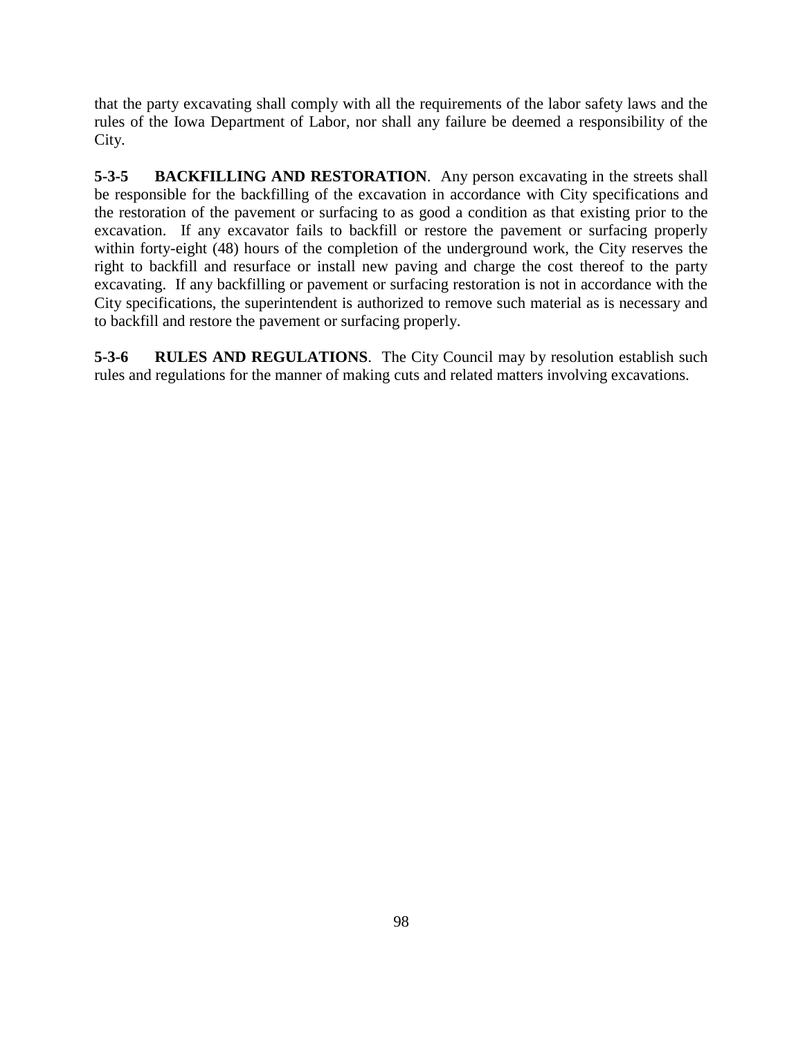that the party excavating shall comply with all the requirements of the labor safety laws and the rules of the Iowa Department of Labor, nor shall any failure be deemed a responsibility of the City.

**5-3-5 BACKFILLING AND RESTORATION**. Any person excavating in the streets shall be responsible for the backfilling of the excavation in accordance with City specifications and the restoration of the pavement or surfacing to as good a condition as that existing prior to the excavation. If any excavator fails to backfill or restore the pavement or surfacing properly within forty-eight (48) hours of the completion of the underground work, the City reserves the right to backfill and resurface or install new paving and charge the cost thereof to the party excavating. If any backfilling or pavement or surfacing restoration is not in accordance with the City specifications, the superintendent is authorized to remove such material as is necessary and to backfill and restore the pavement or surfacing properly.

**5-3-6 RULES AND REGULATIONS**. The City Council may by resolution establish such rules and regulations for the manner of making cuts and related matters involving excavations.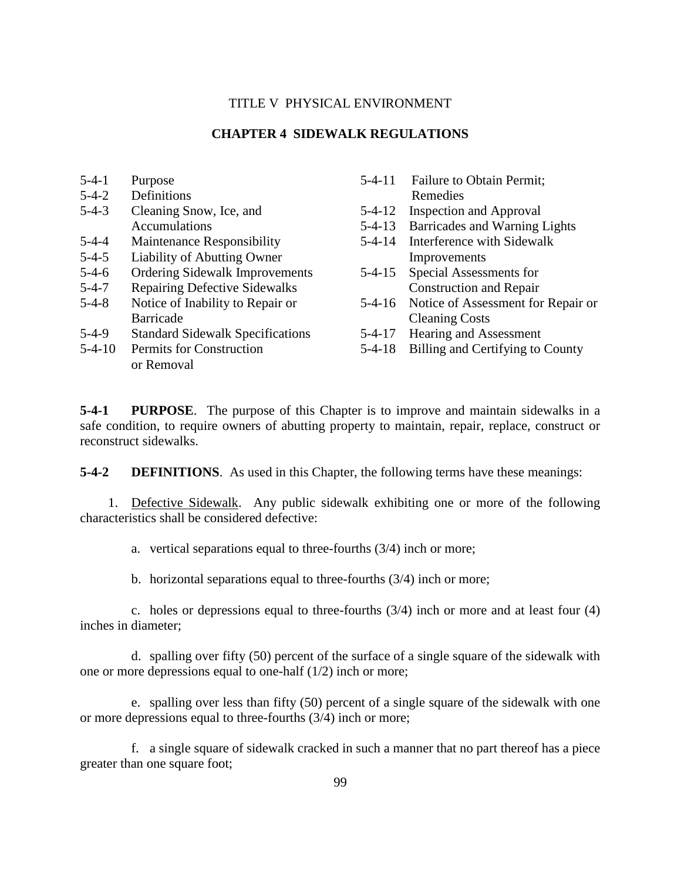TITLE V PHYSICAL ENVIRONMENT

# CHAPTER 4 SIDEWALK REGULATIONS

| | | | |
|---|---|---|---|
| 5-4-1 | Purpose | 5-4-11 | Failure to Obtain Permit; Remedies |
| 5-4-2 | Definitions | 5-4-12 | Inspection and Approval |
| 5-4-3 | Cleaning Snow, Ice, and Accumulations | 5-4-13 | Barricades and Warning Lights |
| 5-4-4 | Maintenance Responsibility | 5-4-14 | Interference with Sidewalk Improvements |
| 5-4-5 | Liability of Abutting Owner | 5-4-15 | Special Assessments for Construction and Repair |
| 5-4-6 | Ordering Sidewalk Improvements | 5-4-16 | Notice of Assessment for Repair or Cleaning Costs |
| 5-4-7 | Repairing Defective Sidewalks | 5-4-17 | Hearing and Assessment |
| 5-4-8 | Notice of Inability to Repair or Barricade | 5-4-18 | Billing and Certifying to County |
| 5-4-9 | Standard Sidewalk Specifications | | |
| 5-4-10 | Permits for Construction or Removal | | |

**5-4-1 PURPOSE**. The purpose of this Chapter is to improve and maintain sidewalks in a safe condition, to require owners of abutting property to maintain, repair, replace, construct or reconstruct sidewalks.

**5-4-2 DEFINITIONS**. As used in this Chapter, the following terms have these meanings:

1. Defective Sidewalk. Any public sidewalk exhibiting one or more of the following characteristics shall be considered defective:

   a. vertical separations equal to three-fourths (3/4) inch or more;

   b. horizontal separations equal to three-fourths (3/4) inch or more;

   c. holes or depressions equal to three-fourths (3/4) inch or more and at least four (4) inches in diameter;

   d. spalling over fifty (50) percent of the surface of a single square of the sidewalk with one or more depressions equal to one-half (1/2) inch or more;

   e. spalling over less than fifty (50) percent of a single square of the sidewalk with one or more depressions equal to three-fourths (3/4) inch or more;

   f. a single square of sidewalk cracked in such a manner that no part thereof has a piece greater than one square foot;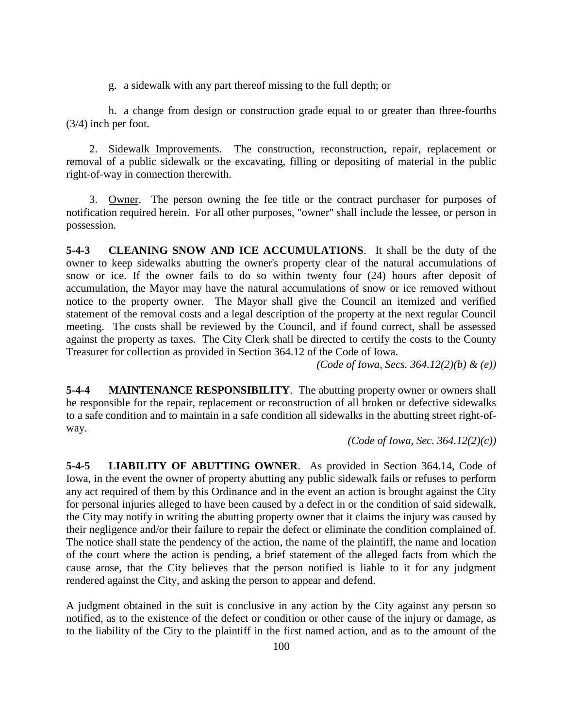g. a sidewalk with any part thereof missing to the full depth; or

h. a change from design or construction grade equal to or greater than three-fourths (3/4) inch per foot.

2. Sidewalk Improvements. The construction, reconstruction, repair, replacement or removal of a public sidewalk or the excavating, filling or depositing of material in the public right-of-way in connection therewith.

3. Owner. The person owning the fee title or the contract purchaser for purposes of notification required herein. For all other purposes, "owner" shall include the lessee, or person in possession.

**5-4-3 CLEANING SNOW AND ICE ACCUMULATIONS**. It shall be the duty of the owner to keep sidewalks abutting the owner's property clear of the natural accumulations of snow or ice. If the owner fails to do so within twenty four (24) hours after deposit of accumulation, the Mayor may have the natural accumulations of snow or ice removed without notice to the property owner. The Mayor shall give the Council an itemized and verified statement of the removal costs and a legal description of the property at the next regular Council meeting. The costs shall be reviewed by the Council, and if found correct, shall be assessed against the property as taxes. The City Clerk shall be directed to certify the costs to the County Treasurer for collection as provided in Section 364.12 of the Code of Iowa.

*(Code of Iowa, Secs. 364.12(2)(b) & (e))*

**5-4-4 MAINTENANCE RESPONSIBILITY**. The abutting property owner or owners shall be responsible for the repair, replacement or reconstruction of all broken or defective sidewalks to a safe condition and to maintain in a safe condition all sidewalks in the abutting street right-of-way.

*(Code of Iowa, Sec. 364.12(2)(c))*

**5-4-5 LIABILITY OF ABUTTING OWNER**. As provided in Section 364.14, Code of Iowa, in the event the owner of property abutting any public sidewalk fails or refuses to perform any act required of them by this Ordinance and in the event an action is brought against the City for personal injuries alleged to have been caused by a defect in or the condition of said sidewalk, the City may notify in writing the abutting property owner that it claims the injury was caused by their negligence and/or their failure to repair the defect or eliminate the condition complained of. The notice shall state the pendency of the action, the name of the plaintiff, the name and location of the court where the action is pending, a brief statement of the alleged facts from which the cause arose, that the City believes that the person notified is liable to it for any judgment rendered against the City, and asking the person to appear and defend.

A judgment obtained in the suit is conclusive in any action by the City against any person so notified, as to the existence of the defect or condition or other cause of the injury or damage, as to the liability of the City to the plaintiff in the first named action, and as to the amount of the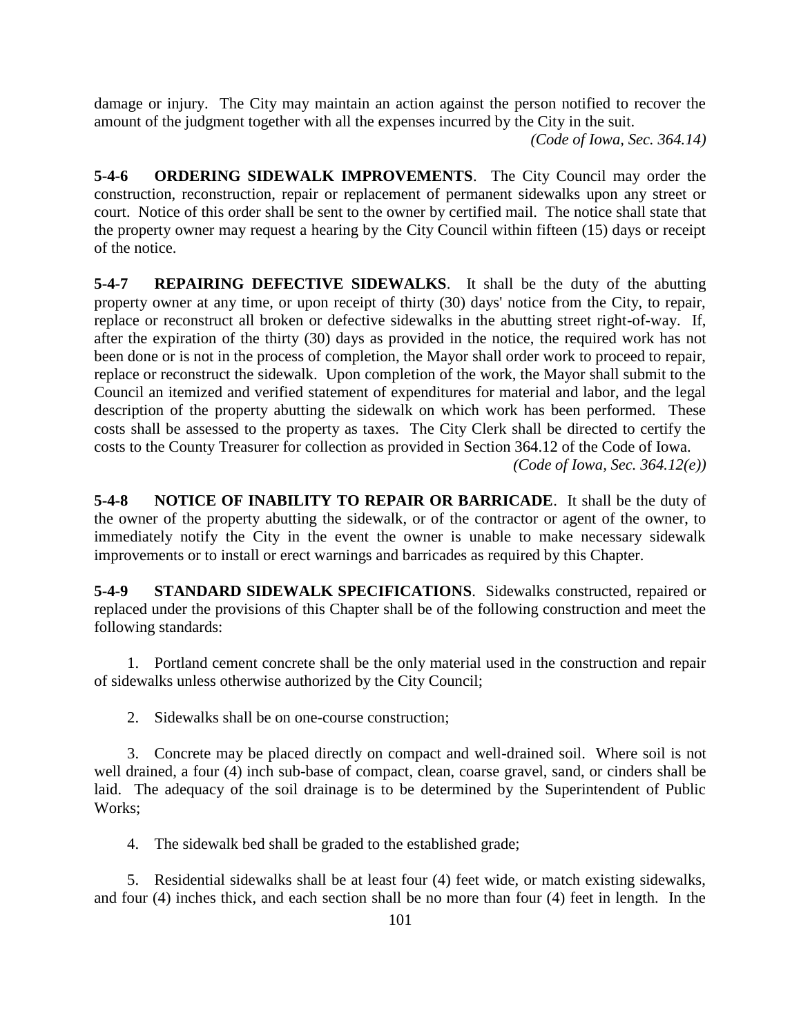damage or injury. The City may maintain an action against the person notified to recover the amount of the judgment together with all the expenses incurred by the City in the suit.

*(Code of Iowa, Sec. 364.14)*

**5-4-6 ORDERING SIDEWALK IMPROVEMENTS**. The City Council may order the construction, reconstruction, repair or replacement of permanent sidewalks upon any street or court. Notice of this order shall be sent to the owner by certified mail. The notice shall state that the property owner may request a hearing by the City Council within fifteen (15) days or receipt of the notice.

**5-4-7 REPAIRING DEFECTIVE SIDEWALKS**. It shall be the duty of the abutting property owner at any time, or upon receipt of thirty (30) days' notice from the City, to repair, replace or reconstruct all broken or defective sidewalks in the abutting street right-of-way. If, after the expiration of the thirty (30) days as provided in the notice, the required work has not been done or is not in the process of completion, the Mayor shall order work to proceed to repair, replace or reconstruct the sidewalk. Upon completion of the work, the Mayor shall submit to the Council an itemized and verified statement of expenditures for material and labor, and the legal description of the property abutting the sidewalk on which work has been performed. These costs shall be assessed to the property as taxes. The City Clerk shall be directed to certify the costs to the County Treasurer for collection as provided in Section 364.12 of the Code of Iowa.

*(Code of Iowa, Sec. 364.12(e))*

**5-4-8 NOTICE OF INABILITY TO REPAIR OR BARRICADE**. It shall be the duty of the owner of the property abutting the sidewalk, or of the contractor or agent of the owner, to immediately notify the City in the event the owner is unable to make necessary sidewalk improvements or to install or erect warnings and barricades as required by this Chapter.

**5-4-9 STANDARD SIDEWALK SPECIFICATIONS**. Sidewalks constructed, repaired or replaced under the provisions of this Chapter shall be of the following construction and meet the following standards:

1. Portland cement concrete shall be the only material used in the construction and repair of sidewalks unless otherwise authorized by the City Council;

2. Sidewalks shall be on one-course construction;

3. Concrete may be placed directly on compact and well-drained soil. Where soil is not well drained, a four (4) inch sub-base of compact, clean, coarse gravel, sand, or cinders shall be laid. The adequacy of the soil drainage is to be determined by the Superintendent of Public Works;

4. The sidewalk bed shall be graded to the established grade;

5. Residential sidewalks shall be at least four (4) feet wide, or match existing sidewalks, and four (4) inches thick, and each section shall be no more than four (4) feet in length. In the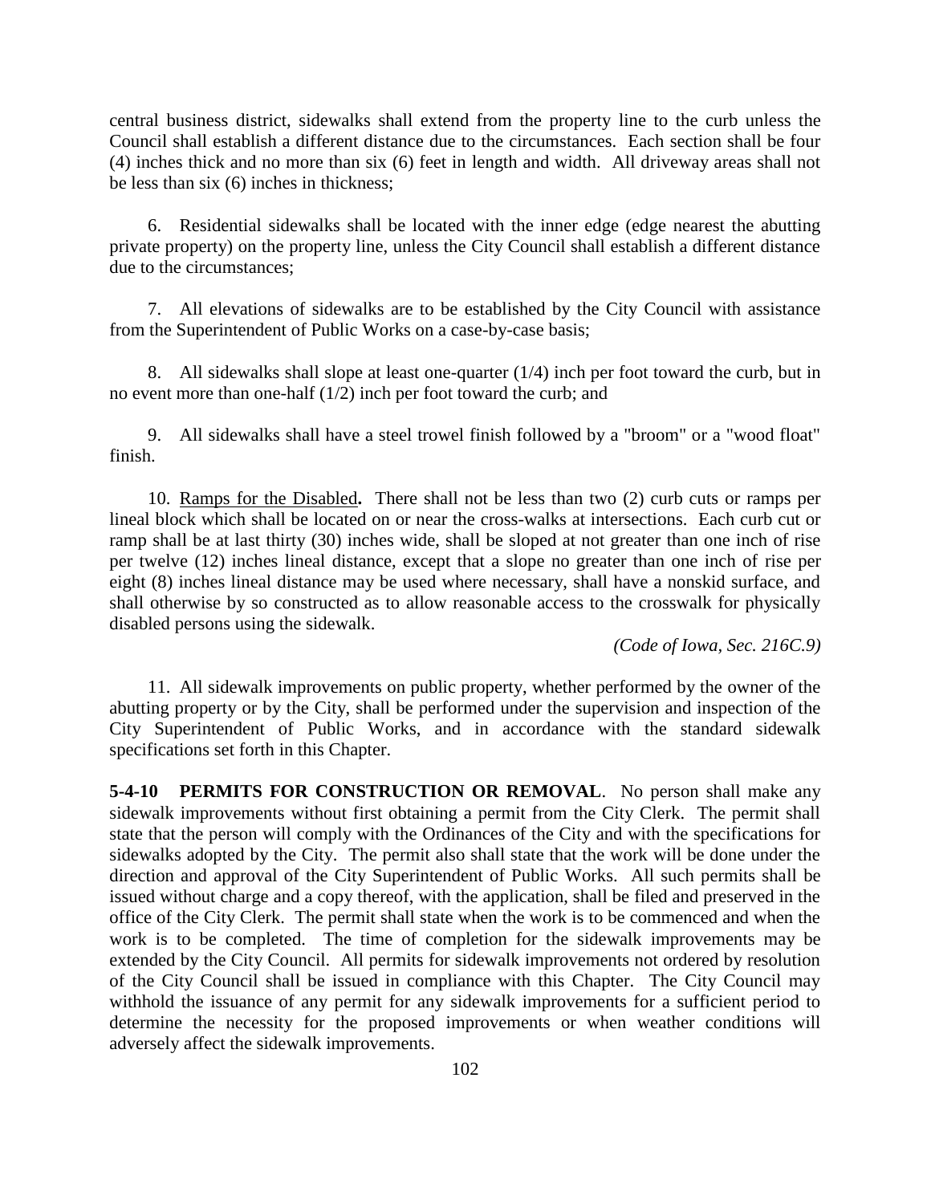central business district, sidewalks shall extend from the property line to the curb unless the Council shall establish a different distance due to the circumstances. Each section shall be four (4) inches thick and no more than six (6) feet in length and width. All driveway areas shall not be less than six (6) inches in thickness;

6. Residential sidewalks shall be located with the inner edge (edge nearest the abutting private property) on the property line, unless the City Council shall establish a different distance due to the circumstances;

7. All elevations of sidewalks are to be established by the City Council with assistance from the Superintendent of Public Works on a case-by-case basis;

8. All sidewalks shall slope at least one-quarter (1/4) inch per foot toward the curb, but in no event more than one-half (1/2) inch per foot toward the curb; and

9. All sidewalks shall have a steel trowel finish followed by a "broom" or a "wood float" finish.

10. Ramps for the Disabled**.** There shall not be less than two (2) curb cuts or ramps per lineal block which shall be located on or near the cross-walks at intersections. Each curb cut or ramp shall be at last thirty (30) inches wide, shall be sloped at not greater than one inch of rise per twelve (12) inches lineal distance, except that a slope no greater than one inch of rise per eight (8) inches lineal distance may be used where necessary, shall have a nonskid surface, and shall otherwise by so constructed as to allow reasonable access to the crosswalk for physically disabled persons using the sidewalk.

*(Code of Iowa, Sec. 216C.9)*

11. All sidewalk improvements on public property, whether performed by the owner of the abutting property or by the City, shall be performed under the supervision and inspection of the City Superintendent of Public Works, and in accordance with the standard sidewalk specifications set forth in this Chapter.

**5-4-10 PERMITS FOR CONSTRUCTION OR REMOVAL**. No person shall make any sidewalk improvements without first obtaining a permit from the City Clerk. The permit shall state that the person will comply with the Ordinances of the City and with the specifications for sidewalks adopted by the City. The permit also shall state that the work will be done under the direction and approval of the City Superintendent of Public Works. All such permits shall be issued without charge and a copy thereof, with the application, shall be filed and preserved in the office of the City Clerk. The permit shall state when the work is to be commenced and when the work is to be completed. The time of completion for the sidewalk improvements may be extended by the City Council. All permits for sidewalk improvements not ordered by resolution of the City Council shall be issued in compliance with this Chapter. The City Council may withhold the issuance of any permit for any sidewalk improvements for a sufficient period to determine the necessity for the proposed improvements or when weather conditions will adversely affect the sidewalk improvements.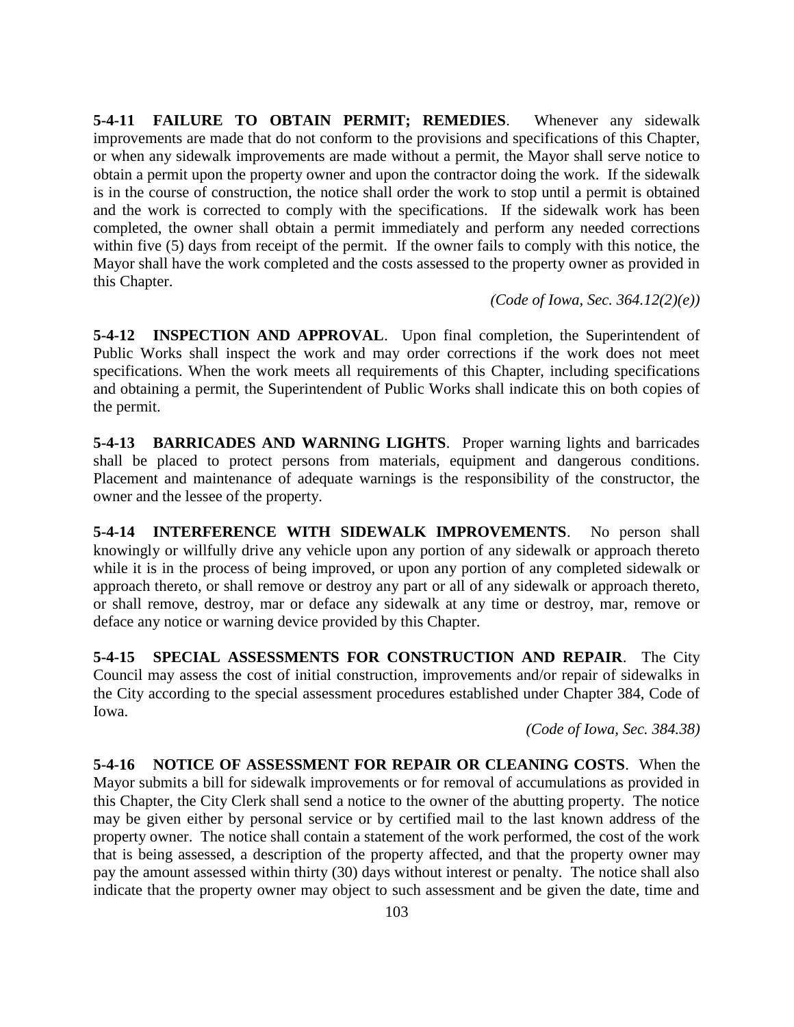**5-4-11 FAILURE TO OBTAIN PERMIT; REMEDIES**. Whenever any sidewalk improvements are made that do not conform to the provisions and specifications of this Chapter, or when any sidewalk improvements are made without a permit, the Mayor shall serve notice to obtain a permit upon the property owner and upon the contractor doing the work. If the sidewalk is in the course of construction, the notice shall order the work to stop until a permit is obtained and the work is corrected to comply with the specifications. If the sidewalk work has been completed, the owner shall obtain a permit immediately and perform any needed corrections within five (5) days from receipt of the permit. If the owner fails to comply with this notice, the Mayor shall have the work completed and the costs assessed to the property owner as provided in this Chapter.

*(Code of Iowa, Sec. 364.12(2)(e))*

**5-4-12 INSPECTION AND APPROVAL**. Upon final completion, the Superintendent of Public Works shall inspect the work and may order corrections if the work does not meet specifications. When the work meets all requirements of this Chapter, including specifications and obtaining a permit, the Superintendent of Public Works shall indicate this on both copies of the permit.

**5-4-13 BARRICADES AND WARNING LIGHTS**. Proper warning lights and barricades shall be placed to protect persons from materials, equipment and dangerous conditions. Placement and maintenance of adequate warnings is the responsibility of the constructor, the owner and the lessee of the property.

**5-4-14 INTERFERENCE WITH SIDEWALK IMPROVEMENTS**. No person shall knowingly or willfully drive any vehicle upon any portion of any sidewalk or approach thereto while it is in the process of being improved, or upon any portion of any completed sidewalk or approach thereto, or shall remove or destroy any part or all of any sidewalk or approach thereto, or shall remove, destroy, mar or deface any sidewalk at any time or destroy, mar, remove or deface any notice or warning device provided by this Chapter.

**5-4-15 SPECIAL ASSESSMENTS FOR CONSTRUCTION AND REPAIR**. The City Council may assess the cost of initial construction, improvements and/or repair of sidewalks in the City according to the special assessment procedures established under Chapter 384, Code of Iowa.

*(Code of Iowa, Sec. 384.38)*

**5-4-16 NOTICE OF ASSESSMENT FOR REPAIR OR CLEANING COSTS**. When the Mayor submits a bill for sidewalk improvements or for removal of accumulations as provided in this Chapter, the City Clerk shall send a notice to the owner of the abutting property. The notice may be given either by personal service or by certified mail to the last known address of the property owner. The notice shall contain a statement of the work performed, the cost of the work that is being assessed, a description of the property affected, and that the property owner may pay the amount assessed within thirty (30) days without interest or penalty. The notice shall also indicate that the property owner may object to such assessment and be given the date, time and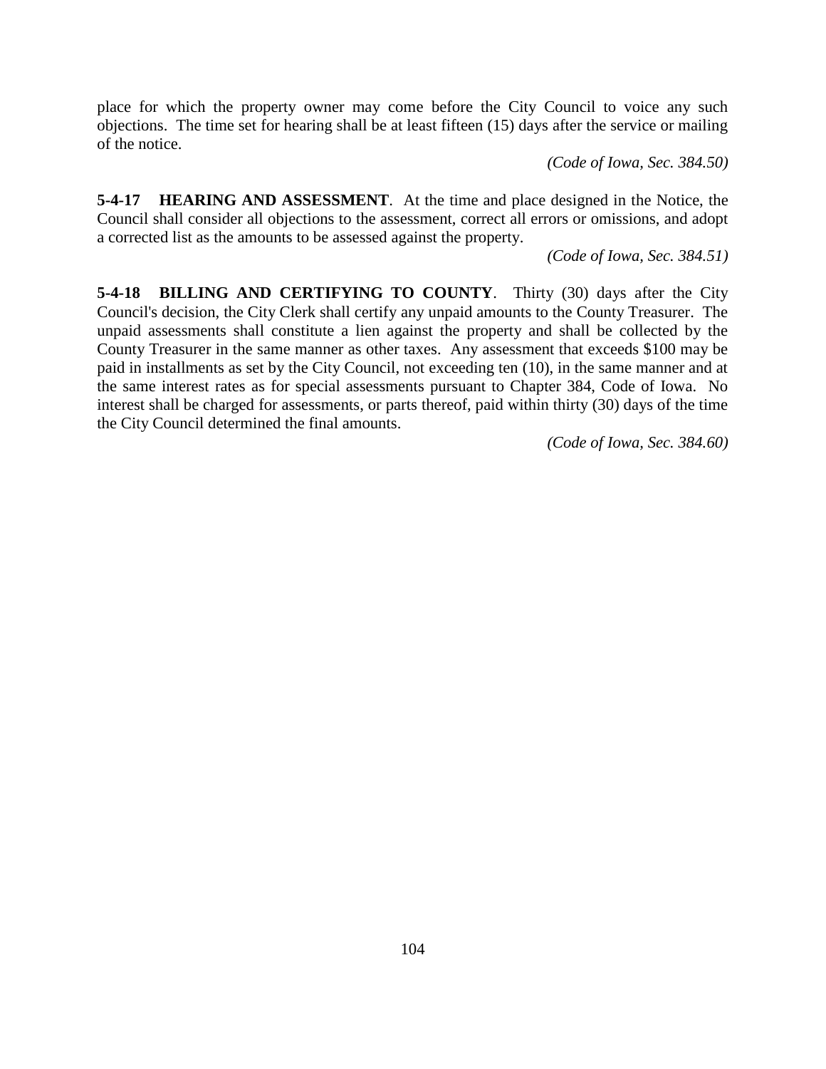place for which the property owner may come before the City Council to voice any such objections. The time set for hearing shall be at least fifteen (15) days after the service or mailing of the notice.

*(Code of Iowa, Sec. 384.50)*

**5-4-17 HEARING AND ASSESSMENT**. At the time and place designed in the Notice, the Council shall consider all objections to the assessment, correct all errors or omissions, and adopt a corrected list as the amounts to be assessed against the property.

*(Code of Iowa, Sec. 384.51)*

**5-4-18 BILLING AND CERTIFYING TO COUNTY**. Thirty (30) days after the City Council's decision, the City Clerk shall certify any unpaid amounts to the County Treasurer. The unpaid assessments shall constitute a lien against the property and shall be collected by the County Treasurer in the same manner as other taxes. Any assessment that exceeds $100 may be paid in installments as set by the City Council, not exceeding ten (10), in the same manner and at the same interest rates as for special assessments pursuant to Chapter 384, Code of Iowa. No interest shall be charged for assessments, or parts thereof, paid within thirty (30) days of the time the City Council determined the final amounts.

*(Code of Iowa, Sec. 384.60)*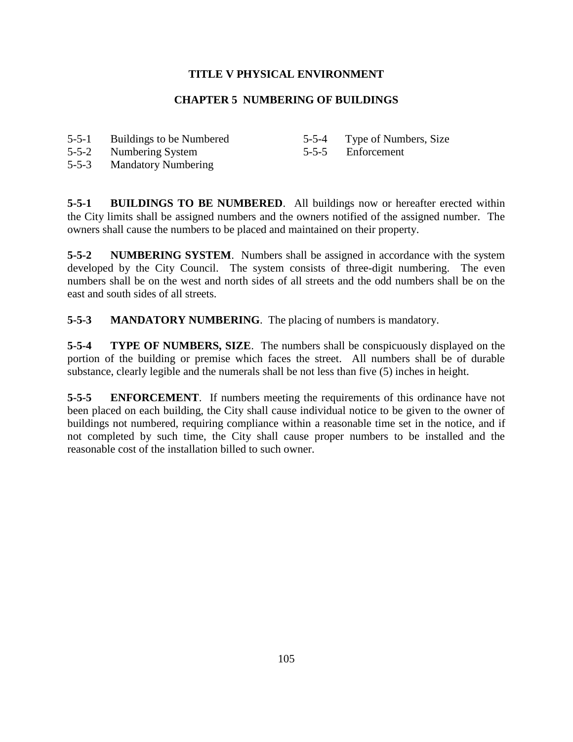# TITLE V PHYSICAL ENVIRONMENT

## CHAPTER 5 NUMBERING OF BUILDINGS

| | | | |
|---|---|---|---|
| 5-5-1 | Buildings to be Numbered | 5-5-4 | Type of Numbers, Size |
| 5-5-2 | Numbering System | 5-5-5 | Enforcement |
| 5-5-3 | Mandatory Numbering | | |

**5-5-1 BUILDINGS TO BE NUMBERED**. All buildings now or hereafter erected within the City limits shall be assigned numbers and the owners notified of the assigned number. The owners shall cause the numbers to be placed and maintained on their property.

**5-5-2 NUMBERING SYSTEM**. Numbers shall be assigned in accordance with the system developed by the City Council. The system consists of three-digit numbering. The even numbers shall be on the west and north sides of all streets and the odd numbers shall be on the east and south sides of all streets.

**5-5-3 MANDATORY NUMBERING**. The placing of numbers is mandatory.

**5-5-4 TYPE OF NUMBERS, SIZE**. The numbers shall be conspicuously displayed on the portion of the building or premise which faces the street. All numbers shall be of durable substance, clearly legible and the numerals shall be not less than five (5) inches in height.

**5-5-5 ENFORCEMENT**. If numbers meeting the requirements of this ordinance have not been placed on each building, the City shall cause individual notice to be given to the owner of buildings not numbered, requiring compliance within a reasonable time set in the notice, and if not completed by such time, the City shall cause proper numbers to be installed and the reasonable cost of the installation billed to such owner.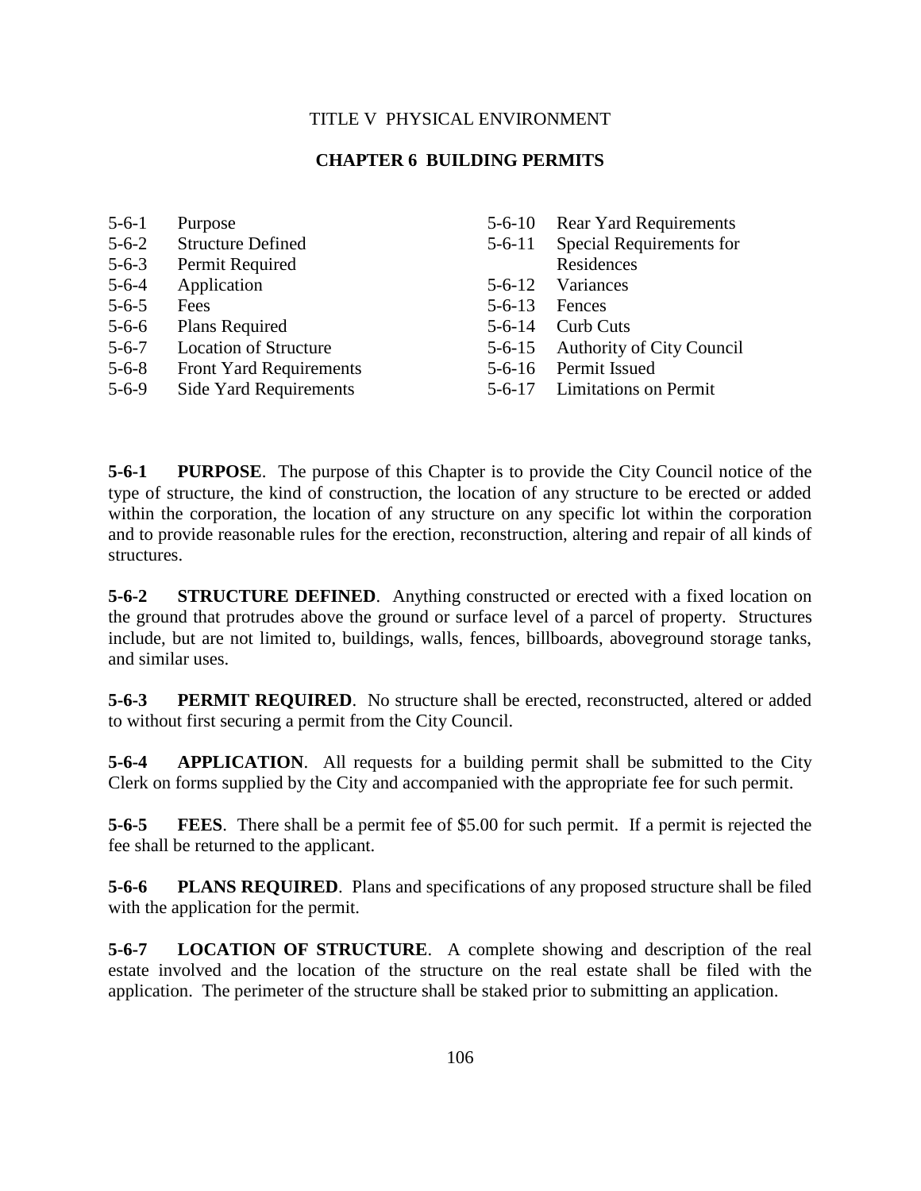TITLE V PHYSICAL ENVIRONMENT

## CHAPTER 6 BUILDING PERMITS

| | | | |
|---|---|---|---|
| 5-6-1 | Purpose | 5-6-10 | Rear Yard Requirements |
| 5-6-2 | Structure Defined | 5-6-11 | Special Requirements for Residences |
| 5-6-3 | Permit Required | 5-6-12 | Variances |
| 5-6-4 | Application | 5-6-13 | Fences |
| 5-6-5 | Fees | 5-6-14 | Curb Cuts |
| 5-6-6 | Plans Required | 5-6-15 | Authority of City Council |
| 5-6-7 | Location of Structure | 5-6-16 | Permit Issued |
| 5-6-8 | Front Yard Requirements | 5-6-17 | Limitations on Permit |
| 5-6-9 | Side Yard Requirements | | |

**5-6-1 PURPOSE**. The purpose of this Chapter is to provide the City Council notice of the type of structure, the kind of construction, the location of any structure to be erected or added within the corporation, the location of any structure on any specific lot within the corporation and to provide reasonable rules for the erection, reconstruction, altering and repair of all kinds of structures.

**5-6-2 STRUCTURE DEFINED**. Anything constructed or erected with a fixed location on the ground that protrudes above the ground or surface level of a parcel of property. Structures include, but are not limited to, buildings, walls, fences, billboards, aboveground storage tanks, and similar uses.

**5-6-3 PERMIT REQUIRED**. No structure shall be erected, reconstructed, altered or added to without first securing a permit from the City Council.

**5-6-4 APPLICATION**. All requests for a building permit shall be submitted to the City Clerk on forms supplied by the City and accompanied with the appropriate fee for such permit.

**5-6-5 FEES**. There shall be a permit fee of $5.00 for such permit. If a permit is rejected the fee shall be returned to the applicant.

**5-6-6 PLANS REQUIRED**. Plans and specifications of any proposed structure shall be filed with the application for the permit.

**5-6-7 LOCATION OF STRUCTURE**. A complete showing and description of the real estate involved and the location of the structure on the real estate shall be filed with the application. The perimeter of the structure shall be staked prior to submitting an application.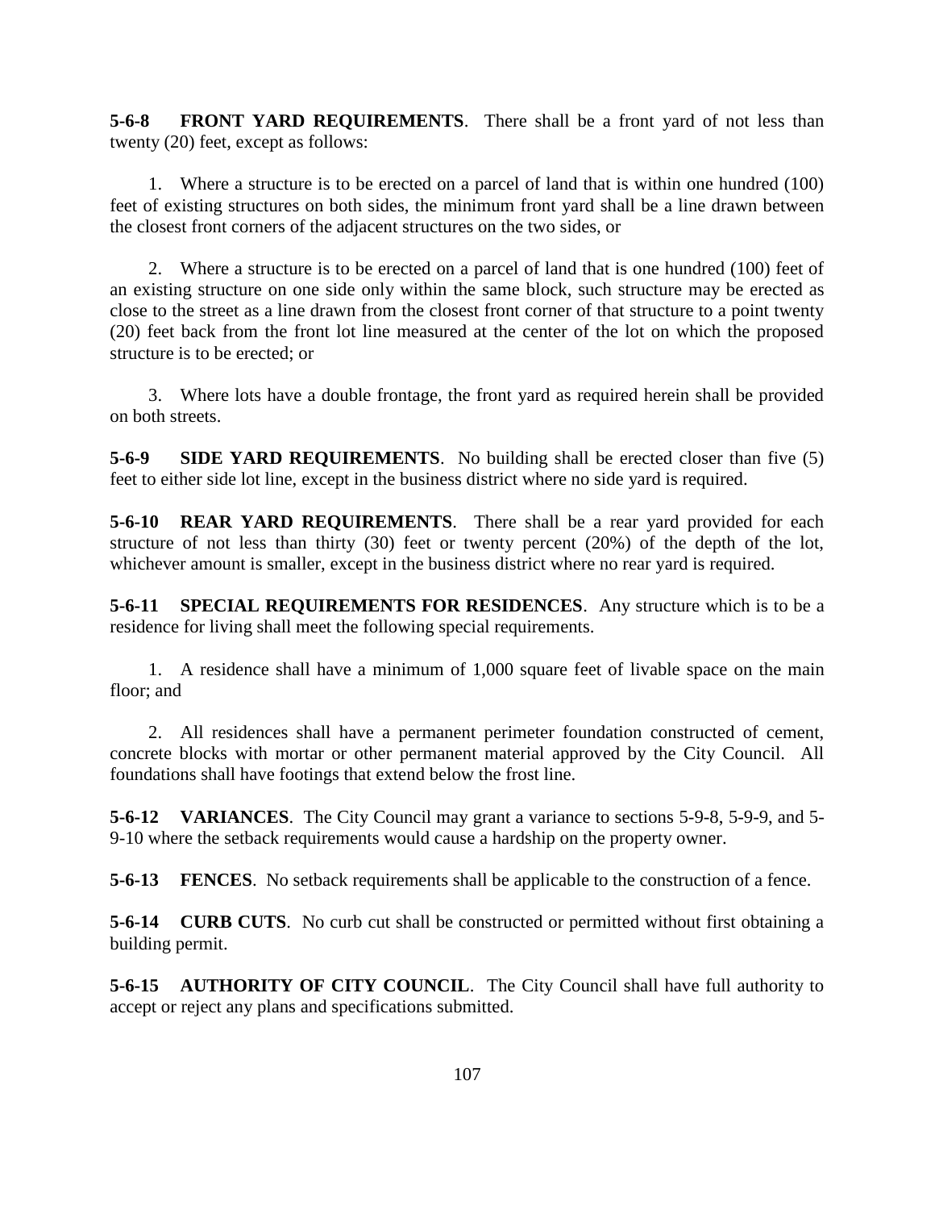**5-6-8 FRONT YARD REQUIREMENTS**. There shall be a front yard of not less than twenty (20) feet, except as follows:

1. Where a structure is to be erected on a parcel of land that is within one hundred (100) feet of existing structures on both sides, the minimum front yard shall be a line drawn between the closest front corners of the adjacent structures on the two sides, or

2. Where a structure is to be erected on a parcel of land that is one hundred (100) feet of an existing structure on one side only within the same block, such structure may be erected as close to the street as a line drawn from the closest front corner of that structure to a point twenty (20) feet back from the front lot line measured at the center of the lot on which the proposed structure is to be erected; or

3. Where lots have a double frontage, the front yard as required herein shall be provided on both streets.

**5-6-9 SIDE YARD REQUIREMENTS**. No building shall be erected closer than five (5) feet to either side lot line, except in the business district where no side yard is required.

**5-6-10 REAR YARD REQUIREMENTS**. There shall be a rear yard provided for each structure of not less than thirty (30) feet or twenty percent (20%) of the depth of the lot, whichever amount is smaller, except in the business district where no rear yard is required.

**5-6-11 SPECIAL REQUIREMENTS FOR RESIDENCES**. Any structure which is to be a residence for living shall meet the following special requirements.

1. A residence shall have a minimum of 1,000 square feet of livable space on the main floor; and

2. All residences shall have a permanent perimeter foundation constructed of cement, concrete blocks with mortar or other permanent material approved by the City Council. All foundations shall have footings that extend below the frost line.

**5-6-12 VARIANCES**. The City Council may grant a variance to sections 5-9-8, 5-9-9, and 5-9-10 where the setback requirements would cause a hardship on the property owner.

**5-6-13 FENCES**. No setback requirements shall be applicable to the construction of a fence.

**5-6-14 CURB CUTS**. No curb cut shall be constructed or permitted without first obtaining a building permit.

**5-6-15 AUTHORITY OF CITY COUNCIL**. The City Council shall have full authority to accept or reject any plans and specifications submitted.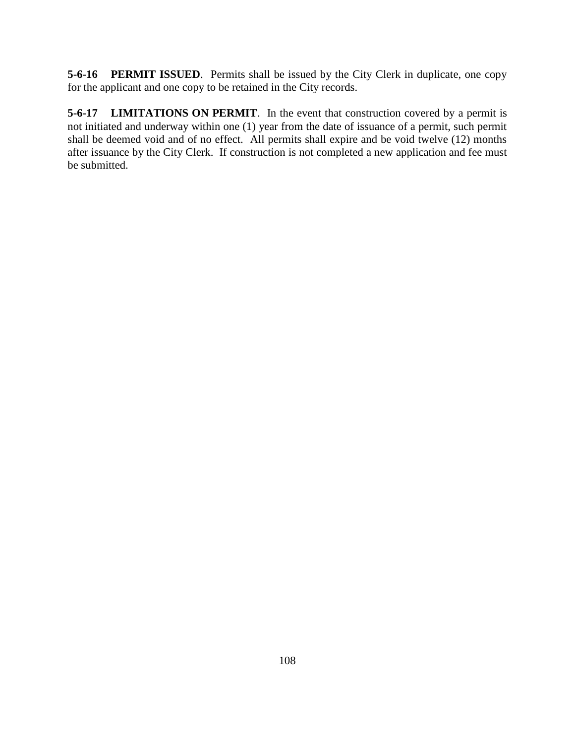**5-6-16 PERMIT ISSUED**. Permits shall be issued by the City Clerk in duplicate, one copy for the applicant and one copy to be retained in the City records.

**5-6-17 LIMITATIONS ON PERMIT**. In the event that construction covered by a permit is not initiated and underway within one (1) year from the date of issuance of a permit, such permit shall be deemed void and of no effect. All permits shall expire and be void twelve (12) months after issuance by the City Clerk. If construction is not completed a new application and fee must be submitted.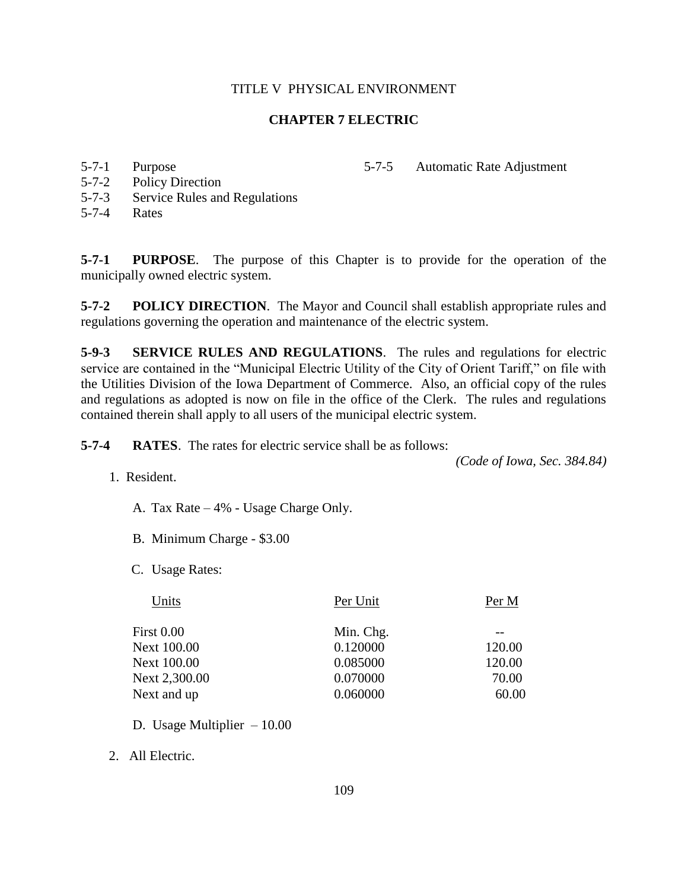TITLE V PHYSICAL ENVIRONMENT

## CHAPTER 7 ELECTRIC

5-7-1 Purpose
5-7-2 Policy Direction
5-7-3 Service Rules and Regulations
5-7-4 Rates
5-7-5 Automatic Rate Adjustment

**5-7-1 PURPOSE**. The purpose of this Chapter is to provide for the operation of the municipally owned electric system.

**5-7-2 POLICY DIRECTION**. The Mayor and Council shall establish appropriate rules and regulations governing the operation and maintenance of the electric system.

**5-9-3 SERVICE RULES AND REGULATIONS**. The rules and regulations for electric service are contained in the "Municipal Electric Utility of the City of Orient Tariff," on file with the Utilities Division of the Iowa Department of Commerce. Also, an official copy of the rules and regulations as adopted is now on file in the office of the Clerk. The rules and regulations contained therein shall apply to all users of the municipal electric system.

**5-7-4 RATES**. The rates for electric service shall be as follows:

*(Code of Iowa, Sec. 384.84)*

1. Resident.

   A. Tax Rate – 4% - Usage Charge Only.

   B. Minimum Charge - $3.00

   C. Usage Rates:

| Units | Per Unit | Per M |
|---|---|---|
| First 0.00 | Min. Chg. | -- |
| Next 100.00 | 0.120000 | 120.00 |
| Next 100.00 | 0.085000 | 120.00 |
| Next 2,300.00 | 0.070000 | 70.00 |
| Next and up | 0.060000 | 60.00 |

   D. Usage Multiplier – 10.00

2. All Electric.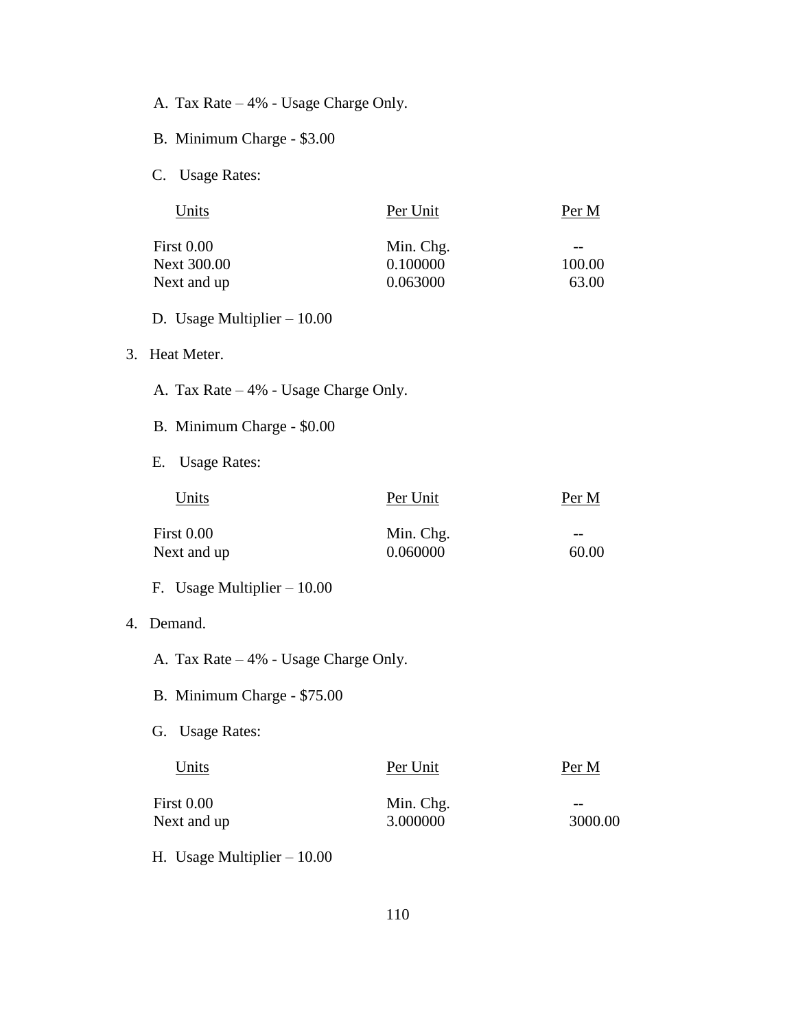A. Tax Rate – 4% - Usage Charge Only.

B. Minimum Charge - $3.00

C. Usage Rates:

| Units | Per Unit | Per M |
|---|---|---|
| First 0.00 | Min. Chg. | -- |
| Next 300.00 | 0.100000 | 100.00 |
| Next and up | 0.063000 | 63.00 |

D. Usage Multiplier – 10.00

3. Heat Meter.

A. Tax Rate – 4% - Usage Charge Only.

B. Minimum Charge - $0.00

E. Usage Rates:

| Units | Per Unit | Per M |
|---|---|---|
| First 0.00 | Min. Chg. | -- |
| Next and up | 0.060000 | 60.00 |

F. Usage Multiplier – 10.00

4. Demand.

A. Tax Rate – 4% - Usage Charge Only.

B. Minimum Charge - $75.00

G. Usage Rates:

| Units | Per Unit | Per M |
|---|---|---|
| First 0.00 | Min. Chg. | -- |
| Next and up | 3.000000 | 3000.00 |

H. Usage Multiplier – 10.00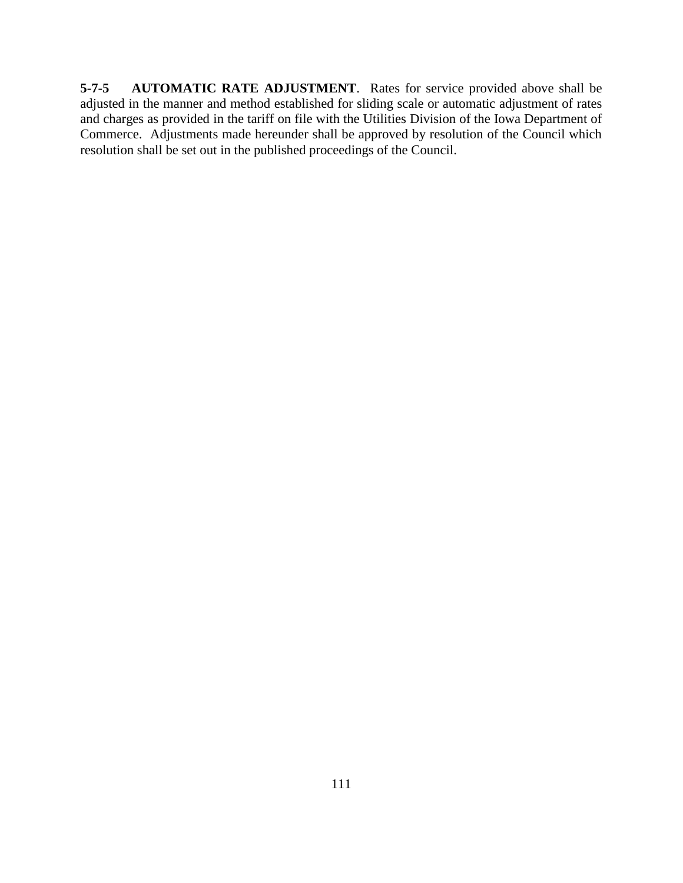**5-7-5 AUTOMATIC RATE ADJUSTMENT**. Rates for service provided above shall be adjusted in the manner and method established for sliding scale or automatic adjustment of rates and charges as provided in the tariff on file with the Utilities Division of the Iowa Department of Commerce. Adjustments made hereunder shall be approved by resolution of the Council which resolution shall be set out in the published proceedings of the Council.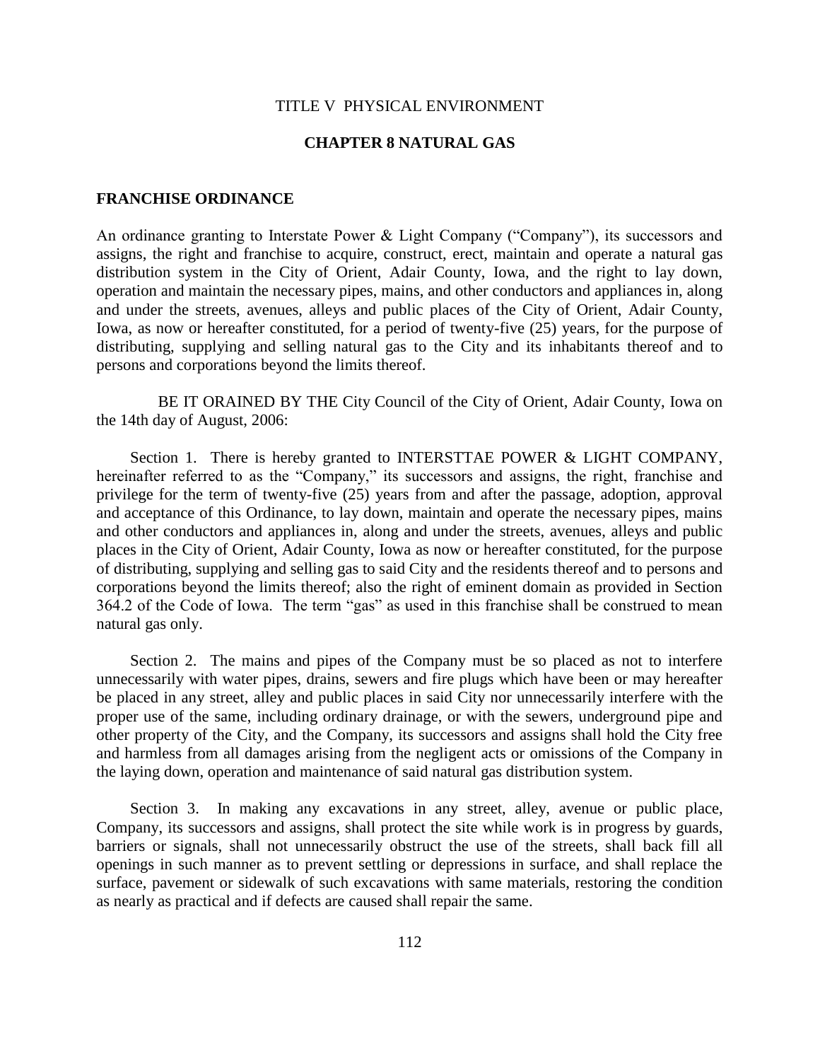TITLE V PHYSICAL ENVIRONMENT

# CHAPTER 8 NATURAL GAS

## FRANCHISE ORDINANCE

An ordinance granting to Interstate Power & Light Company ("Company"), its successors and assigns, the right and franchise to acquire, construct, erect, maintain and operate a natural gas distribution system in the City of Orient, Adair County, Iowa, and the right to lay down, operation and maintain the necessary pipes, mains, and other conductors and appliances in, along and under the streets, avenues, alleys and public places of the City of Orient, Adair County, Iowa, as now or hereafter constituted, for a period of twenty-five (25) years, for the purpose of distributing, supplying and selling natural gas to the City and its inhabitants thereof and to persons and corporations beyond the limits thereof.

BE IT ORAINED BY THE City Council of the City of Orient, Adair County, Iowa on the 14th day of August, 2006:

Section 1. There is hereby granted to INTERSTTAE POWER & LIGHT COMPANY, hereinafter referred to as the "Company," its successors and assigns, the right, franchise and privilege for the term of twenty-five (25) years from and after the passage, adoption, approval and acceptance of this Ordinance, to lay down, maintain and operate the necessary pipes, mains and other conductors and appliances in, along and under the streets, avenues, alleys and public places in the City of Orient, Adair County, Iowa as now or hereafter constituted, for the purpose of distributing, supplying and selling gas to said City and the residents thereof and to persons and corporations beyond the limits thereof; also the right of eminent domain as provided in Section 364.2 of the Code of Iowa. The term "gas" as used in this franchise shall be construed to mean natural gas only.

Section 2. The mains and pipes of the Company must be so placed as not to interfere unnecessarily with water pipes, drains, sewers and fire plugs which have been or may hereafter be placed in any street, alley and public places in said City nor unnecessarily interfere with the proper use of the same, including ordinary drainage, or with the sewers, underground pipe and other property of the City, and the Company, its successors and assigns shall hold the City free and harmless from all damages arising from the negligent acts or omissions of the Company in the laying down, operation and maintenance of said natural gas distribution system.

Section 3. In making any excavations in any street, alley, avenue or public place, Company, its successors and assigns, shall protect the site while work is in progress by guards, barriers or signals, shall not unnecessarily obstruct the use of the streets, shall back fill all openings in such manner as to prevent settling or depressions in surface, and shall replace the surface, pavement or sidewalk of such excavations with same materials, restoring the condition as nearly as practical and if defects are caused shall repair the same.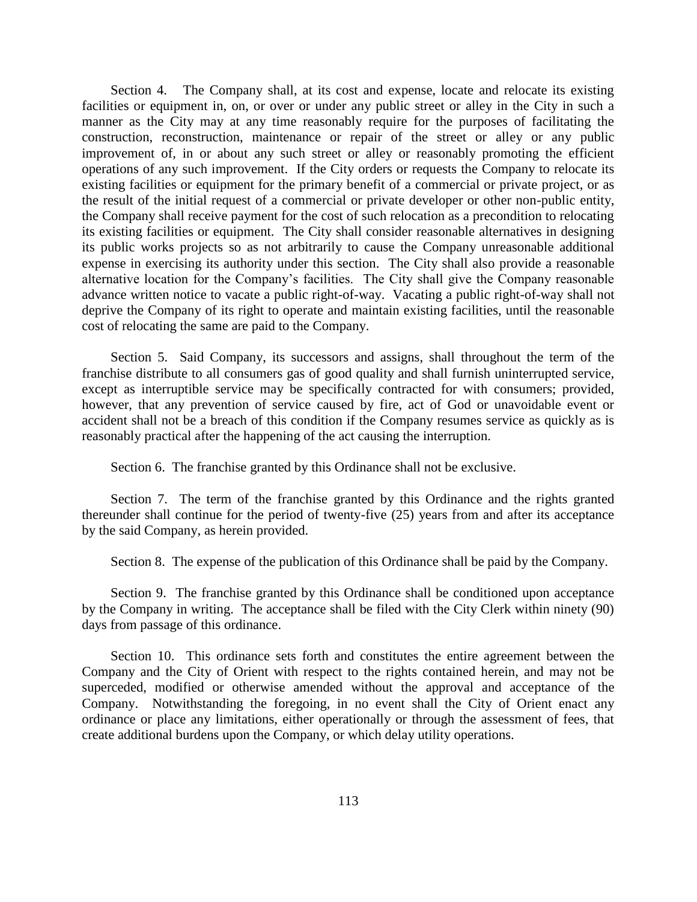Section 4. The Company shall, at its cost and expense, locate and relocate its existing facilities or equipment in, on, or over or under any public street or alley in the City in such a manner as the City may at any time reasonably require for the purposes of facilitating the construction, reconstruction, maintenance or repair of the street or alley or any public improvement of, in or about any such street or alley or reasonably promoting the efficient operations of any such improvement. If the City orders or requests the Company to relocate its existing facilities or equipment for the primary benefit of a commercial or private project, or as the result of the initial request of a commercial or private developer or other non-public entity, the Company shall receive payment for the cost of such relocation as a precondition to relocating its existing facilities or equipment. The City shall consider reasonable alternatives in designing its public works projects so as not arbitrarily to cause the Company unreasonable additional expense in exercising its authority under this section. The City shall also provide a reasonable alternative location for the Company's facilities. The City shall give the Company reasonable advance written notice to vacate a public right-of-way. Vacating a public right-of-way shall not deprive the Company of its right to operate and maintain existing facilities, until the reasonable cost of relocating the same are paid to the Company.

Section 5. Said Company, its successors and assigns, shall throughout the term of the franchise distribute to all consumers gas of good quality and shall furnish uninterrupted service, except as interruptible service may be specifically contracted for with consumers; provided, however, that any prevention of service caused by fire, act of God or unavoidable event or accident shall not be a breach of this condition if the Company resumes service as quickly as is reasonably practical after the happening of the act causing the interruption.

Section 6. The franchise granted by this Ordinance shall not be exclusive.

Section 7. The term of the franchise granted by this Ordinance and the rights granted thereunder shall continue for the period of twenty-five (25) years from and after its acceptance by the said Company, as herein provided.

Section 8. The expense of the publication of this Ordinance shall be paid by the Company.

Section 9. The franchise granted by this Ordinance shall be conditioned upon acceptance by the Company in writing. The acceptance shall be filed with the City Clerk within ninety (90) days from passage of this ordinance.

Section 10. This ordinance sets forth and constitutes the entire agreement between the Company and the City of Orient with respect to the rights contained herein, and may not be superceded, modified or otherwise amended without the approval and acceptance of the Company. Notwithstanding the foregoing, in no event shall the City of Orient enact any ordinance or place any limitations, either operationally or through the assessment of fees, that create additional burdens upon the Company, or which delay utility operations.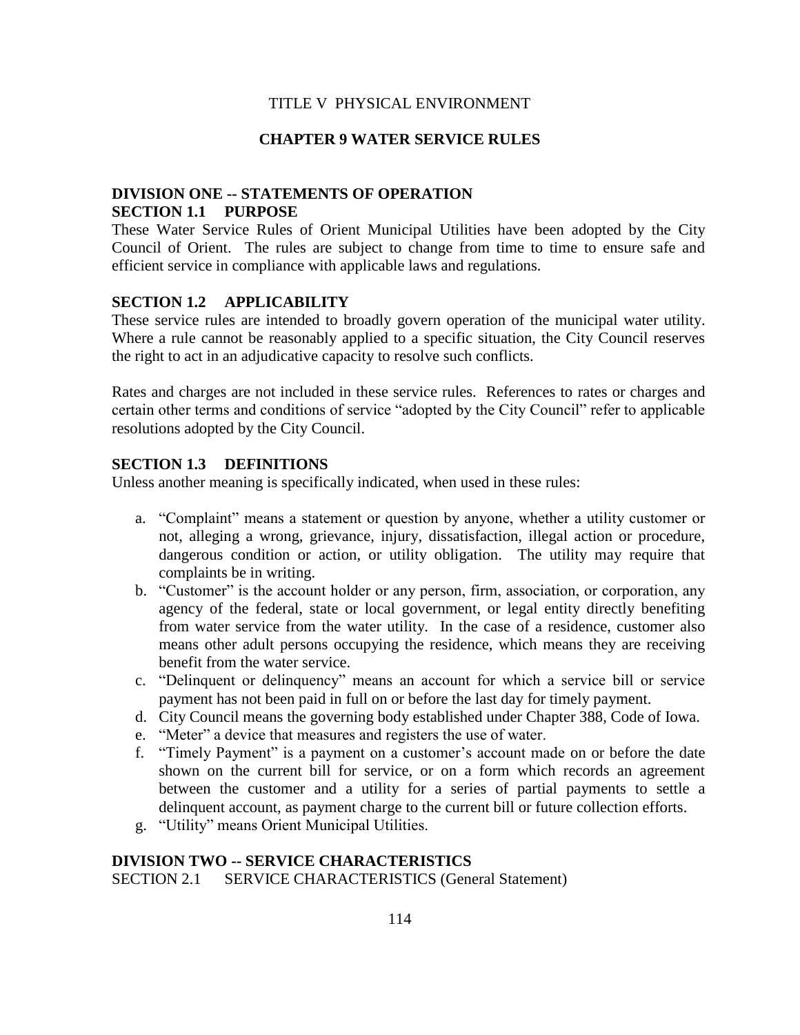TITLE V PHYSICAL ENVIRONMENT

# CHAPTER 9 WATER SERVICE RULES

## DIVISION ONE -- STATEMENTS OF OPERATION

### SECTION 1.1 PURPOSE

These Water Service Rules of Orient Municipal Utilities have been adopted by the City Council of Orient. The rules are subject to change from time to time to ensure safe and efficient service in compliance with applicable laws and regulations.

### SECTION 1.2 APPLICABILITY

These service rules are intended to broadly govern operation of the municipal water utility. Where a rule cannot be reasonably applied to a specific situation, the City Council reserves the right to act in an adjudicative capacity to resolve such conflicts.

Rates and charges are not included in these service rules. References to rates or charges and certain other terms and conditions of service "adopted by the City Council" refer to applicable resolutions adopted by the City Council.

### SECTION 1.3 DEFINITIONS

Unless another meaning is specifically indicated, when used in these rules:

a. "Complaint" means a statement or question by anyone, whether a utility customer or not, alleging a wrong, grievance, injury, dissatisfaction, illegal action or procedure, dangerous condition or action, or utility obligation. The utility may require that complaints be in writing.
b. "Customer" is the account holder or any person, firm, association, or corporation, any agency of the federal, state or local government, or legal entity directly benefiting from water service from the water utility. In the case of a residence, customer also means other adult persons occupying the residence, which means they are receiving benefit from the water service.
c. "Delinquent or delinquency" means an account for which a service bill or service payment has not been paid in full on or before the last day for timely payment.
d. City Council means the governing body established under Chapter 388, Code of Iowa.
e. "Meter" a device that measures and registers the use of water.
f. "Timely Payment" is a payment on a customer's account made on or before the date shown on the current bill for service, or on a form which records an agreement between the customer and a utility for a series of partial payments to settle a delinquent account, as payment charge to the current bill or future collection efforts.
g. "Utility" means Orient Municipal Utilities.

## DIVISION TWO -- SERVICE CHARACTERISTICS

SECTION 2.1 SERVICE CHARACTERISTICS (General Statement)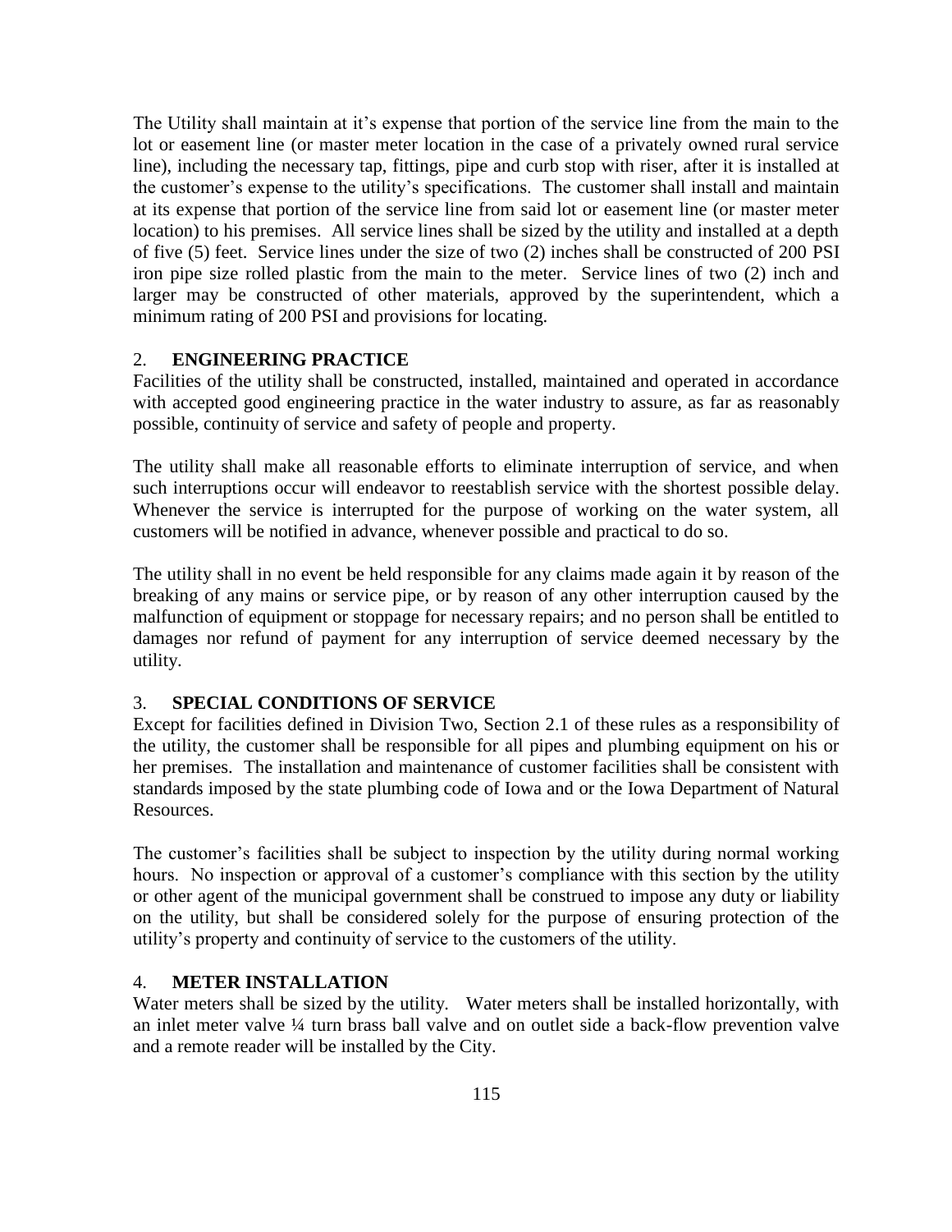The Utility shall maintain at it's expense that portion of the service line from the main to the lot or easement line (or master meter location in the case of a privately owned rural service line), including the necessary tap, fittings, pipe and curb stop with riser, after it is installed at the customer's expense to the utility's specifications. The customer shall install and maintain at its expense that portion of the service line from said lot or easement line (or master meter location) to his premises. All service lines shall be sized by the utility and installed at a depth of five (5) feet. Service lines under the size of two (2) inches shall be constructed of 200 PSI iron pipe size rolled plastic from the main to the meter. Service lines of two (2) inch and larger may be constructed of other materials, approved by the superintendent, which a minimum rating of 200 PSI and provisions for locating.

2. **ENGINEERING PRACTICE**

Facilities of the utility shall be constructed, installed, maintained and operated in accordance with accepted good engineering practice in the water industry to assure, as far as reasonably possible, continuity of service and safety of people and property.

The utility shall make all reasonable efforts to eliminate interruption of service, and when such interruptions occur will endeavor to reestablish service with the shortest possible delay. Whenever the service is interrupted for the purpose of working on the water system, all customers will be notified in advance, whenever possible and practical to do so.

The utility shall in no event be held responsible for any claims made again it by reason of the breaking of any mains or service pipe, or by reason of any other interruption caused by the malfunction of equipment or stoppage for necessary repairs; and no person shall be entitled to damages nor refund of payment for any interruption of service deemed necessary by the utility.

3. **SPECIAL CONDITIONS OF SERVICE**

Except for facilities defined in Division Two, Section 2.1 of these rules as a responsibility of the utility, the customer shall be responsible for all pipes and plumbing equipment on his or her premises. The installation and maintenance of customer facilities shall be consistent with standards imposed by the state plumbing code of Iowa and or the Iowa Department of Natural Resources.

The customer's facilities shall be subject to inspection by the utility during normal working hours. No inspection or approval of a customer's compliance with this section by the utility or other agent of the municipal government shall be construed to impose any duty or liability on the utility, but shall be considered solely for the purpose of ensuring protection of the utility's property and continuity of service to the customers of the utility.

4. **METER INSTALLATION**

Water meters shall be sized by the utility. Water meters shall be installed horizontally, with an inlet meter valve ¼ turn brass ball valve and on outlet side a back-flow prevention valve and a remote reader will be installed by the City.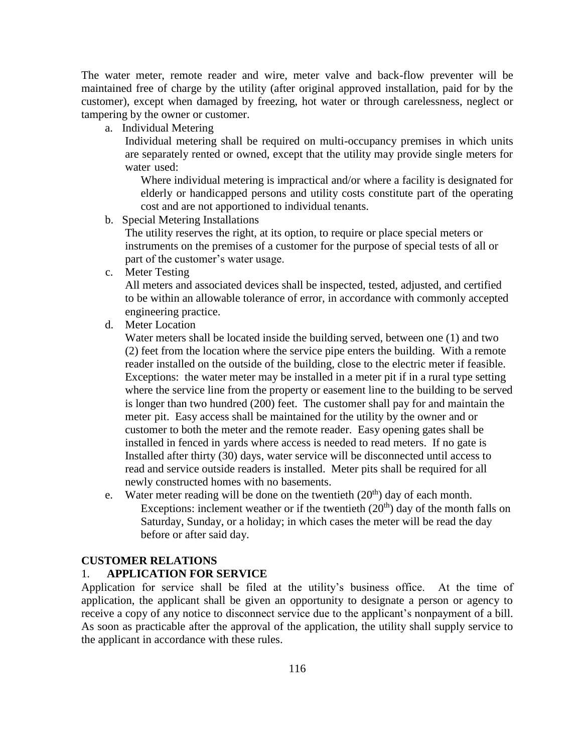The water meter, remote reader and wire, meter valve and back-flow preventer will be maintained free of charge by the utility (after original approved installation, paid for by the customer), except when damaged by freezing, hot water or through carelessness, neglect or tampering by the owner or customer.

a. Individual Metering

   Individual metering shall be required on multi-occupancy premises in which units are separately rented or owned, except that the utility may provide single meters for water used:

   Where individual metering is impractical and/or where a facility is designated for elderly or handicapped persons and utility costs constitute part of the operating cost and are not apportioned to individual tenants.

b. Special Metering Installations

   The utility reserves the right, at its option, to require or place special meters or instruments on the premises of a customer for the purpose of special tests of all or part of the customer's water usage.

c. Meter Testing

   All meters and associated devices shall be inspected, tested, adjusted, and certified to be within an allowable tolerance of error, in accordance with commonly accepted engineering practice.

d. Meter Location

   Water meters shall be located inside the building served, between one (1) and two (2) feet from the location where the service pipe enters the building. With a remote reader installed on the outside of the building, close to the electric meter if feasible. Exceptions: the water meter may be installed in a meter pit if in a rural type setting where the service line from the property or easement line to the building to be served is longer than two hundred (200) feet. The customer shall pay for and maintain the meter pit. Easy access shall be maintained for the utility by the owner and or customer to both the meter and the remote reader. Easy opening gates shall be installed in fenced in yards where access is needed to read meters. If no gate is Installed after thirty (30) days, water service will be disconnected until access to read and service outside readers is installed. Meter pits shall be required for all newly constructed homes with no basements.

e. Water meter reading will be done on the twentieth (20th) day of each month.

   Exceptions: inclement weather or if the twentieth (20th) day of the month falls on Saturday, Sunday, or a holiday; in which cases the meter will be read the day before or after said day.

## CUSTOMER RELATIONS

### 1. APPLICATION FOR SERVICE

Application for service shall be filed at the utility's business office. At the time of application, the applicant shall be given an opportunity to designate a person or agency to receive a copy of any notice to disconnect service due to the applicant's nonpayment of a bill. As soon as practicable after the approval of the application, the utility shall supply service to the applicant in accordance with these rules.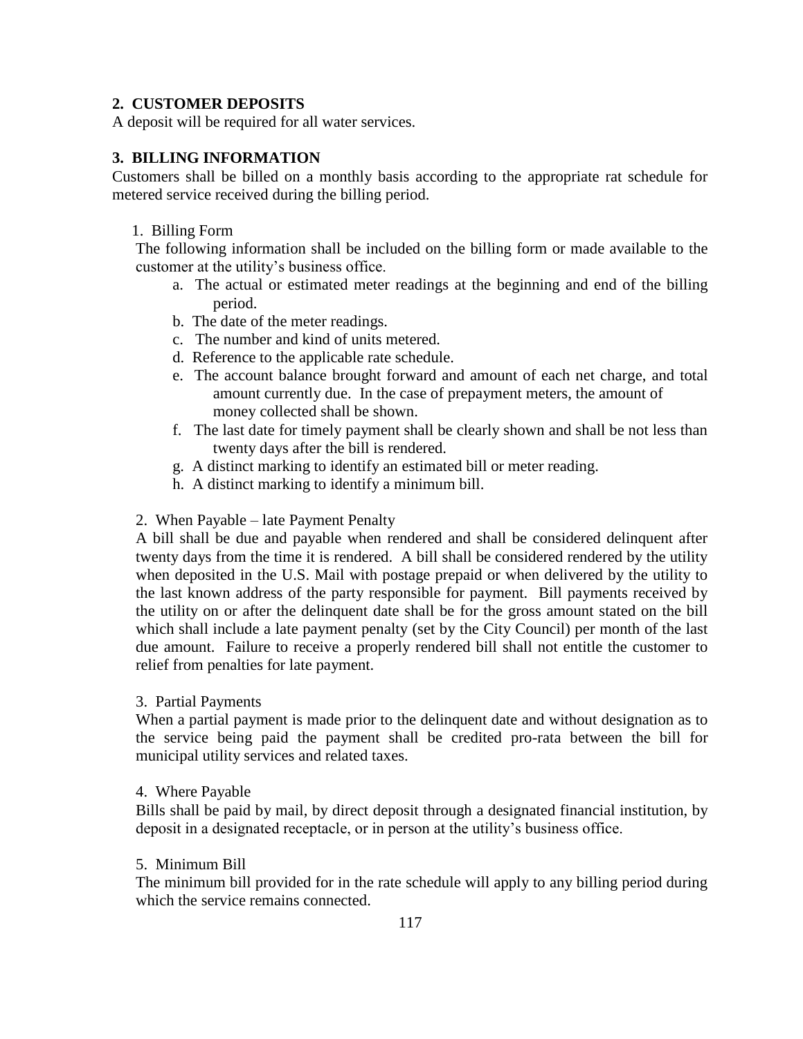## 2. CUSTOMER DEPOSITS

A deposit will be required for all water services.

## 3. BILLING INFORMATION

Customers shall be billed on a monthly basis according to the appropriate rat schedule for metered service received during the billing period.

1. Billing Form

The following information shall be included on the billing form or made available to the customer at the utility's business office.

a. The actual or estimated meter readings at the beginning and end of the billing period.
b. The date of the meter readings.
c. The number and kind of units metered.
d. Reference to the applicable rate schedule.
e. The account balance brought forward and amount of each net charge, and total amount currently due. In the case of prepayment meters, the amount of money collected shall be shown.
f. The last date for timely payment shall be clearly shown and shall be not less than twenty days after the bill is rendered.
g. A distinct marking to identify an estimated bill or meter reading.
h. A distinct marking to identify a minimum bill.

2. When Payable – late Payment Penalty

A bill shall be due and payable when rendered and shall be considered delinquent after twenty days from the time it is rendered. A bill shall be considered rendered by the utility when deposited in the U.S. Mail with postage prepaid or when delivered by the utility to the last known address of the party responsible for payment. Bill payments received by the utility on or after the delinquent date shall be for the gross amount stated on the bill which shall include a late payment penalty (set by the City Council) per month of the last due amount. Failure to receive a properly rendered bill shall not entitle the customer to relief from penalties for late payment.

3. Partial Payments

When a partial payment is made prior to the delinquent date and without designation as to the service being paid the payment shall be credited pro-rata between the bill for municipal utility services and related taxes.

4. Where Payable

Bills shall be paid by mail, by direct deposit through a designated financial institution, by deposit in a designated receptacle, or in person at the utility's business office.

5. Minimum Bill

The minimum bill provided for in the rate schedule will apply to any billing period during which the service remains connected.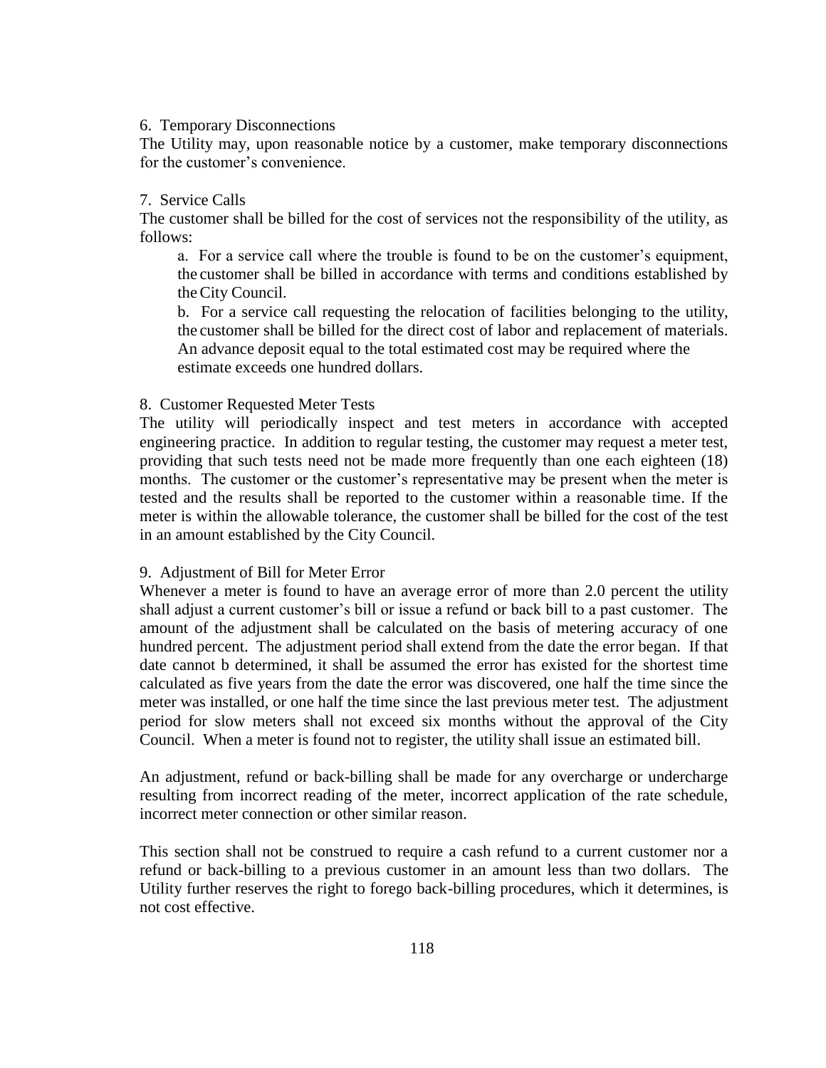6. Temporary Disconnections

The Utility may, upon reasonable notice by a customer, make temporary disconnections for the customer's convenience.

7. Service Calls

The customer shall be billed for the cost of services not the responsibility of the utility, as follows:

a. For a service call where the trouble is found to be on the customer's equipment, the customer shall be billed in accordance with terms and conditions established by the City Council.

b. For a service call requesting the relocation of facilities belonging to the utility, the customer shall be billed for the direct cost of labor and replacement of materials. An advance deposit equal to the total estimated cost may be required where the estimate exceeds one hundred dollars.

8. Customer Requested Meter Tests

The utility will periodically inspect and test meters in accordance with accepted engineering practice. In addition to regular testing, the customer may request a meter test, providing that such tests need not be made more frequently than one each eighteen (18) months. The customer or the customer's representative may be present when the meter is tested and the results shall be reported to the customer within a reasonable time. If the meter is within the allowable tolerance, the customer shall be billed for the cost of the test in an amount established by the City Council.

9. Adjustment of Bill for Meter Error

Whenever a meter is found to have an average error of more than 2.0 percent the utility shall adjust a current customer's bill or issue a refund or back bill to a past customer. The amount of the adjustment shall be calculated on the basis of metering accuracy of one hundred percent. The adjustment period shall extend from the date the error began. If that date cannot b determined, it shall be assumed the error has existed for the shortest time calculated as five years from the date the error was discovered, one half the time since the meter was installed, or one half the time since the last previous meter test. The adjustment period for slow meters shall not exceed six months without the approval of the City Council. When a meter is found not to register, the utility shall issue an estimated bill.

An adjustment, refund or back-billing shall be made for any overcharge or undercharge resulting from incorrect reading of the meter, incorrect application of the rate schedule, incorrect meter connection or other similar reason.

This section shall not be construed to require a cash refund to a current customer nor a refund or back-billing to a previous customer in an amount less than two dollars. The Utility further reserves the right to forego back-billing procedures, which it determines, is not cost effective.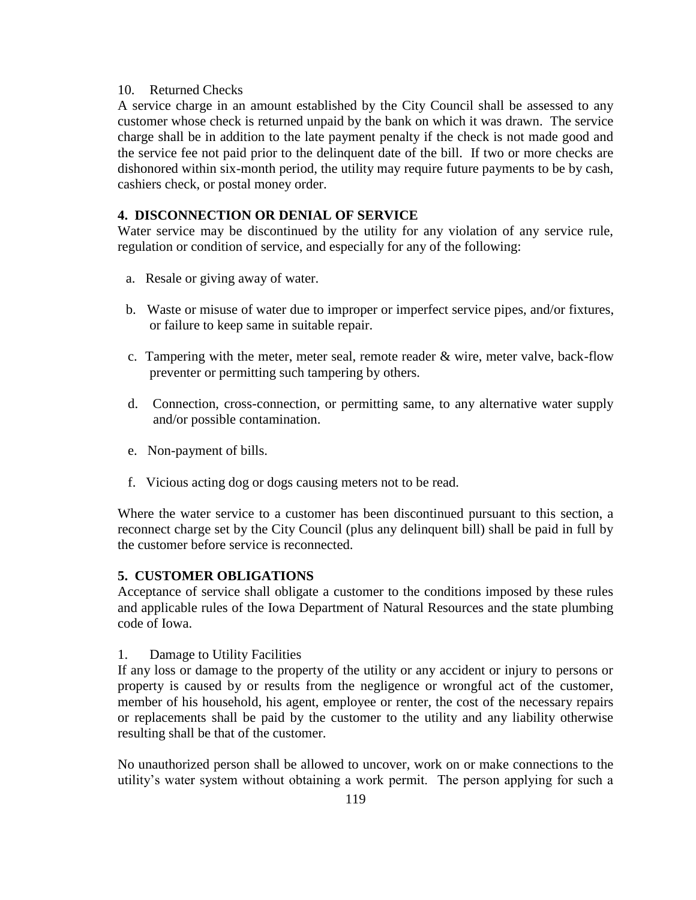10. Returned Checks

A service charge in an amount established by the City Council shall be assessed to any customer whose check is returned unpaid by the bank on which it was drawn. The service charge shall be in addition to the late payment penalty if the check is not made good and the service fee not paid prior to the delinquent date of the bill. If two or more checks are dishonored within six-month period, the utility may require future payments to be by cash, cashiers check, or postal money order.

**4. DISCONNECTION OR DENIAL OF SERVICE**

Water service may be discontinued by the utility for any violation of any service rule, regulation or condition of service, and especially for any of the following:

a. Resale or giving away of water.

b. Waste or misuse of water due to improper or imperfect service pipes, and/or fixtures, or failure to keep same in suitable repair.

c. Tampering with the meter, meter seal, remote reader & wire, meter valve, back-flow preventer or permitting such tampering by others.

d. Connection, cross-connection, or permitting same, to any alternative water supply and/or possible contamination.

e. Non-payment of bills.

f. Vicious acting dog or dogs causing meters not to be read.

Where the water service to a customer has been discontinued pursuant to this section, a reconnect charge set by the City Council (plus any delinquent bill) shall be paid in full by the customer before service is reconnected.

**5. CUSTOMER OBLIGATIONS**

Acceptance of service shall obligate a customer to the conditions imposed by these rules and applicable rules of the Iowa Department of Natural Resources and the state plumbing code of Iowa.

1. Damage to Utility Facilities

If any loss or damage to the property of the utility or any accident or injury to persons or property is caused by or results from the negligence or wrongful act of the customer, member of his household, his agent, employee or renter, the cost of the necessary repairs or replacements shall be paid by the customer to the utility and any liability otherwise resulting shall be that of the customer.

No unauthorized person shall be allowed to uncover, work on or make connections to the utility's water system without obtaining a work permit. The person applying for such a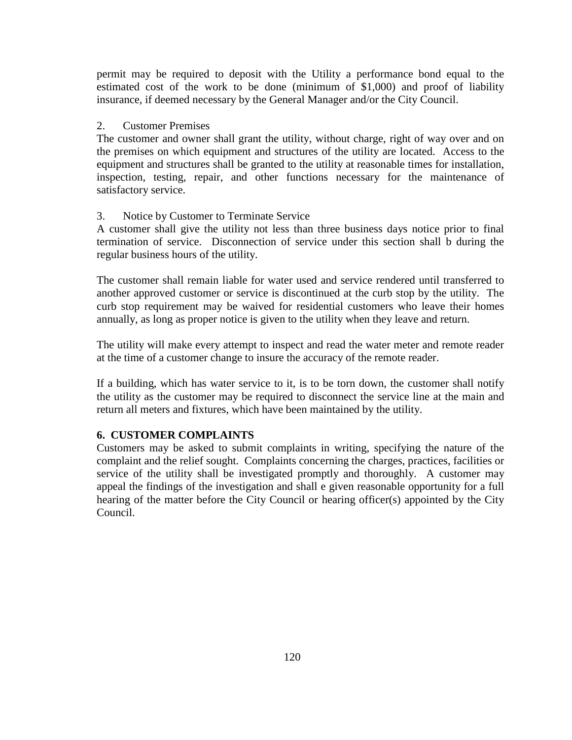permit may be required to deposit with the Utility a performance bond equal to the estimated cost of the work to be done (minimum of $1,000) and proof of liability insurance, if deemed necessary by the General Manager and/or the City Council.

2. Customer Premises

The customer and owner shall grant the utility, without charge, right of way over and on the premises on which equipment and structures of the utility are located. Access to the equipment and structures shall be granted to the utility at reasonable times for installation, inspection, testing, repair, and other functions necessary for the maintenance of satisfactory service.

3. Notice by Customer to Terminate Service

A customer shall give the utility not less than three business days notice prior to final termination of service. Disconnection of service under this section shall b during the regular business hours of the utility.

The customer shall remain liable for water used and service rendered until transferred to another approved customer or service is discontinued at the curb stop by the utility. The curb stop requirement may be waived for residential customers who leave their homes annually, as long as proper notice is given to the utility when they leave and return.

The utility will make every attempt to inspect and read the water meter and remote reader at the time of a customer change to insure the accuracy of the remote reader.

If a building, which has water service to it, is to be torn down, the customer shall notify the utility as the customer may be required to disconnect the service line at the main and return all meters and fixtures, which have been maintained by the utility.

## 6. CUSTOMER COMPLAINTS

Customers may be asked to submit complaints in writing, specifying the nature of the complaint and the relief sought. Complaints concerning the charges, practices, facilities or service of the utility shall be investigated promptly and thoroughly. A customer may appeal the findings of the investigation and shall e given reasonable opportunity for a full hearing of the matter before the City Council or hearing officer(s) appointed by the City Council.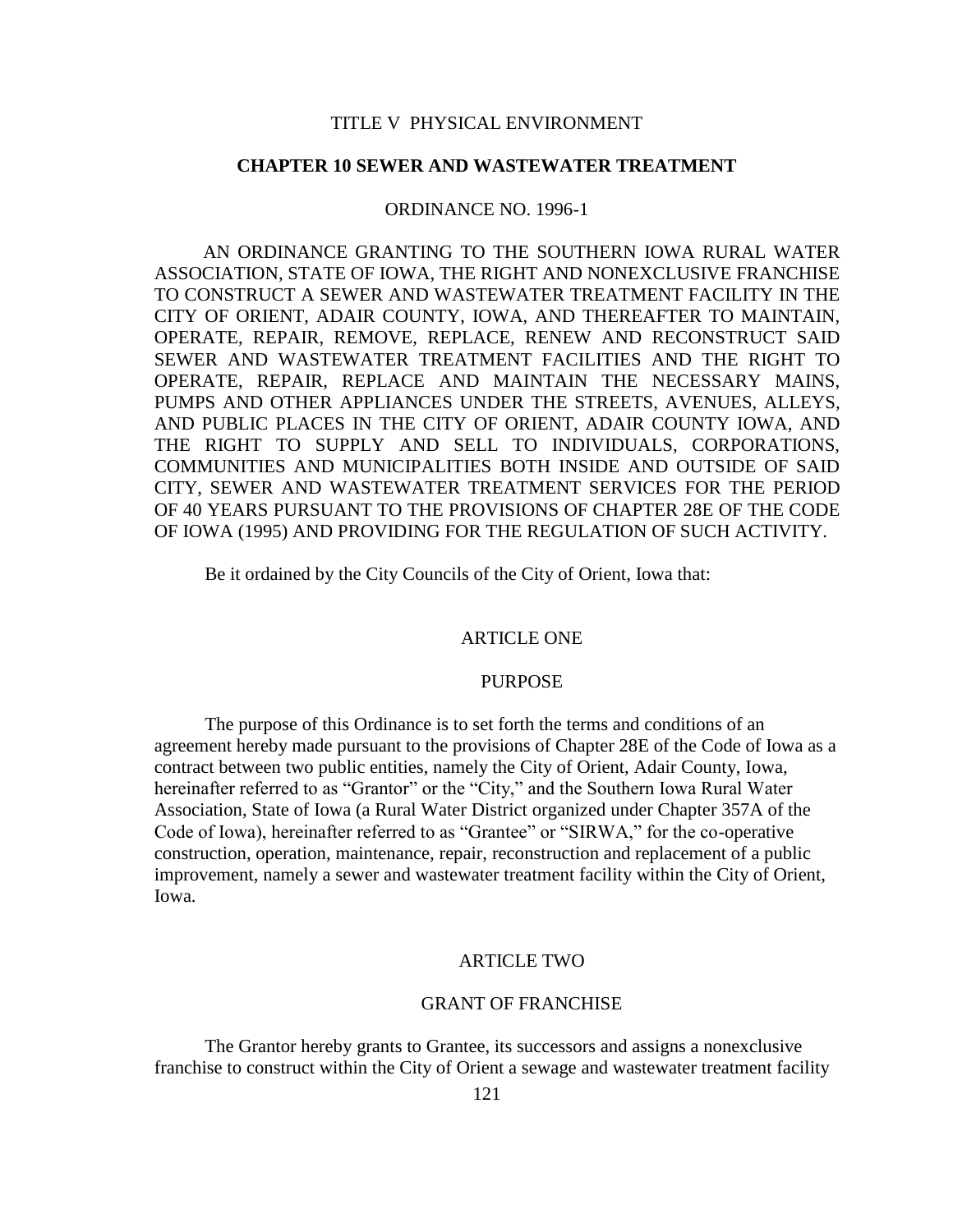TITLE V PHYSICAL ENVIRONMENT

## CHAPTER 10 SEWER AND WASTEWATER TREATMENT

ORDINANCE NO. 1996-1

AN ORDINANCE GRANTING TO THE SOUTHERN IOWA RURAL WATER ASSOCIATION, STATE OF IOWA, THE RIGHT AND NONEXCLUSIVE FRANCHISE TO CONSTRUCT A SEWER AND WASTEWATER TREATMENT FACILITY IN THE CITY OF ORIENT, ADAIR COUNTY, IOWA, AND THEREAFTER TO MAINTAIN, OPERATE, REPAIR, REMOVE, REPLACE, RENEW AND RECONSTRUCT SAID SEWER AND WASTEWATER TREATMENT FACILITIES AND THE RIGHT TO OPERATE, REPAIR, REPLACE AND MAINTAIN THE NECESSARY MAINS, PUMPS AND OTHER APPLIANCES UNDER THE STREETS, AVENUES, ALLEYS, AND PUBLIC PLACES IN THE CITY OF ORIENT, ADAIR COUNTY IOWA, AND THE RIGHT TO SUPPLY AND SELL TO INDIVIDUALS, CORPORATIONS, COMMUNITIES AND MUNICIPALITIES BOTH INSIDE AND OUTSIDE OF SAID CITY, SEWER AND WASTEWATER TREATMENT SERVICES FOR THE PERIOD OF 40 YEARS PURSUANT TO THE PROVISIONS OF CHAPTER 28E OF THE CODE OF IOWA (1995) AND PROVIDING FOR THE REGULATION OF SUCH ACTIVITY.

Be it ordained by the City Councils of the City of Orient, Iowa that:

### ARTICLE ONE

### PURPOSE

The purpose of this Ordinance is to set forth the terms and conditions of an agreement hereby made pursuant to the provisions of Chapter 28E of the Code of Iowa as a contract between two public entities, namely the City of Orient, Adair County, Iowa, hereinafter referred to as "Grantor" or the "City," and the Southern Iowa Rural Water Association, State of Iowa (a Rural Water District organized under Chapter 357A of the Code of Iowa), hereinafter referred to as "Grantee" or "SIRWA," for the co-operative construction, operation, maintenance, repair, reconstruction and replacement of a public improvement, namely a sewer and wastewater treatment facility within the City of Orient, Iowa.

### ARTICLE TWO

### GRANT OF FRANCHISE

The Grantor hereby grants to Grantee, its successors and assigns a nonexclusive franchise to construct within the City of Orient a sewage and wastewater treatment facility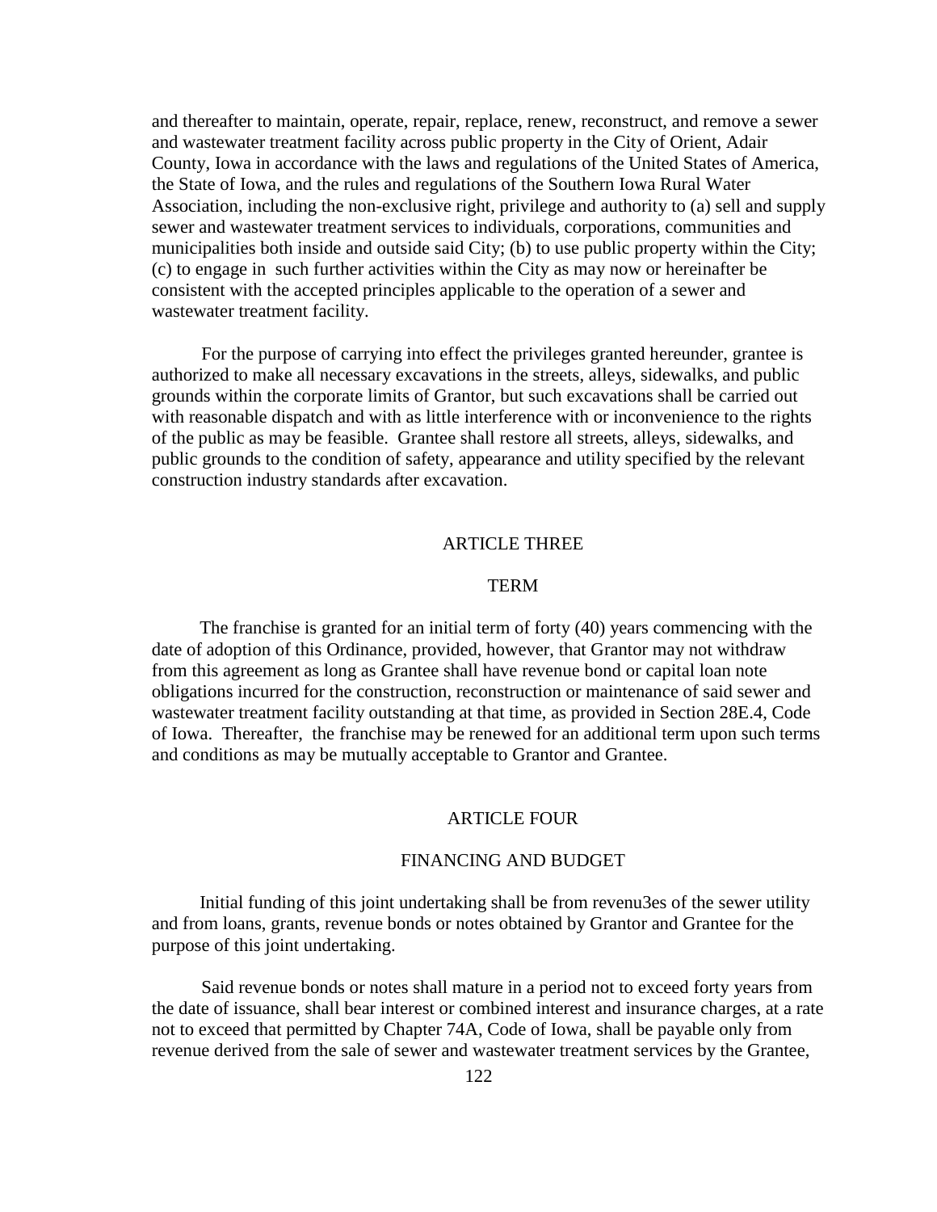and thereafter to maintain, operate, repair, replace, renew, reconstruct, and remove a sewer and wastewater treatment facility across public property in the City of Orient, Adair County, Iowa in accordance with the laws and regulations of the United States of America, the State of Iowa, and the rules and regulations of the Southern Iowa Rural Water Association, including the non-exclusive right, privilege and authority to (a) sell and supply sewer and wastewater treatment services to individuals, corporations, communities and municipalities both inside and outside said City; (b) to use public property within the City; (c) to engage in such further activities within the City as may now or hereinafter be consistent with the accepted principles applicable to the operation of a sewer and wastewater treatment facility.

For the purpose of carrying into effect the privileges granted hereunder, grantee is authorized to make all necessary excavations in the streets, alleys, sidewalks, and public grounds within the corporate limits of Grantor, but such excavations shall be carried out with reasonable dispatch and with as little interference with or inconvenience to the rights of the public as may be feasible. Grantee shall restore all streets, alleys, sidewalks, and public grounds to the condition of safety, appearance and utility specified by the relevant construction industry standards after excavation.

## ARTICLE THREE

## TERM

The franchise is granted for an initial term of forty (40) years commencing with the date of adoption of this Ordinance, provided, however, that Grantor may not withdraw from this agreement as long as Grantee shall have revenue bond or capital loan note obligations incurred for the construction, reconstruction or maintenance of said sewer and wastewater treatment facility outstanding at that time, as provided in Section 28E.4, Code of Iowa. Thereafter, the franchise may be renewed for an additional term upon such terms and conditions as may be mutually acceptable to Grantor and Grantee.

## ARTICLE FOUR

## FINANCING AND BUDGET

Initial funding of this joint undertaking shall be from revenu3es of the sewer utility and from loans, grants, revenue bonds or notes obtained by Grantor and Grantee for the purpose of this joint undertaking.

Said revenue bonds or notes shall mature in a period not to exceed forty years from the date of issuance, shall bear interest or combined interest and insurance charges, at a rate not to exceed that permitted by Chapter 74A, Code of Iowa, shall be payable only from revenue derived from the sale of sewer and wastewater treatment services by the Grantee,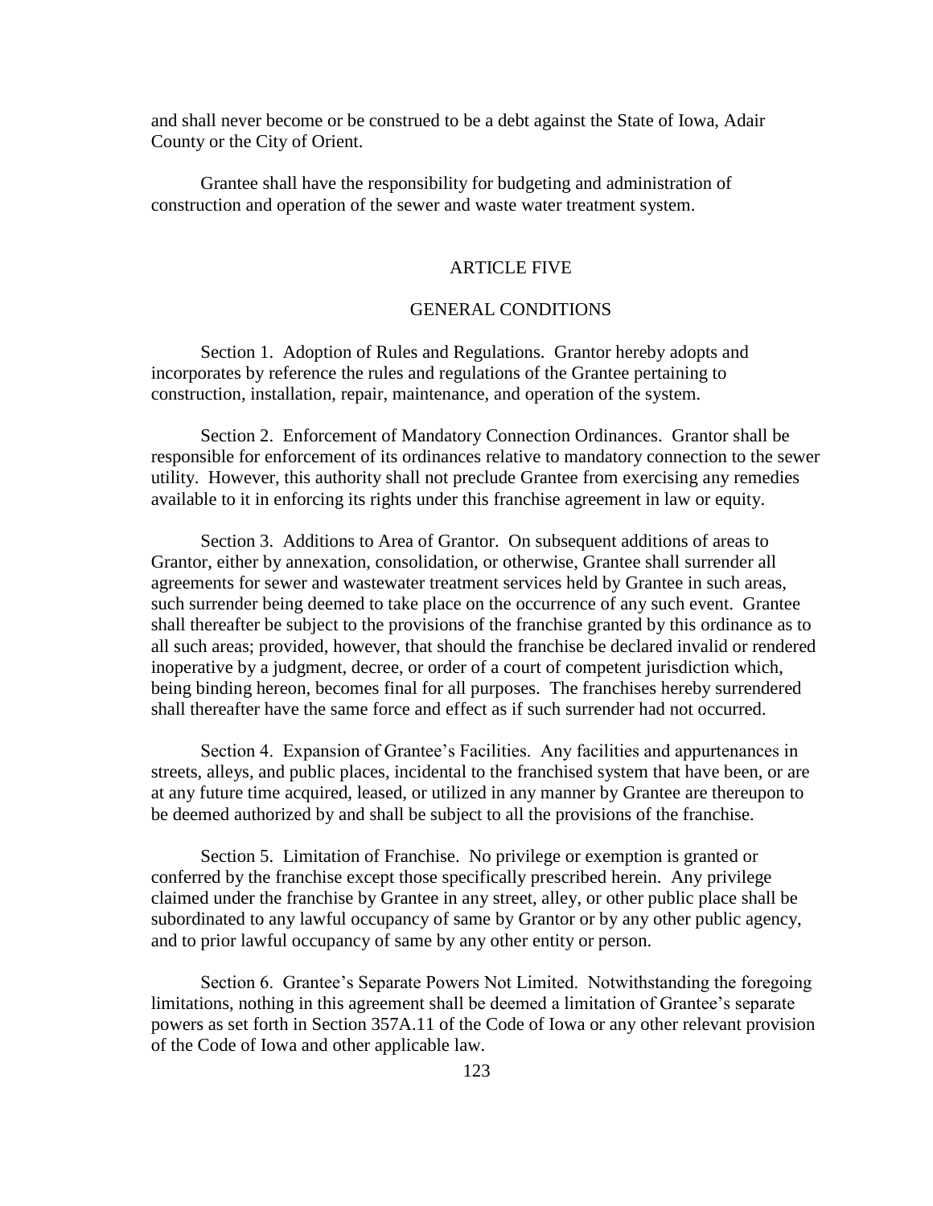and shall never become or be construed to be a debt against the State of Iowa, Adair County or the City of Orient.

Grantee shall have the responsibility for budgeting and administration of construction and operation of the sewer and waste water treatment system.

## ARTICLE FIVE

## GENERAL CONDITIONS

Section 1. Adoption of Rules and Regulations. Grantor hereby adopts and incorporates by reference the rules and regulations of the Grantee pertaining to construction, installation, repair, maintenance, and operation of the system.

Section 2. Enforcement of Mandatory Connection Ordinances. Grantor shall be responsible for enforcement of its ordinances relative to mandatory connection to the sewer utility. However, this authority shall not preclude Grantee from exercising any remedies available to it in enforcing its rights under this franchise agreement in law or equity.

Section 3. Additions to Area of Grantor. On subsequent additions of areas to Grantor, either by annexation, consolidation, or otherwise, Grantee shall surrender all agreements for sewer and wastewater treatment services held by Grantee in such areas, such surrender being deemed to take place on the occurrence of any such event. Grantee shall thereafter be subject to the provisions of the franchise granted by this ordinance as to all such areas; provided, however, that should the franchise be declared invalid or rendered inoperative by a judgment, decree, or order of a court of competent jurisdiction which, being binding hereon, becomes final for all purposes. The franchises hereby surrendered shall thereafter have the same force and effect as if such surrender had not occurred.

Section 4. Expansion of Grantee's Facilities. Any facilities and appurtenances in streets, alleys, and public places, incidental to the franchised system that have been, or are at any future time acquired, leased, or utilized in any manner by Grantee are thereupon to be deemed authorized by and shall be subject to all the provisions of the franchise.

Section 5. Limitation of Franchise. No privilege or exemption is granted or conferred by the franchise except those specifically prescribed herein. Any privilege claimed under the franchise by Grantee in any street, alley, or other public place shall be subordinated to any lawful occupancy of same by Grantor or by any other public agency, and to prior lawful occupancy of same by any other entity or person.

Section 6. Grantee's Separate Powers Not Limited. Notwithstanding the foregoing limitations, nothing in this agreement shall be deemed a limitation of Grantee's separate powers as set forth in Section 357A.11 of the Code of Iowa or any other relevant provision of the Code of Iowa and other applicable law.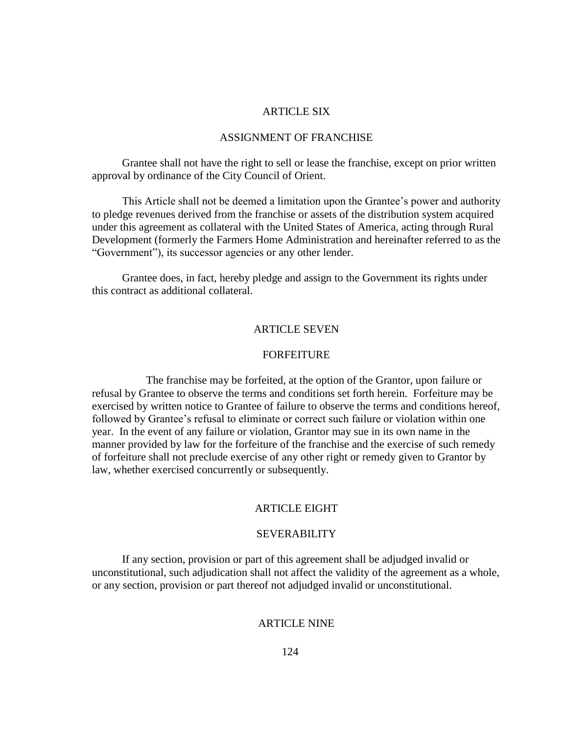## ARTICLE SIX

## ASSIGNMENT OF FRANCHISE

Grantee shall not have the right to sell or lease the franchise, except on prior written approval by ordinance of the City Council of Orient.

This Article shall not be deemed a limitation upon the Grantee's power and authority to pledge revenues derived from the franchise or assets of the distribution system acquired under this agreement as collateral with the United States of America, acting through Rural Development (formerly the Farmers Home Administration and hereinafter referred to as the "Government"), its successor agencies or any other lender.

Grantee does, in fact, hereby pledge and assign to the Government its rights under this contract as additional collateral.

## ARTICLE SEVEN

## FORFEITURE

The franchise may be forfeited, at the option of the Grantor, upon failure or refusal by Grantee to observe the terms and conditions set forth herein. Forfeiture may be exercised by written notice to Grantee of failure to observe the terms and conditions hereof, followed by Grantee's refusal to eliminate or correct such failure or violation within one year. In the event of any failure or violation, Grantor may sue in its own name in the manner provided by law for the forfeiture of the franchise and the exercise of such remedy of forfeiture shall not preclude exercise of any other right or remedy given to Grantor by law, whether exercised concurrently or subsequently.

## ARTICLE EIGHT

## SEVERABILITY

If any section, provision or part of this agreement shall be adjudged invalid or unconstitutional, such adjudication shall not affect the validity of the agreement as a whole, or any section, provision or part thereof not adjudged invalid or unconstitutional.

## ARTICLE NINE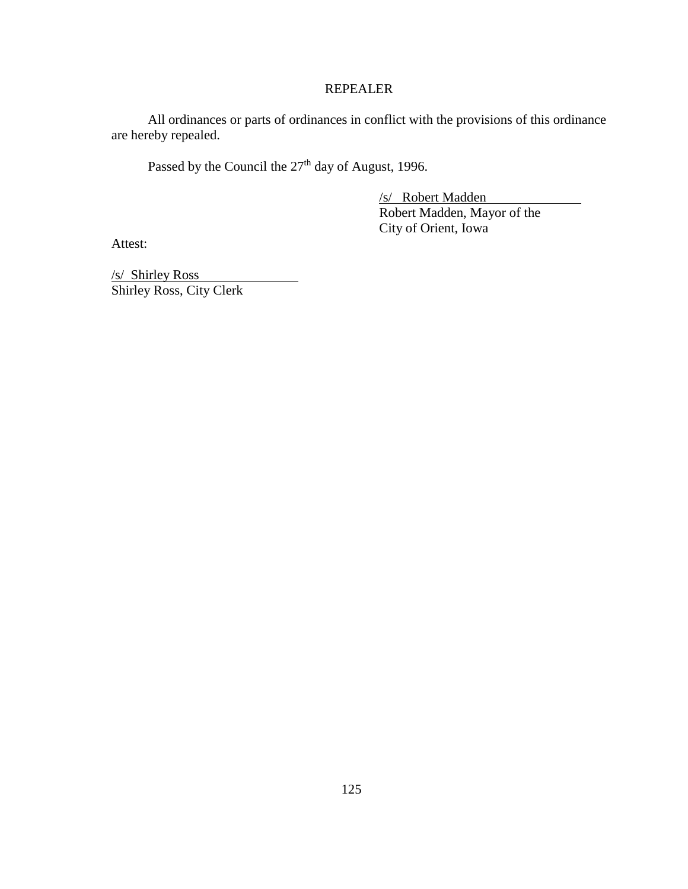## REPEALER

All ordinances or parts of ordinances in conflict with the provisions of this ordinance are hereby repealed.

Passed by the Council the 27th day of August, 1996.

/s/ Robert Madden
Robert Madden, Mayor of the
City of Orient, Iowa

Attest:

/s/ Shirley Ross
Shirley Ross, City Clerk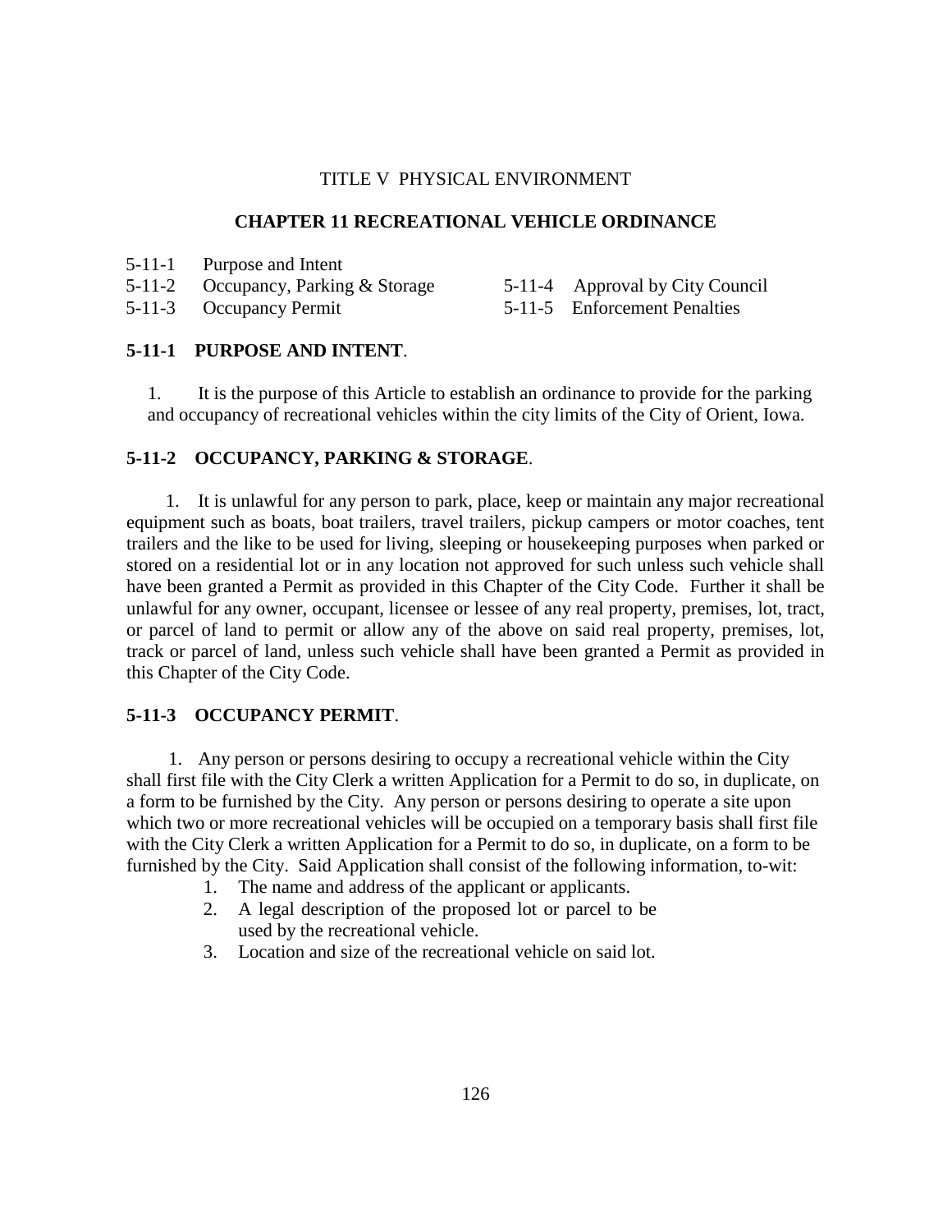TITLE V PHYSICAL ENVIRONMENT

## CHAPTER 11 RECREATIONAL VEHICLE ORDINANCE

5-11-1 Purpose and Intent
5-11-2 Occupancy, Parking & Storage
5-11-3 Occupancy Permit
5-11-4 Approval by City Council
5-11-5 Enforcement Penalties

### 5-11-1 PURPOSE AND INTENT.

1. It is the purpose of this Article to establish an ordinance to provide for the parking and occupancy of recreational vehicles within the city limits of the City of Orient, Iowa.

### 5-11-2 OCCUPANCY, PARKING & STORAGE.

1. It is unlawful for any person to park, place, keep or maintain any major recreational equipment such as boats, boat trailers, travel trailers, pickup campers or motor coaches, tent trailers and the like to be used for living, sleeping or housekeeping purposes when parked or stored on a residential lot or in any location not approved for such unless such vehicle shall have been granted a Permit as provided in this Chapter of the City Code. Further it shall be unlawful for any owner, occupant, licensee or lessee of any real property, premises, lot, tract, or parcel of land to permit or allow any of the above on said real property, premises, lot, track or parcel of land, unless such vehicle shall have been granted a Permit as provided in this Chapter of the City Code.

### 5-11-3 OCCUPANCY PERMIT.

1. Any person or persons desiring to occupy a recreational vehicle within the City shall first file with the City Clerk a written Application for a Permit to do so, in duplicate, on a form to be furnished by the City. Any person or persons desiring to operate a site upon which two or more recreational vehicles will be occupied on a temporary basis shall first file with the City Clerk a written Application for a Permit to do so, in duplicate, on a form to be furnished by the City. Said Application shall consist of the following information, to-wit:

   1. The name and address of the applicant or applicants.
   2. A legal description of the proposed lot or parcel to be used by the recreational vehicle.
   3. Location and size of the recreational vehicle on said lot.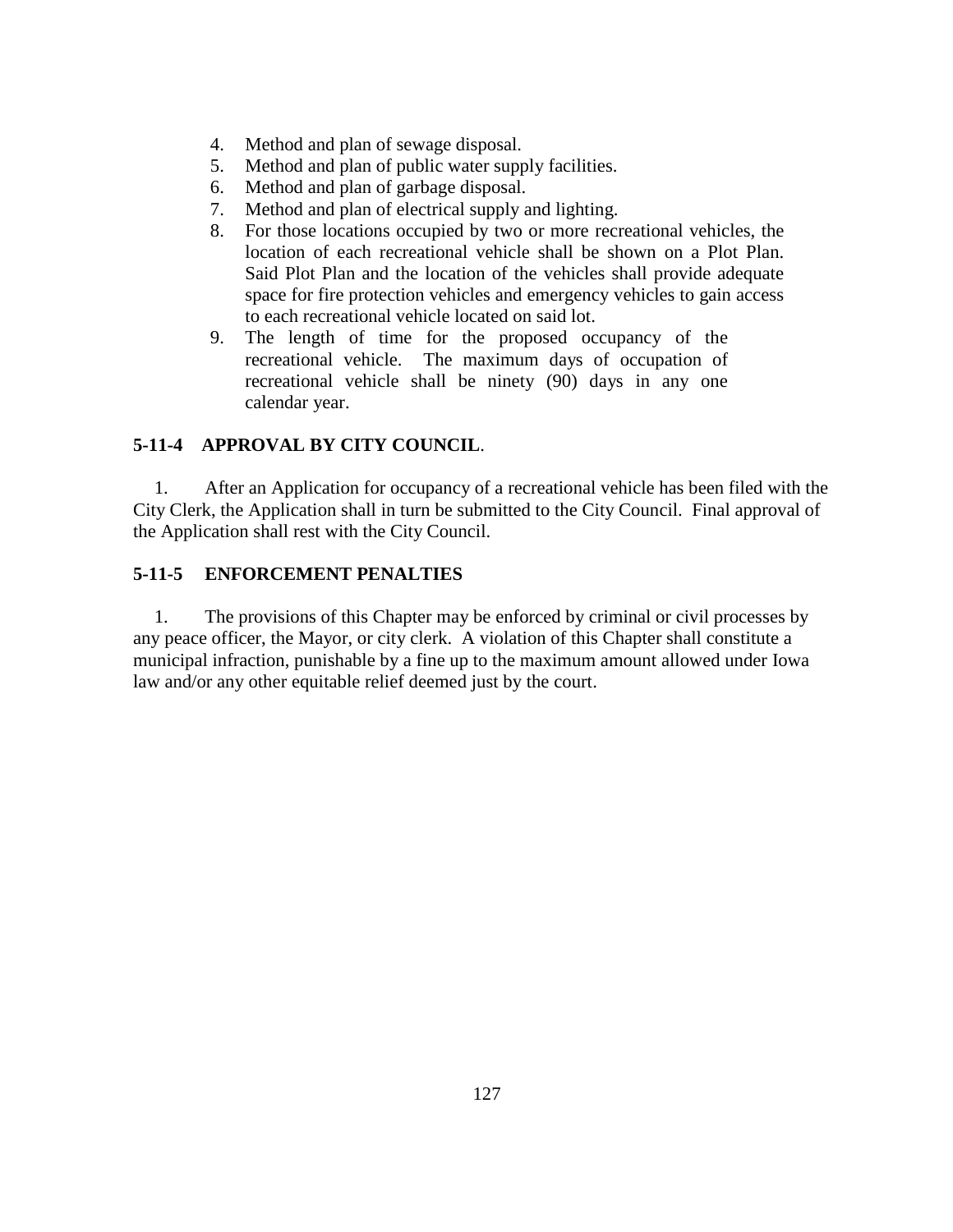4. Method and plan of sewage disposal.
5. Method and plan of public water supply facilities.
6. Method and plan of garbage disposal.
7. Method and plan of electrical supply and lighting.
8. For those locations occupied by two or more recreational vehicles, the location of each recreational vehicle shall be shown on a Plot Plan. Said Plot Plan and the location of the vehicles shall provide adequate space for fire protection vehicles and emergency vehicles to gain access to each recreational vehicle located on said lot.
9. The length of time for the proposed occupancy of the recreational vehicle. The maximum days of occupation of recreational vehicle shall be ninety (90) days in any one calendar year.

**5-11-4 APPROVAL BY CITY COUNCIL**.

1. After an Application for occupancy of a recreational vehicle has been filed with the City Clerk, the Application shall in turn be submitted to the City Council. Final approval of the Application shall rest with the City Council.

**5-11-5 ENFORCEMENT PENALTIES**

1. The provisions of this Chapter may be enforced by criminal or civil processes by any peace officer, the Mayor, or city clerk. A violation of this Chapter shall constitute a municipal infraction, punishable by a fine up to the maximum amount allowed under Iowa law and/or any other equitable relief deemed just by the court.